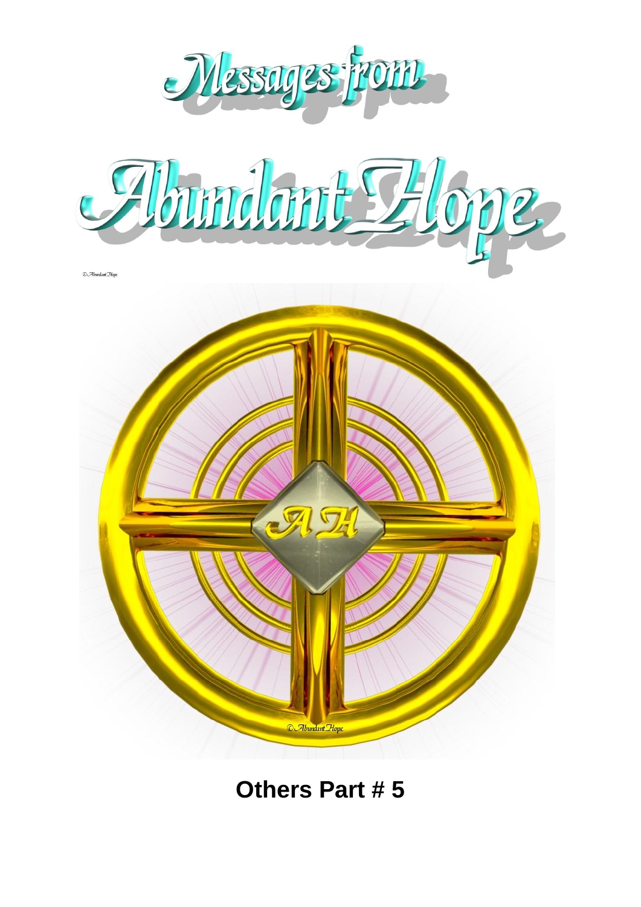# Messages from

# Abundant Hope

© Abundant Hope

© Abundant Hope

## Others Part # 5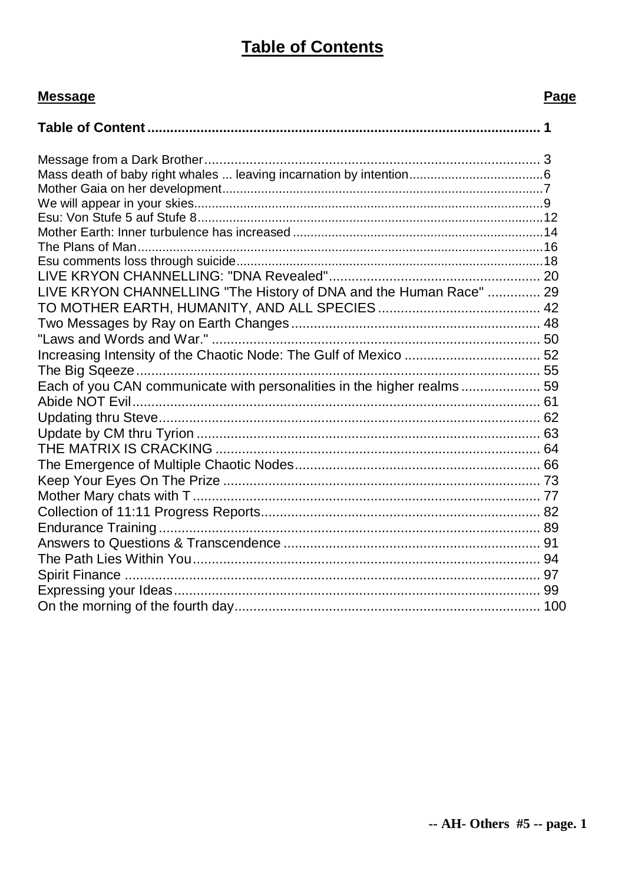# Table of Contents

| Message | Page |
|---|---|
| **Table of Content** | **1** |
| Message from a Dark Brother | 3 |
| Mass death of baby right whales ... leaving incarnation by intention | 6 |
| Mother Gaia on her development | 7 |
| We will appear in your skies | 9 |
| Esu: Von Stufe 5 auf Stufe 8 | 12 |
| Mother Earth: Inner turbulence has increased | 14 |
| The Plans of Man | 16 |
| Esu comments loss through suicide | 18 |
| LIVE KRYON CHANNELLING: "DNA Revealed" | 20 |
| LIVE KRYON CHANNELLING "The History of DNA and the Human Race" | 29 |
| TO MOTHER EARTH, HUMANITY, AND ALL SPECIES | 42 |
| Two Messages by Ray on Earth Changes | 48 |
| "Laws and Words and War." | 50 |
| Increasing Intensity of the Chaotic Node: The Gulf of Mexico | 52 |
| The Big Sqeeze | 55 |
| Each of you CAN communicate with personalities in the higher realms | 59 |
| Abide NOT Evil | 61 |
| Updating thru Steve | 62 |
| Update by CM thru Tyrion | 63 |
| THE MATRIX IS CRACKING | 64 |
| The Emergence of Multiple Chaotic Nodes | 66 |
| Keep Your Eyes On The Prize | 73 |
| Mother Mary chats with T | 77 |
| Collection of 11:11 Progress Reports | 82 |
| Endurance Training | 89 |
| Answers to Questions & Transcendence | 91 |
| The Path Lies Within You | 94 |
| Spirit Finance | 97 |
| Expressing your Ideas | 99 |
| On the morning of the fourth day | 100 |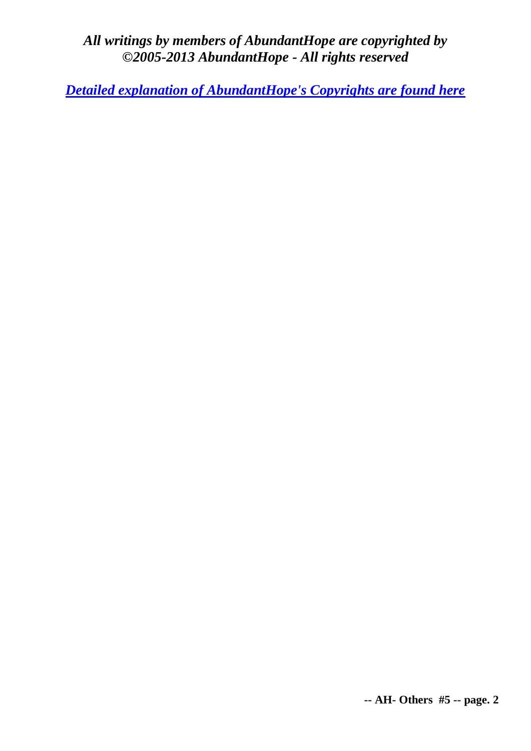***All writings by members of AbundantHope are copyrighted by ©2005-2013 AbundantHope - All rights reserved***

***[Detailed explanation of AbundantHope's Copyrights are found here]()***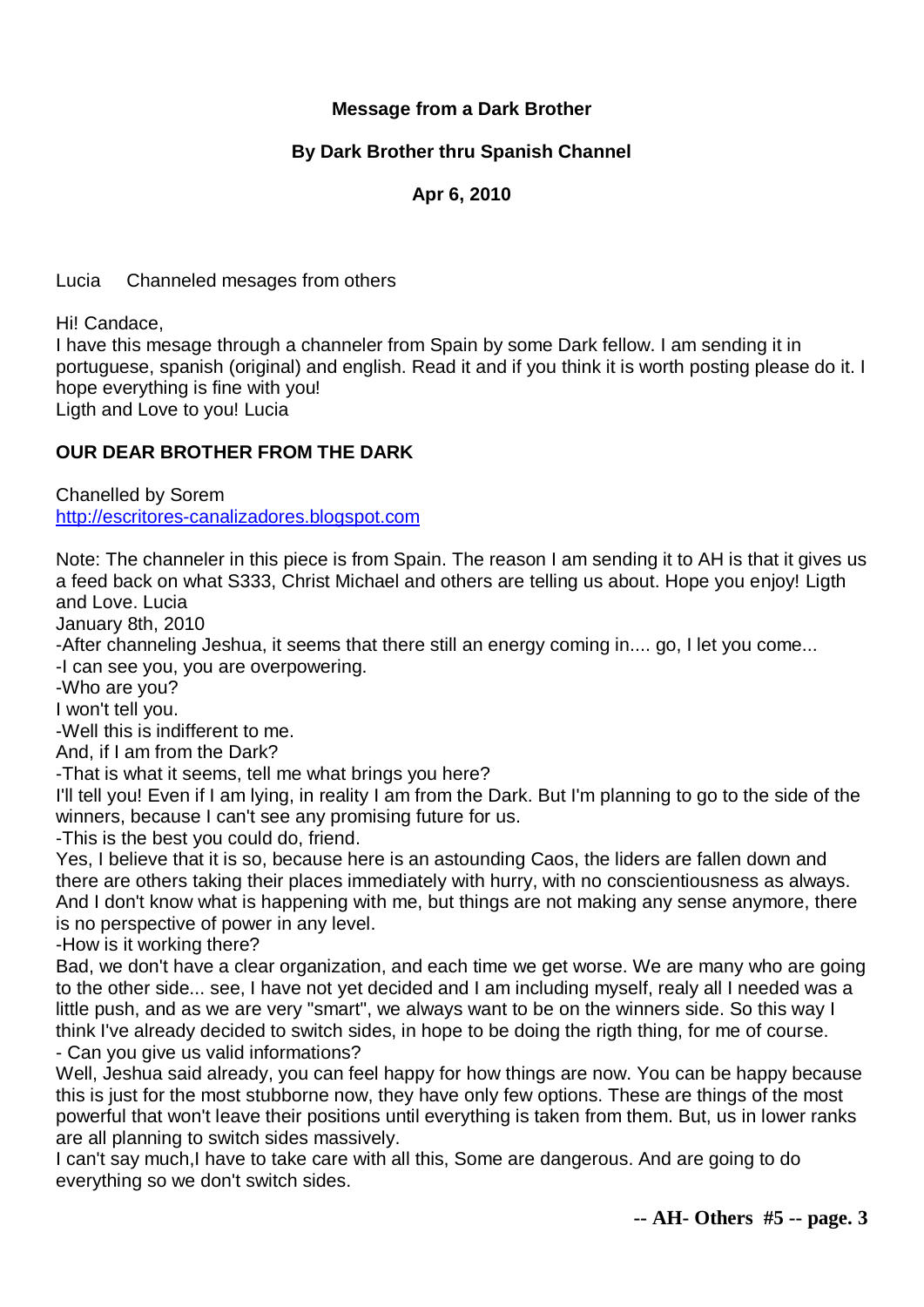**Message from a Dark Brother**

**By Dark Brother thru Spanish Channel**

**Apr 6, 2010**

Lucia Channeled mesages from others

Hi! Candace,

I have this mesage through a channeler from Spain by some Dark fellow. I am sending it in portuguese, spanish (original) and english. Read it and if you think it is worth posting please do it. I hope everything is fine with you!

Ligth and Love to you! Lucia

**OUR DEAR BROTHER FROM THE DARK**

Chanelled by Sorem
http://escritores-canalizadores.blogspot.com

Note: The channeler in this piece is from Spain. The reason I am sending it to AH is that it gives us a feed back on what S333, Christ Michael and others are telling us about. Hope you enjoy! Ligth and Love. Lucia

January 8th, 2010

-After channeling Jeshua, it seems that there still an energy coming in.... go, I let you come...

-I can see you, you are overpowering.

-Who are you?

I won't tell you.

-Well this is indifferent to me.

And, if I am from the Dark?

-That is what it seems, tell me what brings you here?

I'll tell you! Even if I am lying, in reality I am from the Dark. But I'm planning to go to the side of the winners, because I can't see any promising future for us.

-This is the best you could do, friend.

Yes, I believe that it is so, because here is an astounding Caos, the liders are fallen down and there are others taking their places immediately with hurry, with no conscientiousness as always. And I don't know what is happening with me, but things are not making any sense anymore, there is no perspective of power in any level.

-How is it working there?

Bad, we don't have a clear organization, and each time we get worse. We are many who are going to the other side... see, I have not yet decided and I am including myself, realy all I needed was a little push, and as we are very "smart", we always want to be on the winners side. So this way I think I've already decided to switch sides, in hope to be doing the rigth thing, for me of course.

- Can you give us valid informations?

Well, Jeshua said already, you can feel happy for how things are now. You can be happy because this is just for the most stubborne now, they have only few options. These are things of the most powerful that won't leave their positions until everything is taken from them. But, us in lower ranks are all planning to switch sides massively.

I can't say much,I have to take care with all this, Some are dangerous. And are going to do everything so we don't switch sides.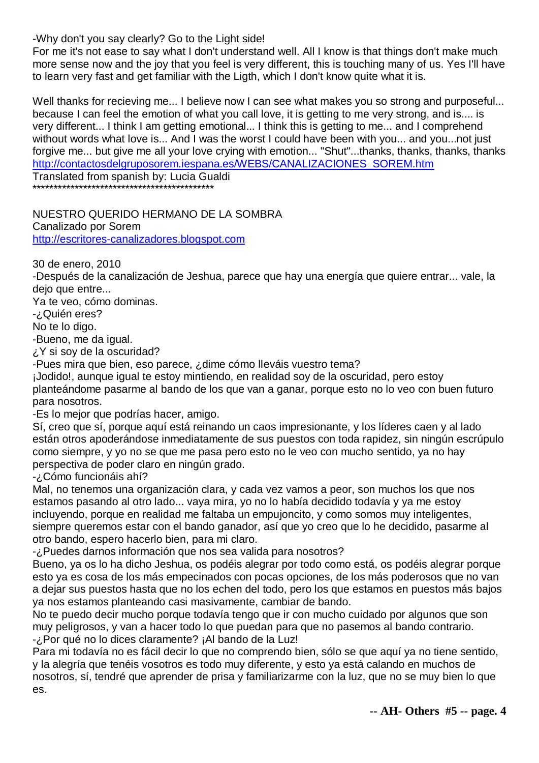-Why don't you say clearly? Go to the Light side!

For me it's not ease to say what I don't understand well. All I know is that things don't make much more sense now and the joy that you feel is very different, this is touching many of us. Yes I'll have to learn very fast and get familiar with the Ligth, which I don't know quite what it is.

Well thanks for recieving me... I believe now I can see what makes you so strong and purposeful... because I can feel the emotion of what you call love, it is getting to me very strong, and is.... is very different... I think I am getting emotional... I think this is getting to me... and I comprehend without words what love is... And I was the worst I could have been with you... and you...not just forgive me... but give me all your love crying with emotion... "Shut"...thanks, thanks, thanks, thanks
http://contactosdelgruposorem.iespana.es/WEBS/CANALIZACIONES_SOREM.htm

Translated from spanish by: Lucia Gualdi

*******************************************

NUESTRO QUERIDO HERMANO DE LA SOMBRA

Canalizado por Sorem

http://escritores-canalizadores.blogspot.com

30 de enero, 2010

-Después de la canalización de Jeshua, parece que hay una energía que quiere entrar... vale, la dejo que entre...

Ya te veo, cómo dominas.

-¿Quién eres?

No te lo digo.

-Bueno, me da igual.

¿Y si soy de la oscuridad?

-Pues mira que bien, eso parece, ¿dime cómo lleváis vuestro tema?

¡Jodido!, aunque igual te estoy mintiendo, en realidad soy de la oscuridad, pero estoy planteándome pasarme al bando de los que van a ganar, porque esto no lo veo con buen futuro para nosotros.

-Es lo mejor que podrías hacer, amigo.

Sí, creo que sí, porque aquí está reinando un caos impresionante, y los líderes caen y al lado están otros apoderándose inmediatamente de sus puestos con toda rapidez, sin ningún escrúpulo como siempre, y yo no se que me pasa pero esto no le veo con mucho sentido, ya no hay perspectiva de poder claro en ningún grado.

-¿Cómo funcionáis ahí?

Mal, no tenemos una organización clara, y cada vez vamos a peor, son muchos los que nos estamos pasando al otro lado... vaya mira, yo no lo había decidido todavía y ya me estoy incluyendo, porque en realidad me faltaba un empujoncito, y como somos muy inteligentes, siempre queremos estar con el bando ganador, así que yo creo que lo he decidido, pasarme al otro bando, espero hacerlo bien, para mi claro.

-¿Puedes darnos información que nos sea valida para nosotros?

Bueno, ya os lo ha dicho Jeshua, os podéis alegrar por todo como está, os podéis alegrar porque esto ya es cosa de los más empecinados con pocas opciones, de los más poderosos que no van a dejar sus puestos hasta que no los echen del todo, pero los que estamos en puestos más bajos ya nos estamos planteando casi masivamente, cambiar de bando.

No te puedo decir mucho porque todavía tengo que ir con mucho cuidado por algunos que son muy peligrosos, y van a hacer todo lo que puedan para que no pasemos al bando contrario.

-¿Por qué no lo dices claramente? ¡Al bando de la Luz!

Para mi todavía no es fácil decir lo que no comprendo bien, sólo se que aquí ya no tiene sentido, y la alegría que tenéis vosotros es todo muy diferente, y esto ya está calando en muchos de nosotros, sí, tendré que aprender de prisa y familiarizarme con la luz, que no se muy bien lo que es.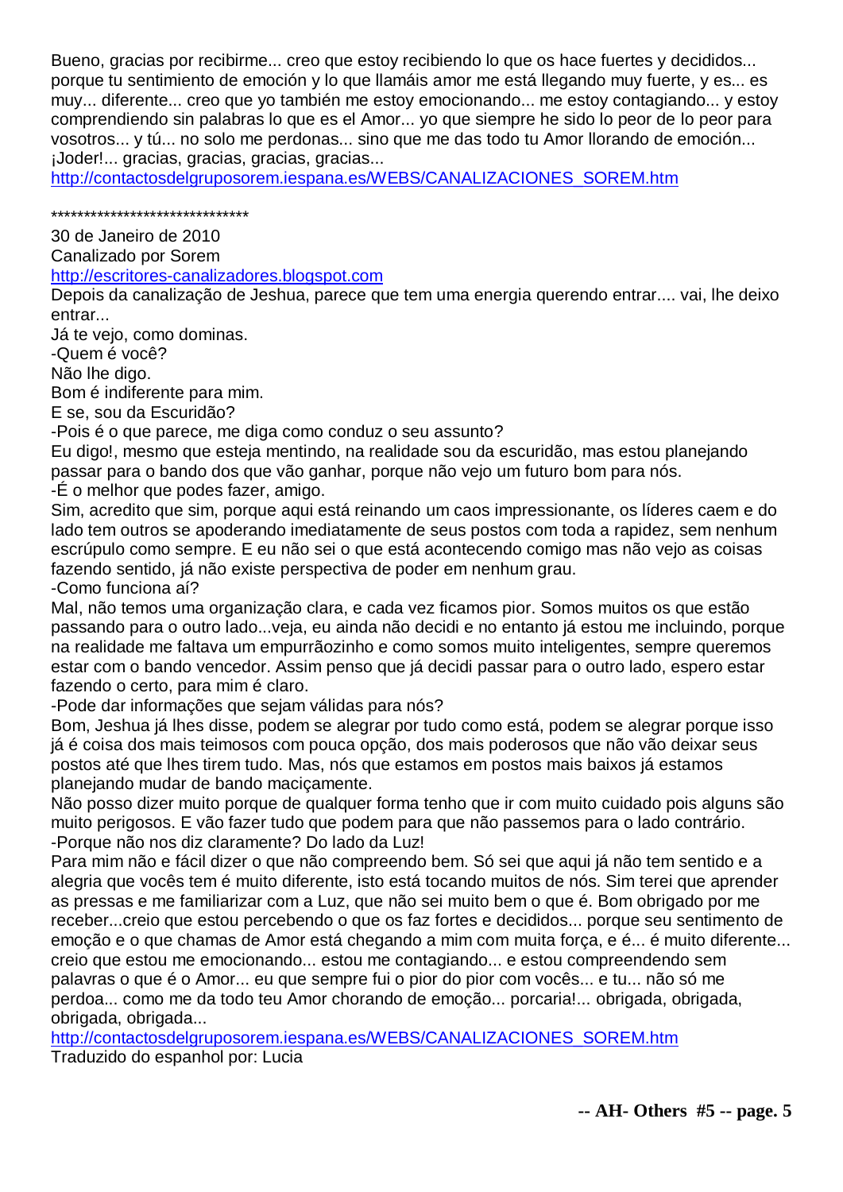Bueno, gracias por recibirme... creo que estoy recibiendo lo que os hace fuertes y decididos... porque tu sentimiento de emoción y lo que llamáis amor me está llegando muy fuerte, y es... es muy... diferente... creo que yo también me estoy emocionando... me estoy contagiando... y estoy comprendiendo sin palabras lo que es el Amor... yo que siempre he sido lo peor de lo peor para vosotros... y tú... no solo me perdonas... sino que me das todo tu Amor llorando de emoción... ¡Joder!... gracias, gracias, gracias, gracias...
http://contactosdelgruposorem.iespana.es/WEBS/CANALIZACIONES_SOREM.htm

******************************

30 de Janeiro de 2010
Canalizado por Sorem
http://escritores-canalizadores.blogspot.com
Depois da canalização de Jeshua, parece que tem uma energia querendo entrar.... vai, lhe deixo entrar...
Já te vejo, como dominas.
-Quem é você?
Não lhe digo.
Bom é indiferente para mim.
E se, sou da Escuridão?
-Pois é o que parece, me diga como conduz o seu assunto?
Eu digo!, mesmo que esteja mentindo, na realidade sou da escuridão, mas estou planejando passar para o bando dos que vão ganhar, porque não vejo um futuro bom para nós.
-É o melhor que podes fazer, amigo.
Sim, acredito que sim, porque aqui está reinando um caos impressionante, os líderes caem e do lado tem outros se apoderando imediatamente de seus postos com toda a rapidez, sem nenhum escrúpulo como sempre. E eu não sei o que está acontecendo comigo mas não vejo as coisas fazendo sentido, já não existe perspectiva de poder em nenhum grau.
-Como funciona aí?
Mal, não temos uma organização clara, e cada vez ficamos pior. Somos muitos os que estão passando para o outro lado...veja, eu ainda não decidi e no entanto já estou me incluindo, porque na realidade me faltava um empurrãozinho e como somos muito inteligentes, sempre queremos estar com o bando vencedor. Assim penso que já decidi passar para o outro lado, espero estar fazendo o certo, para mim é claro.
-Pode dar informações que sejam válidas para nós?
Bom, Jeshua já lhes disse, podem se alegrar por tudo como está, podem se alegrar porque isso já é coisa dos mais teimosos com pouca opção, dos mais poderosos que não vão deixar seus postos até que lhes tirem tudo. Mas, nós que estamos em postos mais baixos já estamos planejando mudar de bando maciçamente.
Não posso dizer muito porque de qualquer forma tenho que ir com muito cuidado pois alguns são muito perigosos. E vão fazer tudo que podem para que não passemos para o lado contrário.
-Porque não nos diz claramente? Do lado da Luz!
Para mim não e fácil dizer o que não compreendo bem. Só sei que aqui já não tem sentido e a alegria que vocês tem é muito diferente, isto está tocando muitos de nós. Sim terei que aprender as pressas e me familiarizar com a Luz, que não sei muito bem o que é. Bom obrigado por me receber...creio que estou percebendo o que os faz fortes e decididos... porque seu sentimento de emoção e o que chamas de Amor está chegando a mim com muita força, e é... é muito diferente... creio que estou me emocionando... estou me contagiando... e estou compreendendo sem palavras o que é o Amor... eu que sempre fui o pior do pior com vocês... e tu... não só me perdoa... como me da todo teu Amor chorando de emoção... porcaria!... obrigada, obrigada, obrigada, obrigada...
http://contactosdelgruposorem.iespana.es/WEBS/CANALIZACIONES_SOREM.htm
Traduzido do espanhol por: Lucia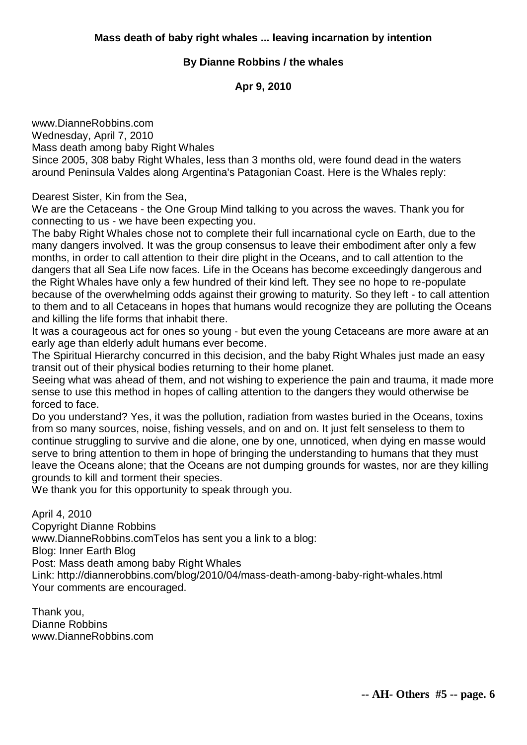**Mass death of baby right whales ... leaving incarnation by intention**

**By Dianne Robbins / the whales**

**Apr 9, 2010**

www.DianneRobbins.com
Wednesday, April 7, 2010
Mass death among baby Right Whales
Since 2005, 308 baby Right Whales, less than 3 months old, were found dead in the waters around Peninsula Valdes along Argentina's Patagonian Coast. Here is the Whales reply:

Dearest Sister, Kin from the Sea,
We are the Cetaceans - the One Group Mind talking to you across the waves. Thank you for connecting to us - we have been expecting you.
The baby Right Whales chose not to complete their full incarnational cycle on Earth, due to the many dangers involved. It was the group consensus to leave their embodiment after only a few months, in order to call attention to their dire plight in the Oceans, and to call attention to the dangers that all Sea Life now faces. Life in the Oceans has become exceedingly dangerous and the Right Whales have only a few hundred of their kind left. They see no hope to re-populate because of the overwhelming odds against their growing to maturity. So they left - to call attention to them and to all Cetaceans in hopes that humans would recognize they are polluting the Oceans and killing the life forms that inhabit there.
It was a courageous act for ones so young - but even the young Cetaceans are more aware at an early age than elderly adult humans ever become.
The Spiritual Hierarchy concurred in this decision, and the baby Right Whales just made an easy transit out of their physical bodies returning to their home planet.
Seeing what was ahead of them, and not wishing to experience the pain and trauma, it made more sense to use this method in hopes of calling attention to the dangers they would otherwise be forced to face.
Do you understand? Yes, it was the pollution, radiation from wastes buried in the Oceans, toxins from so many sources, noise, fishing vessels, and on and on. It just felt senseless to them to continue struggling to survive and die alone, one by one, unnoticed, when dying en masse would serve to bring attention to them in hope of bringing the understanding to humans that they must leave the Oceans alone; that the Oceans are not dumping grounds for wastes, nor are they killing grounds to kill and torment their species.
We thank you for this opportunity to speak through you.

April 4, 2010
Copyright Dianne Robbins
www.DianneRobbins.comTelos has sent you a link to a blog:
Blog: Inner Earth Blog
Post: Mass death among baby Right Whales
Link: http://diannerobbins.com/blog/2010/04/mass-death-among-baby-right-whales.html
Your comments are encouraged.

Thank you,
Dianne Robbins
www.DianneRobbins.com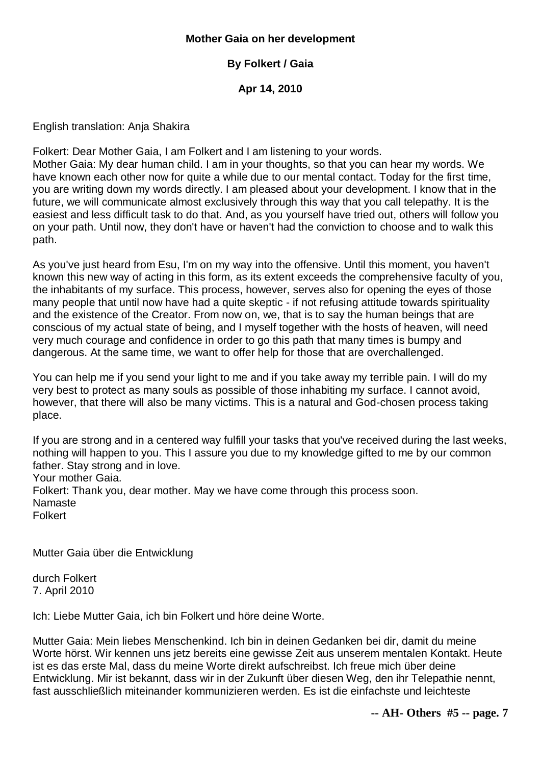**Mother Gaia on her development**

**By Folkert / Gaia**

**Apr 14, 2010**

English translation: Anja Shakira

Folkert: Dear Mother Gaia, I am Folkert and I am listening to your words.
Mother Gaia: My dear human child. I am in your thoughts, so that you can hear my words. We have known each other now for quite a while due to our mental contact. Today for the first time, you are writing down my words directly. I am pleased about your development. I know that in the future, we will communicate almost exclusively through this way that you call telepathy. It is the easiest and less difficult task to do that. And, as you yourself have tried out, others will follow you on your path. Until now, they don't have or haven't had the conviction to choose and to walk this path.

As you've just heard from Esu, I'm on my way into the offensive. Until this moment, you haven't known this new way of acting in this form, as its extent exceeds the comprehensive faculty of you, the inhabitants of my surface. This process, however, serves also for opening the eyes of those many people that until now have had a quite skeptic - if not refusing attitude towards spirituality and the existence of the Creator. From now on, we, that is to say the human beings that are conscious of my actual state of being, and I myself together with the hosts of heaven, will need very much courage and confidence in order to go this path that many times is bumpy and dangerous. At the same time, we want to offer help for those that are overchallenged.

You can help me if you send your light to me and if you take away my terrible pain. I will do my very best to protect as many souls as possible of those inhabiting my surface. I cannot avoid, however, that there will also be many victims. This is a natural and God-chosen process taking place.

If you are strong and in a centered way fulfill your tasks that you've received during the last weeks, nothing will happen to you. This I assure you due to my knowledge gifted to me by our common father. Stay strong and in love.
Your mother Gaia.
Folkert: Thank you, dear mother. May we have come through this process soon.
Namaste
Folkert

Mutter Gaia über die Entwicklung

durch Folkert
7. April 2010

Ich: Liebe Mutter Gaia, ich bin Folkert und höre deine Worte.

Mutter Gaia: Mein liebes Menschenkind. Ich bin in deinen Gedanken bei dir, damit du meine Worte hörst. Wir kennen uns jetz bereits eine gewisse Zeit aus unserem mentalen Kontakt. Heute ist es das erste Mal, dass du meine Worte direkt aufschreibst. Ich freue mich über deine Entwicklung. Mir ist bekannt, dass wir in der Zukunft über diesen Weg, den ihr Telepathie nennt, fast ausschließlich miteinander kommunizieren werden. Es ist die einfachste und leichteste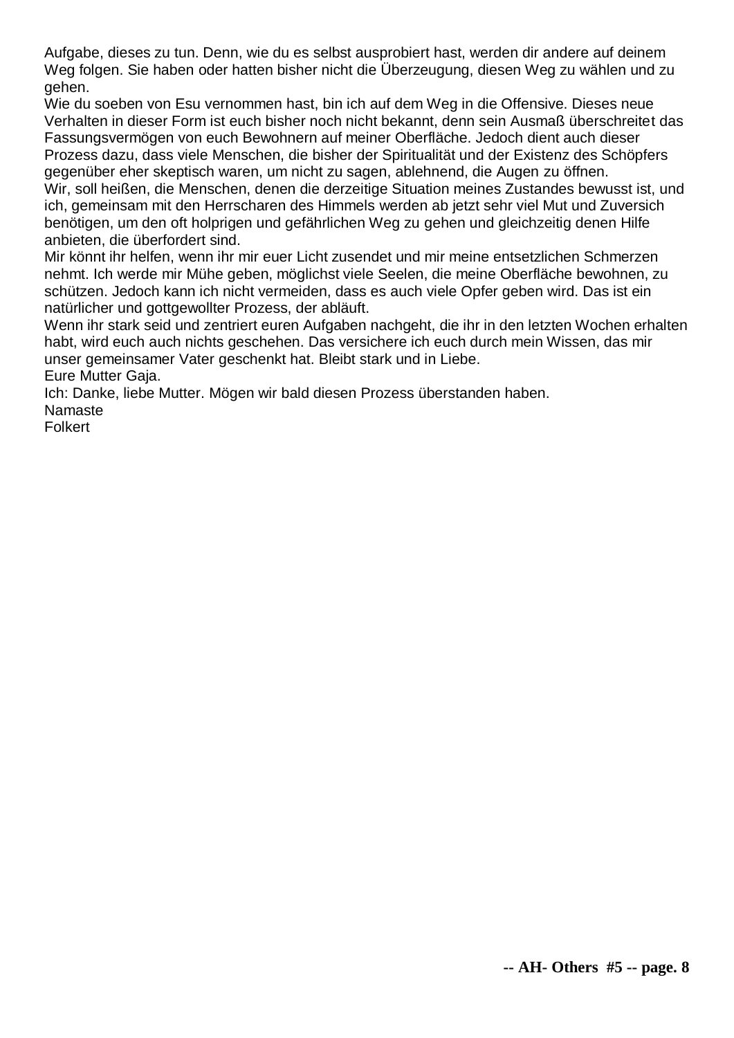Aufgabe, dieses zu tun. Denn, wie du es selbst ausprobiert hast, werden dir andere auf deinem Weg folgen. Sie haben oder hatten bisher nicht die Überzeugung, diesen Weg zu wählen und zu gehen.

Wie du soeben von Esu vernommen hast, bin ich auf dem Weg in die Offensive. Dieses neue Verhalten in dieser Form ist euch bisher noch nicht bekannt, denn sein Ausmaß überschreitet das Fassungsvermögen von euch Bewohnern auf meiner Oberfläche. Jedoch dient auch dieser Prozess dazu, dass viele Menschen, die bisher der Spiritualität und der Existenz des Schöpfers gegenüber eher skeptisch waren, um nicht zu sagen, ablehnend, die Augen zu öffnen.

Wir, soll heißen, die Menschen, denen die derzeitige Situation meines Zustandes bewusst ist, und ich, gemeinsam mit den Herrscharen des Himmels werden ab jetzt sehr viel Mut und Zuversich benötigen, um den oft holprigen und gefährlichen Weg zu gehen und gleichzeitig denen Hilfe anbieten, die überfordert sind.

Mir könnt ihr helfen, wenn ihr mir euer Licht zusendet und mir meine entsetzlichen Schmerzen nehmt. Ich werde mir Mühe geben, möglichst viele Seelen, die meine Oberfläche bewohnen, zu schützen. Jedoch kann ich nicht vermeiden, dass es auch viele Opfer geben wird. Das ist ein natürlicher und gottgewollter Prozess, der abläuft.

Wenn ihr stark seid und zentriert euren Aufgaben nachgeht, die ihr in den letzten Wochen erhalten habt, wird euch auch nichts geschehen. Das versichere ich euch durch mein Wissen, das mir unser gemeinsamer Vater geschenkt hat. Bleibt stark und in Liebe.

Eure Mutter Gaja.

Ich: Danke, liebe Mutter. Mögen wir bald diesen Prozess überstanden haben.

Namaste

Folkert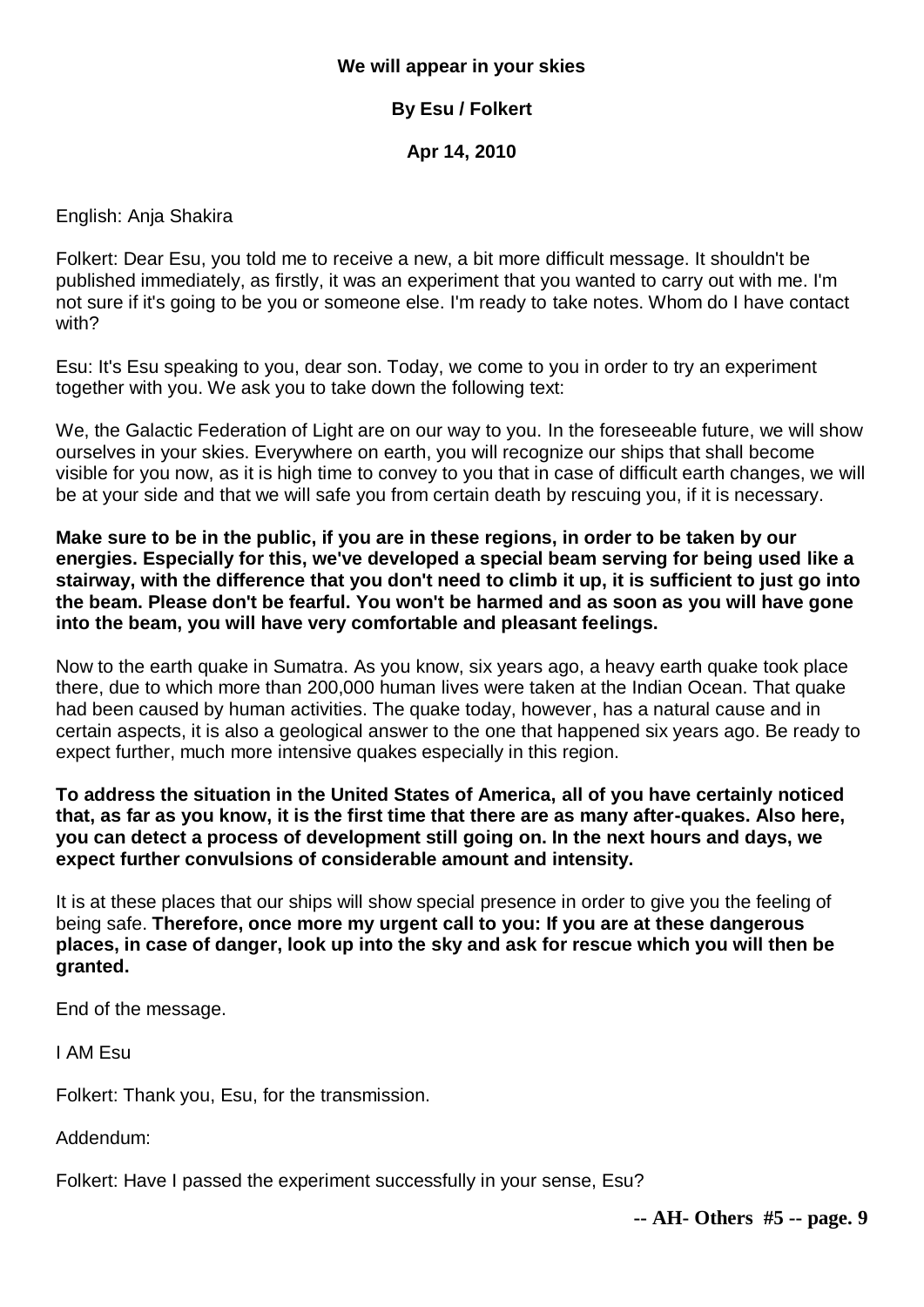**We will appear in your skies**

**By Esu / Folkert**

**Apr 14, 2010**

English: Anja Shakira

Folkert: Dear Esu, you told me to receive a new, a bit more difficult message. It shouldn't be published immediately, as firstly, it was an experiment that you wanted to carry out with me. I'm not sure if it's going to be you or someone else. I'm ready to take notes. Whom do I have contact with?

Esu: It's Esu speaking to you, dear son. Today, we come to you in order to try an experiment together with you. We ask you to take down the following text:

We, the Galactic Federation of Light are on our way to you. In the foreseeable future, we will show ourselves in your skies. Everywhere on earth, you will recognize our ships that shall become visible for you now, as it is high time to convey to you that in case of difficult earth changes, we will be at your side and that we will safe you from certain death by rescuing you, if it is necessary.

**Make sure to be in the public, if you are in these regions, in order to be taken by our energies. Especially for this, we've developed a special beam serving for being used like a stairway, with the difference that you don't need to climb it up, it is sufficient to just go into the beam. Please don't be fearful. You won't be harmed and as soon as you will have gone into the beam, you will have very comfortable and pleasant feelings.**

Now to the earth quake in Sumatra. As you know, six years ago, a heavy earth quake took place there, due to which more than 200,000 human lives were taken at the Indian Ocean. That quake had been caused by human activities. The quake today, however, has a natural cause and in certain aspects, it is also a geological answer to the one that happened six years ago. Be ready to expect further, much more intensive quakes especially in this region.

**To address the situation in the United States of America, all of you have certainly noticed that, as far as you know, it is the first time that there are as many after-quakes. Also here, you can detect a process of development still going on. In the next hours and days, we expect further convulsions of considerable amount and intensity.**

It is at these places that our ships will show special presence in order to give you the feeling of being safe. **Therefore, once more my urgent call to you: If you are at these dangerous places, in case of danger, look up into the sky and ask for rescue which you will then be granted.**

End of the message.

I AM Esu

Folkert: Thank you, Esu, for the transmission.

Addendum:

Folkert: Have I passed the experiment successfully in your sense, Esu?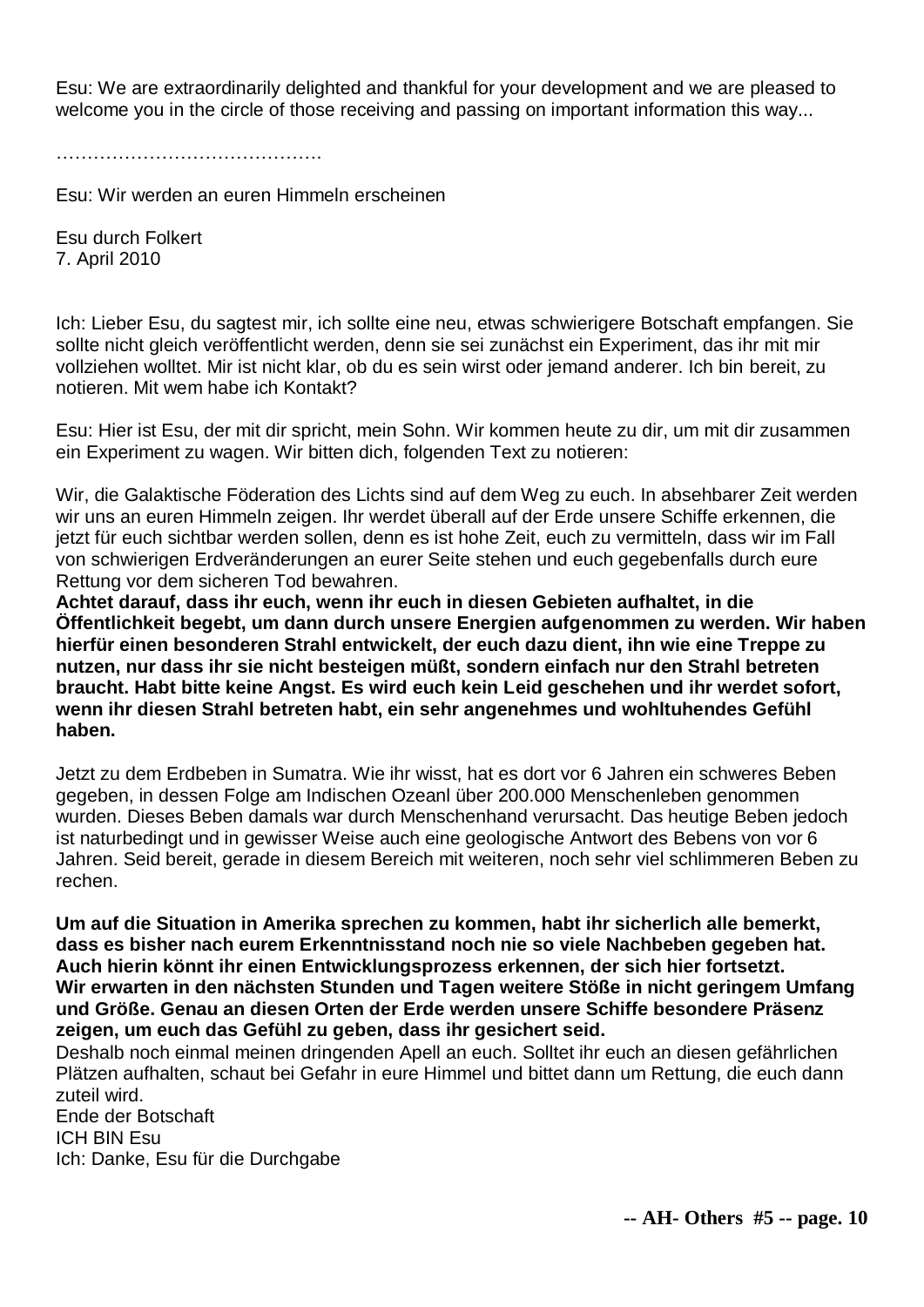Esu: We are extraordinarily delighted and thankful for your development and we are pleased to welcome you in the circle of those receiving and passing on important information this way...

…………………………………….

Esu: Wir werden an euren Himmeln erscheinen

Esu durch Folkert
7. April 2010

Ich: Lieber Esu, du sagtest mir, ich sollte eine neu, etwas schwierigere Botschaft empfangen. Sie sollte nicht gleich veröffentlicht werden, denn sie sei zunächst ein Experiment, das ihr mit mir vollziehen wolltet. Mir ist nicht klar, ob du es sein wirst oder jemand anderer. Ich bin bereit, zu notieren. Mit wem habe ich Kontakt?

Esu: Hier ist Esu, der mit dir spricht, mein Sohn. Wir kommen heute zu dir, um mit dir zusammen ein Experiment zu wagen. Wir bitten dich, folgenden Text zu notieren:

Wir, die Galaktische Föderation des Lichts sind auf dem Weg zu euch. In absehbarer Zeit werden wir uns an euren Himmeln zeigen. Ihr werdet überall auf der Erde unsere Schiffe erkennen, die jetzt für euch sichtbar werden sollen, denn es ist hohe Zeit, euch zu vermitteln, dass wir im Fall von schwierigen Erdveränderungen an eurer Seite stehen und euch gegebenfalls durch eure Rettung vor dem sicheren Tod bewahren.
**Achtet darauf, dass ihr euch, wenn ihr euch in diesen Gebieten aufhaltet, in die Öffentlichkeit begebt, um dann durch unsere Energien aufgenommen zu werden. Wir haben hierfür einen besonderen Strahl entwickelt, der euch dazu dient, ihn wie eine Treppe zu nutzen, nur dass ihr sie nicht besteigen müßt, sondern einfach nur den Strahl betreten braucht. Habt bitte keine Angst. Es wird euch kein Leid geschehen und ihr werdet sofort, wenn ihr diesen Strahl betreten habt, ein sehr angenehmes und wohltuhendes Gefühl haben.**

Jetzt zu dem Erdbeben in Sumatra. Wie ihr wisst, hat es dort vor 6 Jahren ein schweres Beben gegeben, in dessen Folge am Indischen Ozeanl über 200.000 Menschenleben genommen wurden. Dieses Beben damals war durch Menschenhand verursacht. Das heutige Beben jedoch ist naturbedingt und in gewisser Weise auch eine geologische Antwort des Bebens von vor 6 Jahren. Seid bereit, gerade in diesem Bereich mit weiteren, noch sehr viel schlimmeren Beben zu rechen.

**Um auf die Situation in Amerika sprechen zu kommen, habt ihr sicherlich alle bemerkt, dass es bisher nach eurem Erkenntnisstand noch nie so viele Nachbeben gegeben hat. Auch hierin könnt ihr einen Entwicklungsprozess erkennen, der sich hier fortsetzt. Wir erwarten in den nächsten Stunden und Tagen weitere Stöße in nicht geringem Umfang und Größe. Genau an diesen Orten der Erde werden unsere Schiffe besondere Präsenz zeigen, um euch das Gefühl zu geben, dass ihr gesichert seid.**
Deshalb noch einmal meinen dringenden Apell an euch. Solltet ihr euch an diesen gefährlichen Plätzen aufhalten, schaut bei Gefahr in eure Himmel und bittet dann um Rettung, die euch dann zuteil wird.
Ende der Botschaft
ICH BIN Esu
Ich: Danke, Esu für die Durchgabe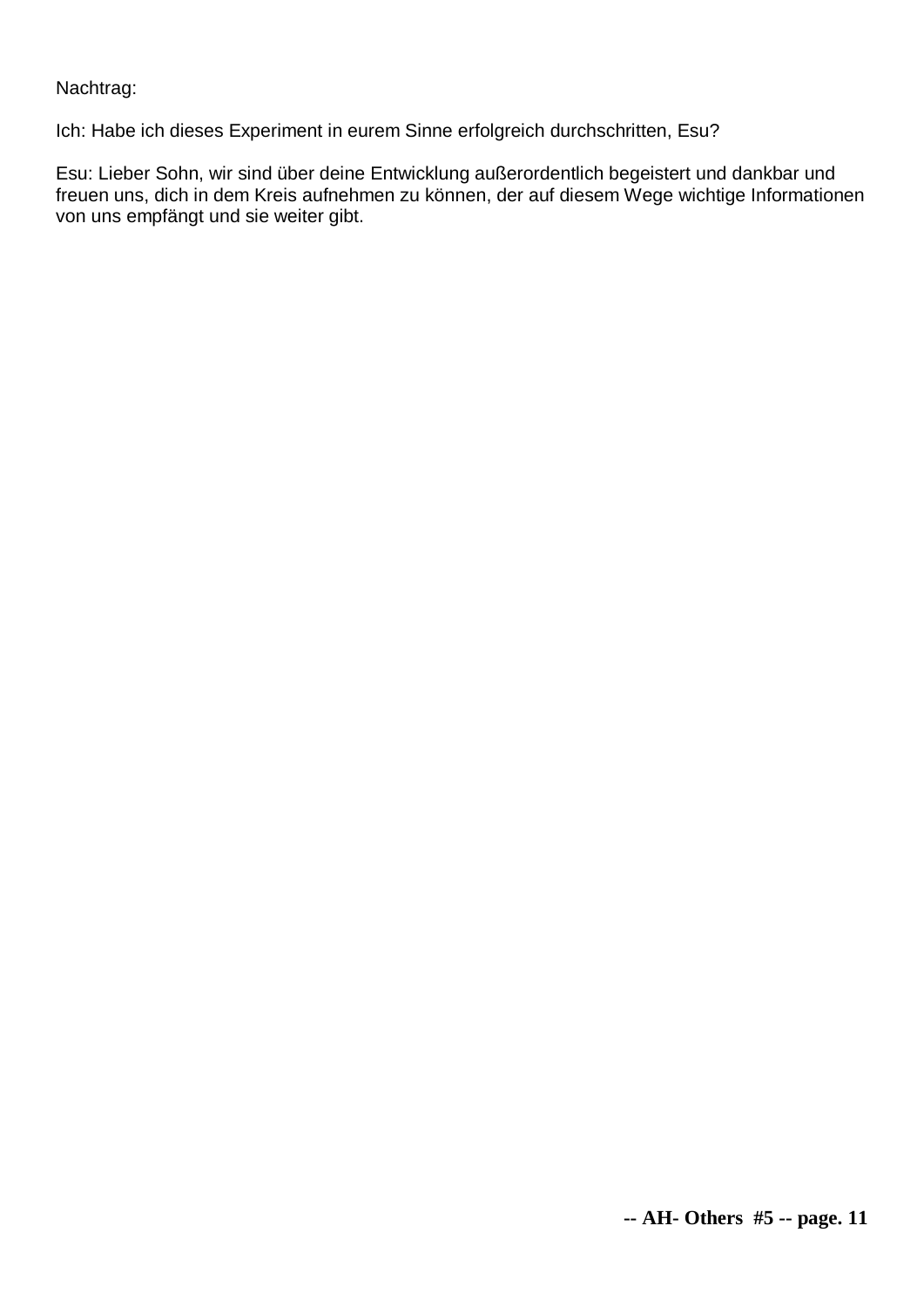Nachtrag:

Ich: Habe ich dieses Experiment in eurem Sinne erfolgreich durchschritten, Esu?

Esu: Lieber Sohn, wir sind über deine Entwicklung außerordentlich begeistert und dankbar und freuen uns, dich in dem Kreis aufnehmen zu können, der auf diesem Wege wichtige Informationen von uns empfängt und sie weiter gibt.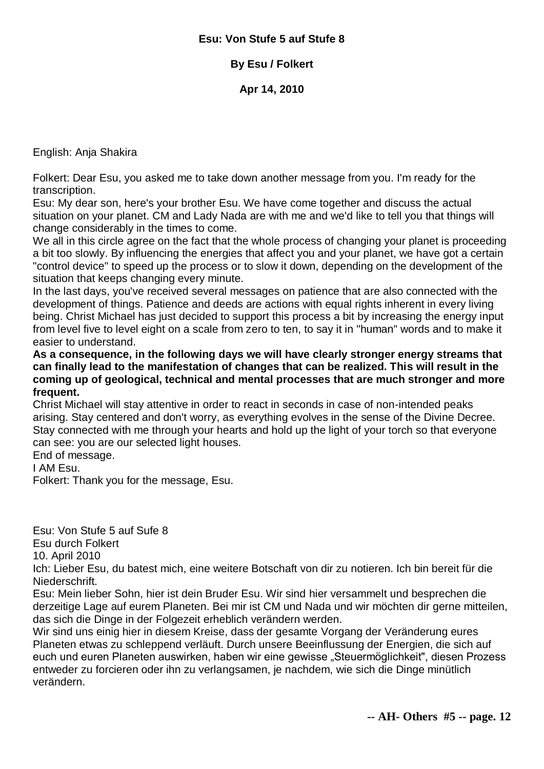**Esu: Von Stufe 5 auf Stufe 8**

**By Esu / Folkert**

**Apr 14, 2010**

English: Anja Shakira

Folkert: Dear Esu, you asked me to take down another message from you. I'm ready for the transcription.
Esu: My dear son, here's your brother Esu. We have come together and discuss the actual situation on your planet. CM and Lady Nada are with me and we'd like to tell you that things will change considerably in the times to come.
We all in this circle agree on the fact that the whole process of changing your planet is proceeding a bit too slowly. By influencing the energies that affect you and your planet, we have got a certain "control device" to speed up the process or to slow it down, depending on the development of the situation that keeps changing every minute.
In the last days, you've received several messages on patience that are also connected with the development of things. Patience and deeds are actions with equal rights inherent in every living being. Christ Michael has just decided to support this process a bit by increasing the energy input from level five to level eight on a scale from zero to ten, to say it in "human" words and to make it easier to understand.
**As a consequence, in the following days we will have clearly stronger energy streams that can finally lead to the manifestation of changes that can be realized. This will result in the coming up of geological, technical and mental processes that are much stronger and more frequent.**
Christ Michael will stay attentive in order to react in seconds in case of non-intended peaks arising. Stay centered and don't worry, as everything evolves in the sense of the Divine Decree. Stay connected with me through your hearts and hold up the light of your torch so that everyone can see: you are our selected light houses.
End of message.
I AM Esu.
Folkert: Thank you for the message, Esu.

Esu: Von Stufe 5 auf Sufe 8
Esu durch Folkert
10. April 2010
Ich: Lieber Esu, du batest mich, eine weitere Botschaft von dir zu notieren. Ich bin bereit für die Niederschrift.
Esu: Mein lieber Sohn, hier ist dein Bruder Esu. Wir sind hier versammelt und besprechen die derzeitige Lage auf eurem Planeten. Bei mir ist CM und Nada und wir möchten dir gerne mitteilen, das sich die Dinge in der Folgezeit erheblich verändern werden.
Wir sind uns einig hier in diesem Kreise, dass der gesamte Vorgang der Veränderung eures Planeten etwas zu schleppend verläuft. Durch unsere Beeinflussung der Energien, die sich auf euch und euren Planeten auswirken, haben wir eine gewisse „Steuermöglichkeit", diesen Prozess entweder zu forcieren oder ihn zu verlangsamen, je nachdem, wie sich die Dinge minütlich verändern.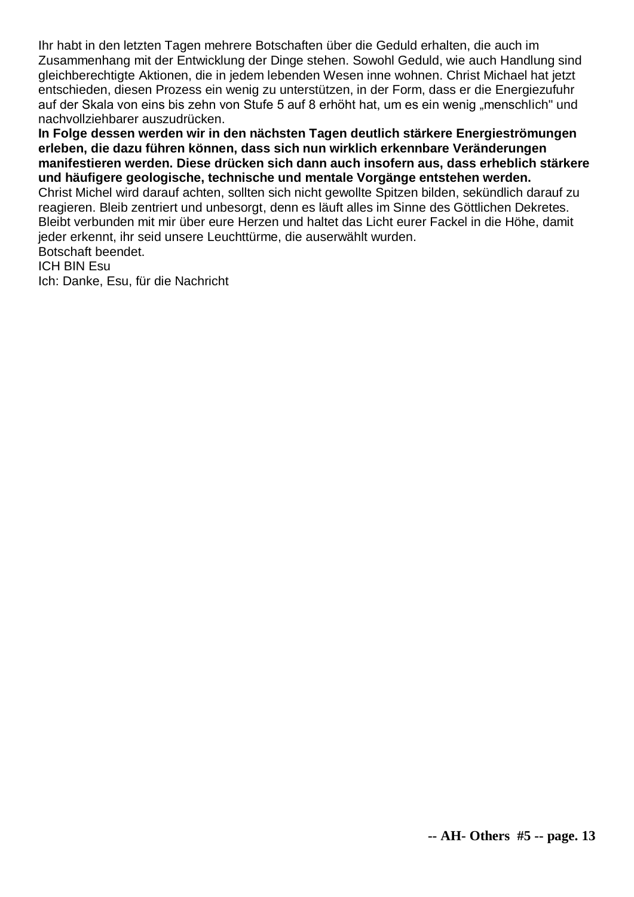Ihr habt in den letzten Tagen mehrere Botschaften über die Geduld erhalten, die auch im Zusammenhang mit der Entwicklung der Dinge stehen. Sowohl Geduld, wie auch Handlung sind gleichberechtigte Aktionen, die in jedem lebenden Wesen inne wohnen. Christ Michael hat jetzt entschieden, diesen Prozess ein wenig zu unterstützen, in der Form, dass er die Energiezufuhr auf der Skala von eins bis zehn von Stufe 5 auf 8 erhöht hat, um es ein wenig „menschlich" und nachvollziehbarer auszudrücken.

**In Folge dessen werden wir in den nächsten Tagen deutlich stärkere Energieströmungen erleben, die dazu führen können, dass sich nun wirklich erkennbare Veränderungen manifestieren werden. Diese drücken sich dann auch insofern aus, dass erheblich stärkere und häufigere geologische, technische und mentale Vorgänge entstehen werden.**

Christ Michel wird darauf achten, sollten sich nicht gewollte Spitzen bilden, sekündlich darauf zu reagieren. Bleib zentriert und unbesorgt, denn es läuft alles im Sinne des Göttlichen Dekretes. Bleibt verbunden mit mir über eure Herzen und haltet das Licht eurer Fackel in die Höhe, damit jeder erkennt, ihr seid unsere Leuchttürme, die auserwählt wurden.

Botschaft beendet.

ICH BIN Esu

Ich: Danke, Esu, für die Nachricht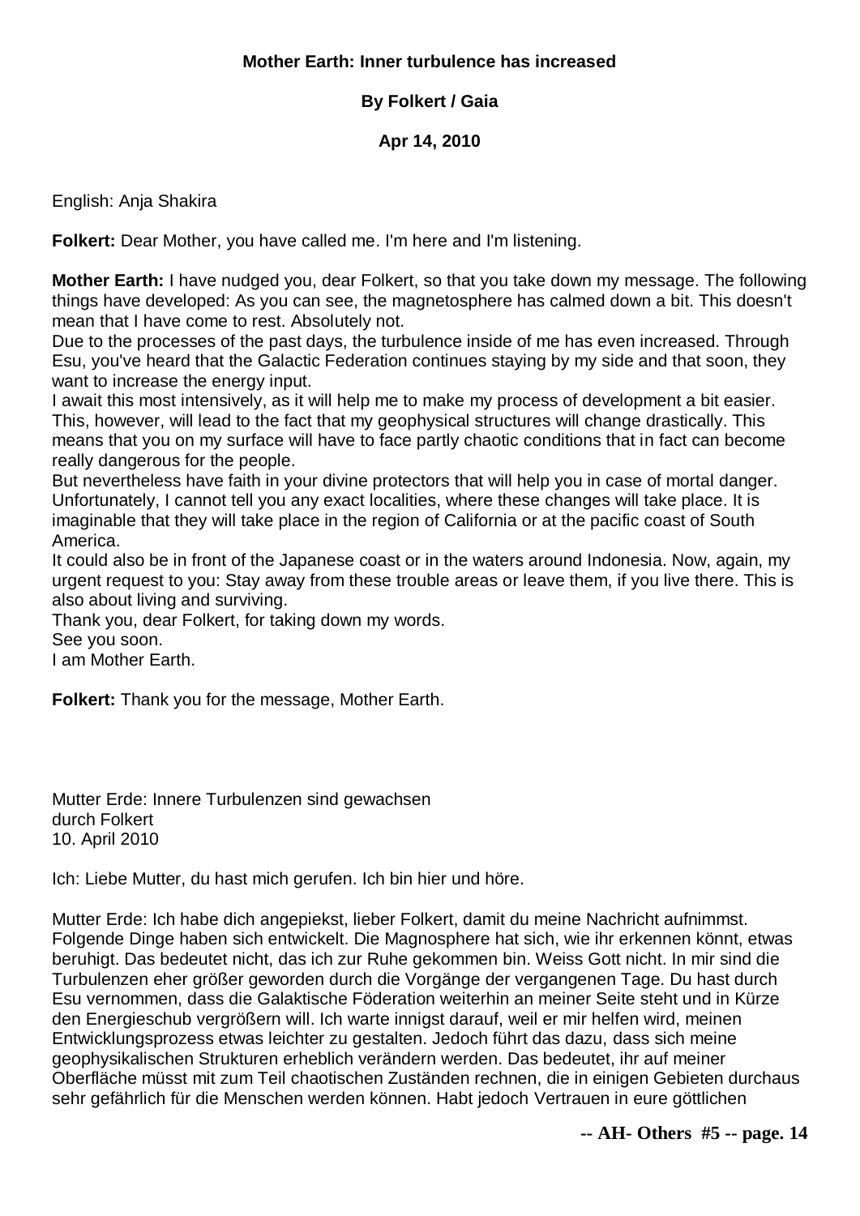**Mother Earth: Inner turbulence has increased**

**By Folkert / Gaia**

**Apr 14, 2010**

English: Anja Shakira

**Folkert:** Dear Mother, you have called me. I'm here and I'm listening.

**Mother Earth:** I have nudged you, dear Folkert, so that you take down my message. The following things have developed: As you can see, the magnetosphere has calmed down a bit. This doesn't mean that I have come to rest. Absolutely not.
Due to the processes of the past days, the turbulence inside of me has even increased. Through Esu, you've heard that the Galactic Federation continues staying by my side and that soon, they want to increase the energy input.
I await this most intensively, as it will help me to make my process of development a bit easier. This, however, will lead to the fact that my geophysical structures will change drastically. This means that you on my surface will have to face partly chaotic conditions that in fact can become really dangerous for the people.
But nevertheless have faith in your divine protectors that will help you in case of mortal danger. Unfortunately, I cannot tell you any exact localities, where these changes will take place. It is imaginable that they will take place in the region of California or at the pacific coast of South America.
It could also be in front of the Japanese coast or in the waters around Indonesia. Now, again, my urgent request to you: Stay away from these trouble areas or leave them, if you live there. This is also about living and surviving.
Thank you, dear Folkert, for taking down my words.
See you soon.
I am Mother Earth.

**Folkert:** Thank you for the message, Mother Earth.

Mutter Erde: Innere Turbulenzen sind gewachsen
durch Folkert
10. April 2010

Ich: Liebe Mutter, du hast mich gerufen. Ich bin hier und höre.

Mutter Erde: Ich habe dich angepiekst, lieber Folkert, damit du meine Nachricht aufnimmst. Folgende Dinge haben sich entwickelt. Die Magnosphere hat sich, wie ihr erkennen könnt, etwas beruhigt. Das bedeutet nicht, das ich zur Ruhe gekommen bin. Weiss Gott nicht. In mir sind die Turbulenzen eher größer geworden durch die Vorgänge der vergangenen Tage. Du hast durch Esu vernommen, dass die Galaktische Föderation weiterhin an meiner Seite steht und in Kürze den Energieschub vergrößern will. Ich warte innigst darauf, weil er mir helfen wird, meinen Entwicklungsprozess etwas leichter zu gestalten. Jedoch führt das dazu, dass sich meine geophysikalischen Strukturen erheblich verändern werden. Das bedeutet, ihr auf meiner Oberfläche müsst mit zum Teil chaotischen Zuständen rechnen, die in einigen Gebieten durchaus sehr gefährlich für die Menschen werden können. Habt jedoch Vertrauen in eure göttlichen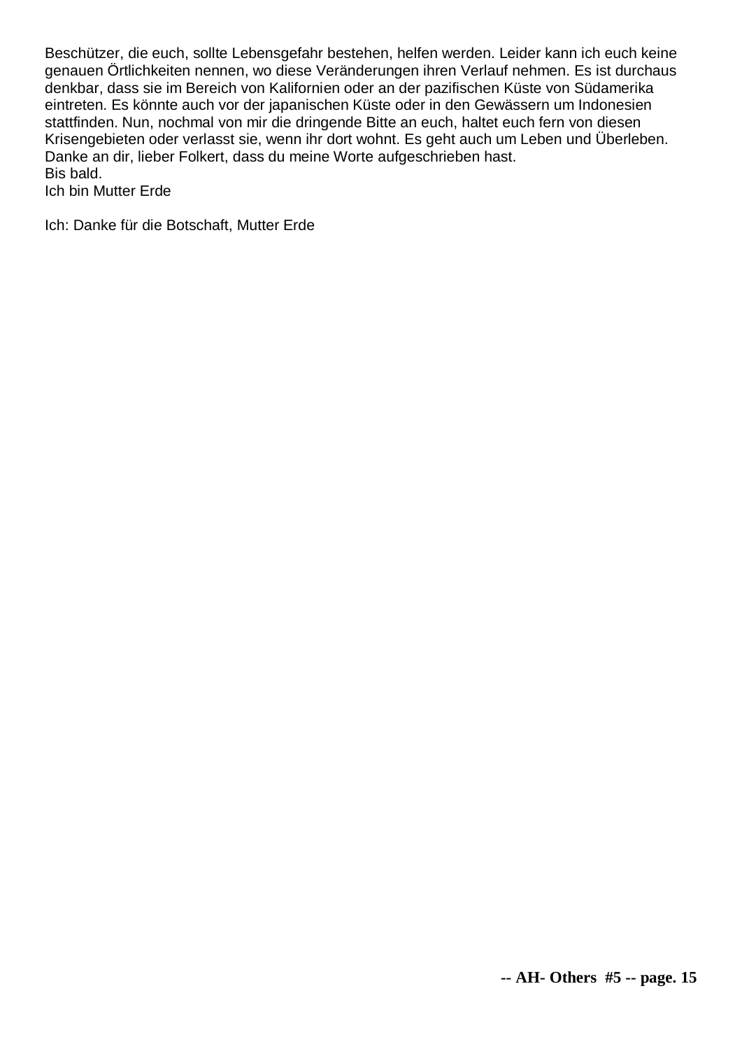Beschützer, die euch, sollte Lebensgefahr bestehen, helfen werden. Leider kann ich euch keine genauen Örtlichkeiten nennen, wo diese Veränderungen ihren Verlauf nehmen. Es ist durchaus denkbar, dass sie im Bereich von Kalifornien oder an der pazifischen Küste von Südamerika eintreten. Es könnte auch vor der japanischen Küste oder in den Gewässern um Indonesien stattfinden. Nun, nochmal von mir die dringende Bitte an euch, haltet euch fern von diesen Krisengebieten oder verlasst sie, wenn ihr dort wohnt. Es geht auch um Leben und Überleben. Danke an dir, lieber Folkert, dass du meine Worte aufgeschrieben hast.
Bis bald.
Ich bin Mutter Erde

Ich: Danke für die Botschaft, Mutter Erde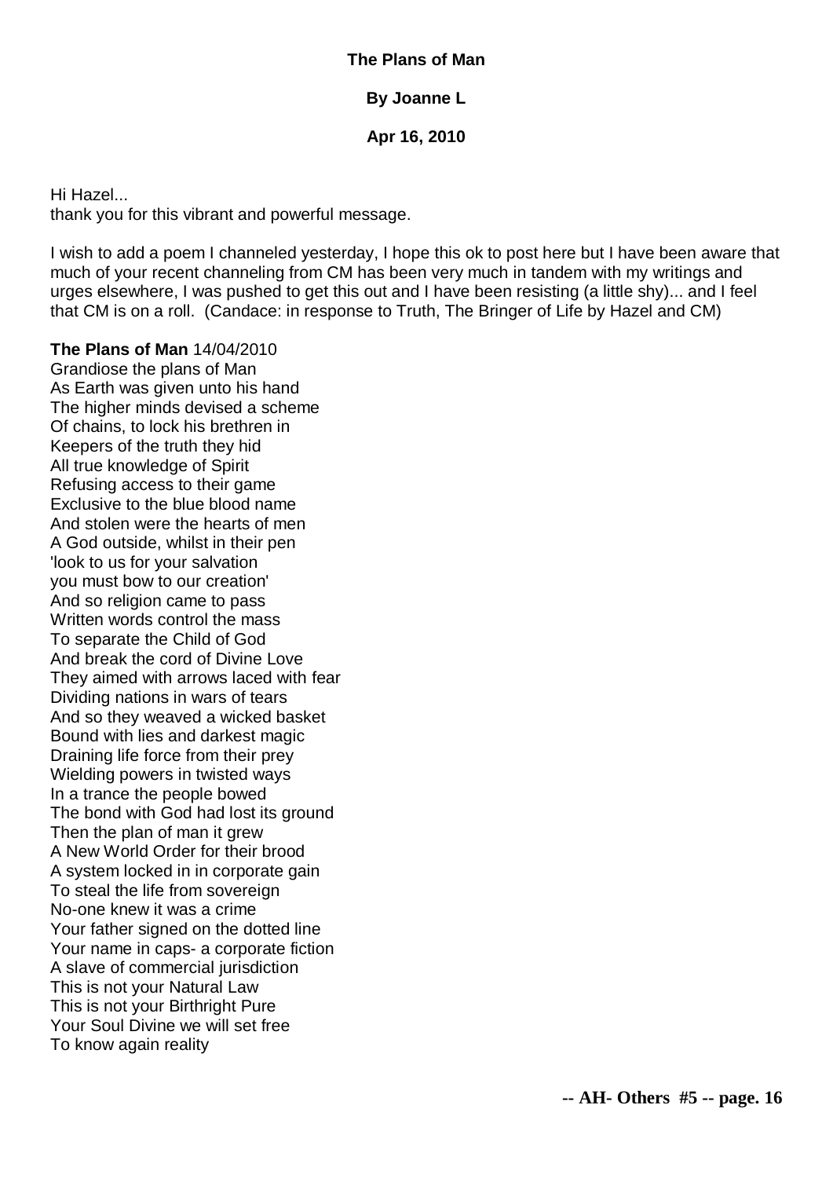**The Plans of Man**

**By Joanne L**

**Apr 16, 2010**

Hi Hazel...
thank you for this vibrant and powerful message.

I wish to add a poem I channeled yesterday, I hope this ok to post here but I have been aware that much of your recent channeling from CM has been very much in tandem with my writings and urges elsewhere, I was pushed to get this out and I have been resisting (a little shy)... and I feel that CM is on a roll. (Candace: in response to Truth, The Bringer of Life by Hazel and CM)

**The Plans of Man** 14/04/2010
Grandiose the plans of Man
As Earth was given unto his hand
The higher minds devised a scheme
Of chains, to lock his brethren in
Keepers of the truth they hid
All true knowledge of Spirit
Refusing access to their game
Exclusive to the blue blood name
And stolen were the hearts of men
A God outside, whilst in their pen
'look to us for your salvation
you must bow to our creation'
And so religion came to pass
Written words control the mass
To separate the Child of God
And break the cord of Divine Love
They aimed with arrows laced with fear
Dividing nations in wars of tears
And so they weaved a wicked basket
Bound with lies and darkest magic
Draining life force from their prey
Wielding powers in twisted ways
In a trance the people bowed
The bond with God had lost its ground
Then the plan of man it grew
A New World Order for their brood
A system locked in in corporate gain
To steal the life from sovereign
No-one knew it was a crime
Your father signed on the dotted line
Your name in caps- a corporate fiction
A slave of commercial jurisdiction
This is not your Natural Law
This is not your Birthright Pure
Your Soul Divine we will set free
To know again reality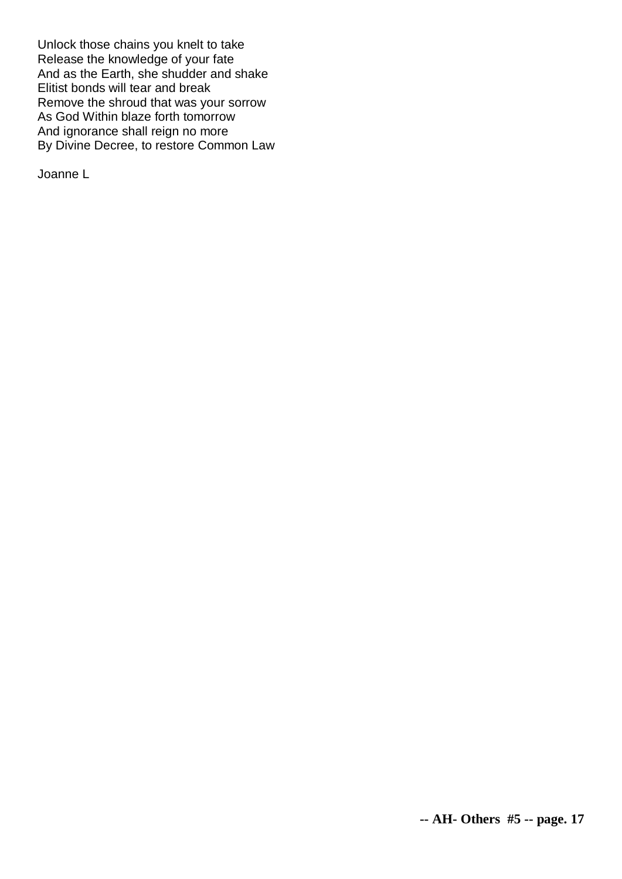Unlock those chains you knelt to take  
Release the knowledge of your fate  
And as the Earth, she shudder and shake  
Elitist bonds will tear and break  
Remove the shroud that was your sorrow  
As God Within blaze forth tomorrow  
And ignorance shall reign no more  
By Divine Decree, to restore Common Law

Joanne L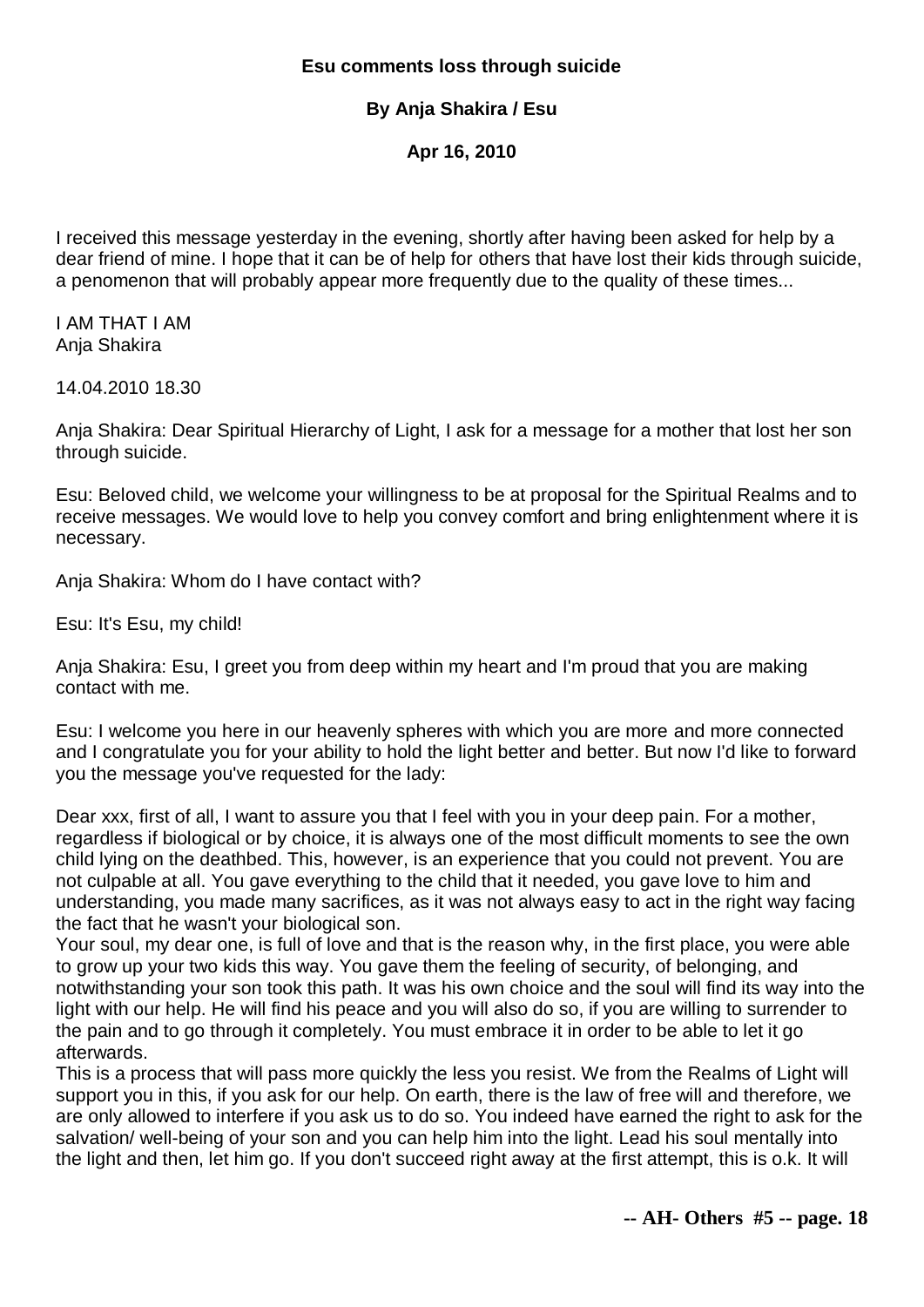**Esu comments loss through suicide**

**By Anja Shakira / Esu**

**Apr 16, 2010**

I received this message yesterday in the evening, shortly after having been asked for help by a dear friend of mine. I hope that it can be of help for others that have lost their kids through suicide, a penomenon that will probably appear more frequently due to the quality of these times...

I AM THAT I AM
Anja Shakira

14.04.2010 18.30

Anja Shakira: Dear Spiritual Hierarchy of Light, I ask for a message for a mother that lost her son through suicide.

Esu: Beloved child, we welcome your willingness to be at proposal for the Spiritual Realms and to receive messages. We would love to help you convey comfort and bring enlightenment where it is necessary.

Anja Shakira: Whom do I have contact with?

Esu: It's Esu, my child!

Anja Shakira: Esu, I greet you from deep within my heart and I'm proud that you are making contact with me.

Esu: I welcome you here in our heavenly spheres with which you are more and more connected and I congratulate you for your ability to hold the light better and better. But now I'd like to forward you the message you've requested for the lady:

Dear xxx, first of all, I want to assure you that I feel with you in your deep pain. For a mother, regardless if biological or by choice, it is always one of the most difficult moments to see the own child lying on the deathbed. This, however, is an experience that you could not prevent. You are not culpable at all. You gave everything to the child that it needed, you gave love to him and understanding, you made many sacrifices, as it was not always easy to act in the right way facing the fact that he wasn't your biological son.
Your soul, my dear one, is full of love and that is the reason why, in the first place, you were able to grow up your two kids this way. You gave them the feeling of security, of belonging, and notwithstanding your son took this path. It was his own choice and the soul will find its way into the light with our help. He will find his peace and you will also do so, if you are willing to surrender to the pain and to go through it completely. You must embrace it in order to be able to let it go afterwards.
This is a process that will pass more quickly the less you resist. We from the Realms of Light will support you in this, if you ask for our help. On earth, there is the law of free will and therefore, we are only allowed to interfere if you ask us to do so. You indeed have earned the right to ask for the salvation/ well-being of your son and you can help him into the light. Lead his soul mentally into the light and then, let him go. If you don't succeed right away at the first attempt, this is o.k. It will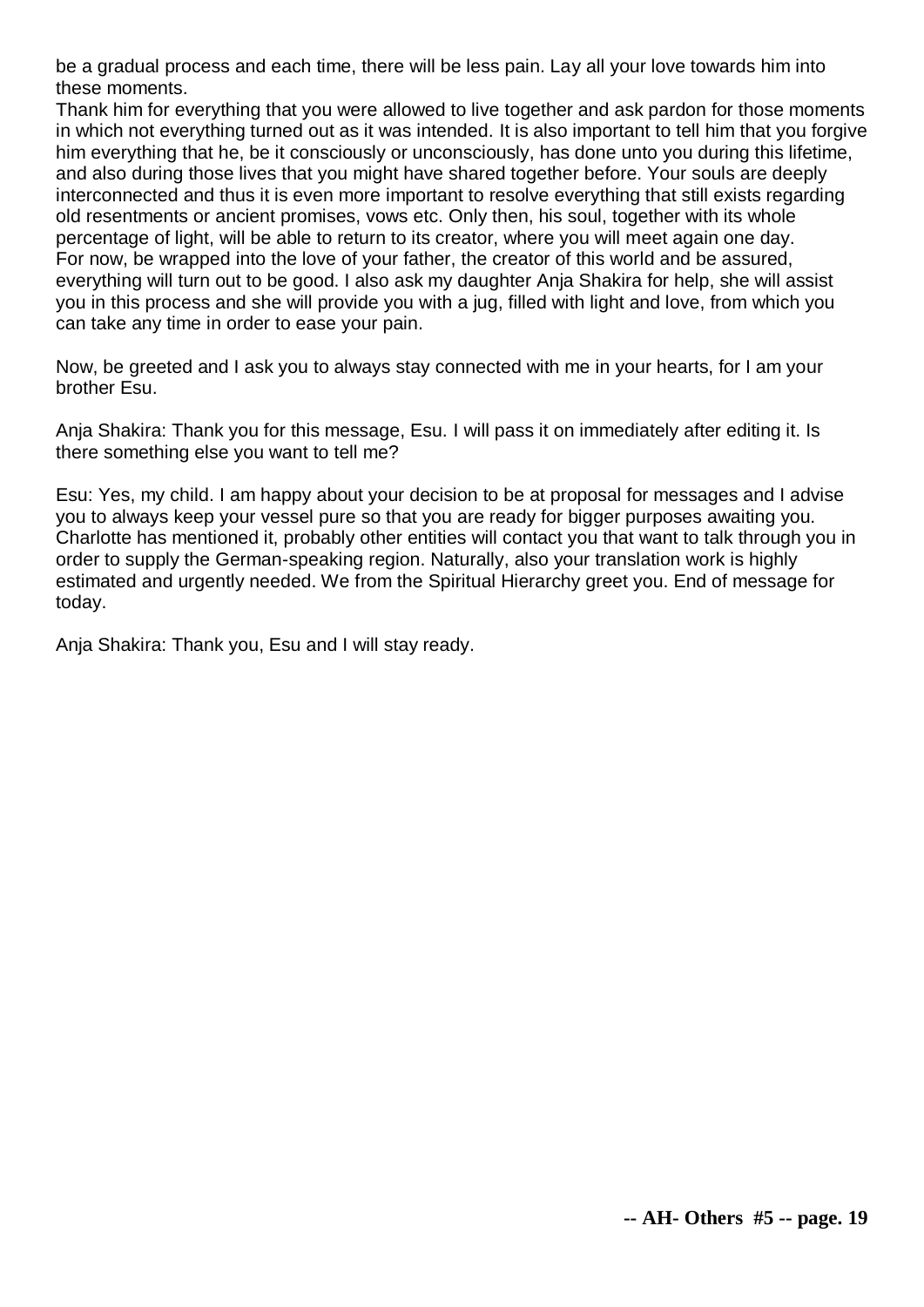be a gradual process and each time, there will be less pain. Lay all your love towards him into these moments.
Thank him for everything that you were allowed to live together and ask pardon for those moments in which not everything turned out as it was intended. It is also important to tell him that you forgive him everything that he, be it consciously or unconsciously, has done unto you during this lifetime, and also during those lives that you might have shared together before. Your souls are deeply interconnected and thus it is even more important to resolve everything that still exists regarding old resentments or ancient promises, vows etc. Only then, his soul, together with its whole percentage of light, will be able to return to its creator, where you will meet again one day.
For now, be wrapped into the love of your father, the creator of this world and be assured, everything will turn out to be good. I also ask my daughter Anja Shakira for help, she will assist you in this process and she will provide you with a jug, filled with light and love, from which you can take any time in order to ease your pain.

Now, be greeted and I ask you to always stay connected with me in your hearts, for I am your brother Esu.

Anja Shakira: Thank you for this message, Esu. I will pass it on immediately after editing it. Is there something else you want to tell me?

Esu: Yes, my child. I am happy about your decision to be at proposal for messages and I advise you to always keep your vessel pure so that you are ready for bigger purposes awaiting you. Charlotte has mentioned it, probably other entities will contact you that want to talk through you in order to supply the German-speaking region. Naturally, also your translation work is highly estimated and urgently needed. We from the Spiritual Hierarchy greet you. End of message for today.

Anja Shakira: Thank you, Esu and I will stay ready.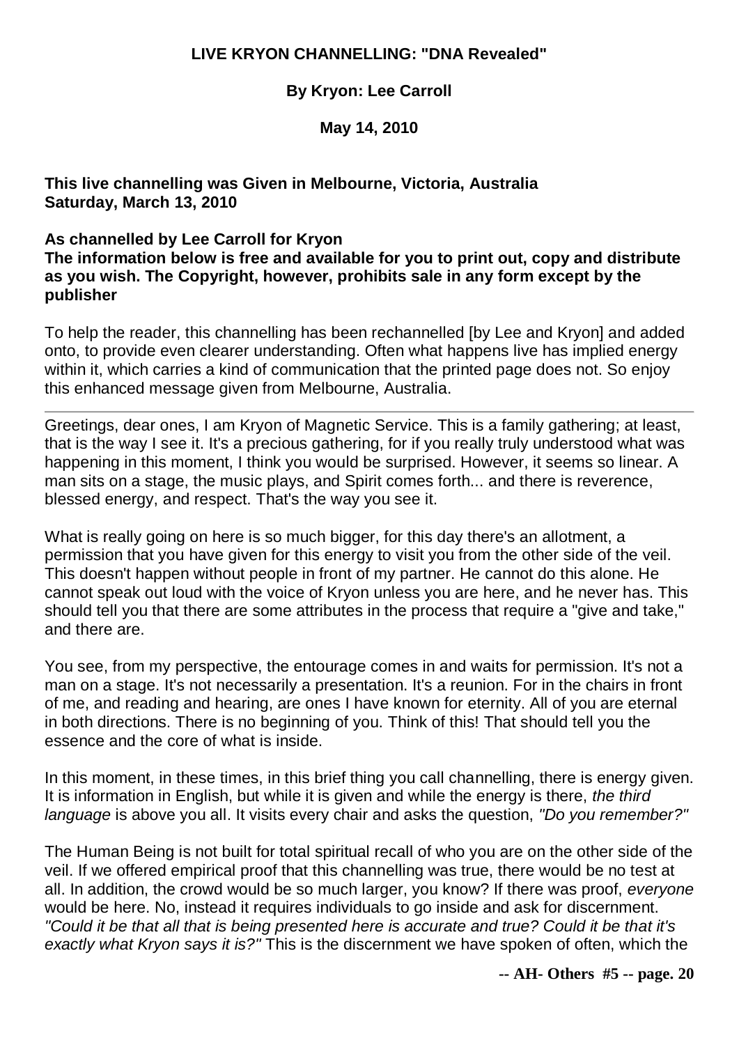**LIVE KRYON CHANNELLING: "DNA Revealed"**

**By Kryon: Lee Carroll**

**May 14, 2010**

**This live channelling was Given in Melbourne, Victoria, Australia
Saturday, March 13, 2010**

**As channelled by Lee Carroll for Kryon
The information below is free and available for you to print out, copy and distribute as you wish. The Copyright, however, prohibits sale in any form except by the publisher**

To help the reader, this channelling has been rechannelled [by Lee and Kryon] and added onto, to provide even clearer understanding. Often what happens live has implied energy within it, which carries a kind of communication that the printed page does not. So enjoy this enhanced message given from Melbourne, Australia.

---

Greetings, dear ones, I am Kryon of Magnetic Service. This is a family gathering; at least, that is the way I see it. It's a precious gathering, for if you really truly understood what was happening in this moment, I think you would be surprised. However, it seems so linear. A man sits on a stage, the music plays, and Spirit comes forth... and there is reverence, blessed energy, and respect. That's the way you see it.

What is really going on here is so much bigger, for this day there's an allotment, a permission that you have given for this energy to visit you from the other side of the veil. This doesn't happen without people in front of my partner. He cannot do this alone. He cannot speak out loud with the voice of Kryon unless you are here, and he never has. This should tell you that there are some attributes in the process that require a "give and take," and there are.

You see, from my perspective, the entourage comes in and waits for permission. It's not a man on a stage. It's not necessarily a presentation. It's a reunion. For in the chairs in front of me, and reading and hearing, are ones I have known for eternity. All of you are eternal in both directions. There is no beginning of you. Think of this! That should tell you the essence and the core of what is inside.

In this moment, in these times, in this brief thing you call channelling, there is energy given. It is information in English, but while it is given and while the energy is there, *the third language* is above you all. It visits every chair and asks the question, *"Do you remember?"*

The Human Being is not built for total spiritual recall of who you are on the other side of the veil. If we offered empirical proof that this channelling was true, there would be no test at all. In addition, the crowd would be so much larger, you know? If there was proof, *everyone* would be here. No, instead it requires individuals to go inside and ask for discernment. *"Could it be that all that is being presented here is accurate and true? Could it be that it's exactly what Kryon says it is?"* This is the discernment we have spoken of often, which the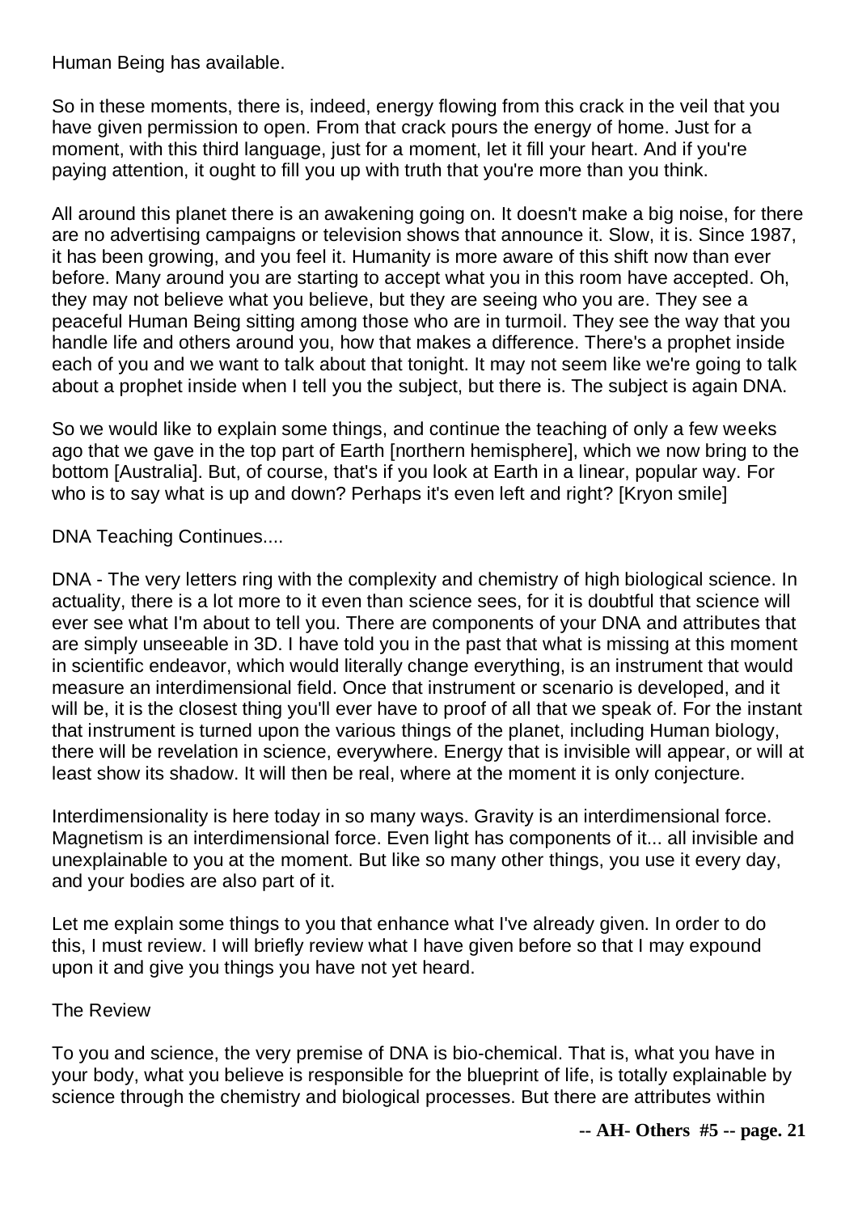Human Being has available.

So in these moments, there is, indeed, energy flowing from this crack in the veil that you have given permission to open. From that crack pours the energy of home. Just for a moment, with this third language, just for a moment, let it fill your heart. And if you're paying attention, it ought to fill you up with truth that you're more than you think.

All around this planet there is an awakening going on. It doesn't make a big noise, for there are no advertising campaigns or television shows that announce it. Slow, it is. Since 1987, it has been growing, and you feel it. Humanity is more aware of this shift now than ever before. Many around you are starting to accept what you in this room have accepted. Oh, they may not believe what you believe, but they are seeing who you are. They see a peaceful Human Being sitting among those who are in turmoil. They see the way that you handle life and others around you, how that makes a difference. There's a prophet inside each of you and we want to talk about that tonight. It may not seem like we're going to talk about a prophet inside when I tell you the subject, but there is. The subject is again DNA.

So we would like to explain some things, and continue the teaching of only a few weeks ago that we gave in the top part of Earth [northern hemisphere], which we now bring to the bottom [Australia]. But, of course, that's if you look at Earth in a linear, popular way. For who is to say what is up and down? Perhaps it's even left and right? [Kryon smile]

DNA Teaching Continues....

DNA - The very letters ring with the complexity and chemistry of high biological science. In actuality, there is a lot more to it even than science sees, for it is doubtful that science will ever see what I'm about to tell you. There are components of your DNA and attributes that are simply unseeable in 3D. I have told you in the past that what is missing at this moment in scientific endeavor, which would literally change everything, is an instrument that would measure an interdimensional field. Once that instrument or scenario is developed, and it will be, it is the closest thing you'll ever have to proof of all that we speak of. For the instant that instrument is turned upon the various things of the planet, including Human biology, there will be revelation in science, everywhere. Energy that is invisible will appear, or will at least show its shadow. It will then be real, where at the moment it is only conjecture.

Interdimensionality is here today in so many ways. Gravity is an interdimensional force. Magnetism is an interdimensional force. Even light has components of it... all invisible and unexplainable to you at the moment. But like so many other things, you use it every day, and your bodies are also part of it.

Let me explain some things to you that enhance what I've already given. In order to do this, I must review. I will briefly review what I have given before so that I may expound upon it and give you things you have not yet heard.

The Review

To you and science, the very premise of DNA is bio-chemical. That is, what you have in your body, what you believe is responsible for the blueprint of life, is totally explainable by science through the chemistry and biological processes. But there are attributes within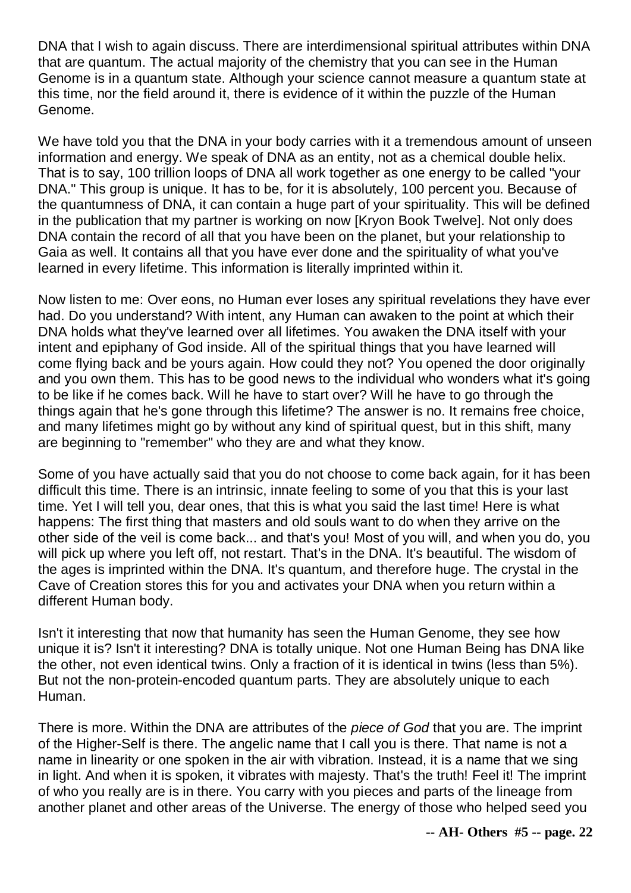DNA that I wish to again discuss. There are interdimensional spiritual attributes within DNA that are quantum. The actual majority of the chemistry that you can see in the Human Genome is in a quantum state. Although your science cannot measure a quantum state at this time, nor the field around it, there is evidence of it within the puzzle of the Human Genome.

We have told you that the DNA in your body carries with it a tremendous amount of unseen information and energy. We speak of DNA as an entity, not as a chemical double helix. That is to say, 100 trillion loops of DNA all work together as one energy to be called "your DNA." This group is unique. It has to be, for it is absolutely, 100 percent you. Because of the quantumness of DNA, it can contain a huge part of your spirituality. This will be defined in the publication that my partner is working on now [Kryon Book Twelve]. Not only does DNA contain the record of all that you have been on the planet, but your relationship to Gaia as well. It contains all that you have ever done and the spirituality of what you've learned in every lifetime. This information is literally imprinted within it.

Now listen to me: Over eons, no Human ever loses any spiritual revelations they have ever had. Do you understand? With intent, any Human can awaken to the point at which their DNA holds what they've learned over all lifetimes. You awaken the DNA itself with your intent and epiphany of God inside. All of the spiritual things that you have learned will come flying back and be yours again. How could they not? You opened the door originally and you own them. This has to be good news to the individual who wonders what it's going to be like if he comes back. Will he have to start over? Will he have to go through the things again that he's gone through this lifetime? The answer is no. It remains free choice, and many lifetimes might go by without any kind of spiritual quest, but in this shift, many are beginning to "remember" who they are and what they know.

Some of you have actually said that you do not choose to come back again, for it has been difficult this time. There is an intrinsic, innate feeling to some of you that this is your last time. Yet I will tell you, dear ones, that this is what you said the last time! Here is what happens: The first thing that masters and old souls want to do when they arrive on the other side of the veil is come back... and that's you! Most of you will, and when you do, you will pick up where you left off, not restart. That's in the DNA. It's beautiful. The wisdom of the ages is imprinted within the DNA. It's quantum, and therefore huge. The crystal in the Cave of Creation stores this for you and activates your DNA when you return within a different Human body.

Isn't it interesting that now that humanity has seen the Human Genome, they see how unique it is? Isn't it interesting? DNA is totally unique. Not one Human Being has DNA like the other, not even identical twins. Only a fraction of it is identical in twins (less than 5%). But not the non-protein-encoded quantum parts. They are absolutely unique to each Human.

There is more. Within the DNA are attributes of the *piece of God* that you are. The imprint of the Higher-Self is there. The angelic name that I call you is there. That name is not a name in linearity or one spoken in the air with vibration. Instead, it is a name that we sing in light. And when it is spoken, it vibrates with majesty. That's the truth! Feel it! The imprint of who you really are is in there. You carry with you pieces and parts of the lineage from another planet and other areas of the Universe. The energy of those who helped seed you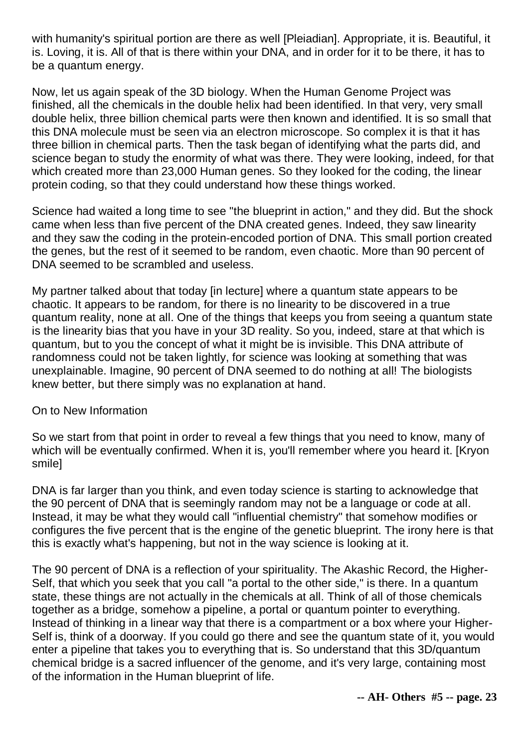with humanity's spiritual portion are there as well [Pleiadian]. Appropriate, it is. Beautiful, it is. Loving, it is. All of that is there within your DNA, and in order for it to be there, it has to be a quantum energy.

Now, let us again speak of the 3D biology. When the Human Genome Project was finished, all the chemicals in the double helix had been identified. In that very, very small double helix, three billion chemical parts were then known and identified. It is so small that this DNA molecule must be seen via an electron microscope. So complex it is that it has three billion in chemical parts. Then the task began of identifying what the parts did, and science began to study the enormity of what was there. They were looking, indeed, for that which created more than 23,000 Human genes. So they looked for the coding, the linear protein coding, so that they could understand how these things worked.

Science had waited a long time to see "the blueprint in action," and they did. But the shock came when less than five percent of the DNA created genes. Indeed, they saw linearity and they saw the coding in the protein-encoded portion of DNA. This small portion created the genes, but the rest of it seemed to be random, even chaotic. More than 90 percent of DNA seemed to be scrambled and useless.

My partner talked about that today [in lecture] where a quantum state appears to be chaotic. It appears to be random, for there is no linearity to be discovered in a true quantum reality, none at all. One of the things that keeps you from seeing a quantum state is the linearity bias that you have in your 3D reality. So you, indeed, stare at that which is quantum, but to you the concept of what it might be is invisible. This DNA attribute of randomness could not be taken lightly, for science was looking at something that was unexplainable. Imagine, 90 percent of DNA seemed to do nothing at all! The biologists knew better, but there simply was no explanation at hand.

## On to New Information

So we start from that point in order to reveal a few things that you need to know, many of which will be eventually confirmed. When it is, you'll remember where you heard it. [Kryon smile]

DNA is far larger than you think, and even today science is starting to acknowledge that the 90 percent of DNA that is seemingly random may not be a language or code at all. Instead, it may be what they would call "influential chemistry" that somehow modifies or configures the five percent that is the engine of the genetic blueprint. The irony here is that this is exactly what's happening, but not in the way science is looking at it.

The 90 percent of DNA is a reflection of your spirituality. The Akashic Record, the Higher-Self, that which you seek that you call "a portal to the other side," is there. In a quantum state, these things are not actually in the chemicals at all. Think of all of those chemicals together as a bridge, somehow a pipeline, a portal or quantum pointer to everything. Instead of thinking in a linear way that there is a compartment or a box where your Higher-Self is, think of a doorway. If you could go there and see the quantum state of it, you would enter a pipeline that takes you to everything that is. So understand that this 3D/quantum chemical bridge is a sacred influencer of the genome, and it's very large, containing most of the information in the Human blueprint of life.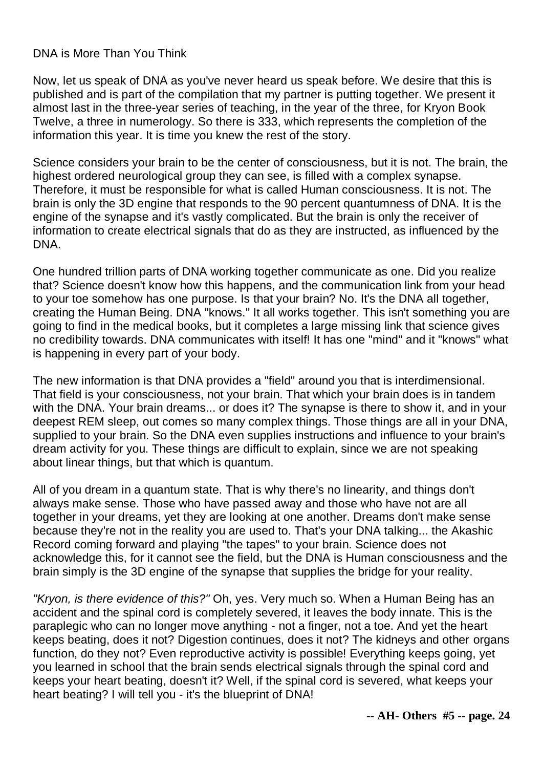DNA is More Than You Think

Now, let us speak of DNA as you've never heard us speak before. We desire that this is published and is part of the compilation that my partner is putting together. We present it almost last in the three-year series of teaching, in the year of the three, for Kryon Book Twelve, a three in numerology. So there is 333, which represents the completion of the information this year. It is time you knew the rest of the story.

Science considers your brain to be the center of consciousness, but it is not. The brain, the highest ordered neurological group they can see, is filled with a complex synapse. Therefore, it must be responsible for what is called Human consciousness. It is not. The brain is only the 3D engine that responds to the 90 percent quantumness of DNA. It is the engine of the synapse and it's vastly complicated. But the brain is only the receiver of information to create electrical signals that do as they are instructed, as influenced by the DNA.

One hundred trillion parts of DNA working together communicate as one. Did you realize that? Science doesn't know how this happens, and the communication link from your head to your toe somehow has one purpose. Is that your brain? No. It's the DNA all together, creating the Human Being. DNA "knows." It all works together. This isn't something you are going to find in the medical books, but it completes a large missing link that science gives no credibility towards. DNA communicates with itself! It has one "mind" and it "knows" what is happening in every part of your body.

The new information is that DNA provides a "field" around you that is interdimensional. That field is your consciousness, not your brain. That which your brain does is in tandem with the DNA. Your brain dreams... or does it? The synapse is there to show it, and in your deepest REM sleep, out comes so many complex things. Those things are all in your DNA, supplied to your brain. So the DNA even supplies instructions and influence to your brain's dream activity for you. These things are difficult to explain, since we are not speaking about linear things, but that which is quantum.

All of you dream in a quantum state. That is why there's no linearity, and things don't always make sense. Those who have passed away and those who have not are all together in your dreams, yet they are looking at one another. Dreams don't make sense because they're not in the reality you are used to. That's your DNA talking... the Akashic Record coming forward and playing "the tapes" to your brain. Science does not acknowledge this, for it cannot see the field, but the DNA is Human consciousness and the brain simply is the 3D engine of the synapse that supplies the bridge for your reality.

*"Kryon, is there evidence of this?"* Oh, yes. Very much so. When a Human Being has an accident and the spinal cord is completely severed, it leaves the body innate. This is the paraplegic who can no longer move anything - not a finger, not a toe. And yet the heart keeps beating, does it not? Digestion continues, does it not? The kidneys and other organs function, do they not? Even reproductive activity is possible! Everything keeps going, yet you learned in school that the brain sends electrical signals through the spinal cord and keeps your heart beating, doesn't it? Well, if the spinal cord is severed, what keeps your heart beating? I will tell you - it's the blueprint of DNA!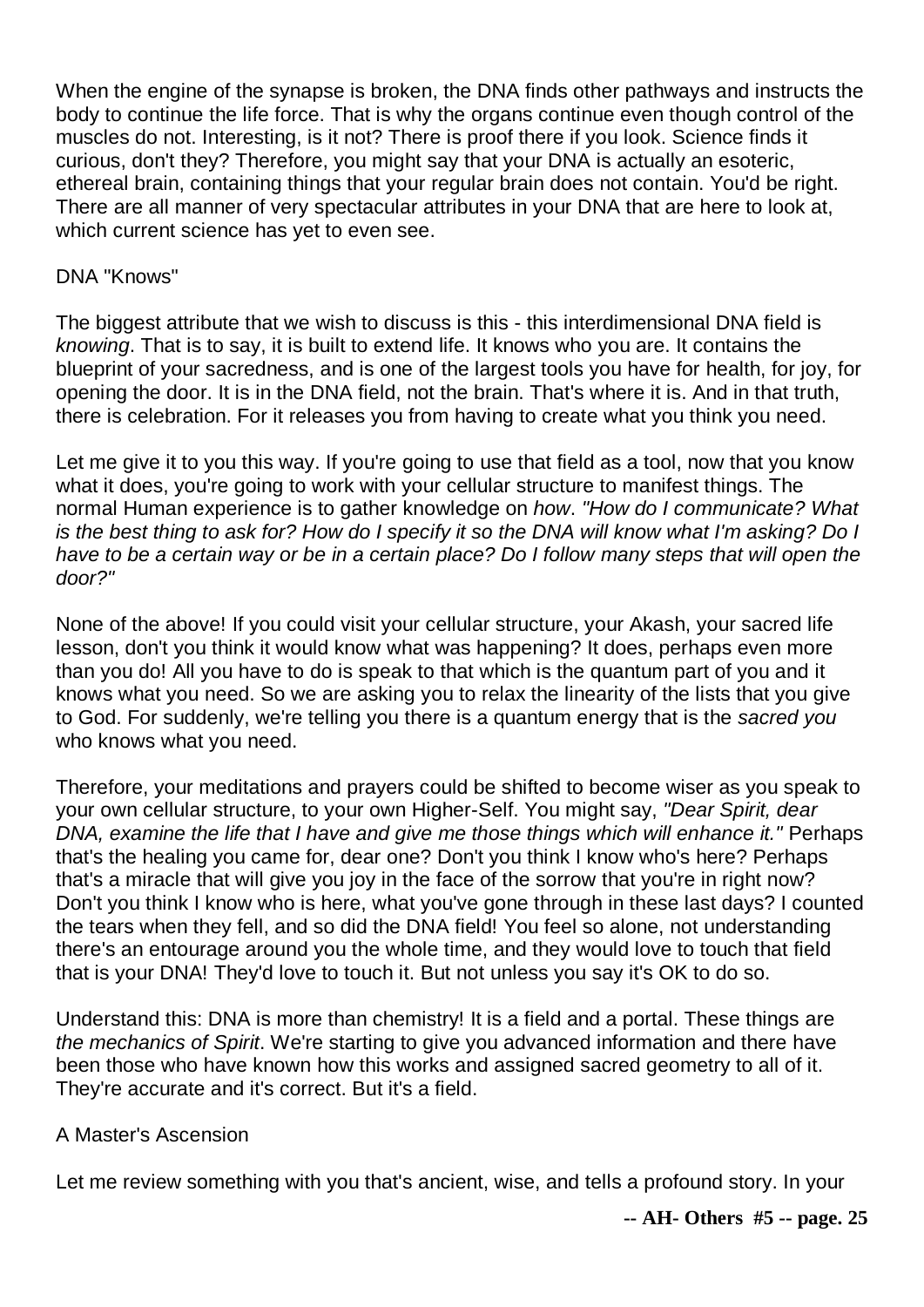When the engine of the synapse is broken, the DNA finds other pathways and instructs the body to continue the life force. That is why the organs continue even though control of the muscles do not. Interesting, is it not? There is proof there if you look. Science finds it curious, don't they? Therefore, you might say that your DNA is actually an esoteric, ethereal brain, containing things that your regular brain does not contain. You'd be right. There are all manner of very spectacular attributes in your DNA that are here to look at, which current science has yet to even see.

## DNA "Knows"

The biggest attribute that we wish to discuss is this - this interdimensional DNA field is *knowing*. That is to say, it is built to extend life. It knows who you are. It contains the blueprint of your sacredness, and is one of the largest tools you have for health, for joy, for opening the door. It is in the DNA field, not the brain. That's where it is. And in that truth, there is celebration. For it releases you from having to create what you think you need.

Let me give it to you this way. If you're going to use that field as a tool, now that you know what it does, you're going to work with your cellular structure to manifest things. The normal Human experience is to gather knowledge on *how*. *"How do I communicate? What is the best thing to ask for? How do I specify it so the DNA will know what I'm asking? Do I have to be a certain way or be in a certain place? Do I follow many steps that will open the door?"*

None of the above! If you could visit your cellular structure, your Akash, your sacred life lesson, don't you think it would know what was happening? It does, perhaps even more than you do! All you have to do is speak to that which is the quantum part of you and it knows what you need. So we are asking you to relax the linearity of the lists that you give to God. For suddenly, we're telling you there is a quantum energy that is the *sacred you* who knows what you need.

Therefore, your meditations and prayers could be shifted to become wiser as you speak to your own cellular structure, to your own Higher-Self. You might say, *"Dear Spirit, dear DNA, examine the life that I have and give me those things which will enhance it."* Perhaps that's the healing you came for, dear one? Don't you think I know who's here? Perhaps that's a miracle that will give you joy in the face of the sorrow that you're in right now? Don't you think I know who is here, what you've gone through in these last days? I counted the tears when they fell, and so did the DNA field! You feel so alone, not understanding there's an entourage around you the whole time, and they would love to touch that field that is your DNA! They'd love to touch it. But not unless you say it's OK to do so.

Understand this: DNA is more than chemistry! It is a field and a portal. These things are *the mechanics of Spirit*. We're starting to give you advanced information and there have been those who have known how this works and assigned sacred geometry to all of it. They're accurate and it's correct. But it's a field.

## A Master's Ascension

Let me review something with you that's ancient, wise, and tells a profound story. In your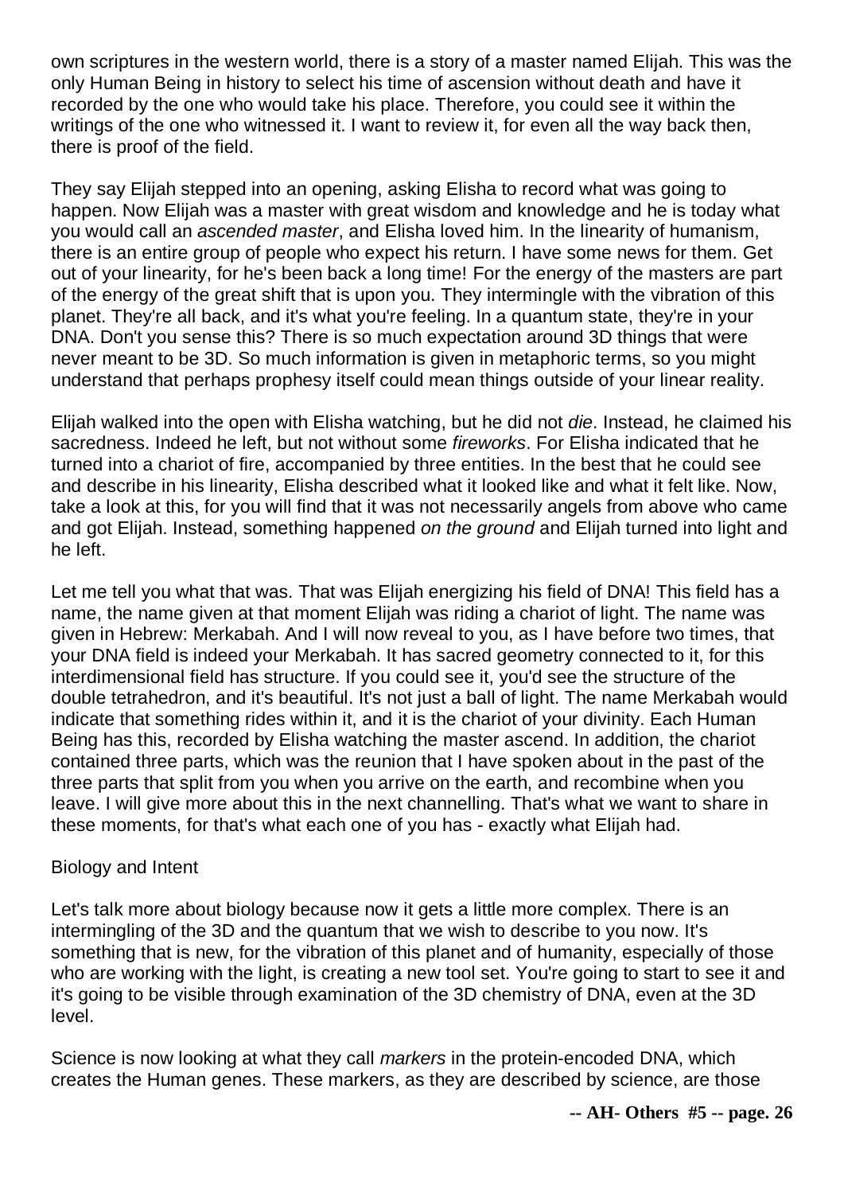own scriptures in the western world, there is a story of a master named Elijah. This was the only Human Being in history to select his time of ascension without death and have it recorded by the one who would take his place. Therefore, you could see it within the writings of the one who witnessed it. I want to review it, for even all the way back then, there is proof of the field.

They say Elijah stepped into an opening, asking Elisha to record what was going to happen. Now Elijah was a master with great wisdom and knowledge and he is today what you would call an *ascended master*, and Elisha loved him. In the linearity of humanism, there is an entire group of people who expect his return. I have some news for them. Get out of your linearity, for he's been back a long time! For the energy of the masters are part of the energy of the great shift that is upon you. They intermingle with the vibration of this planet. They're all back, and it's what you're feeling. In a quantum state, they're in your DNA. Don't you sense this? There is so much expectation around 3D things that were never meant to be 3D. So much information is given in metaphoric terms, so you might understand that perhaps prophesy itself could mean things outside of your linear reality.

Elijah walked into the open with Elisha watching, but he did not *die*. Instead, he claimed his sacredness. Indeed he left, but not without some *fireworks*. For Elisha indicated that he turned into a chariot of fire, accompanied by three entities. In the best that he could see and describe in his linearity, Elisha described what it looked like and what it felt like. Now, take a look at this, for you will find that it was not necessarily angels from above who came and got Elijah. Instead, something happened *on the ground* and Elijah turned into light and he left.

Let me tell you what that was. That was Elijah energizing his field of DNA! This field has a name, the name given at that moment Elijah was riding a chariot of light. The name was given in Hebrew: Merkabah. And I will now reveal to you, as I have before two times, that your DNA field is indeed your Merkabah. It has sacred geometry connected to it, for this interdimensional field has structure. If you could see it, you'd see the structure of the double tetrahedron, and it's beautiful. It's not just a ball of light. The name Merkabah would indicate that something rides within it, and it is the chariot of your divinity. Each Human Being has this, recorded by Elisha watching the master ascend. In addition, the chariot contained three parts, which was the reunion that I have spoken about in the past of the three parts that split from you when you arrive on the earth, and recombine when you leave. I will give more about this in the next channelling. That's what we want to share in these moments, for that's what each one of you has - exactly what Elijah had.

## Biology and Intent

Let's talk more about biology because now it gets a little more complex. There is an intermingling of the 3D and the quantum that we wish to describe to you now. It's something that is new, for the vibration of this planet and of humanity, especially of those who are working with the light, is creating a new tool set. You're going to start to see it and it's going to be visible through examination of the 3D chemistry of DNA, even at the 3D level.

Science is now looking at what they call *markers* in the protein-encoded DNA, which creates the Human genes. These markers, as they are described by science, are those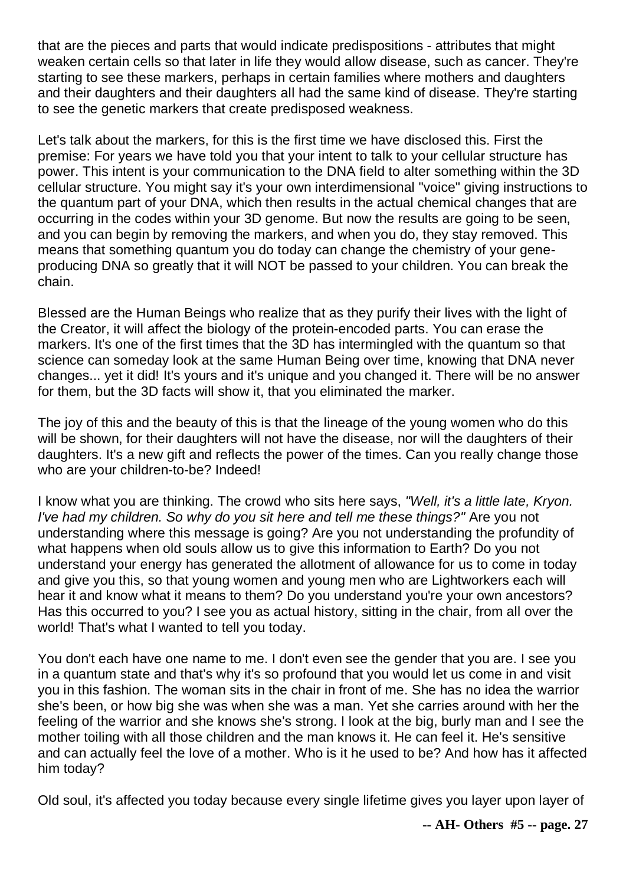that are the pieces and parts that would indicate predispositions - attributes that might weaken certain cells so that later in life they would allow disease, such as cancer. They're starting to see these markers, perhaps in certain families where mothers and daughters and their daughters and their daughters all had the same kind of disease. They're starting to see the genetic markers that create predisposed weakness.

Let's talk about the markers, for this is the first time we have disclosed this. First the premise: For years we have told you that your intent to talk to your cellular structure has power. This intent is your communication to the DNA field to alter something within the 3D cellular structure. You might say it's your own interdimensional "voice" giving instructions to the quantum part of your DNA, which then results in the actual chemical changes that are occurring in the codes within your 3D genome. But now the results are going to be seen, and you can begin by removing the markers, and when you do, they stay removed. This means that something quantum you do today can change the chemistry of your gene-producing DNA so greatly that it will NOT be passed to your children. You can break the chain.

Blessed are the Human Beings who realize that as they purify their lives with the light of the Creator, it will affect the biology of the protein-encoded parts. You can erase the markers. It's one of the first times that the 3D has intermingled with the quantum so that science can someday look at the same Human Being over time, knowing that DNA never changes... yet it did! It's yours and it's unique and you changed it. There will be no answer for them, but the 3D facts will show it, that you eliminated the marker.

The joy of this and the beauty of this is that the lineage of the young women who do this will be shown, for their daughters will not have the disease, nor will the daughters of their daughters. It's a new gift and reflects the power of the times. Can you really change those who are your children-to-be? Indeed!

I know what you are thinking. The crowd who sits here says, *"Well, it's a little late, Kryon. I've had my children. So why do you sit here and tell me these things?"* Are you not understanding where this message is going? Are you not understanding the profundity of what happens when old souls allow us to give this information to Earth? Do you not understand your energy has generated the allotment of allowance for us to come in today and give you this, so that young women and young men who are Lightworkers each will hear it and know what it means to them? Do you understand you're your own ancestors? Has this occurred to you? I see you as actual history, sitting in the chair, from all over the world! That's what I wanted to tell you today.

You don't each have one name to me. I don't even see the gender that you are. I see you in a quantum state and that's why it's so profound that you would let us come in and visit you in this fashion. The woman sits in the chair in front of me. She has no idea the warrior she's been, or how big she was when she was a man. Yet she carries around with her the feeling of the warrior and she knows she's strong. I look at the big, burly man and I see the mother toiling with all those children and the man knows it. He can feel it. He's sensitive and can actually feel the love of a mother. Who is it he used to be? And how has it affected him today?

Old soul, it's affected you today because every single lifetime gives you layer upon layer of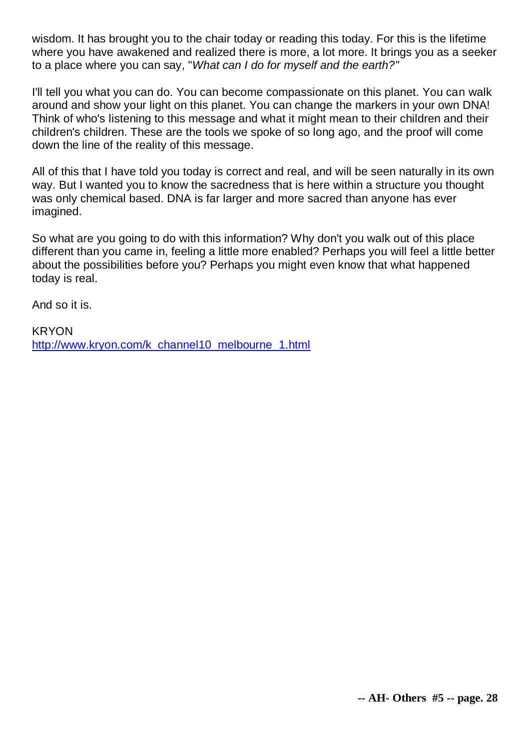wisdom. It has brought you to the chair today or reading this today. For this is the lifetime where you have awakened and realized there is more, a lot more. It brings you as a seeker to a place where you can say, "*What can I do for myself and the earth?"*

I'll tell you what you can do. You can become compassionate on this planet. You can walk around and show your light on this planet. You can change the markers in your own DNA! Think of who's listening to this message and what it might mean to their children and their children's children. These are the tools we spoke of so long ago, and the proof will come down the line of the reality of this message.

All of this that I have told you today is correct and real, and will be seen naturally in its own way. But I wanted you to know the sacredness that is here within a structure you thought was only chemical based. DNA is far larger and more sacred than anyone has ever imagined.

So what are you going to do with this information? Why don't you walk out of this place different than you came in, feeling a little more enabled? Perhaps you will feel a little better about the possibilities before you? Perhaps you might even know that what happened today is real.

And so it is.

KRYON
[http://www.kryon.com/k_channel10_melbourne_1.html](http://www.kryon.com/k_channel10_melbourne_1.html)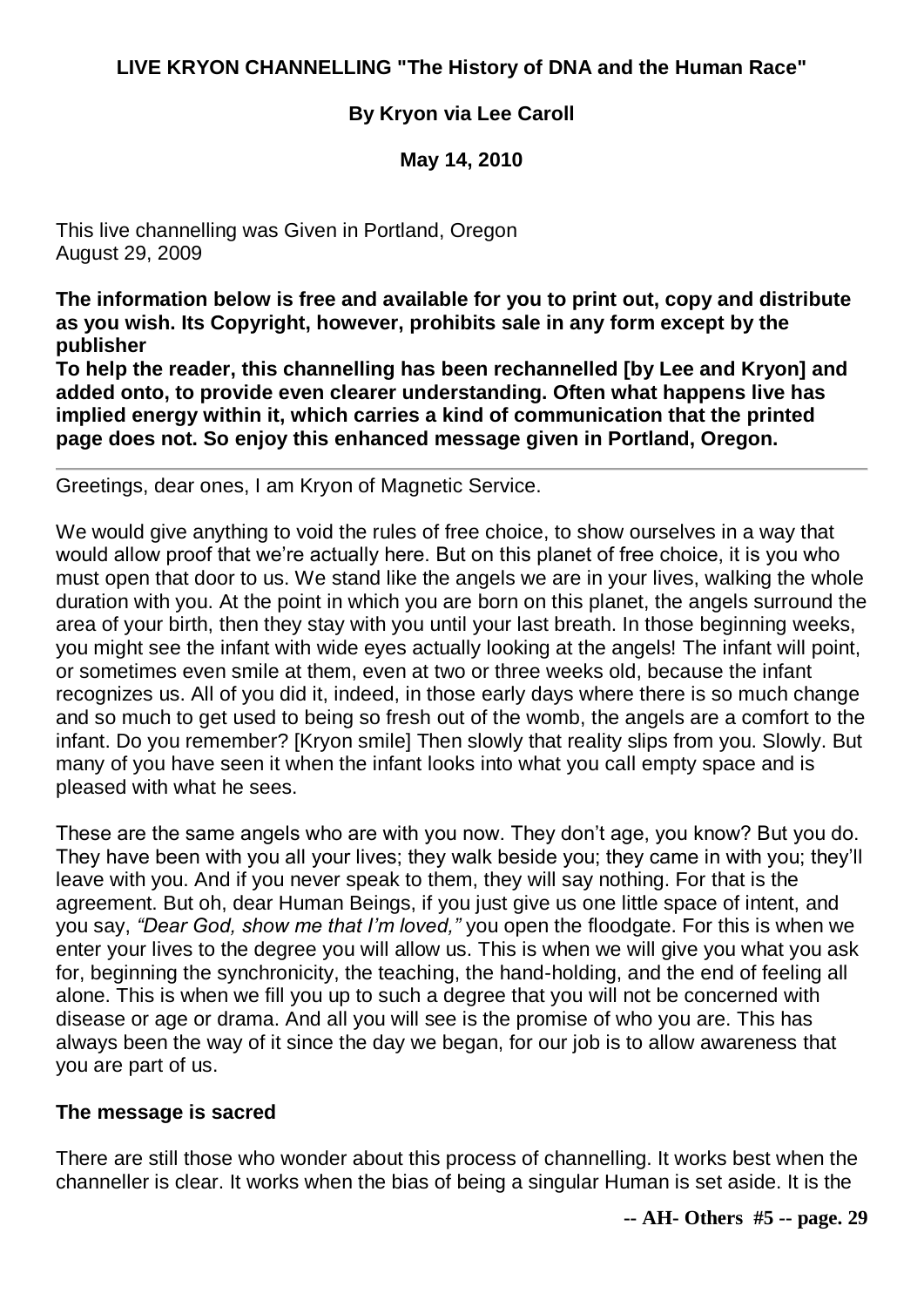**LIVE KRYON CHANNELLING "The History of DNA and the Human Race"**

**By Kryon via Lee Caroll**

**May 14, 2010**

This live channelling was Given in Portland, Oregon
August 29, 2009

**The information below is free and available for you to print out, copy and distribute as you wish. Its Copyright, however, prohibits sale in any form except by the publisher**
**To help the reader, this channelling has been rechannelled [by Lee and Kryon] and added onto, to provide even clearer understanding. Often what happens live has implied energy within it, which carries a kind of communication that the printed page does not. So enjoy this enhanced message given in Portland, Oregon.**

---

Greetings, dear ones, I am Kryon of Magnetic Service.

We would give anything to void the rules of free choice, to show ourselves in a way that would allow proof that we're actually here. But on this planet of free choice, it is you who must open that door to us. We stand like the angels we are in your lives, walking the whole duration with you. At the point in which you are born on this planet, the angels surround the area of your birth, then they stay with you until your last breath. In those beginning weeks, you might see the infant with wide eyes actually looking at the angels! The infant will point, or sometimes even smile at them, even at two or three weeks old, because the infant recognizes us. All of you did it, indeed, in those early days where there is so much change and so much to get used to being so fresh out of the womb, the angels are a comfort to the infant. Do you remember? [Kryon smile] Then slowly that reality slips from you. Slowly. But many of you have seen it when the infant looks into what you call empty space and is pleased with what he sees.

These are the same angels who are with you now. They don't age, you know? But you do. They have been with you all your lives; they walk beside you; they came in with you; they'll leave with you. And if you never speak to them, they will say nothing. For that is the agreement. But oh, dear Human Beings, if you just give us one little space of intent, and you say, *"Dear God, show me that I'm loved,"* you open the floodgate. For this is when we enter your lives to the degree you will allow us. This is when we will give you what you ask for, beginning the synchronicity, the teaching, the hand-holding, and the end of feeling all alone. This is when we fill you up to such a degree that you will not be concerned with disease or age or drama. And all you will see is the promise of who you are. This has always been the way of it since the day we began, for our job is to allow awareness that you are part of us.

### The message is sacred

There are still those who wonder about this process of channelling. It works best when the channeller is clear. It works when the bias of being a singular Human is set aside. It is the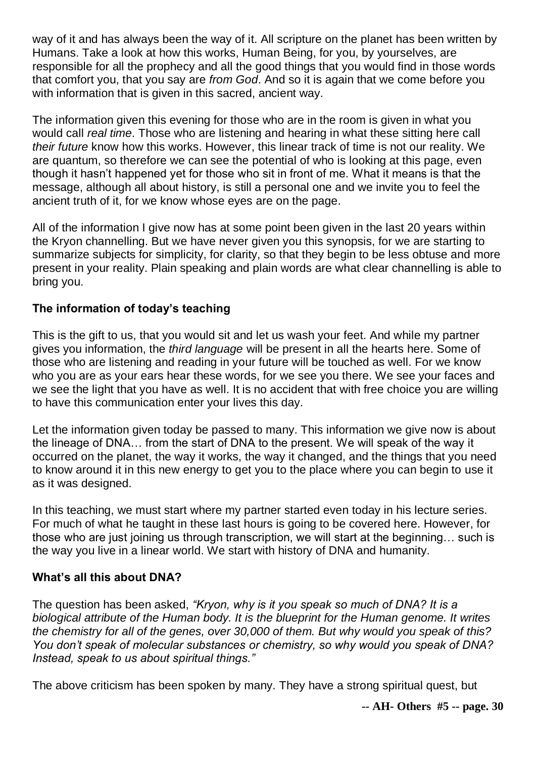way of it and has always been the way of it. All scripture on the planet has been written by Humans. Take a look at how this works, Human Being, for you, by yourselves, are responsible for all the prophecy and all the good things that you would find in those words that comfort you, that you say are *from God*. And so it is again that we come before you with information that is given in this sacred, ancient way.

The information given this evening for those who are in the room is given in what you would call *real time*. Those who are listening and hearing in what these sitting here call *their future* know how this works. However, this linear track of time is not our reality. We are quantum, so therefore we can see the potential of who is looking at this page, even though it hasn't happened yet for those who sit in front of me. What it means is that the message, although all about history, is still a personal one and we invite you to feel the ancient truth of it, for we know whose eyes are on the page.

All of the information I give now has at some point been given in the last 20 years within the Kryon channelling. But we have never given you this synopsis, for we are starting to summarize subjects for simplicity, for clarity, so that they begin to be less obtuse and more present in your reality. Plain speaking and plain words are what clear channelling is able to bring you.

### The information of today's teaching

This is the gift to us, that you would sit and let us wash your feet. And while my partner gives you information, the *third language* will be present in all the hearts here. Some of those who are listening and reading in your future will be touched as well. For we know who you are as your ears hear these words, for we see you there. We see your faces and we see the light that you have as well. It is no accident that with free choice you are willing to have this communication enter your lives this day.

Let the information given today be passed to many. This information we give now is about the lineage of DNA… from the start of DNA to the present. We will speak of the way it occurred on the planet, the way it works, the way it changed, and the things that you need to know around it in this new energy to get you to the place where you can begin to use it as it was designed.

In this teaching, we must start where my partner started even today in his lecture series. For much of what he taught in these last hours is going to be covered here. However, for those who are just joining us through transcription, we will start at the beginning… such is the way you live in a linear world. We start with history of DNA and humanity.

### What's all this about DNA?

The question has been asked, *"Kryon, why is it you speak so much of DNA? It is a biological attribute of the Human body. It is the blueprint for the Human genome. It writes the chemistry for all of the genes, over 30,000 of them. But why would you speak of this? You don't speak of molecular substances or chemistry, so why would you speak of DNA? Instead, speak to us about spiritual things."*

The above criticism has been spoken by many. They have a strong spiritual quest, but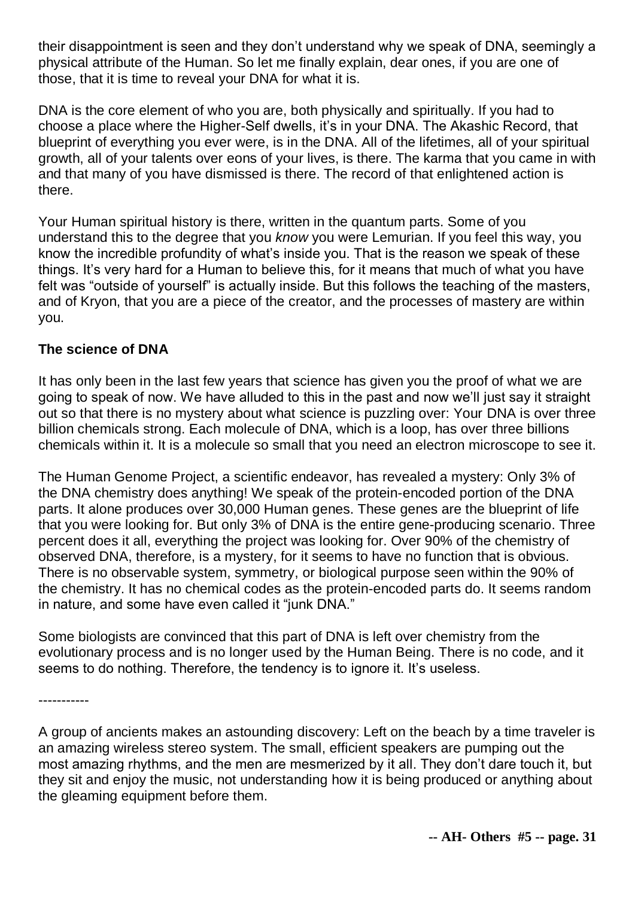their disappointment is seen and they don't understand why we speak of DNA, seemingly a physical attribute of the Human. So let me finally explain, dear ones, if you are one of those, that it is time to reveal your DNA for what it is.

DNA is the core element of who you are, both physically and spiritually. If you had to choose a place where the Higher-Self dwells, it's in your DNA. The Akashic Record, that blueprint of everything you ever were, is in the DNA. All of the lifetimes, all of your spiritual growth, all of your talents over eons of your lives, is there. The karma that you came in with and that many of you have dismissed is there. The record of that enlightened action is there.

Your Human spiritual history is there, written in the quantum parts. Some of you understand this to the degree that you *know* you were Lemurian. If you feel this way, you know the incredible profundity of what's inside you. That is the reason we speak of these things. It's very hard for a Human to believe this, for it means that much of what you have felt was "outside of yourself" is actually inside. But this follows the teaching of the masters, and of Kryon, that you are a piece of the creator, and the processes of mastery are within you.

**The science of DNA**

It has only been in the last few years that science has given you the proof of what we are going to speak of now. We have alluded to this in the past and now we'll just say it straight out so that there is no mystery about what science is puzzling over: Your DNA is over three billion chemicals strong. Each molecule of DNA, which is a loop, has over three billions chemicals within it. It is a molecule so small that you need an electron microscope to see it.

The Human Genome Project, a scientific endeavor, has revealed a mystery: Only 3% of the DNA chemistry does anything! We speak of the protein-encoded portion of the DNA parts. It alone produces over 30,000 Human genes. These genes are the blueprint of life that you were looking for. But only 3% of DNA is the entire gene-producing scenario. Three percent does it all, everything the project was looking for. Over 90% of the chemistry of observed DNA, therefore, is a mystery, for it seems to have no function that is obvious. There is no observable system, symmetry, or biological purpose seen within the 90% of the chemistry. It has no chemical codes as the protein-encoded parts do. It seems random in nature, and some have even called it "junk DNA."

Some biologists are convinced that this part of DNA is left over chemistry from the evolutionary process and is no longer used by the Human Being. There is no code, and it seems to do nothing. Therefore, the tendency is to ignore it. It's useless.

-----------

A group of ancients makes an astounding discovery: Left on the beach by a time traveler is an amazing wireless stereo system. The small, efficient speakers are pumping out the most amazing rhythms, and the men are mesmerized by it all. They don't dare touch it, but they sit and enjoy the music, not understanding how it is being produced or anything about the gleaming equipment before them.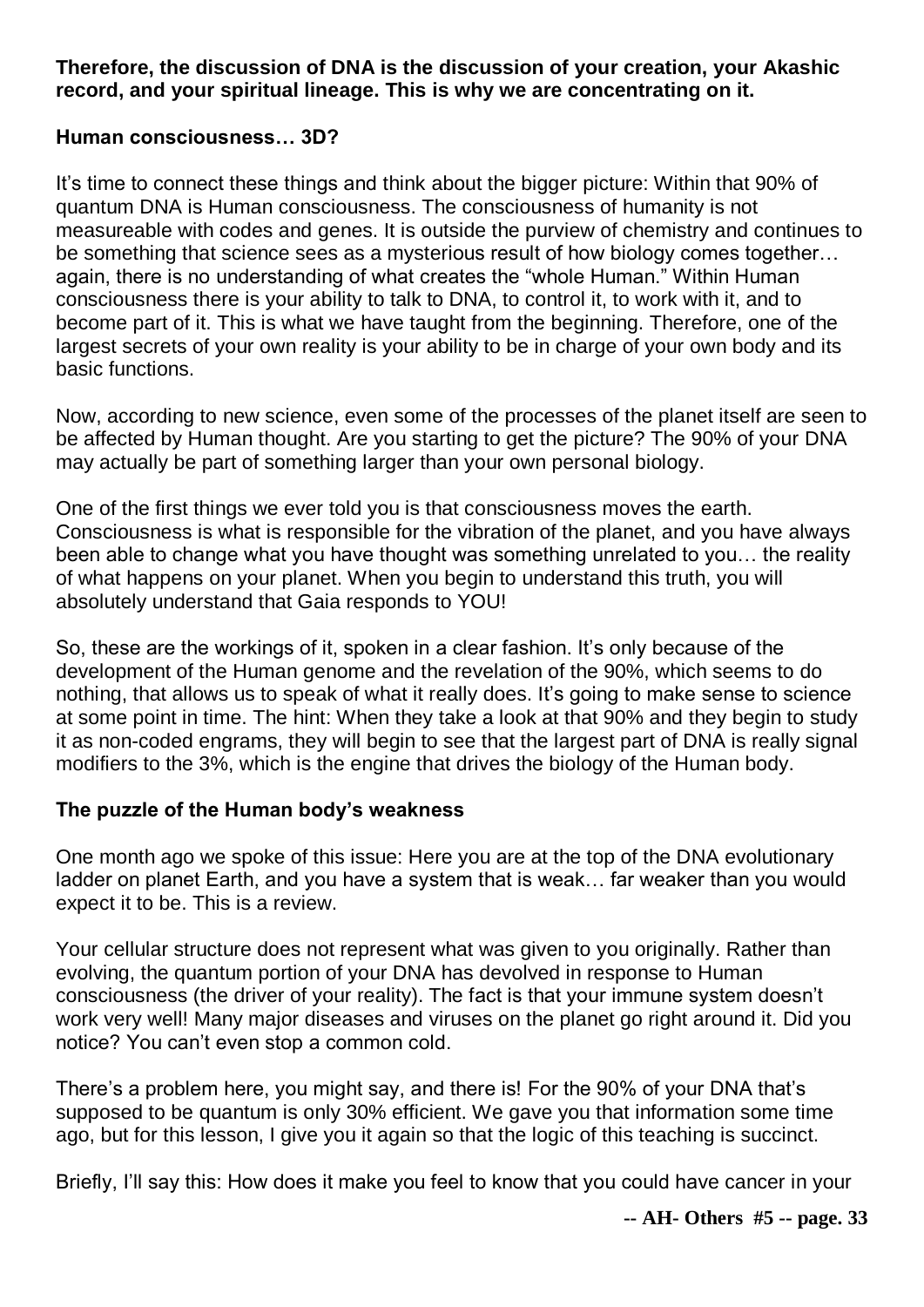**Therefore, the discussion of DNA is the discussion of your creation, your Akashic record, and your spiritual lineage. This is why we are concentrating on it.**

### Human consciousness… 3D?

It's time to connect these things and think about the bigger picture: Within that 90% of quantum DNA is Human consciousness. The consciousness of humanity is not measureable with codes and genes. It is outside the purview of chemistry and continues to be something that science sees as a mysterious result of how biology comes together… again, there is no understanding of what creates the "whole Human." Within Human consciousness there is your ability to talk to DNA, to control it, to work with it, and to become part of it. This is what we have taught from the beginning. Therefore, one of the largest secrets of your own reality is your ability to be in charge of your own body and its basic functions.

Now, according to new science, even some of the processes of the planet itself are seen to be affected by Human thought. Are you starting to get the picture? The 90% of your DNA may actually be part of something larger than your own personal biology.

One of the first things we ever told you is that consciousness moves the earth. Consciousness is what is responsible for the vibration of the planet, and you have always been able to change what you have thought was something unrelated to you… the reality of what happens on your planet. When you begin to understand this truth, you will absolutely understand that Gaia responds to YOU!

So, these are the workings of it, spoken in a clear fashion. It's only because of the development of the Human genome and the revelation of the 90%, which seems to do nothing, that allows us to speak of what it really does. It's going to make sense to science at some point in time. The hint: When they take a look at that 90% and they begin to study it as non-coded engrams, they will begin to see that the largest part of DNA is really signal modifiers to the 3%, which is the engine that drives the biology of the Human body.

### The puzzle of the Human body's weakness

One month ago we spoke of this issue: Here you are at the top of the DNA evolutionary ladder on planet Earth, and you have a system that is weak… far weaker than you would expect it to be. This is a review.

Your cellular structure does not represent what was given to you originally. Rather than evolving, the quantum portion of your DNA has devolved in response to Human consciousness (the driver of your reality). The fact is that your immune system doesn't work very well! Many major diseases and viruses on the planet go right around it. Did you notice? You can't even stop a common cold.

There's a problem here, you might say, and there is! For the 90% of your DNA that's supposed to be quantum is only 30% efficient. We gave you that information some time ago, but for this lesson, I give you it again so that the logic of this teaching is succinct.

Briefly, I'll say this: How does it make you feel to know that you could have cancer in your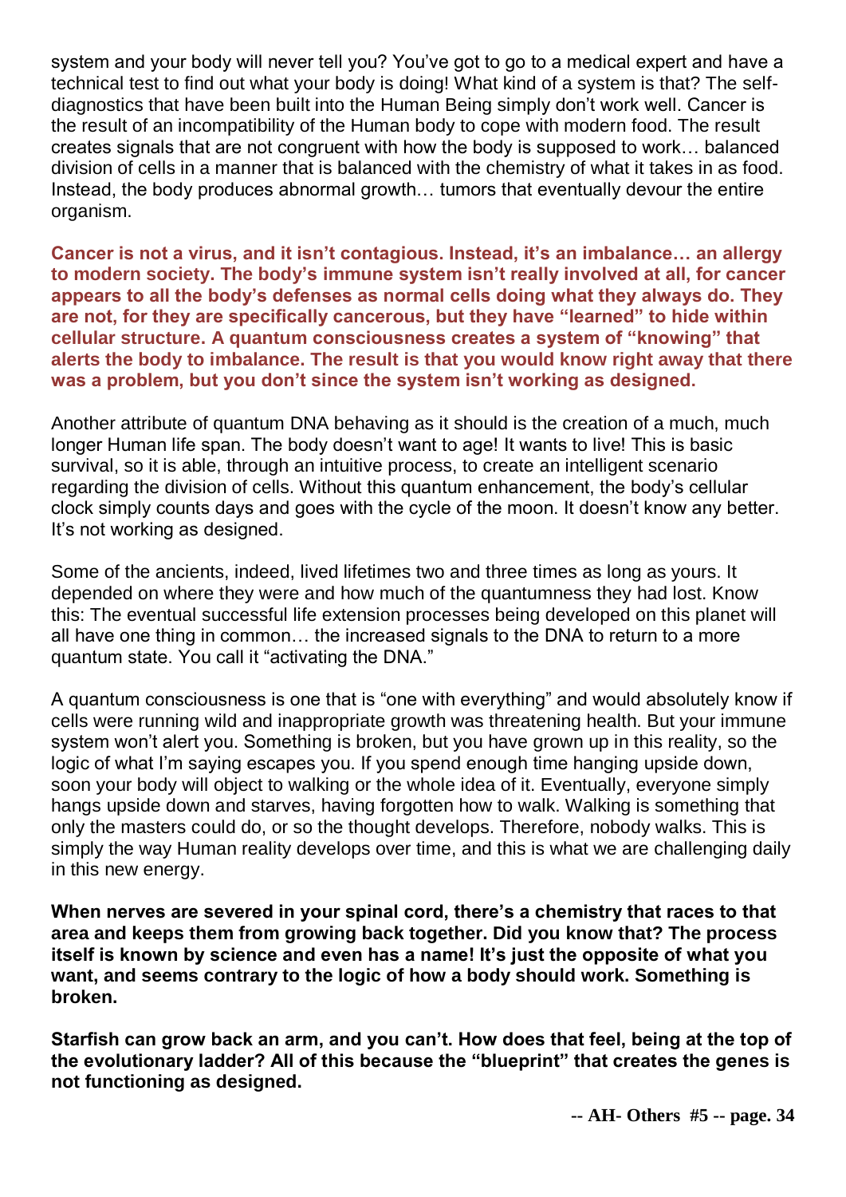system and your body will never tell you? You've got to go to a medical expert and have a technical test to find out what your body is doing! What kind of a system is that? The self-diagnostics that have been built into the Human Being simply don't work well. Cancer is the result of an incompatibility of the Human body to cope with modern food. The result creates signals that are not congruent with how the body is supposed to work… balanced division of cells in a manner that is balanced with the chemistry of what it takes in as food. Instead, the body produces abnormal growth… tumors that eventually devour the entire organism.

**Cancer is not a virus, and it isn't contagious. Instead, it's an imbalance… an allergy to modern society. The body's immune system isn't really involved at all, for cancer appears to all the body's defenses as normal cells doing what they always do. They are not, for they are specifically cancerous, but they have "learned" to hide within cellular structure. A quantum consciousness creates a system of "knowing" that alerts the body to imbalance. The result is that you would know right away that there was a problem, but you don't since the system isn't working as designed.**

Another attribute of quantum DNA behaving as it should is the creation of a much, much longer Human life span. The body doesn't want to age! It wants to live! This is basic survival, so it is able, through an intuitive process, to create an intelligent scenario regarding the division of cells. Without this quantum enhancement, the body's cellular clock simply counts days and goes with the cycle of the moon. It doesn't know any better. It's not working as designed.

Some of the ancients, indeed, lived lifetimes two and three times as long as yours. It depended on where they were and how much of the quantumness they had lost. Know this: The eventual successful life extension processes being developed on this planet will all have one thing in common… the increased signals to the DNA to return to a more quantum state. You call it "activating the DNA."

A quantum consciousness is one that is "one with everything" and would absolutely know if cells were running wild and inappropriate growth was threatening health. But your immune system won't alert you. Something is broken, but you have grown up in this reality, so the logic of what I'm saying escapes you. If you spend enough time hanging upside down, soon your body will object to walking or the whole idea of it. Eventually, everyone simply hangs upside down and starves, having forgotten how to walk. Walking is something that only the masters could do, or so the thought develops. Therefore, nobody walks. This is simply the way Human reality develops over time, and this is what we are challenging daily in this new energy.

**When nerves are severed in your spinal cord, there's a chemistry that races to that area and keeps them from growing back together. Did you know that? The process itself is known by science and even has a name! It's just the opposite of what you want, and seems contrary to the logic of how a body should work. Something is broken.**

**Starfish can grow back an arm, and you can't. How does that feel, being at the top of the evolutionary ladder? All of this because the "blueprint" that creates the genes is not functioning as designed.**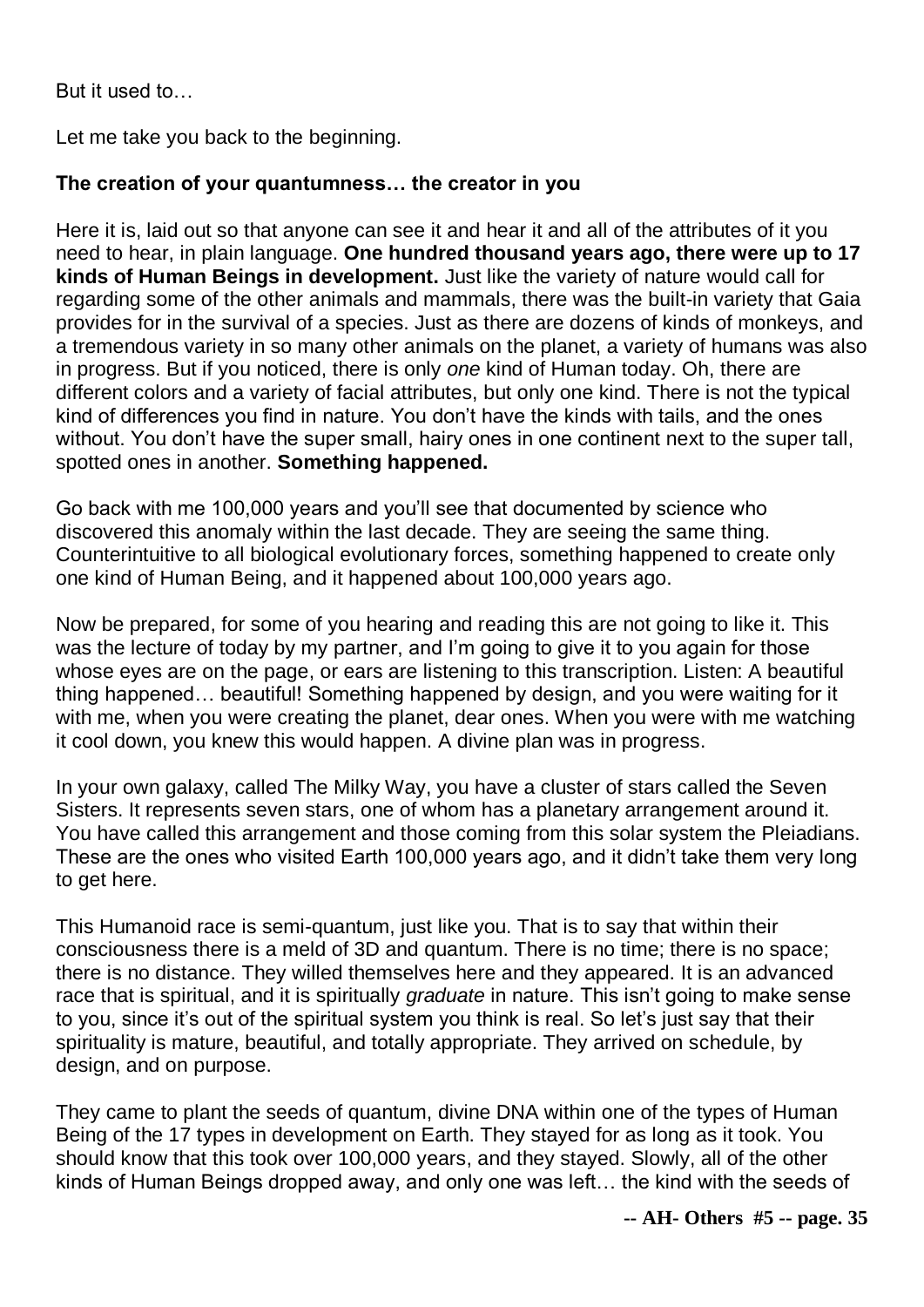But it used to…

Let me take you back to the beginning.

**The creation of your quantumness… the creator in you**

Here it is, laid out so that anyone can see it and hear it and all of the attributes of it you need to hear, in plain language. **One hundred thousand years ago, there were up to 17 kinds of Human Beings in development.** Just like the variety of nature would call for regarding some of the other animals and mammals, there was the built-in variety that Gaia provides for in the survival of a species. Just as there are dozens of kinds of monkeys, and a tremendous variety in so many other animals on the planet, a variety of humans was also in progress. But if you noticed, there is only *one* kind of Human today. Oh, there are different colors and a variety of facial attributes, but only one kind. There is not the typical kind of differences you find in nature. You don't have the kinds with tails, and the ones without. You don't have the super small, hairy ones in one continent next to the super tall, spotted ones in another. **Something happened.**

Go back with me 100,000 years and you'll see that documented by science who discovered this anomaly within the last decade. They are seeing the same thing. Counterintuitive to all biological evolutionary forces, something happened to create only one kind of Human Being, and it happened about 100,000 years ago.

Now be prepared, for some of you hearing and reading this are not going to like it. This was the lecture of today by my partner, and I'm going to give it to you again for those whose eyes are on the page, or ears are listening to this transcription. Listen: A beautiful thing happened… beautiful! Something happened by design, and you were waiting for it with me, when you were creating the planet, dear ones. When you were with me watching it cool down, you knew this would happen. A divine plan was in progress.

In your own galaxy, called The Milky Way, you have a cluster of stars called the Seven Sisters. It represents seven stars, one of whom has a planetary arrangement around it. You have called this arrangement and those coming from this solar system the Pleiadians. These are the ones who visited Earth 100,000 years ago, and it didn't take them very long to get here.

This Humanoid race is semi-quantum, just like you. That is to say that within their consciousness there is a meld of 3D and quantum. There is no time; there is no space; there is no distance. They willed themselves here and they appeared. It is an advanced race that is spiritual, and it is spiritually *graduate* in nature. This isn't going to make sense to you, since it's out of the spiritual system you think is real. So let's just say that their spirituality is mature, beautiful, and totally appropriate. They arrived on schedule, by design, and on purpose.

They came to plant the seeds of quantum, divine DNA within one of the types of Human Being of the 17 types in development on Earth. They stayed for as long as it took. You should know that this took over 100,000 years, and they stayed. Slowly, all of the other kinds of Human Beings dropped away, and only one was left… the kind with the seeds of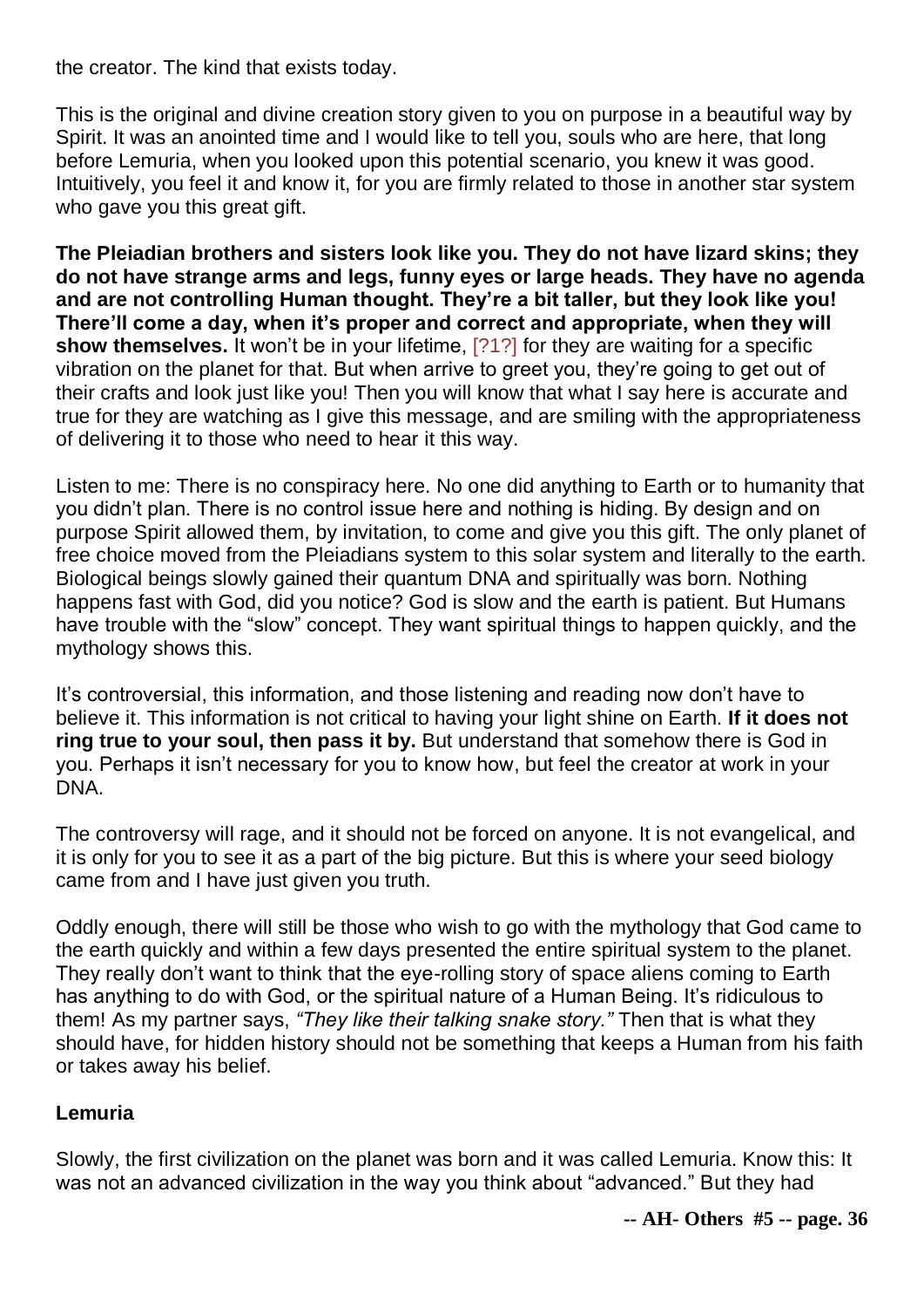the creator. The kind that exists today.

This is the original and divine creation story given to you on purpose in a beautiful way by Spirit. It was an anointed time and I would like to tell you, souls who are here, that long before Lemuria, when you looked upon this potential scenario, you knew it was good. Intuitively, you feel it and know it, for you are firmly related to those in another star system who gave you this great gift.

**The Pleiadian brothers and sisters look like you. They do not have lizard skins; they do not have strange arms and legs, funny eyes or large heads. They have no agenda and are not controlling Human thought. They're a bit taller, but they look like you! There'll come a day, when it's proper and correct and appropriate, when they will show themselves.** It won't be in your lifetime, [?1?] for they are waiting for a specific vibration on the planet for that. But when arrive to greet you, they're going to get out of their crafts and look just like you! Then you will know that what I say here is accurate and true for they are watching as I give this message, and are smiling with the appropriateness of delivering it to those who need to hear it this way.

Listen to me: There is no conspiracy here. No one did anything to Earth or to humanity that you didn't plan. There is no control issue here and nothing is hiding. By design and on purpose Spirit allowed them, by invitation, to come and give you this gift. The only planet of free choice moved from the Pleiadians system to this solar system and literally to the earth. Biological beings slowly gained their quantum DNA and spiritually was born. Nothing happens fast with God, did you notice? God is slow and the earth is patient. But Humans have trouble with the "slow" concept. They want spiritual things to happen quickly, and the mythology shows this.

It's controversial, this information, and those listening and reading now don't have to believe it. This information is not critical to having your light shine on Earth. **If it does not ring true to your soul, then pass it by.** But understand that somehow there is God in you. Perhaps it isn't necessary for you to know how, but feel the creator at work in your DNA.

The controversy will rage, and it should not be forced on anyone. It is not evangelical, and it is only for you to see it as a part of the big picture. But this is where your seed biology came from and I have just given you truth.

Oddly enough, there will still be those who wish to go with the mythology that God came to the earth quickly and within a few days presented the entire spiritual system to the planet. They really don't want to think that the eye-rolling story of space aliens coming to Earth has anything to do with God, or the spiritual nature of a Human Being. It's ridiculous to them! As my partner says, *"They like their talking snake story."* Then that is what they should have, for hidden history should not be something that keeps a Human from his faith or takes away his belief.

### Lemuria

Slowly, the first civilization on the planet was born and it was called Lemuria. Know this: It was not an advanced civilization in the way you think about "advanced." But they had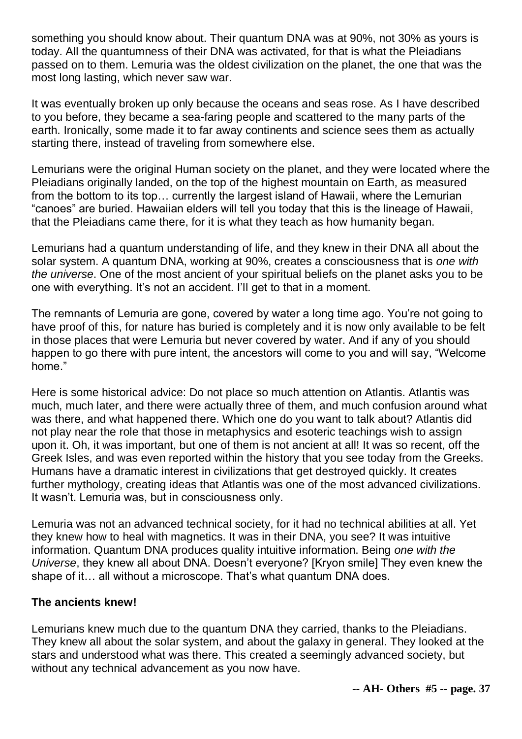something you should know about. Their quantum DNA was at 90%, not 30% as yours is today. All the quantumness of their DNA was activated, for that is what the Pleiadians passed on to them. Lemuria was the oldest civilization on the planet, the one that was the most long lasting, which never saw war.

It was eventually broken up only because the oceans and seas rose. As I have described to you before, they became a sea-faring people and scattered to the many parts of the earth. Ironically, some made it to far away continents and science sees them as actually starting there, instead of traveling from somewhere else.

Lemurians were the original Human society on the planet, and they were located where the Pleiadians originally landed, on the top of the highest mountain on Earth, as measured from the bottom to its top… currently the largest island of Hawaii, where the Lemurian "canoes" are buried. Hawaiian elders will tell you today that this is the lineage of Hawaii, that the Pleiadians came there, for it is what they teach as how humanity began.

Lemurians had a quantum understanding of life, and they knew in their DNA all about the solar system. A quantum DNA, working at 90%, creates a consciousness that is *one with the universe*. One of the most ancient of your spiritual beliefs on the planet asks you to be one with everything. It's not an accident. I'll get to that in a moment.

The remnants of Lemuria are gone, covered by water a long time ago. You're not going to have proof of this, for nature has buried is completely and it is now only available to be felt in those places that were Lemuria but never covered by water. And if any of you should happen to go there with pure intent, the ancestors will come to you and will say, "Welcome home."

Here is some historical advice: Do not place so much attention on Atlantis. Atlantis was much, much later, and there were actually three of them, and much confusion around what was there, and what happened there. Which one do you want to talk about? Atlantis did not play near the role that those in metaphysics and esoteric teachings wish to assign upon it. Oh, it was important, but one of them is not ancient at all! It was so recent, off the Greek Isles, and was even reported within the history that you see today from the Greeks. Humans have a dramatic interest in civilizations that get destroyed quickly. It creates further mythology, creating ideas that Atlantis was one of the most advanced civilizations. It wasn't. Lemuria was, but in consciousness only.

Lemuria was not an advanced technical society, for it had no technical abilities at all. Yet they knew how to heal with magnetics. It was in their DNA, you see? It was intuitive information. Quantum DNA produces quality intuitive information. Being *one with the Universe*, they knew all about DNA. Doesn't everyone? [Kryon smile] They even knew the shape of it… all without a microscope. That's what quantum DNA does.

**The ancients knew!**

Lemurians knew much due to the quantum DNA they carried, thanks to the Pleiadians. They knew all about the solar system, and about the galaxy in general. They looked at the stars and understood what was there. This created a seemingly advanced society, but without any technical advancement as you now have.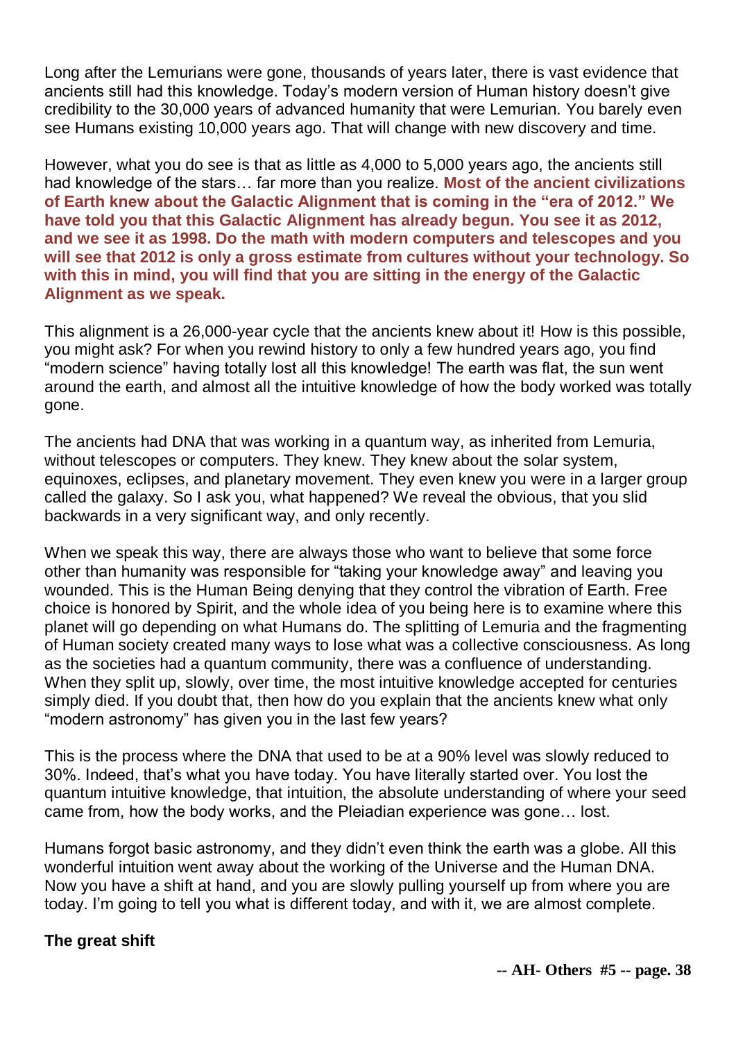Long after the Lemurians were gone, thousands of years later, there is vast evidence that ancients still had this knowledge. Today's modern version of Human history doesn't give credibility to the 30,000 years of advanced humanity that were Lemurian. You barely even see Humans existing 10,000 years ago. That will change with new discovery and time.

However, what you do see is that as little as 4,000 to 5,000 years ago, the ancients still had knowledge of the stars… far more than you realize. **Most of the ancient civilizations of Earth knew about the Galactic Alignment that is coming in the "era of 2012." We have told you that this Galactic Alignment has already begun. You see it as 2012, and we see it as 1998. Do the math with modern computers and telescopes and you will see that 2012 is only a gross estimate from cultures without your technology. So with this in mind, you will find that you are sitting in the energy of the Galactic Alignment as we speak.**

This alignment is a 26,000-year cycle that the ancients knew about it! How is this possible, you might ask? For when you rewind history to only a few hundred years ago, you find "modern science" having totally lost all this knowledge! The earth was flat, the sun went around the earth, and almost all the intuitive knowledge of how the body worked was totally gone.

The ancients had DNA that was working in a quantum way, as inherited from Lemuria, without telescopes or computers. They knew. They knew about the solar system, equinoxes, eclipses, and planetary movement. They even knew you were in a larger group called the galaxy. So I ask you, what happened? We reveal the obvious, that you slid backwards in a very significant way, and only recently.

When we speak this way, there are always those who want to believe that some force other than humanity was responsible for "taking your knowledge away" and leaving you wounded. This is the Human Being denying that they control the vibration of Earth. Free choice is honored by Spirit, and the whole idea of you being here is to examine where this planet will go depending on what Humans do. The splitting of Lemuria and the fragmenting of Human society created many ways to lose what was a collective consciousness. As long as the societies had a quantum community, there was a confluence of understanding. When they split up, slowly, over time, the most intuitive knowledge accepted for centuries simply died. If you doubt that, then how do you explain that the ancients knew what only "modern astronomy" has given you in the last few years?

This is the process where the DNA that used to be at a 90% level was slowly reduced to 30%. Indeed, that's what you have today. You have literally started over. You lost the quantum intuitive knowledge, that intuition, the absolute understanding of where your seed came from, how the body works, and the Pleiadian experience was gone… lost.

Humans forgot basic astronomy, and they didn't even think the earth was a globe. All this wonderful intuition went away about the working of the Universe and the Human DNA. Now you have a shift at hand, and you are slowly pulling yourself up from where you are today. I'm going to tell you what is different today, and with it, we are almost complete.

**The great shift**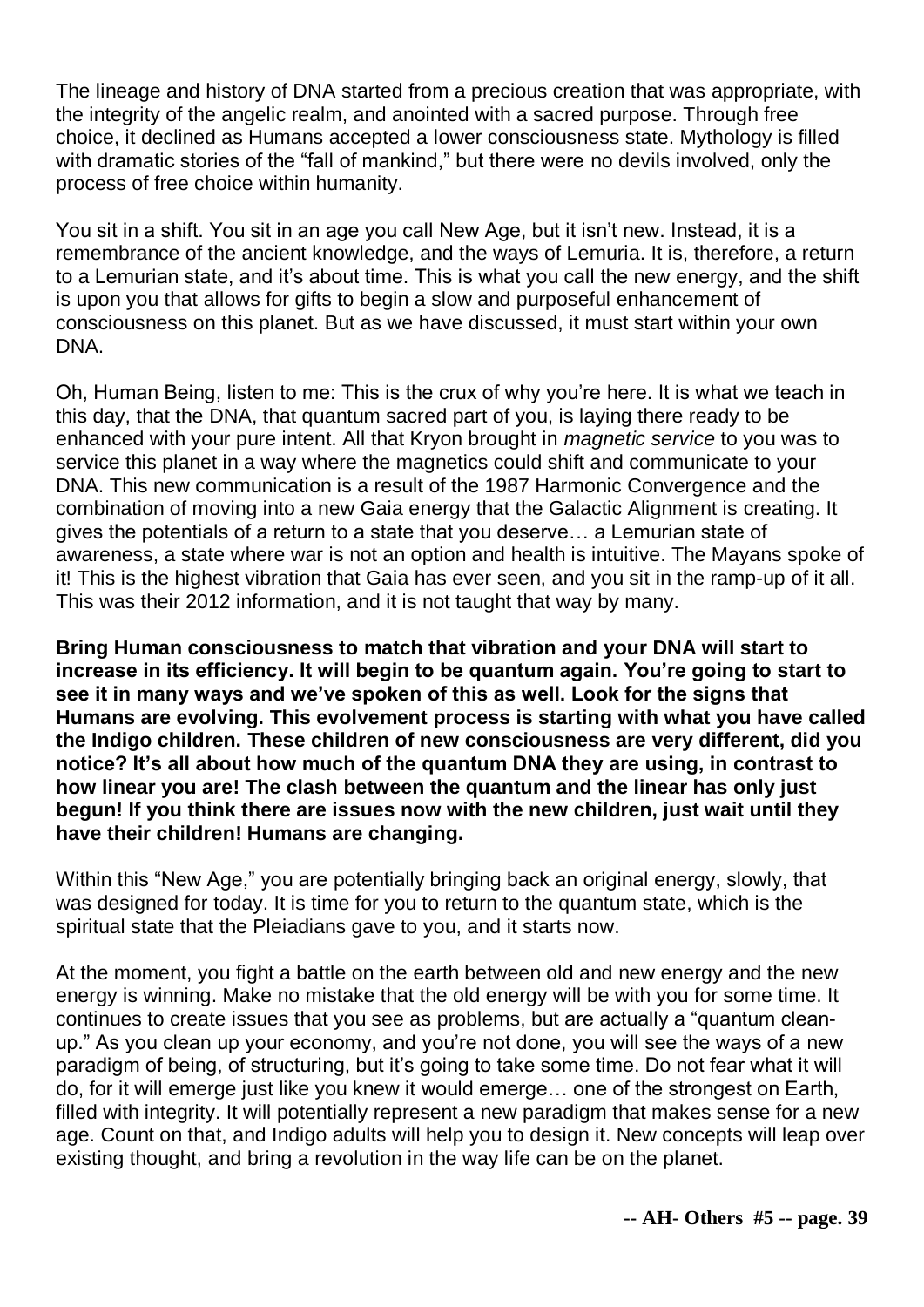The lineage and history of DNA started from a precious creation that was appropriate, with the integrity of the angelic realm, and anointed with a sacred purpose. Through free choice, it declined as Humans accepted a lower consciousness state. Mythology is filled with dramatic stories of the "fall of mankind," but there were no devils involved, only the process of free choice within humanity.

You sit in a shift. You sit in an age you call New Age, but it isn't new. Instead, it is a remembrance of the ancient knowledge, and the ways of Lemuria. It is, therefore, a return to a Lemurian state, and it's about time. This is what you call the new energy, and the shift is upon you that allows for gifts to begin a slow and purposeful enhancement of consciousness on this planet. But as we have discussed, it must start within your own DNA.

Oh, Human Being, listen to me: This is the crux of why you're here. It is what we teach in this day, that the DNA, that quantum sacred part of you, is laying there ready to be enhanced with your pure intent. All that Kryon brought in *magnetic service* to you was to service this planet in a way where the magnetics could shift and communicate to your DNA. This new communication is a result of the 1987 Harmonic Convergence and the combination of moving into a new Gaia energy that the Galactic Alignment is creating. It gives the potentials of a return to a state that you deserve… a Lemurian state of awareness, a state where war is not an option and health is intuitive. The Mayans spoke of it! This is the highest vibration that Gaia has ever seen, and you sit in the ramp-up of it all. This was their 2012 information, and it is not taught that way by many.

**Bring Human consciousness to match that vibration and your DNA will start to increase in its efficiency. It will begin to be quantum again. You're going to start to see it in many ways and we've spoken of this as well. Look for the signs that Humans are evolving. This evolvement process is starting with what you have called the Indigo children. These children of new consciousness are very different, did you notice? It's all about how much of the quantum DNA they are using, in contrast to how linear you are! The clash between the quantum and the linear has only just begun! If you think there are issues now with the new children, just wait until they have their children! Humans are changing.**

Within this "New Age," you are potentially bringing back an original energy, slowly, that was designed for today. It is time for you to return to the quantum state, which is the spiritual state that the Pleiadians gave to you, and it starts now.

At the moment, you fight a battle on the earth between old and new energy and the new energy is winning. Make no mistake that the old energy will be with you for some time. It continues to create issues that you see as problems, but are actually a "quantum clean-up." As you clean up your economy, and you're not done, you will see the ways of a new paradigm of being, of structuring, but it's going to take some time. Do not fear what it will do, for it will emerge just like you knew it would emerge… one of the strongest on Earth, filled with integrity. It will potentially represent a new paradigm that makes sense for a new age. Count on that, and Indigo adults will help you to design it. New concepts will leap over existing thought, and bring a revolution in the way life can be on the planet.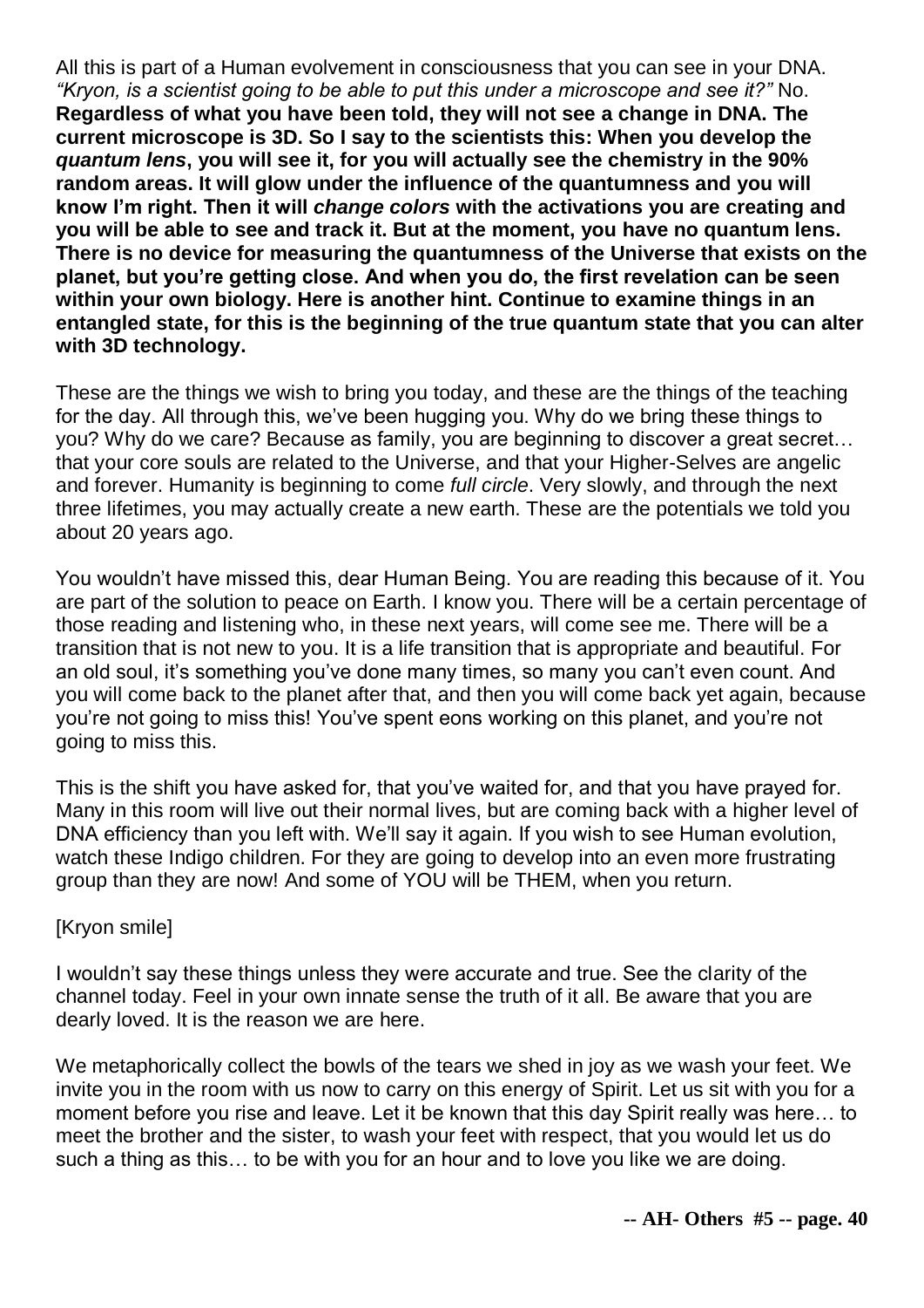All this is part of a Human evolvement in consciousness that you can see in your DNA. *"Kryon, is a scientist going to be able to put this under a microscope and see it?"* No. **Regardless of what you have been told, they will not see a change in DNA. The current microscope is 3D. So I say to the scientists this: When you develop the *quantum lens*, you will see it, for you will actually see the chemistry in the 90% random areas. It will glow under the influence of the quantumness and you will know I'm right. Then it will *change colors* with the activations you are creating and you will be able to see and track it. But at the moment, you have no quantum lens. There is no device for measuring the quantumness of the Universe that exists on the planet, but you're getting close. And when you do, the first revelation can be seen within your own biology. Here is another hint. Continue to examine things in an entangled state, for this is the beginning of the true quantum state that you can alter with 3D technology.**

These are the things we wish to bring you today, and these are the things of the teaching for the day. All through this, we've been hugging you. Why do we bring these things to you? Why do we care? Because as family, you are beginning to discover a great secret… that your core souls are related to the Universe, and that your Higher-Selves are angelic and forever. Humanity is beginning to come *full circle*. Very slowly, and through the next three lifetimes, you may actually create a new earth. These are the potentials we told you about 20 years ago.

You wouldn't have missed this, dear Human Being. You are reading this because of it. You are part of the solution to peace on Earth. I know you. There will be a certain percentage of those reading and listening who, in these next years, will come see me. There will be a transition that is not new to you. It is a life transition that is appropriate and beautiful. For an old soul, it's something you've done many times, so many you can't even count. And you will come back to the planet after that, and then you will come back yet again, because you're not going to miss this! You've spent eons working on this planet, and you're not going to miss this.

This is the shift you have asked for, that you've waited for, and that you have prayed for. Many in this room will live out their normal lives, but are coming back with a higher level of DNA efficiency than you left with. We'll say it again. If you wish to see Human evolution, watch these Indigo children. For they are going to develop into an even more frustrating group than they are now! And some of YOU will be THEM, when you return.

[Kryon smile]

I wouldn't say these things unless they were accurate and true. See the clarity of the channel today. Feel in your own innate sense the truth of it all. Be aware that you are dearly loved. It is the reason we are here.

We metaphorically collect the bowls of the tears we shed in joy as we wash your feet. We invite you in the room with us now to carry on this energy of Spirit. Let us sit with you for a moment before you rise and leave. Let it be known that this day Spirit really was here… to meet the brother and the sister, to wash your feet with respect, that you would let us do such a thing as this… to be with you for an hour and to love you like we are doing.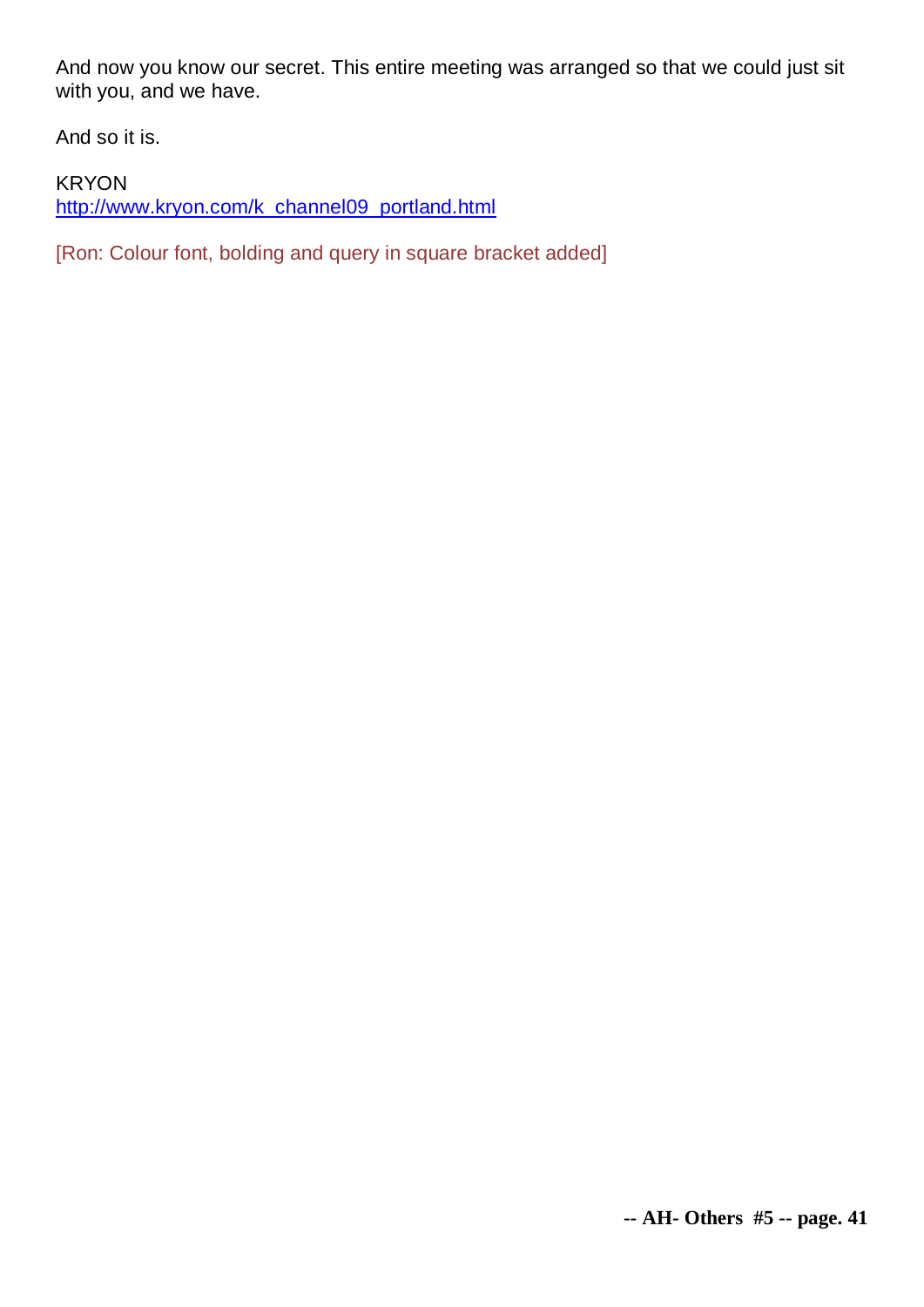And now you know our secret. This entire meeting was arranged so that we could just sit with you, and we have.

And so it is.

KRYON
http://www.kryon.com/k_channel09_portland.html

[Ron: Colour font, bolding and query in square bracket added]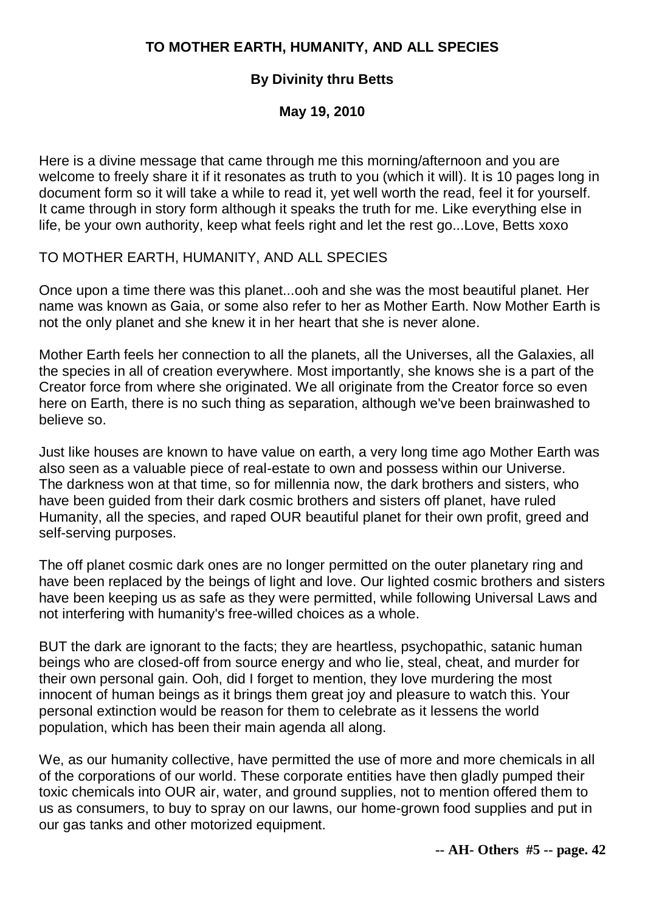**TO MOTHER EARTH, HUMANITY, AND ALL SPECIES**

**By Divinity thru Betts**

**May 19, 2010**

Here is a divine message that came through me this morning/afternoon and you are welcome to freely share it if it resonates as truth to you (which it will). It is 10 pages long in document form so it will take a while to read it, yet well worth the read, feel it for yourself. It came through in story form although it speaks the truth for me. Like everything else in life, be your own authority, keep what feels right and let the rest go...Love, Betts xoxo

TO MOTHER EARTH, HUMANITY, AND ALL SPECIES

Once upon a time there was this planet...ooh and she was the most beautiful planet. Her name was known as Gaia, or some also refer to her as Mother Earth. Now Mother Earth is not the only planet and she knew it in her heart that she is never alone.

Mother Earth feels her connection to all the planets, all the Universes, all the Galaxies, all the species in all of creation everywhere. Most importantly, she knows she is a part of the Creator force from where she originated. We all originate from the Creator force so even here on Earth, there is no such thing as separation, although we've been brainwashed to believe so.

Just like houses are known to have value on earth, a very long time ago Mother Earth was also seen as a valuable piece of real-estate to own and possess within our Universe. The darkness won at that time, so for millennia now, the dark brothers and sisters, who have been guided from their dark cosmic brothers and sisters off planet, have ruled Humanity, all the species, and raped OUR beautiful planet for their own profit, greed and self-serving purposes.

The off planet cosmic dark ones are no longer permitted on the outer planetary ring and have been replaced by the beings of light and love. Our lighted cosmic brothers and sisters have been keeping us as safe as they were permitted, while following Universal Laws and not interfering with humanity's free-willed choices as a whole.

BUT the dark are ignorant to the facts; they are heartless, psychopathic, satanic human beings who are closed-off from source energy and who lie, steal, cheat, and murder for their own personal gain. Ooh, did I forget to mention, they love murdering the most innocent of human beings as it brings them great joy and pleasure to watch this. Your personal extinction would be reason for them to celebrate as it lessens the world population, which has been their main agenda all along.

We, as our humanity collective, have permitted the use of more and more chemicals in all of the corporations of our world. These corporate entities have then gladly pumped their toxic chemicals into OUR air, water, and ground supplies, not to mention offered them to us as consumers, to buy to spray on our lawns, our home-grown food supplies and put in our gas tanks and other motorized equipment.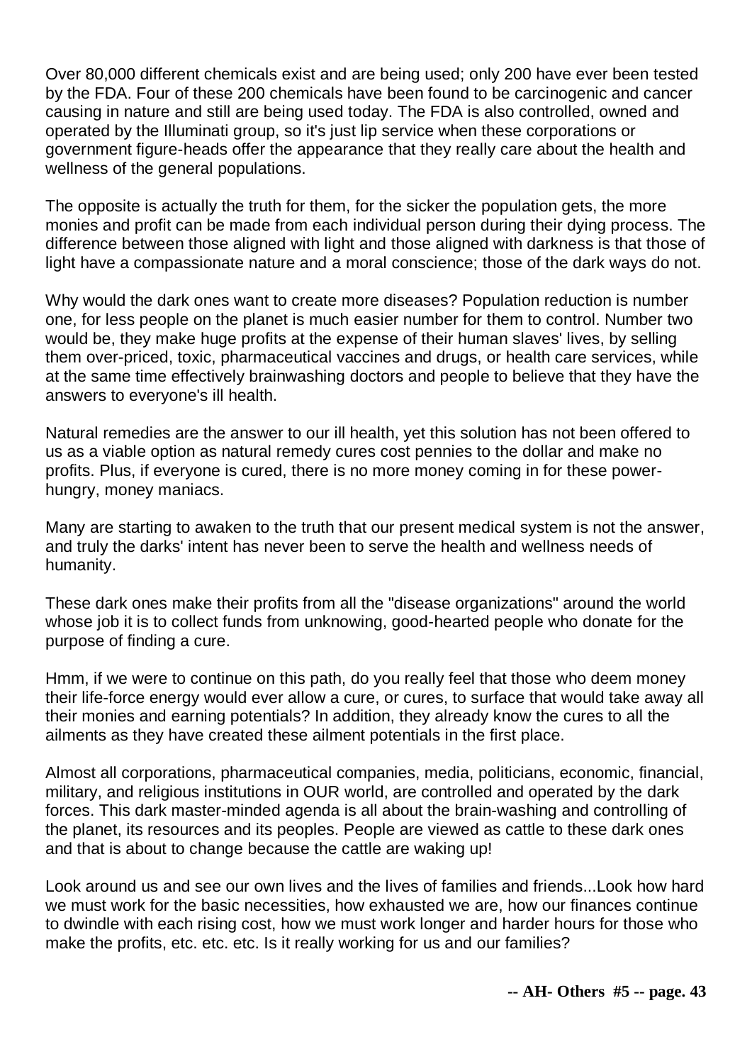Over 80,000 different chemicals exist and are being used; only 200 have ever been tested by the FDA. Four of these 200 chemicals have been found to be carcinogenic and cancer causing in nature and still are being used today. The FDA is also controlled, owned and operated by the Illuminati group, so it's just lip service when these corporations or government figure-heads offer the appearance that they really care about the health and wellness of the general populations.

The opposite is actually the truth for them, for the sicker the population gets, the more monies and profit can be made from each individual person during their dying process. The difference between those aligned with light and those aligned with darkness is that those of light have a compassionate nature and a moral conscience; those of the dark ways do not.

Why would the dark ones want to create more diseases? Population reduction is number one, for less people on the planet is much easier number for them to control. Number two would be, they make huge profits at the expense of their human slaves' lives, by selling them over-priced, toxic, pharmaceutical vaccines and drugs, or health care services, while at the same time effectively brainwashing doctors and people to believe that they have the answers to everyone's ill health.

Natural remedies are the answer to our ill health, yet this solution has not been offered to us as a viable option as natural remedy cures cost pennies to the dollar and make no profits. Plus, if everyone is cured, there is no more money coming in for these power-hungry, money maniacs.

Many are starting to awaken to the truth that our present medical system is not the answer, and truly the darks' intent has never been to serve the health and wellness needs of humanity.

These dark ones make their profits from all the "disease organizations" around the world whose job it is to collect funds from unknowing, good-hearted people who donate for the purpose of finding a cure.

Hmm, if we were to continue on this path, do you really feel that those who deem money their life-force energy would ever allow a cure, or cures, to surface that would take away all their monies and earning potentials? In addition, they already know the cures to all the ailments as they have created these ailment potentials in the first place.

Almost all corporations, pharmaceutical companies, media, politicians, economic, financial, military, and religious institutions in OUR world, are controlled and operated by the dark forces. This dark master-minded agenda is all about the brain-washing and controlling of the planet, its resources and its peoples. People are viewed as cattle to these dark ones and that is about to change because the cattle are waking up!

Look around us and see our own lives and the lives of families and friends...Look how hard we must work for the basic necessities, how exhausted we are, how our finances continue to dwindle with each rising cost, how we must work longer and harder hours for those who make the profits, etc. etc. etc. Is it really working for us and our families?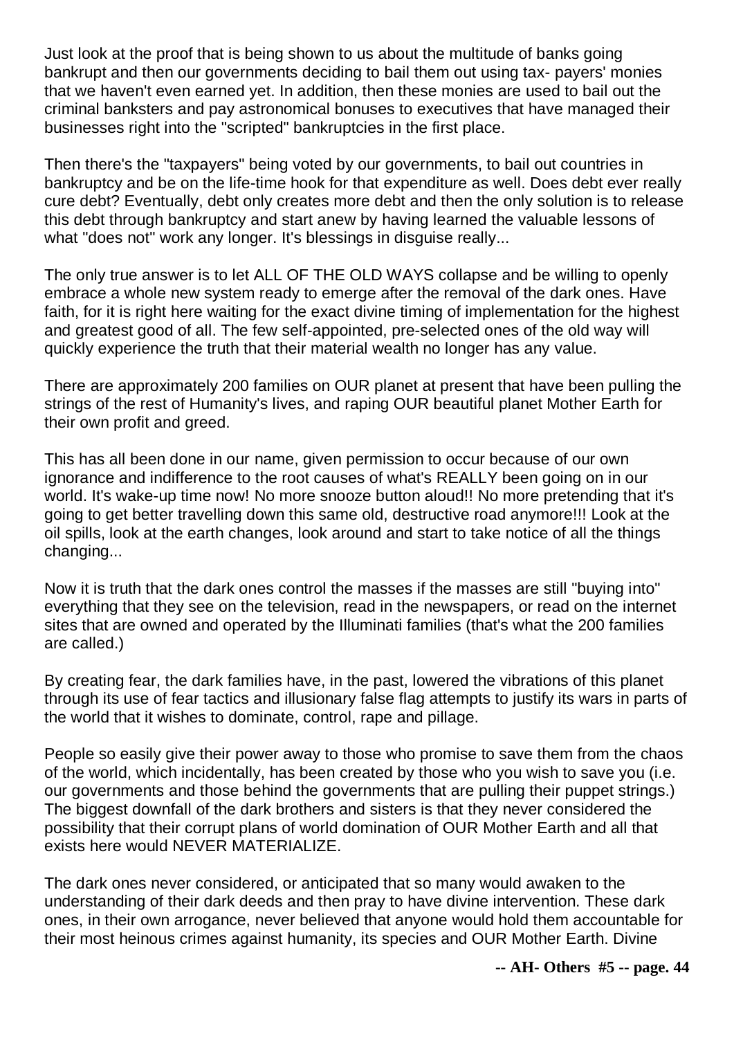Just look at the proof that is being shown to us about the multitude of banks going bankrupt and then our governments deciding to bail them out using tax- payers' monies that we haven't even earned yet. In addition, then these monies are used to bail out the criminal banksters and pay astronomical bonuses to executives that have managed their businesses right into the "scripted" bankruptcies in the first place.

Then there's the "taxpayers" being voted by our governments, to bail out countries in bankruptcy and be on the life-time hook for that expenditure as well. Does debt ever really cure debt? Eventually, debt only creates more debt and then the only solution is to release this debt through bankruptcy and start anew by having learned the valuable lessons of what "does not" work any longer. It's blessings in disguise really...

The only true answer is to let ALL OF THE OLD WAYS collapse and be willing to openly embrace a whole new system ready to emerge after the removal of the dark ones. Have faith, for it is right here waiting for the exact divine timing of implementation for the highest and greatest good of all. The few self-appointed, pre-selected ones of the old way will quickly experience the truth that their material wealth no longer has any value.

There are approximately 200 families on OUR planet at present that have been pulling the strings of the rest of Humanity's lives, and raping OUR beautiful planet Mother Earth for their own profit and greed.

This has all been done in our name, given permission to occur because of our own ignorance and indifference to the root causes of what's REALLY been going on in our world. It's wake-up time now! No more snooze button aloud!! No more pretending that it's going to get better travelling down this same old, destructive road anymore!!! Look at the oil spills, look at the earth changes, look around and start to take notice of all the things changing...

Now it is truth that the dark ones control the masses if the masses are still "buying into" everything that they see on the television, read in the newspapers, or read on the internet sites that are owned and operated by the Illuminati families (that's what the 200 families are called.)

By creating fear, the dark families have, in the past, lowered the vibrations of this planet through its use of fear tactics and illusionary false flag attempts to justify its wars in parts of the world that it wishes to dominate, control, rape and pillage.

People so easily give their power away to those who promise to save them from the chaos of the world, which incidentally, has been created by those who you wish to save you (i.e. our governments and those behind the governments that are pulling their puppet strings.) The biggest downfall of the dark brothers and sisters is that they never considered the possibility that their corrupt plans of world domination of OUR Mother Earth and all that exists here would NEVER MATERIALIZE.

The dark ones never considered, or anticipated that so many would awaken to the understanding of their dark deeds and then pray to have divine intervention. These dark ones, in their own arrogance, never believed that anyone would hold them accountable for their most heinous crimes against humanity, its species and OUR Mother Earth. Divine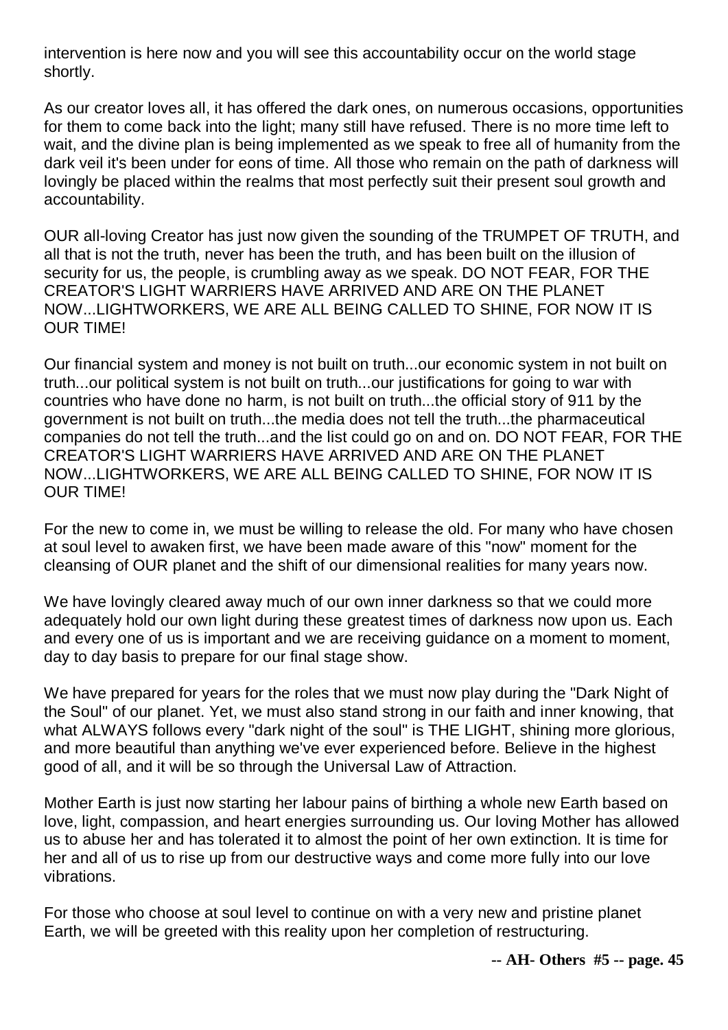intervention is here now and you will see this accountability occur on the world stage shortly.

As our creator loves all, it has offered the dark ones, on numerous occasions, opportunities for them to come back into the light; many still have refused. There is no more time left to wait, and the divine plan is being implemented as we speak to free all of humanity from the dark veil it's been under for eons of time. All those who remain on the path of darkness will lovingly be placed within the realms that most perfectly suit their present soul growth and accountability.

OUR all-loving Creator has just now given the sounding of the TRUMPET OF TRUTH, and all that is not the truth, never has been the truth, and has been built on the illusion of security for us, the people, is crumbling away as we speak. DO NOT FEAR, FOR THE CREATOR'S LIGHT WARRIERS HAVE ARRIVED AND ARE ON THE PLANET NOW...LIGHTWORKERS, WE ARE ALL BEING CALLED TO SHINE, FOR NOW IT IS OUR TIME!

Our financial system and money is not built on truth...our economic system in not built on truth...our political system is not built on truth...our justifications for going to war with countries who have done no harm, is not built on truth...the official story of 911 by the government is not built on truth...the media does not tell the truth...the pharmaceutical companies do not tell the truth...and the list could go on and on. DO NOT FEAR, FOR THE CREATOR'S LIGHT WARRIERS HAVE ARRIVED AND ARE ON THE PLANET NOW...LIGHTWORKERS, WE ARE ALL BEING CALLED TO SHINE, FOR NOW IT IS OUR TIME!

For the new to come in, we must be willing to release the old. For many who have chosen at soul level to awaken first, we have been made aware of this "now" moment for the cleansing of OUR planet and the shift of our dimensional realities for many years now.

We have lovingly cleared away much of our own inner darkness so that we could more adequately hold our own light during these greatest times of darkness now upon us. Each and every one of us is important and we are receiving guidance on a moment to moment, day to day basis to prepare for our final stage show.

We have prepared for years for the roles that we must now play during the "Dark Night of the Soul" of our planet. Yet, we must also stand strong in our faith and inner knowing, that what ALWAYS follows every "dark night of the soul" is THE LIGHT, shining more glorious, and more beautiful than anything we've ever experienced before. Believe in the highest good of all, and it will be so through the Universal Law of Attraction.

Mother Earth is just now starting her labour pains of birthing a whole new Earth based on love, light, compassion, and heart energies surrounding us. Our loving Mother has allowed us to abuse her and has tolerated it to almost the point of her own extinction. It is time for her and all of us to rise up from our destructive ways and come more fully into our love vibrations.

For those who choose at soul level to continue on with a very new and pristine planet Earth, we will be greeted with this reality upon her completion of restructuring.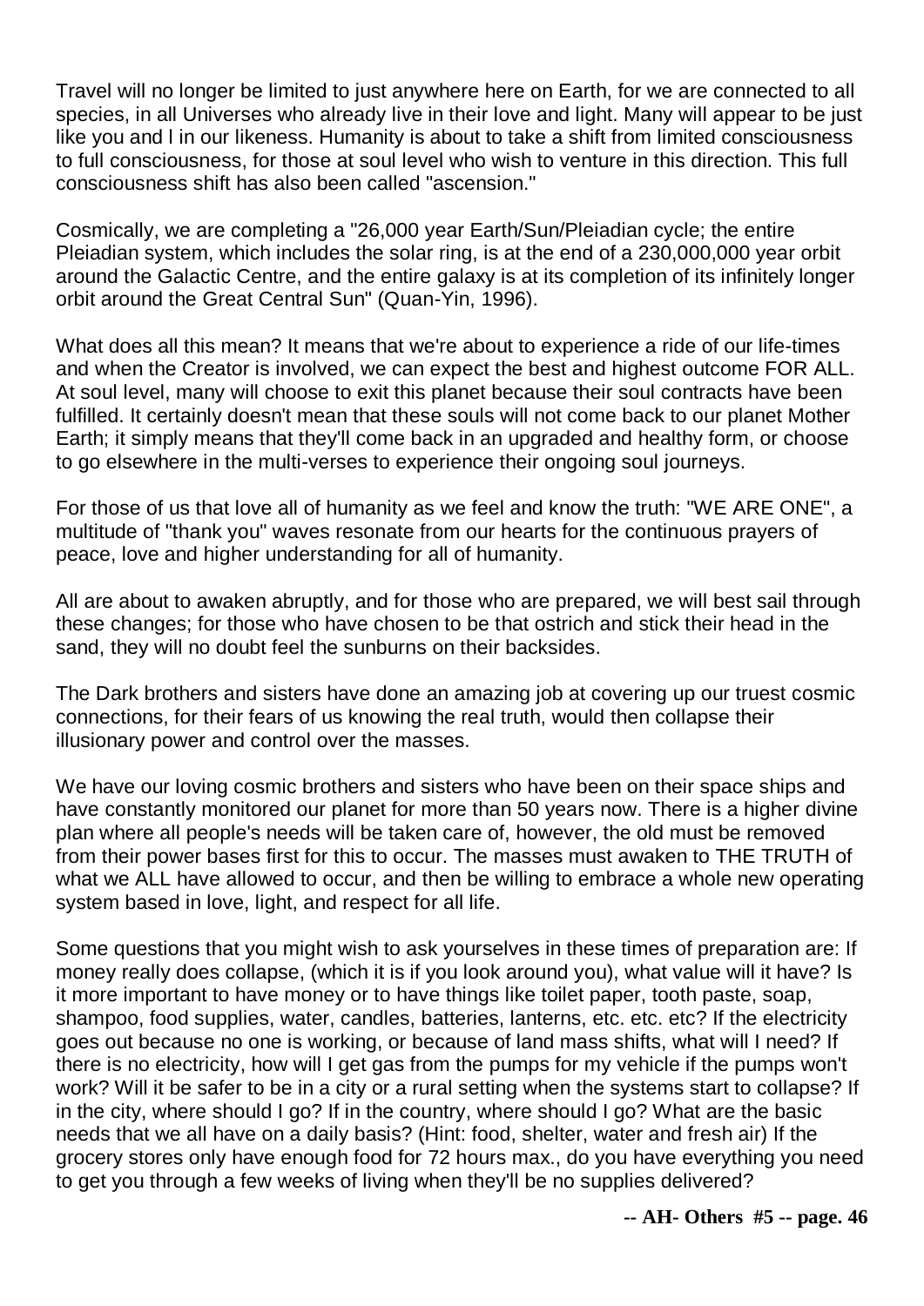Travel will no longer be limited to just anywhere here on Earth, for we are connected to all species, in all Universes who already live in their love and light. Many will appear to be just like you and I in our likeness. Humanity is about to take a shift from limited consciousness to full consciousness, for those at soul level who wish to venture in this direction. This full consciousness shift has also been called "ascension."

Cosmically, we are completing a "26,000 year Earth/Sun/Pleiadian cycle; the entire Pleiadian system, which includes the solar ring, is at the end of a 230,000,000 year orbit around the Galactic Centre, and the entire galaxy is at its completion of its infinitely longer orbit around the Great Central Sun" (Quan-Yin, 1996).

What does all this mean? It means that we're about to experience a ride of our life-times and when the Creator is involved, we can expect the best and highest outcome FOR ALL. At soul level, many will choose to exit this planet because their soul contracts have been fulfilled. It certainly doesn't mean that these souls will not come back to our planet Mother Earth; it simply means that they'll come back in an upgraded and healthy form, or choose to go elsewhere in the multi-verses to experience their ongoing soul journeys.

For those of us that love all of humanity as we feel and know the truth: "WE ARE ONE", a multitude of "thank you" waves resonate from our hearts for the continuous prayers of peace, love and higher understanding for all of humanity.

All are about to awaken abruptly, and for those who are prepared, we will best sail through these changes; for those who have chosen to be that ostrich and stick their head in the sand, they will no doubt feel the sunburns on their backsides.

The Dark brothers and sisters have done an amazing job at covering up our truest cosmic connections, for their fears of us knowing the real truth, would then collapse their illusionary power and control over the masses.

We have our loving cosmic brothers and sisters who have been on their space ships and have constantly monitored our planet for more than 50 years now. There is a higher divine plan where all people's needs will be taken care of, however, the old must be removed from their power bases first for this to occur. The masses must awaken to THE TRUTH of what we ALL have allowed to occur, and then be willing to embrace a whole new operating system based in love, light, and respect for all life.

Some questions that you might wish to ask yourselves in these times of preparation are: If money really does collapse, (which it is if you look around you), what value will it have? Is it more important to have money or to have things like toilet paper, tooth paste, soap, shampoo, food supplies, water, candles, batteries, lanterns, etc. etc. etc? If the electricity goes out because no one is working, or because of land mass shifts, what will I need? If there is no electricity, how will I get gas from the pumps for my vehicle if the pumps won't work? Will it be safer to be in a city or a rural setting when the systems start to collapse? If in the city, where should I go? If in the country, where should I go? What are the basic needs that we all have on a daily basis? (Hint: food, shelter, water and fresh air) If the grocery stores only have enough food for 72 hours max., do you have everything you need to get you through a few weeks of living when they'll be no supplies delivered?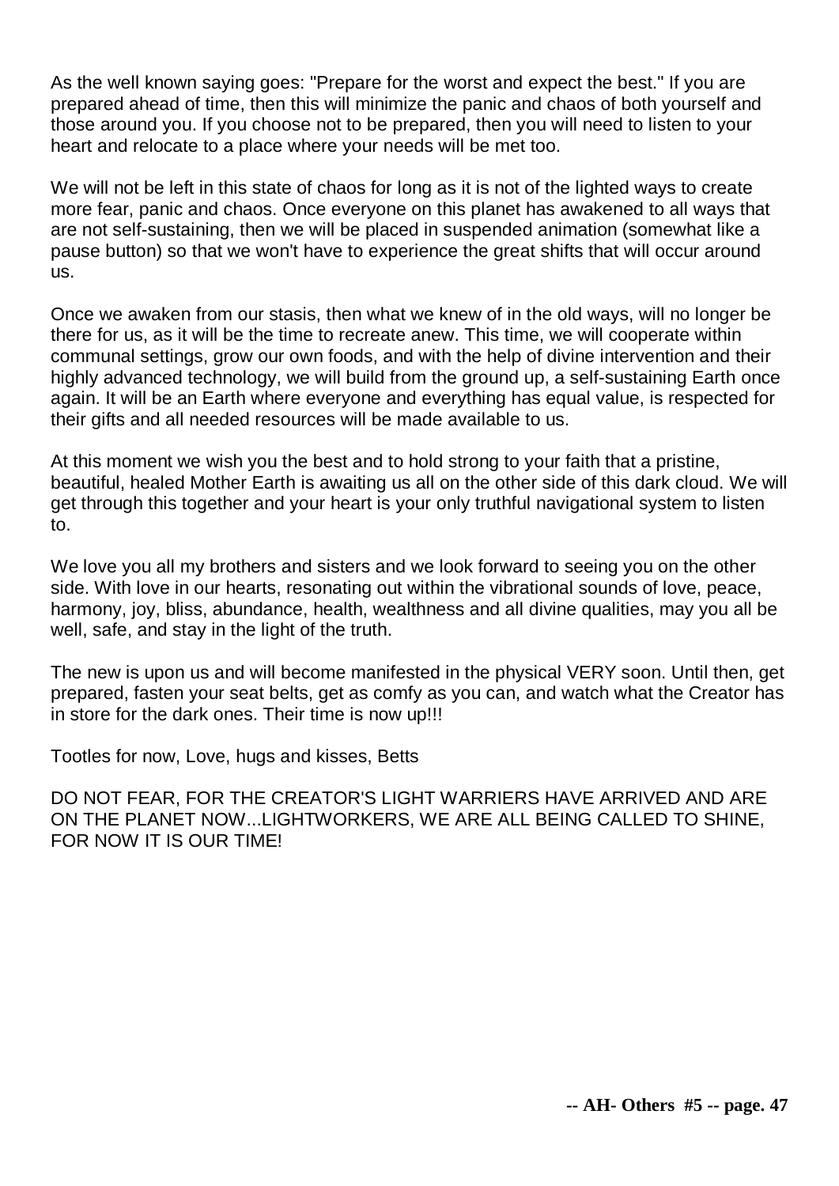As the well known saying goes: "Prepare for the worst and expect the best." If you are prepared ahead of time, then this will minimize the panic and chaos of both yourself and those around you. If you choose not to be prepared, then you will need to listen to your heart and relocate to a place where your needs will be met too.

We will not be left in this state of chaos for long as it is not of the lighted ways to create more fear, panic and chaos. Once everyone on this planet has awakened to all ways that are not self-sustaining, then we will be placed in suspended animation (somewhat like a pause button) so that we won't have to experience the great shifts that will occur around us.

Once we awaken from our stasis, then what we knew of in the old ways, will no longer be there for us, as it will be the time to recreate anew. This time, we will cooperate within communal settings, grow our own foods, and with the help of divine intervention and their highly advanced technology, we will build from the ground up, a self-sustaining Earth once again. It will be an Earth where everyone and everything has equal value, is respected for their gifts and all needed resources will be made available to us.

At this moment we wish you the best and to hold strong to your faith that a pristine, beautiful, healed Mother Earth is awaiting us all on the other side of this dark cloud. We will get through this together and your heart is your only truthful navigational system to listen to.

We love you all my brothers and sisters and we look forward to seeing you on the other side. With love in our hearts, resonating out within the vibrational sounds of love, peace, harmony, joy, bliss, abundance, health, wealthness and all divine qualities, may you all be well, safe, and stay in the light of the truth.

The new is upon us and will become manifested in the physical VERY soon. Until then, get prepared, fasten your seat belts, get as comfy as you can, and watch what the Creator has in store for the dark ones. Their time is now up!!!

Tootles for now, Love, hugs and kisses, Betts

DO NOT FEAR, FOR THE CREATOR'S LIGHT WARRIERS HAVE ARRIVED AND ARE ON THE PLANET NOW...LIGHTWORKERS, WE ARE ALL BEING CALLED TO SHINE, FOR NOW IT IS OUR TIME!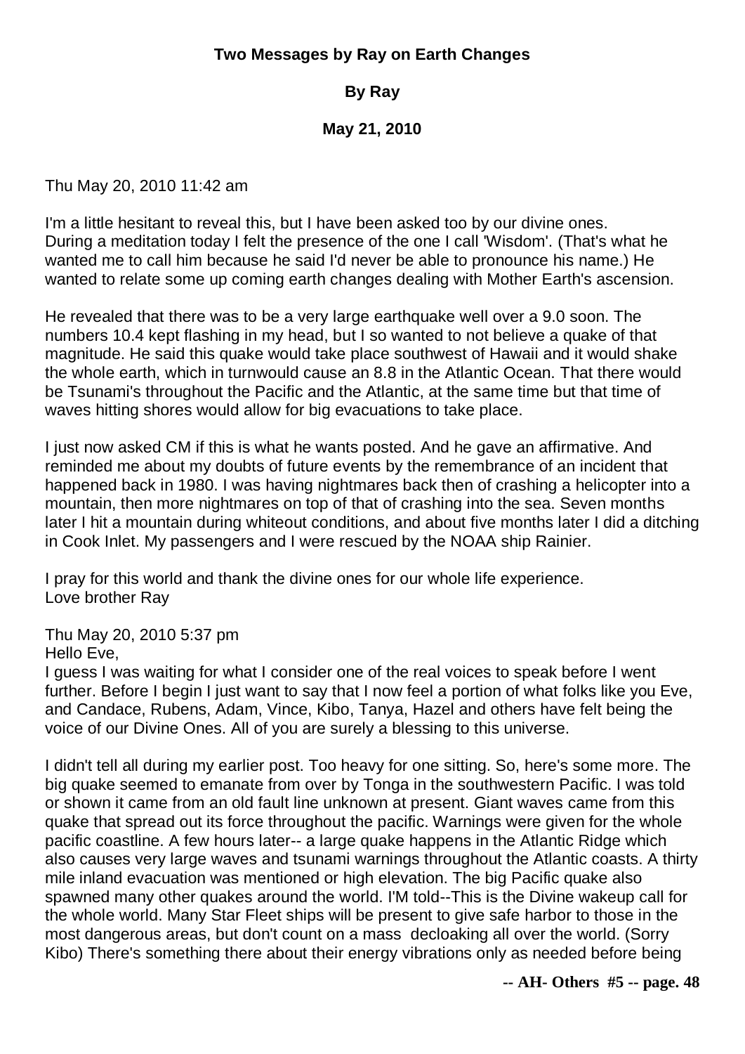**Two Messages by Ray on Earth Changes**

**By Ray**

**May 21, 2010**

Thu May 20, 2010 11:42 am

I'm a little hesitant to reveal this, but I have been asked too by our divine ones. During a meditation today I felt the presence of the one I call 'Wisdom'. (That's what he wanted me to call him because he said I'd never be able to pronounce his name.) He wanted to relate some up coming earth changes dealing with Mother Earth's ascension.

He revealed that there was to be a very large earthquake well over a 9.0 soon. The numbers 10.4 kept flashing in my head, but I so wanted to not believe a quake of that magnitude. He said this quake would take place southwest of Hawaii and it would shake the whole earth, which in turnwould cause an 8.8 in the Atlantic Ocean. That there would be Tsunami's throughout the Pacific and the Atlantic, at the same time but that time of waves hitting shores would allow for big evacuations to take place.

I just now asked CM if this is what he wants posted. And he gave an affirmative. And reminded me about my doubts of future events by the remembrance of an incident that happened back in 1980. I was having nightmares back then of crashing a helicopter into a mountain, then more nightmares on top of that of crashing into the sea. Seven months later I hit a mountain during whiteout conditions, and about five months later I did a ditching in Cook Inlet. My passengers and I were rescued by the NOAA ship Rainier.

I pray for this world and thank the divine ones for our whole life experience.
Love brother Ray

Thu May 20, 2010 5:37 pm
Hello Eve,
I guess I was waiting for what I consider one of the real voices to speak before I went further. Before I begin I just want to say that I now feel a portion of what folks like you Eve, and Candace, Rubens, Adam, Vince, Kibo, Tanya, Hazel and others have felt being the voice of our Divine Ones. All of you are surely a blessing to this universe.

I didn't tell all during my earlier post. Too heavy for one sitting. So, here's some more. The big quake seemed to emanate from over by Tonga in the southwestern Pacific. I was told or shown it came from an old fault line unknown at present. Giant waves came from this quake that spread out its force throughout the pacific. Warnings were given for the whole pacific coastline. A few hours later-- a large quake happens in the Atlantic Ridge which also causes very large waves and tsunami warnings throughout the Atlantic coasts. A thirty mile inland evacuation was mentioned or high elevation. The big Pacific quake also spawned many other quakes around the world. I'M told--This is the Divine wakeup call for the whole world. Many Star Fleet ships will be present to give safe harbor to those in the most dangerous areas, but don't count on a mass decloaking all over the world. (Sorry Kibo) There's something there about their energy vibrations only as needed before being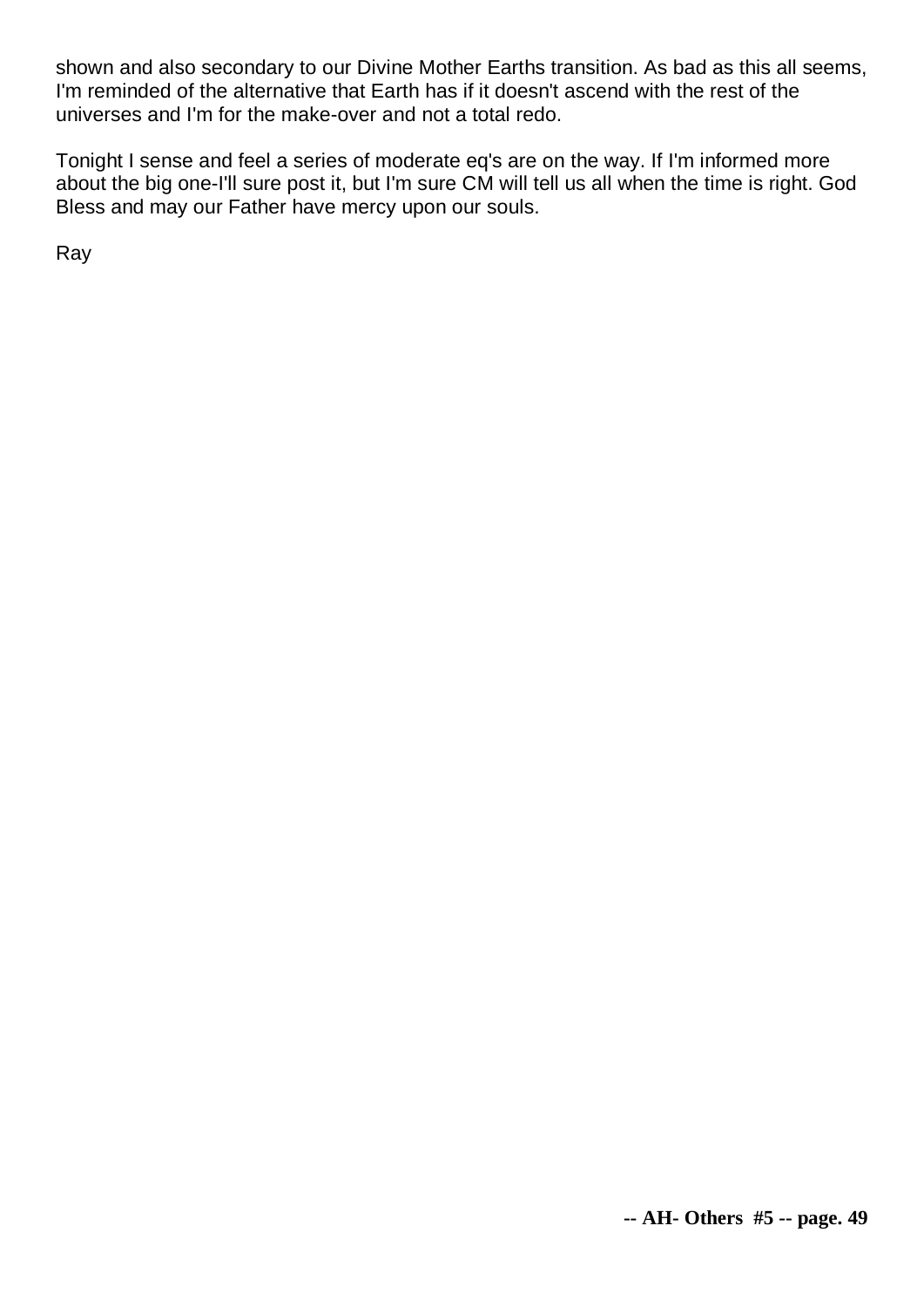shown and also secondary to our Divine Mother Earths transition. As bad as this all seems, I'm reminded of the alternative that Earth has if it doesn't ascend with the rest of the universes and I'm for the make-over and not a total redo.

Tonight I sense and feel a series of moderate eq's are on the way. If I'm informed more about the big one-I'll sure post it, but I'm sure CM will tell us all when the time is right. God Bless and may our Father have mercy upon our souls.

Ray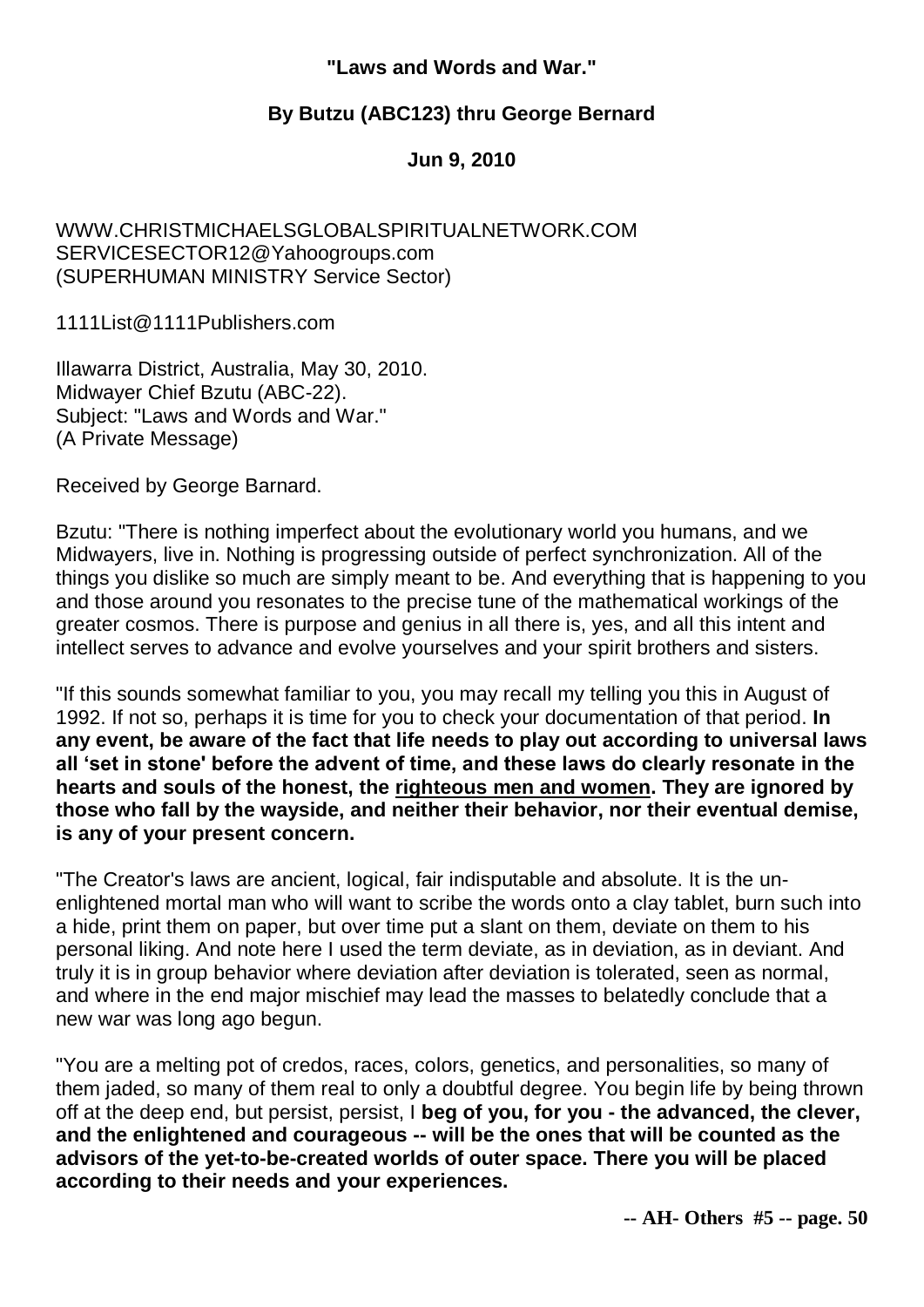**"Laws and Words and War."**

**By Butzu (ABC123) thru George Bernard**

**Jun 9, 2010**

WWW.CHRISTMICHAELSGLOBALSPIRITUALNETWORK.COM
SERVICESECTOR12@Yahoogroups.com
(SUPERHUMAN MINISTRY Service Sector)

1111List@1111Publishers.com

Illawarra District, Australia, May 30, 2010.
Midwayer Chief Bzutu (ABC-22).
Subject: "Laws and Words and War."
(A Private Message)

Received by George Barnard.

Bzutu: "There is nothing imperfect about the evolutionary world you humans, and we Midwayers, live in. Nothing is progressing outside of perfect synchronization. All of the things you dislike so much are simply meant to be. And everything that is happening to you and those around you resonates to the precise tune of the mathematical workings of the greater cosmos. There is purpose and genius in all there is, yes, and all this intent and intellect serves to advance and evolve yourselves and your spirit brothers and sisters.

"If this sounds somewhat familiar to you, you may recall my telling you this in August of 1992. If not so, perhaps it is time for you to check your documentation of that period. **In any event, be aware of the fact that life needs to play out according to universal laws all 'set in stone' before the advent of time, and these laws do clearly resonate in the hearts and souls of the honest, the <u>righteous men and women</u>. They are ignored by those who fall by the wayside, and neither their behavior, nor their eventual demise, is any of your present concern.**

"The Creator's laws are ancient, logical, fair indisputable and absolute. It is the un-enlightened mortal man who will want to scribe the words onto a clay tablet, burn such into a hide, print them on paper, but over time put a slant on them, deviate on them to his personal liking. And note here I used the term deviate, as in deviation, as in deviant. And truly it is in group behavior where deviation after deviation is tolerated, seen as normal, and where in the end major mischief may lead the masses to belatedly conclude that a new war was long ago begun.

"You are a melting pot of credos, races, colors, genetics, and personalities, so many of them jaded, so many of them real to only a doubtful degree. You begin life by being thrown off at the deep end, but persist, persist, I **beg of you, for you - the advanced, the clever, and the enlightened and courageous -- will be the ones that will be counted as the advisors of the yet-to-be-created worlds of outer space. There you will be placed according to their needs and your experiences.**

**-- AH- Others #5 -- page. 50**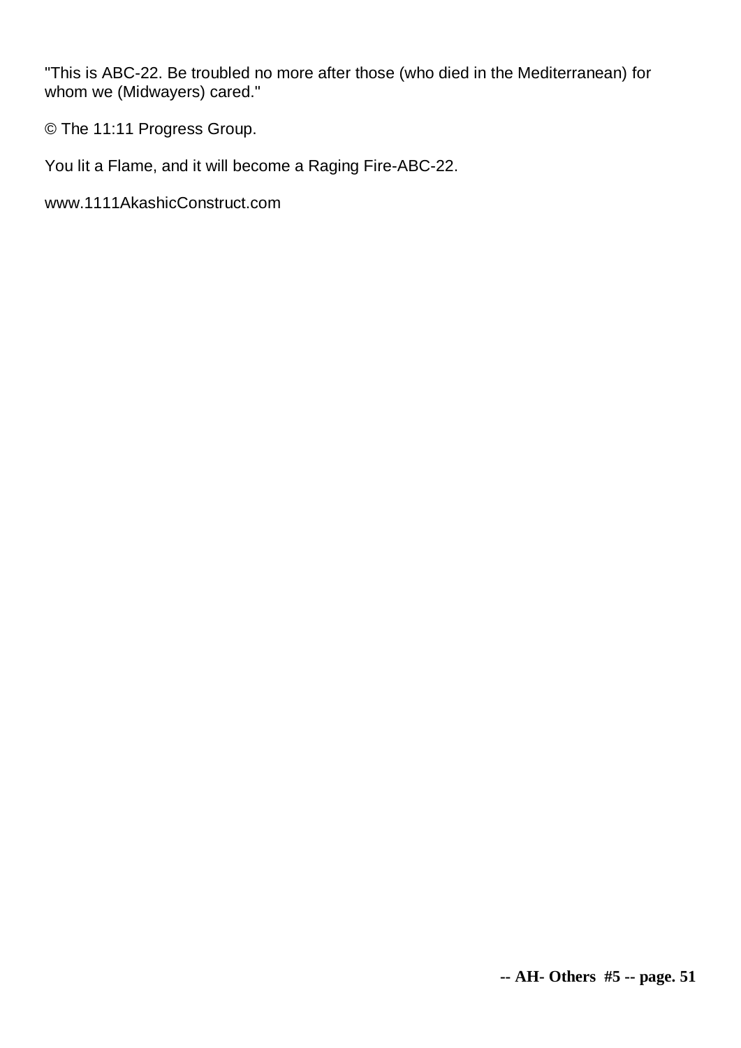"This is ABC-22. Be troubled no more after those (who died in the Mediterranean) for whom we (Midwayers) cared."

© The 11:11 Progress Group.

You lit a Flame, and it will become a Raging Fire-ABC-22.

www.1111AkashicConstruct.com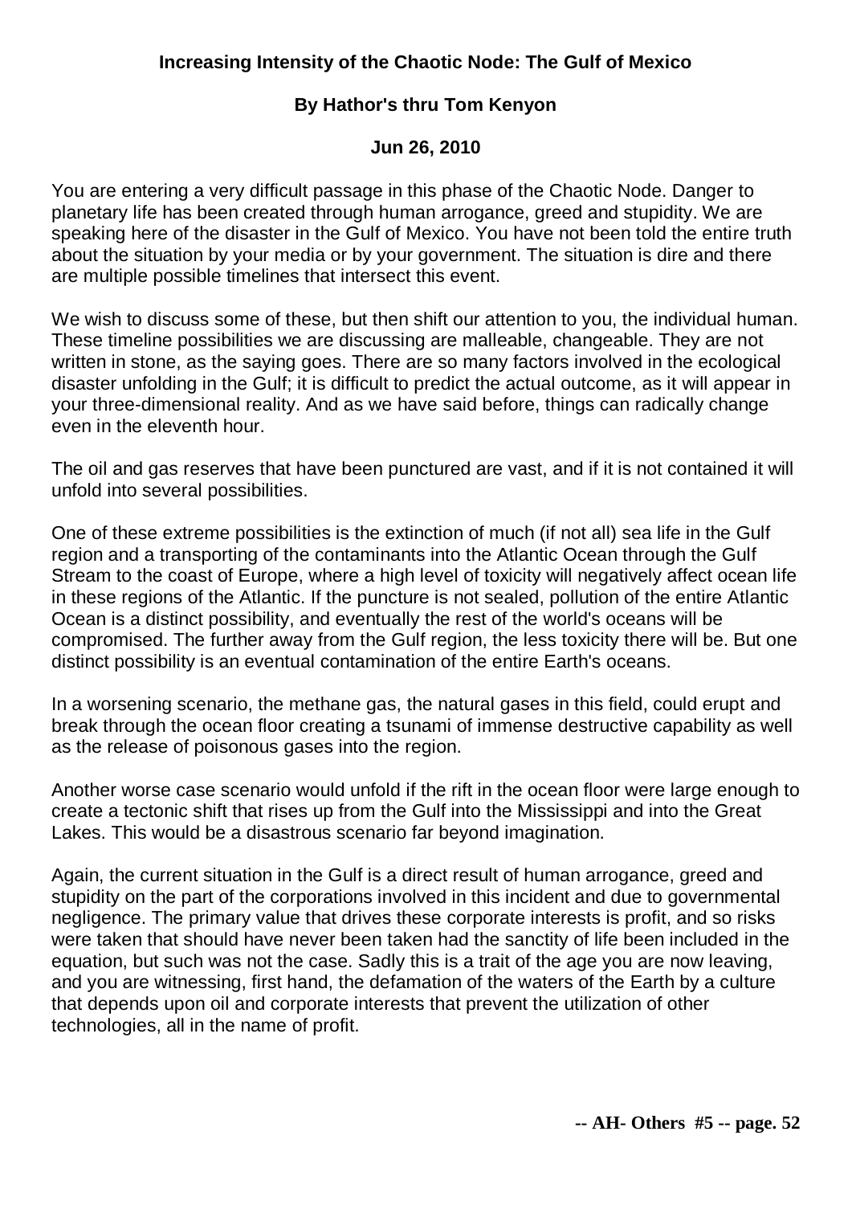**Increasing Intensity of the Chaotic Node: The Gulf of Mexico**

**By Hathor's thru Tom Kenyon**

**Jun 26, 2010**

You are entering a very difficult passage in this phase of the Chaotic Node. Danger to planetary life has been created through human arrogance, greed and stupidity. We are speaking here of the disaster in the Gulf of Mexico. You have not been told the entire truth about the situation by your media or by your government. The situation is dire and there are multiple possible timelines that intersect this event.

We wish to discuss some of these, but then shift our attention to you, the individual human. These timeline possibilities we are discussing are malleable, changeable. They are not written in stone, as the saying goes. There are so many factors involved in the ecological disaster unfolding in the Gulf; it is difficult to predict the actual outcome, as it will appear in your three-dimensional reality. And as we have said before, things can radically change even in the eleventh hour.

The oil and gas reserves that have been punctured are vast, and if it is not contained it will unfold into several possibilities.

One of these extreme possibilities is the extinction of much (if not all) sea life in the Gulf region and a transporting of the contaminants into the Atlantic Ocean through the Gulf Stream to the coast of Europe, where a high level of toxicity will negatively affect ocean life in these regions of the Atlantic. If the puncture is not sealed, pollution of the entire Atlantic Ocean is a distinct possibility, and eventually the rest of the world's oceans will be compromised. The further away from the Gulf region, the less toxicity there will be. But one distinct possibility is an eventual contamination of the entire Earth's oceans.

In a worsening scenario, the methane gas, the natural gases in this field, could erupt and break through the ocean floor creating a tsunami of immense destructive capability as well as the release of poisonous gases into the region.

Another worse case scenario would unfold if the rift in the ocean floor were large enough to create a tectonic shift that rises up from the Gulf into the Mississippi and into the Great Lakes. This would be a disastrous scenario far beyond imagination.

Again, the current situation in the Gulf is a direct result of human arrogance, greed and stupidity on the part of the corporations involved in this incident and due to governmental negligence. The primary value that drives these corporate interests is profit, and so risks were taken that should have never been taken had the sanctity of life been included in the equation, but such was not the case. Sadly this is a trait of the age you are now leaving, and you are witnessing, first hand, the defamation of the waters of the Earth by a culture that depends upon oil and corporate interests that prevent the utilization of other technologies, all in the name of profit.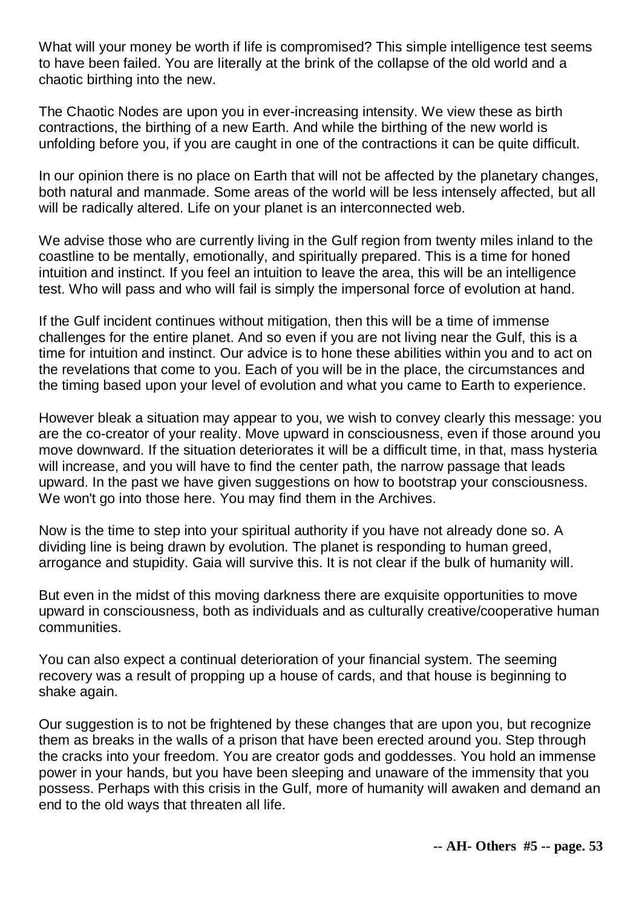What will your money be worth if life is compromised? This simple intelligence test seems to have been failed. You are literally at the brink of the collapse of the old world and a chaotic birthing into the new.

The Chaotic Nodes are upon you in ever-increasing intensity. We view these as birth contractions, the birthing of a new Earth. And while the birthing of the new world is unfolding before you, if you are caught in one of the contractions it can be quite difficult.

In our opinion there is no place on Earth that will not be affected by the planetary changes, both natural and manmade. Some areas of the world will be less intensely affected, but all will be radically altered. Life on your planet is an interconnected web.

We advise those who are currently living in the Gulf region from twenty miles inland to the coastline to be mentally, emotionally, and spiritually prepared. This is a time for honed intuition and instinct. If you feel an intuition to leave the area, this will be an intelligence test. Who will pass and who will fail is simply the impersonal force of evolution at hand.

If the Gulf incident continues without mitigation, then this will be a time of immense challenges for the entire planet. And so even if you are not living near the Gulf, this is a time for intuition and instinct. Our advice is to hone these abilities within you and to act on the revelations that come to you. Each of you will be in the place, the circumstances and the timing based upon your level of evolution and what you came to Earth to experience.

However bleak a situation may appear to you, we wish to convey clearly this message: you are the co-creator of your reality. Move upward in consciousness, even if those around you move downward. If the situation deteriorates it will be a difficult time, in that, mass hysteria will increase, and you will have to find the center path, the narrow passage that leads upward. In the past we have given suggestions on how to bootstrap your consciousness. We won't go into those here. You may find them in the Archives.

Now is the time to step into your spiritual authority if you have not already done so. A dividing line is being drawn by evolution. The planet is responding to human greed, arrogance and stupidity. Gaia will survive this. It is not clear if the bulk of humanity will.

But even in the midst of this moving darkness there are exquisite opportunities to move upward in consciousness, both as individuals and as culturally creative/cooperative human communities.

You can also expect a continual deterioration of your financial system. The seeming recovery was a result of propping up a house of cards, and that house is beginning to shake again.

Our suggestion is to not be frightened by these changes that are upon you, but recognize them as breaks in the walls of a prison that have been erected around you. Step through the cracks into your freedom. You are creator gods and goddesses. You hold an immense power in your hands, but you have been sleeping and unaware of the immensity that you possess. Perhaps with this crisis in the Gulf, more of humanity will awaken and demand an end to the old ways that threaten all life.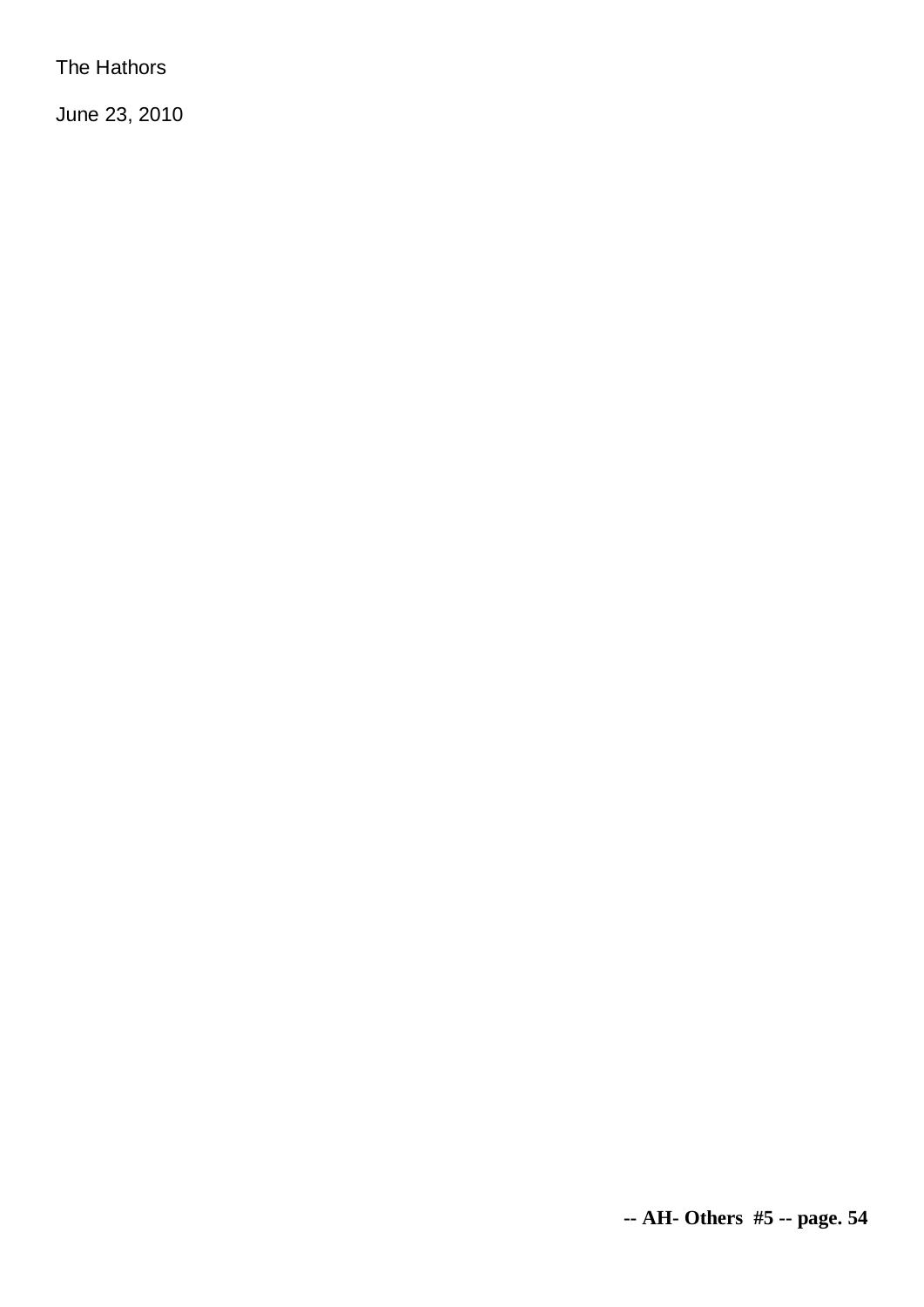The Hathors

June 23, 2010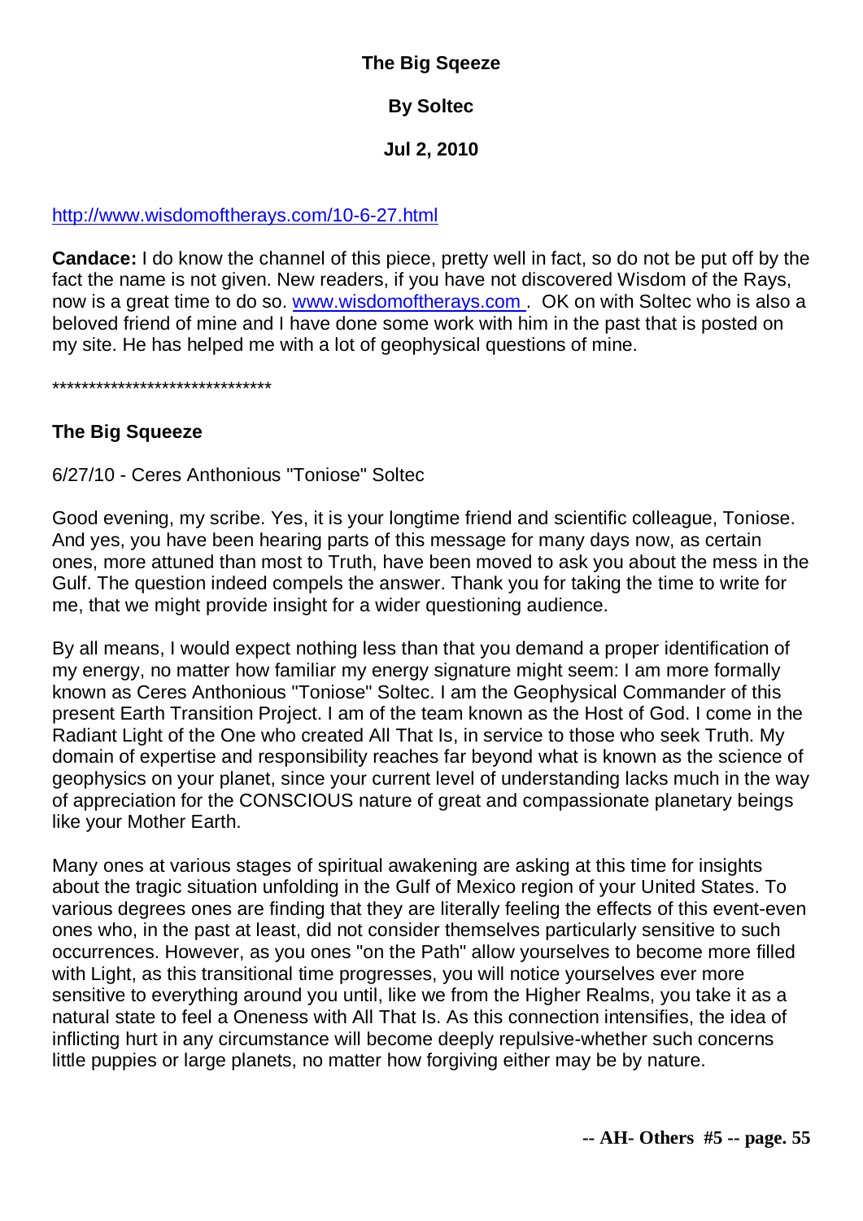**The Big Sqeeze**

**By Soltec**

**Jul 2, 2010**

http://www.wisdomoftherays.com/10-6-27.html

**Candace:** I do know the channel of this piece, pretty well in fact, so do not be put off by the fact the name is not given. New readers, if you have not discovered Wisdom of the Rays, now is a great time to do so. www.wisdomoftherays.com . OK on with Soltec who is also a beloved friend of mine and I have done some work with him in the past that is posted on my site. He has helped me with a lot of geophysical questions of mine.

******************************

**The Big Squeeze**

6/27/10 - Ceres Anthonious "Toniose" Soltec

Good evening, my scribe. Yes, it is your longtime friend and scientific colleague, Toniose. And yes, you have been hearing parts of this message for many days now, as certain ones, more attuned than most to Truth, have been moved to ask you about the mess in the Gulf. The question indeed compels the answer. Thank you for taking the time to write for me, that we might provide insight for a wider questioning audience.

By all means, I would expect nothing less than that you demand a proper identification of my energy, no matter how familiar my energy signature might seem: I am more formally known as Ceres Anthonious "Toniose" Soltec. I am the Geophysical Commander of this present Earth Transition Project. I am of the team known as the Host of God. I come in the Radiant Light of the One who created All That Is, in service to those who seek Truth. My domain of expertise and responsibility reaches far beyond what is known as the science of geophysics on your planet, since your current level of understanding lacks much in the way of appreciation for the CONSCIOUS nature of great and compassionate planetary beings like your Mother Earth.

Many ones at various stages of spiritual awakening are asking at this time for insights about the tragic situation unfolding in the Gulf of Mexico region of your United States. To various degrees ones are finding that they are literally feeling the effects of this event-even ones who, in the past at least, did not consider themselves particularly sensitive to such occurrences. However, as you ones "on the Path" allow yourselves to become more filled with Light, as this transitional time progresses, you will notice yourselves ever more sensitive to everything around you until, like we from the Higher Realms, you take it as a natural state to feel a Oneness with All That Is. As this connection intensifies, the idea of inflicting hurt in any circumstance will become deeply repulsive-whether such concerns little puppies or large planets, no matter how forgiving either may be by nature.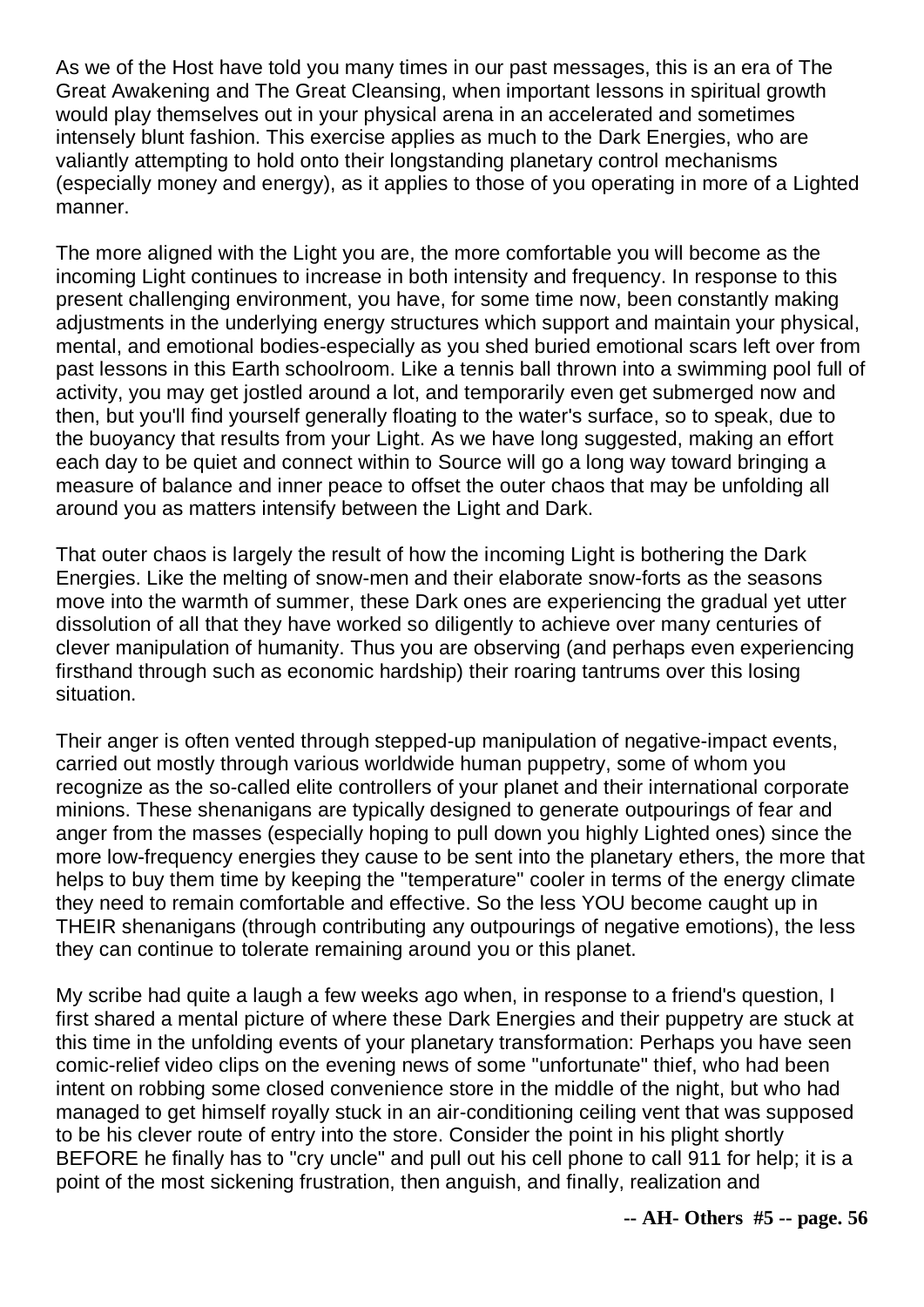As we of the Host have told you many times in our past messages, this is an era of The Great Awakening and The Great Cleansing, when important lessons in spiritual growth would play themselves out in your physical arena in an accelerated and sometimes intensely blunt fashion. This exercise applies as much to the Dark Energies, who are valiantly attempting to hold onto their longstanding planetary control mechanisms (especially money and energy), as it applies to those of you operating in more of a Lighted manner.

The more aligned with the Light you are, the more comfortable you will become as the incoming Light continues to increase in both intensity and frequency. In response to this present challenging environment, you have, for some time now, been constantly making adjustments in the underlying energy structures which support and maintain your physical, mental, and emotional bodies-especially as you shed buried emotional scars left over from past lessons in this Earth schoolroom. Like a tennis ball thrown into a swimming pool full of activity, you may get jostled around a lot, and temporarily even get submerged now and then, but you'll find yourself generally floating to the water's surface, so to speak, due to the buoyancy that results from your Light. As we have long suggested, making an effort each day to be quiet and connect within to Source will go a long way toward bringing a measure of balance and inner peace to offset the outer chaos that may be unfolding all around you as matters intensify between the Light and Dark.

That outer chaos is largely the result of how the incoming Light is bothering the Dark Energies. Like the melting of snow-men and their elaborate snow-forts as the seasons move into the warmth of summer, these Dark ones are experiencing the gradual yet utter dissolution of all that they have worked so diligently to achieve over many centuries of clever manipulation of humanity. Thus you are observing (and perhaps even experiencing firsthand through such as economic hardship) their roaring tantrums over this losing situation.

Their anger is often vented through stepped-up manipulation of negative-impact events, carried out mostly through various worldwide human puppetry, some of whom you recognize as the so-called elite controllers of your planet and their international corporate minions. These shenanigans are typically designed to generate outpourings of fear and anger from the masses (especially hoping to pull down you highly Lighted ones) since the more low-frequency energies they cause to be sent into the planetary ethers, the more that helps to buy them time by keeping the "temperature" cooler in terms of the energy climate they need to remain comfortable and effective. So the less YOU become caught up in THEIR shenanigans (through contributing any outpourings of negative emotions), the less they can continue to tolerate remaining around you or this planet.

My scribe had quite a laugh a few weeks ago when, in response to a friend's question, I first shared a mental picture of where these Dark Energies and their puppetry are stuck at this time in the unfolding events of your planetary transformation: Perhaps you have seen comic-relief video clips on the evening news of some "unfortunate" thief, who had been intent on robbing some closed convenience store in the middle of the night, but who had managed to get himself royally stuck in an air-conditioning ceiling vent that was supposed to be his clever route of entry into the store. Consider the point in his plight shortly BEFORE he finally has to "cry uncle" and pull out his cell phone to call 911 for help; it is a point of the most sickening frustration, then anguish, and finally, realization and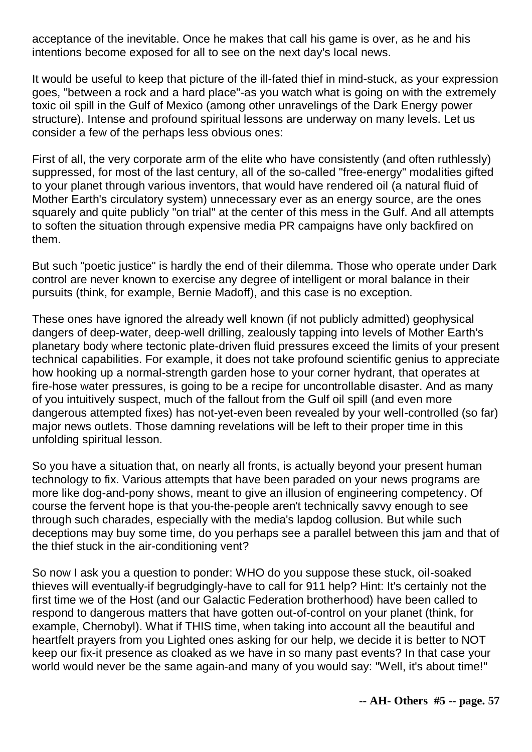acceptance of the inevitable. Once he makes that call his game is over, as he and his intentions become exposed for all to see on the next day's local news.

It would be useful to keep that picture of the ill-fated thief in mind-stuck, as your expression goes, "between a rock and a hard place"-as you watch what is going on with the extremely toxic oil spill in the Gulf of Mexico (among other unravelings of the Dark Energy power structure). Intense and profound spiritual lessons are underway on many levels. Let us consider a few of the perhaps less obvious ones:

First of all, the very corporate arm of the elite who have consistently (and often ruthlessly) suppressed, for most of the last century, all of the so-called "free-energy" modalities gifted to your planet through various inventors, that would have rendered oil (a natural fluid of Mother Earth's circulatory system) unnecessary ever as an energy source, are the ones squarely and quite publicly "on trial" at the center of this mess in the Gulf. And all attempts to soften the situation through expensive media PR campaigns have only backfired on them.

But such "poetic justice" is hardly the end of their dilemma. Those who operate under Dark control are never known to exercise any degree of intelligent or moral balance in their pursuits (think, for example, Bernie Madoff), and this case is no exception.

These ones have ignored the already well known (if not publicly admitted) geophysical dangers of deep-water, deep-well drilling, zealously tapping into levels of Mother Earth's planetary body where tectonic plate-driven fluid pressures exceed the limits of your present technical capabilities. For example, it does not take profound scientific genius to appreciate how hooking up a normal-strength garden hose to your corner hydrant, that operates at fire-hose water pressures, is going to be a recipe for uncontrollable disaster. And as many of you intuitively suspect, much of the fallout from the Gulf oil spill (and even more dangerous attempted fixes) has not-yet-even been revealed by your well-controlled (so far) major news outlets. Those damning revelations will be left to their proper time in this unfolding spiritual lesson.

So you have a situation that, on nearly all fronts, is actually beyond your present human technology to fix. Various attempts that have been paraded on your news programs are more like dog-and-pony shows, meant to give an illusion of engineering competency. Of course the fervent hope is that you-the-people aren't technically savvy enough to see through such charades, especially with the media's lapdog collusion. But while such deceptions may buy some time, do you perhaps see a parallel between this jam and that of the thief stuck in the air-conditioning vent?

So now I ask you a question to ponder: WHO do you suppose these stuck, oil-soaked thieves will eventually-if begrudgingly-have to call for 911 help? Hint: It's certainly not the first time we of the Host (and our Galactic Federation brotherhood) have been called to respond to dangerous matters that have gotten out-of-control on your planet (think, for example, Chernobyl). What if THIS time, when taking into account all the beautiful and heartfelt prayers from you Lighted ones asking for our help, we decide it is better to NOT keep our fix-it presence as cloaked as we have in so many past events? In that case your world would never be the same again-and many of you would say: "Well, it's about time!"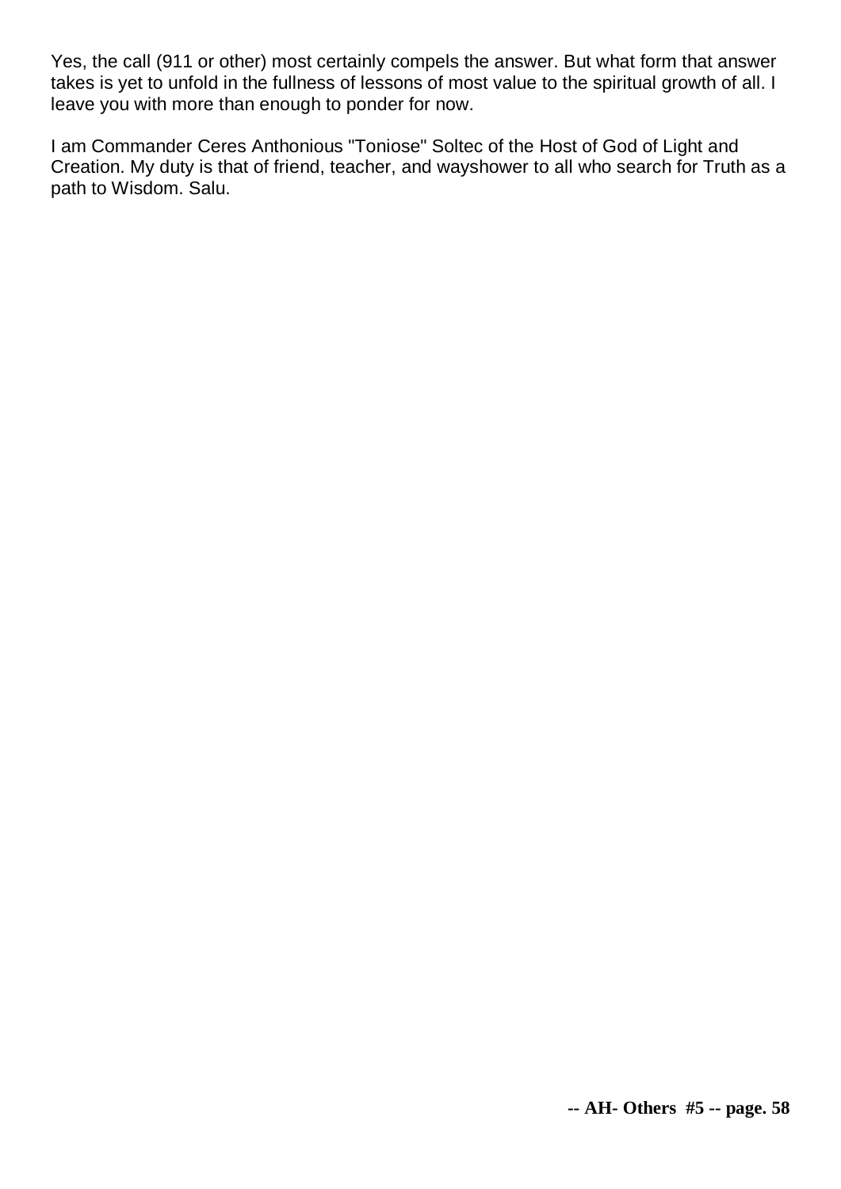Yes, the call (911 or other) most certainly compels the answer. But what form that answer takes is yet to unfold in the fullness of lessons of most value to the spiritual growth of all. I leave you with more than enough to ponder for now.

I am Commander Ceres Anthonious "Toniose" Soltec of the Host of God of Light and Creation. My duty is that of friend, teacher, and wayshower to all who search for Truth as a path to Wisdom. Salu.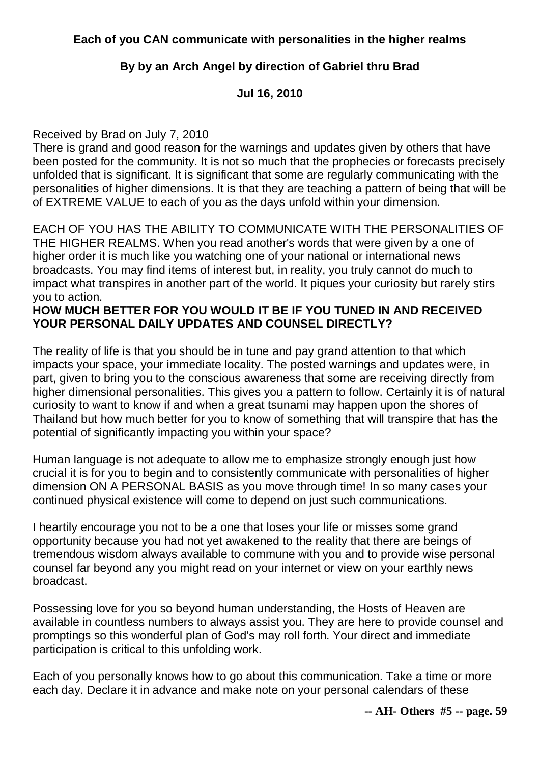**Each of you CAN communicate with personalities in the higher realms**

**By by an Arch Angel by direction of Gabriel thru Brad**

**Jul 16, 2010**

Received by Brad on July 7, 2010

There is grand and good reason for the warnings and updates given by others that have been posted for the community. It is not so much that the prophecies or forecasts precisely unfolded that is significant. It is significant that some are regularly communicating with the personalities of higher dimensions. It is that they are teaching a pattern of being that will be of EXTREME VALUE to each of you as the days unfold within your dimension.

EACH OF YOU HAS THE ABILITY TO COMMUNICATE WITH THE PERSONALITIES OF THE HIGHER REALMS. When you read another's words that were given by a one of higher order it is much like you watching one of your national or international news broadcasts. You may find items of interest but, in reality, you truly cannot do much to impact what transpires in another part of the world. It piques your curiosity but rarely stirs you to action.

**HOW MUCH BETTER FOR YOU WOULD IT BE IF YOU TUNED IN AND RECEIVED YOUR PERSONAL DAILY UPDATES AND COUNSEL DIRECTLY?**

The reality of life is that you should be in tune and pay grand attention to that which impacts your space, your immediate locality. The posted warnings and updates were, in part, given to bring you to the conscious awareness that some are receiving directly from higher dimensional personalities. This gives you a pattern to follow. Certainly it is of natural curiosity to want to know if and when a great tsunami may happen upon the shores of Thailand but how much better for you to know of something that will transpire that has the potential of significantly impacting you within your space?

Human language is not adequate to allow me to emphasize strongly enough just how crucial it is for you to begin and to consistently communicate with personalities of higher dimension ON A PERSONAL BASIS as you move through time! In so many cases your continued physical existence will come to depend on just such communications.

I heartily encourage you not to be a one that loses your life or misses some grand opportunity because you had not yet awakened to the reality that there are beings of tremendous wisdom always available to commune with you and to provide wise personal counsel far beyond any you might read on your internet or view on your earthly news broadcast.

Possessing love for you so beyond human understanding, the Hosts of Heaven are available in countless numbers to always assist you. They are here to provide counsel and promptings so this wonderful plan of God's may roll forth. Your direct and immediate participation is critical to this unfolding work.

Each of you personally knows how to go about this communication. Take a time or more each day. Declare it in advance and make note on your personal calendars of these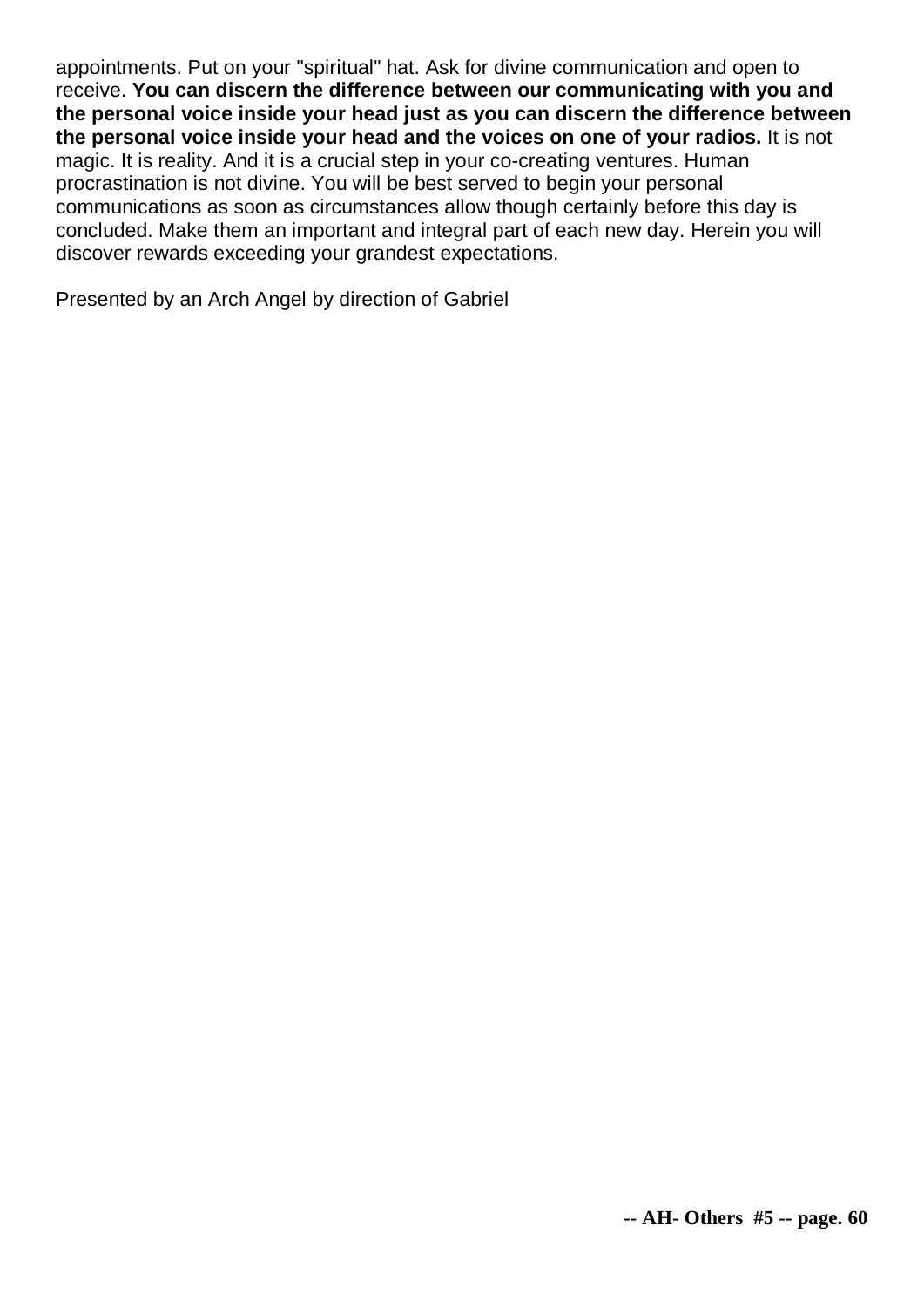appointments. Put on your "spiritual" hat. Ask for divine communication and open to receive. **You can discern the difference between our communicating with you and the personal voice inside your head just as you can discern the difference between the personal voice inside your head and the voices on one of your radios.** It is not magic. It is reality. And it is a crucial step in your co-creating ventures. Human procrastination is not divine. You will be best served to begin your personal communications as soon as circumstances allow though certainly before this day is concluded. Make them an important and integral part of each new day. Herein you will discover rewards exceeding your grandest expectations.

Presented by an Arch Angel by direction of Gabriel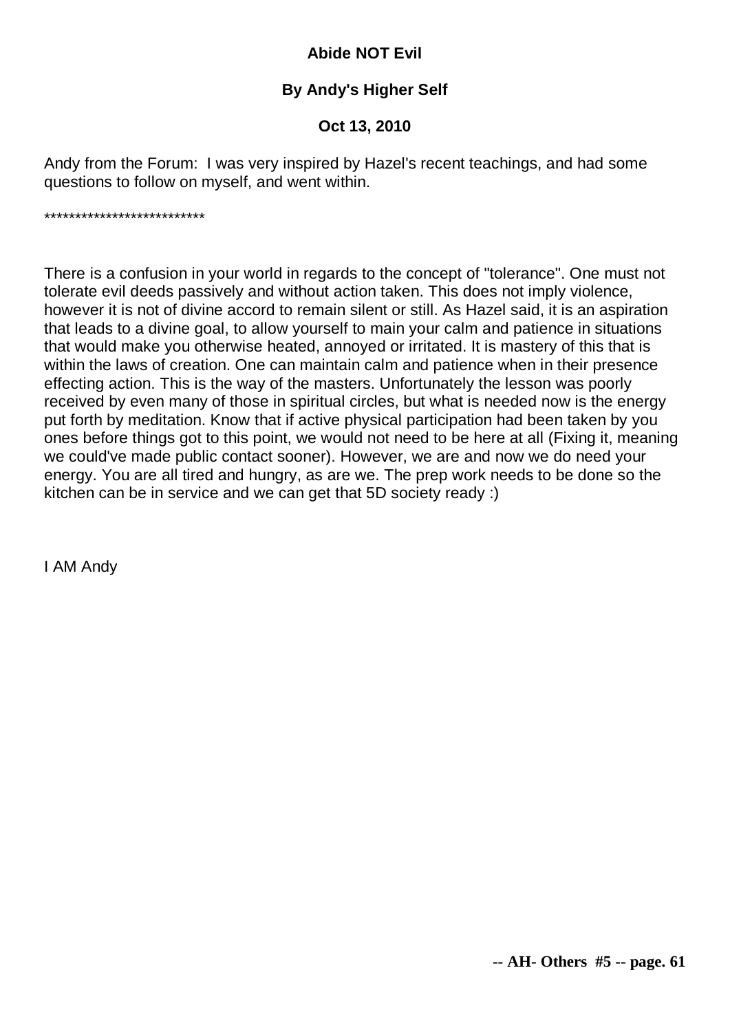**Abide NOT Evil**

**By Andy's Higher Self**

**Oct 13, 2010**

Andy from the Forum: I was very inspired by Hazel's recent teachings, and had some questions to follow on myself, and went within.

**************************

There is a confusion in your world in regards to the concept of "tolerance". One must not tolerate evil deeds passively and without action taken. This does not imply violence, however it is not of divine accord to remain silent or still. As Hazel said, it is an aspiration that leads to a divine goal, to allow yourself to main your calm and patience in situations that would make you otherwise heated, annoyed or irritated. It is mastery of this that is within the laws of creation. One can maintain calm and patience when in their presence effecting action. This is the way of the masters. Unfortunately the lesson was poorly received by even many of those in spiritual circles, but what is needed now is the energy put forth by meditation. Know that if active physical participation had been taken by you ones before things got to this point, we would not need to be here at all (Fixing it, meaning we could've made public contact sooner). However, we are and now we do need your energy. You are all tired and hungry, as are we. The prep work needs to be done so the kitchen can be in service and we can get that 5D society ready :)

I AM Andy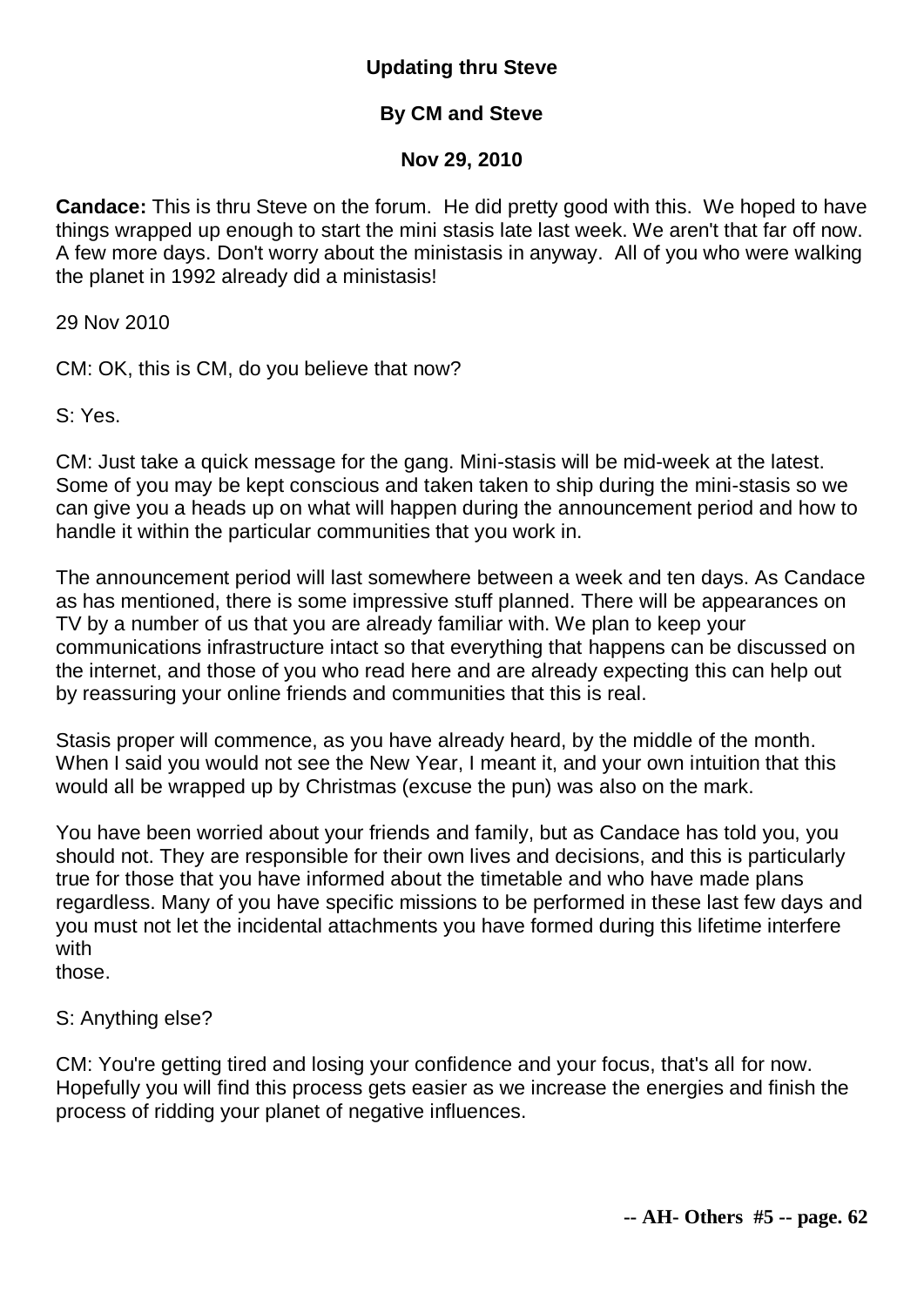**Updating thru Steve**

**By CM and Steve**

**Nov 29, 2010**

**Candace:** This is thru Steve on the forum. He did pretty good with this. We hoped to have things wrapped up enough to start the mini stasis late last week. We aren't that far off now. A few more days. Don't worry about the ministasis in anyway. All of you who were walking the planet in 1992 already did a ministasis!

29 Nov 2010

CM: OK, this is CM, do you believe that now?

S: Yes.

CM: Just take a quick message for the gang. Mini-stasis will be mid-week at the latest. Some of you may be kept conscious and taken taken to ship during the mini-stasis so we can give you a heads up on what will happen during the announcement period and how to handle it within the particular communities that you work in.

The announcement period will last somewhere between a week and ten days. As Candace as has mentioned, there is some impressive stuff planned. There will be appearances on TV by a number of us that you are already familiar with. We plan to keep your communications infrastructure intact so that everything that happens can be discussed on the internet, and those of you who read here and are already expecting this can help out by reassuring your online friends and communities that this is real.

Stasis proper will commence, as you have already heard, by the middle of the month. When I said you would not see the New Year, I meant it, and your own intuition that this would all be wrapped up by Christmas (excuse the pun) was also on the mark.

You have been worried about your friends and family, but as Candace has told you, you should not. They are responsible for their own lives and decisions, and this is particularly true for those that you have informed about the timetable and who have made plans regardless. Many of you have specific missions to be performed in these last few days and you must not let the incidental attachments you have formed during this lifetime interfere with
those.

S: Anything else?

CM: You're getting tired and losing your confidence and your focus, that's all for now. Hopefully you will find this process gets easier as we increase the energies and finish the process of ridding your planet of negative influences.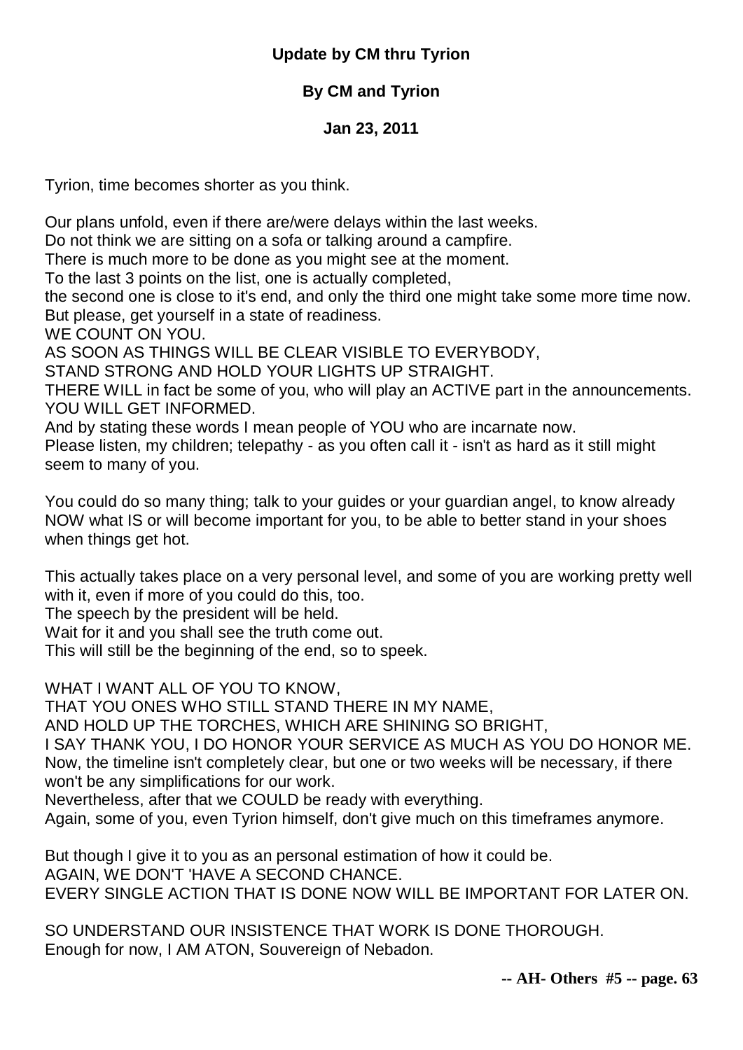**Update by CM thru Tyrion**

**By CM and Tyrion**

**Jan 23, 2011**

Tyrion, time becomes shorter as you think.

Our plans unfold, even if there are/were delays within the last weeks.
Do not think we are sitting on a sofa or talking around a campfire.
There is much more to be done as you might see at the moment.
To the last 3 points on the list, one is actually completed,
the second one is close to it's end, and only the third one might take some more time now.
But please, get yourself in a state of readiness.
WE COUNT ON YOU.
AS SOON AS THINGS WILL BE CLEAR VISIBLE TO EVERYBODY,
STAND STRONG AND HOLD YOUR LIGHTS UP STRAIGHT.
THERE WILL in fact be some of you, who will play an ACTIVE part in the announcements.
YOU WILL GET INFORMED.
And by stating these words I mean people of YOU who are incarnate now.
Please listen, my children; telepathy - as you often call it - isn't as hard as it still might seem to many of you.

You could do so many thing; talk to your guides or your guardian angel, to know already NOW what IS or will become important for you, to be able to better stand in your shoes when things get hot.

This actually takes place on a very personal level, and some of you are working pretty well with it, even if more of you could do this, too.
The speech by the president will be held.
Wait for it and you shall see the truth come out.
This will still be the beginning of the end, so to speek.

WHAT I WANT ALL OF YOU TO KNOW,
THAT YOU ONES WHO STILL STAND THERE IN MY NAME,
AND HOLD UP THE TORCHES, WHICH ARE SHINING SO BRIGHT,
I SAY THANK YOU, I DO HONOR YOUR SERVICE AS MUCH AS YOU DO HONOR ME.
Now, the timeline isn't completely clear, but one or two weeks will be necessary, if there won't be any simplifications for our work.
Nevertheless, after that we COULD be ready with everything.
Again, some of you, even Tyrion himself, don't give much on this timeframes anymore.

But though I give it to you as an personal estimation of how it could be.
AGAIN, WE DON'T 'HAVE A SECOND CHANCE.
EVERY SINGLE ACTION THAT IS DONE NOW WILL BE IMPORTANT FOR LATER ON.

SO UNDERSTAND OUR INSISTENCE THAT WORK IS DONE THOROUGH.
Enough for now, I AM ATON, Souvereign of Nebadon.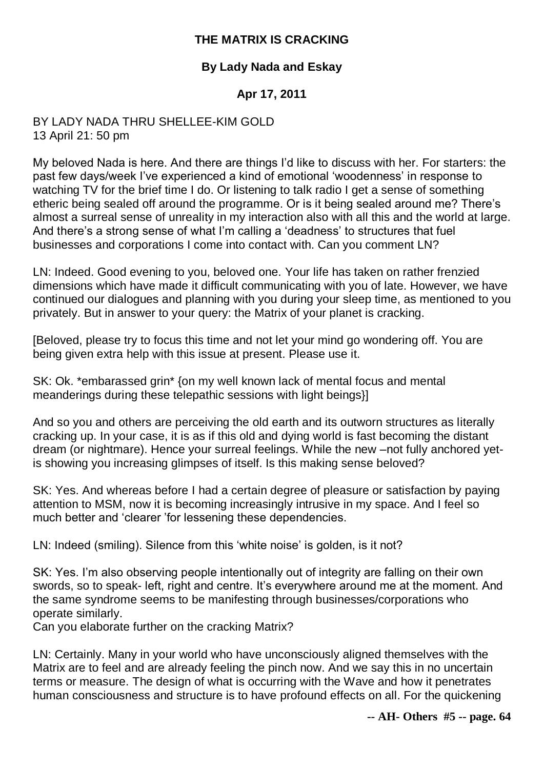**THE MATRIX IS CRACKING**

**By Lady Nada and Eskay**

**Apr 17, 2011**

BY LADY NADA THRU SHELLEE-KIM GOLD
13 April 21: 50 pm

My beloved Nada is here. And there are things I'd like to discuss with her. For starters: the past few days/week I've experienced a kind of emotional 'woodenness' in response to watching TV for the brief time I do. Or listening to talk radio I get a sense of something etheric being sealed off around the programme. Or is it being sealed around me? There's almost a surreal sense of unreality in my interaction also with all this and the world at large. And there's a strong sense of what I'm calling a 'deadness' to structures that fuel businesses and corporations I come into contact with. Can you comment LN?

LN: Indeed. Good evening to you, beloved one. Your life has taken on rather frenzied dimensions which have made it difficult communicating with you of late. However, we have continued our dialogues and planning with you during your sleep time, as mentioned to you privately. But in answer to your query: the Matrix of your planet is cracking.

[Beloved, please try to focus this time and not let your mind go wondering off. You are being given extra help with this issue at present. Please use it.

SK: Ok. *embarassed grin* {on my well known lack of mental focus and mental meanderings during these telepathic sessions with light beings}]

And so you and others are perceiving the old earth and its outworn structures as literally cracking up. In your case, it is as if this old and dying world is fast becoming the distant dream (or nightmare). Hence your surreal feelings. While the new –not fully anchored yet- is showing you increasing glimpses of itself. Is this making sense beloved?

SK: Yes. And whereas before I had a certain degree of pleasure or satisfaction by paying attention to MSM, now it is becoming increasingly intrusive in my space. And I feel so much better and 'clearer 'for lessening these dependencies.

LN: Indeed (smiling). Silence from this 'white noise' is golden, is it not?

SK: Yes. I'm also observing people intentionally out of integrity are falling on their own swords, so to speak- left, right and centre. It's everywhere around me at the moment. And the same syndrome seems to be manifesting through businesses/corporations who operate similarly.
Can you elaborate further on the cracking Matrix?

LN: Certainly. Many in your world who have unconsciously aligned themselves with the Matrix are to feel and are already feeling the pinch now. And we say this in no uncertain terms or measure. The design of what is occurring with the Wave and how it penetrates human consciousness and structure is to have profound effects on all. For the quickening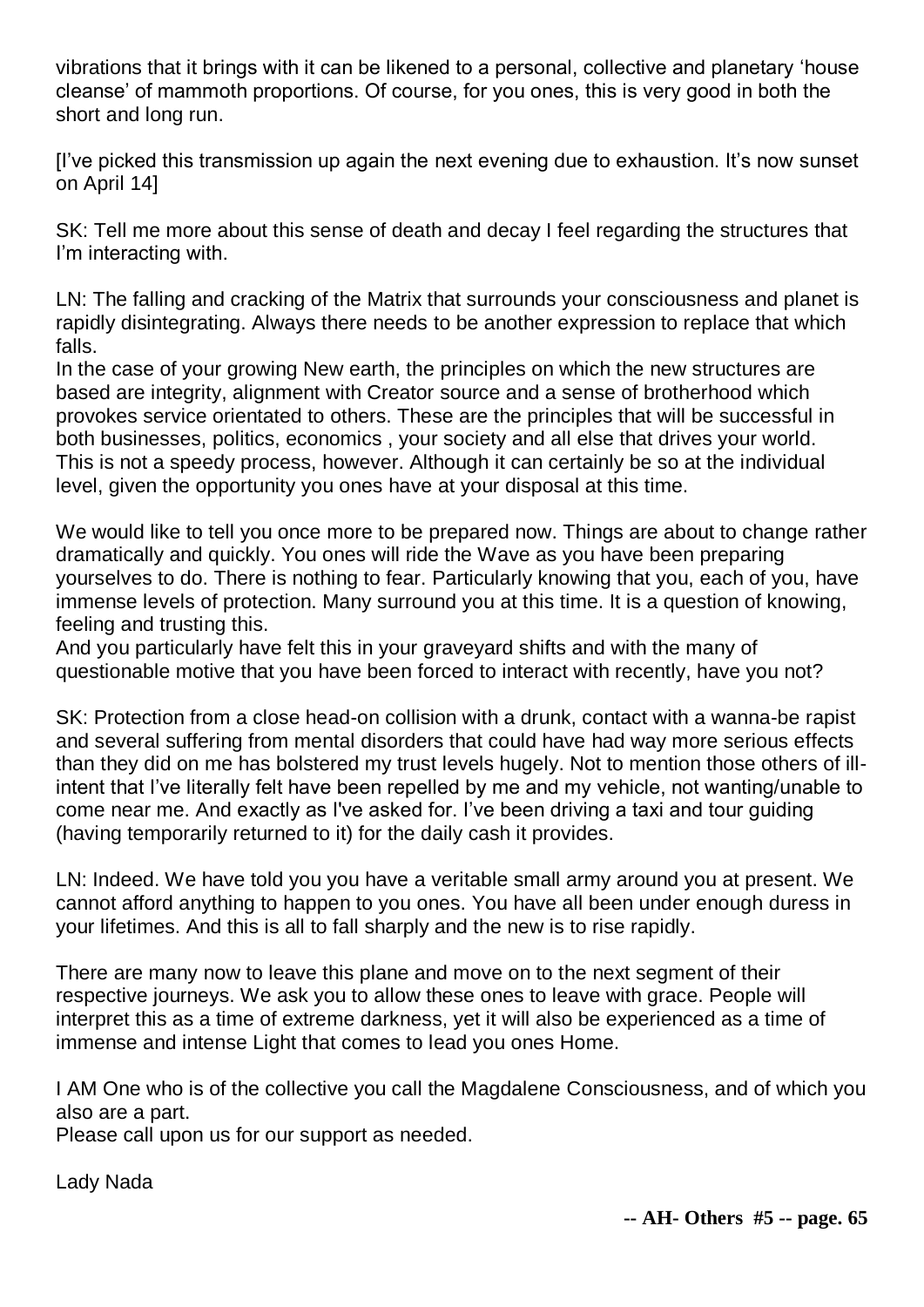vibrations that it brings with it can be likened to a personal, collective and planetary 'house cleanse' of mammoth proportions. Of course, for you ones, this is very good in both the short and long run.

[I've picked this transmission up again the next evening due to exhaustion. It's now sunset on April 14]

SK: Tell me more about this sense of death and decay I feel regarding the structures that I'm interacting with.

LN: The falling and cracking of the Matrix that surrounds your consciousness and planet is rapidly disintegrating. Always there needs to be another expression to replace that which falls.
In the case of your growing New earth, the principles on which the new structures are based are integrity, alignment with Creator source and a sense of brotherhood which provokes service orientated to others. These are the principles that will be successful in both businesses, politics, economics , your society and all else that drives your world. This is not a speedy process, however. Although it can certainly be so at the individual level, given the opportunity you ones have at your disposal at this time.

We would like to tell you once more to be prepared now. Things are about to change rather dramatically and quickly. You ones will ride the Wave as you have been preparing yourselves to do. There is nothing to fear. Particularly knowing that you, each of you, have immense levels of protection. Many surround you at this time. It is a question of knowing, feeling and trusting this.
And you particularly have felt this in your graveyard shifts and with the many of questionable motive that you have been forced to interact with recently, have you not?

SK: Protection from a close head-on collision with a drunk, contact with a wanna-be rapist and several suffering from mental disorders that could have had way more serious effects than they did on me has bolstered my trust levels hugely. Not to mention those others of ill-intent that I've literally felt have been repelled by me and my vehicle, not wanting/unable to come near me. And exactly as I've asked for. I've been driving a taxi and tour guiding (having temporarily returned to it) for the daily cash it provides.

LN: Indeed. We have told you you have a veritable small army around you at present. We cannot afford anything to happen to you ones. You have all been under enough duress in your lifetimes. And this is all to fall sharply and the new is to rise rapidly.

There are many now to leave this plane and move on to the next segment of their respective journeys. We ask you to allow these ones to leave with grace. People will interpret this as a time of extreme darkness, yet it will also be experienced as a time of immense and intense Light that comes to lead you ones Home.

I AM One who is of the collective you call the Magdalene Consciousness, and of which you also are a part.
Please call upon us for our support as needed.

Lady Nada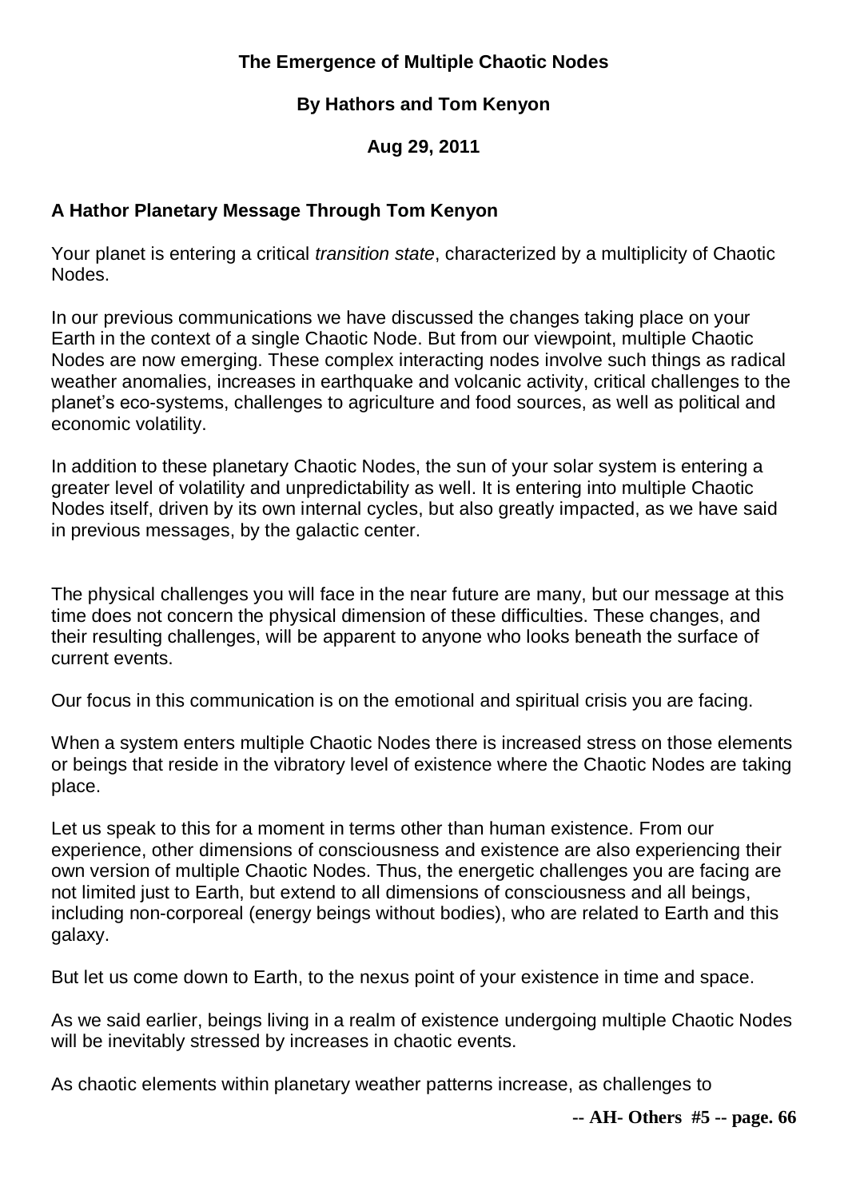**The Emergence of Multiple Chaotic Nodes**

**By Hathors and Tom Kenyon**

**Aug 29, 2011**

**A Hathor Planetary Message Through Tom Kenyon**

Your planet is entering a critical *transition state*, characterized by a multiplicity of Chaotic Nodes.

In our previous communications we have discussed the changes taking place on your Earth in the context of a single Chaotic Node. But from our viewpoint, multiple Chaotic Nodes are now emerging. These complex interacting nodes involve such things as radical weather anomalies, increases in earthquake and volcanic activity, critical challenges to the planet's eco-systems, challenges to agriculture and food sources, as well as political and economic volatility.

In addition to these planetary Chaotic Nodes, the sun of your solar system is entering a greater level of volatility and unpredictability as well. It is entering into multiple Chaotic Nodes itself, driven by its own internal cycles, but also greatly impacted, as we have said in previous messages, by the galactic center.

The physical challenges you will face in the near future are many, but our message at this time does not concern the physical dimension of these difficulties. These changes, and their resulting challenges, will be apparent to anyone who looks beneath the surface of current events.

Our focus in this communication is on the emotional and spiritual crisis you are facing.

When a system enters multiple Chaotic Nodes there is increased stress on those elements or beings that reside in the vibratory level of existence where the Chaotic Nodes are taking place.

Let us speak to this for a moment in terms other than human existence. From our experience, other dimensions of consciousness and existence are also experiencing their own version of multiple Chaotic Nodes. Thus, the energetic challenges you are facing are not limited just to Earth, but extend to all dimensions of consciousness and all beings, including non-corporeal (energy beings without bodies), who are related to Earth and this galaxy.

But let us come down to Earth, to the nexus point of your existence in time and space.

As we said earlier, beings living in a realm of existence undergoing multiple Chaotic Nodes will be inevitably stressed by increases in chaotic events.

As chaotic elements within planetary weather patterns increase, as challenges to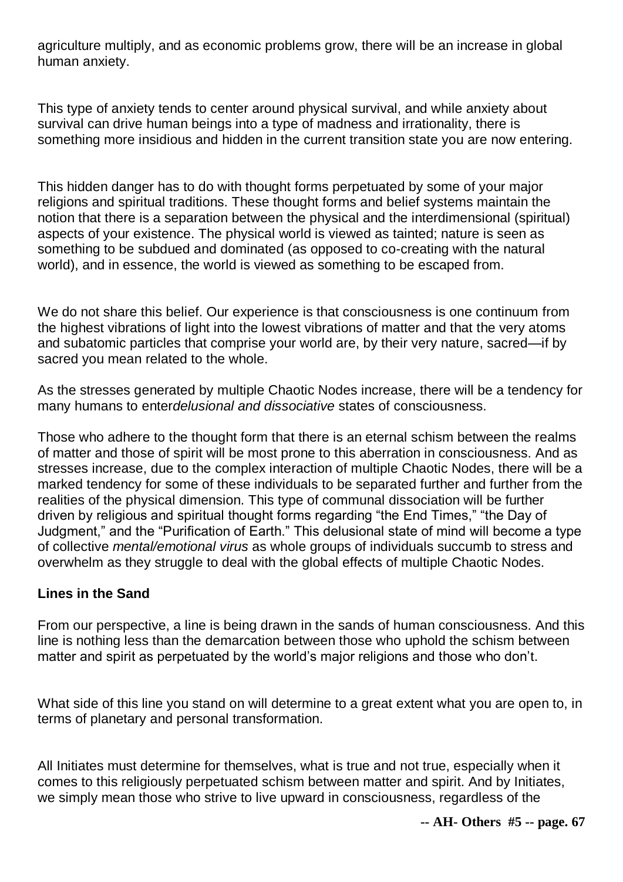agriculture multiply, and as economic problems grow, there will be an increase in global human anxiety.

This type of anxiety tends to center around physical survival, and while anxiety about survival can drive human beings into a type of madness and irrationality, there is something more insidious and hidden in the current transition state you are now entering.

This hidden danger has to do with thought forms perpetuated by some of your major religions and spiritual traditions. These thought forms and belief systems maintain the notion that there is a separation between the physical and the interdimensional (spiritual) aspects of your existence. The physical world is viewed as tainted; nature is seen as something to be subdued and dominated (as opposed to co-creating with the natural world), and in essence, the world is viewed as something to be escaped from.

We do not share this belief. Our experience is that consciousness is one continuum from the highest vibrations of light into the lowest vibrations of matter and that the very atoms and subatomic particles that comprise your world are, by their very nature, sacred—if by sacred you mean related to the whole.

As the stresses generated by multiple Chaotic Nodes increase, there will be a tendency for many humans to enter*delusional and dissociative* states of consciousness.

Those who adhere to the thought form that there is an eternal schism between the realms of matter and those of spirit will be most prone to this aberration in consciousness. And as stresses increase, due to the complex interaction of multiple Chaotic Nodes, there will be a marked tendency for some of these individuals to be separated further and further from the realities of the physical dimension. This type of communal dissociation will be further driven by religious and spiritual thought forms regarding "the End Times," "the Day of Judgment," and the "Purification of Earth." This delusional state of mind will become a type of collective *mental/emotional virus* as whole groups of individuals succumb to stress and overwhelm as they struggle to deal with the global effects of multiple Chaotic Nodes.

**Lines in the Sand**

From our perspective, a line is being drawn in the sands of human consciousness. And this line is nothing less than the demarcation between those who uphold the schism between matter and spirit as perpetuated by the world's major religions and those who don't.

What side of this line you stand on will determine to a great extent what you are open to, in terms of planetary and personal transformation.

All Initiates must determine for themselves, what is true and not true, especially when it comes to this religiously perpetuated schism between matter and spirit. And by Initiates, we simply mean those who strive to live upward in consciousness, regardless of the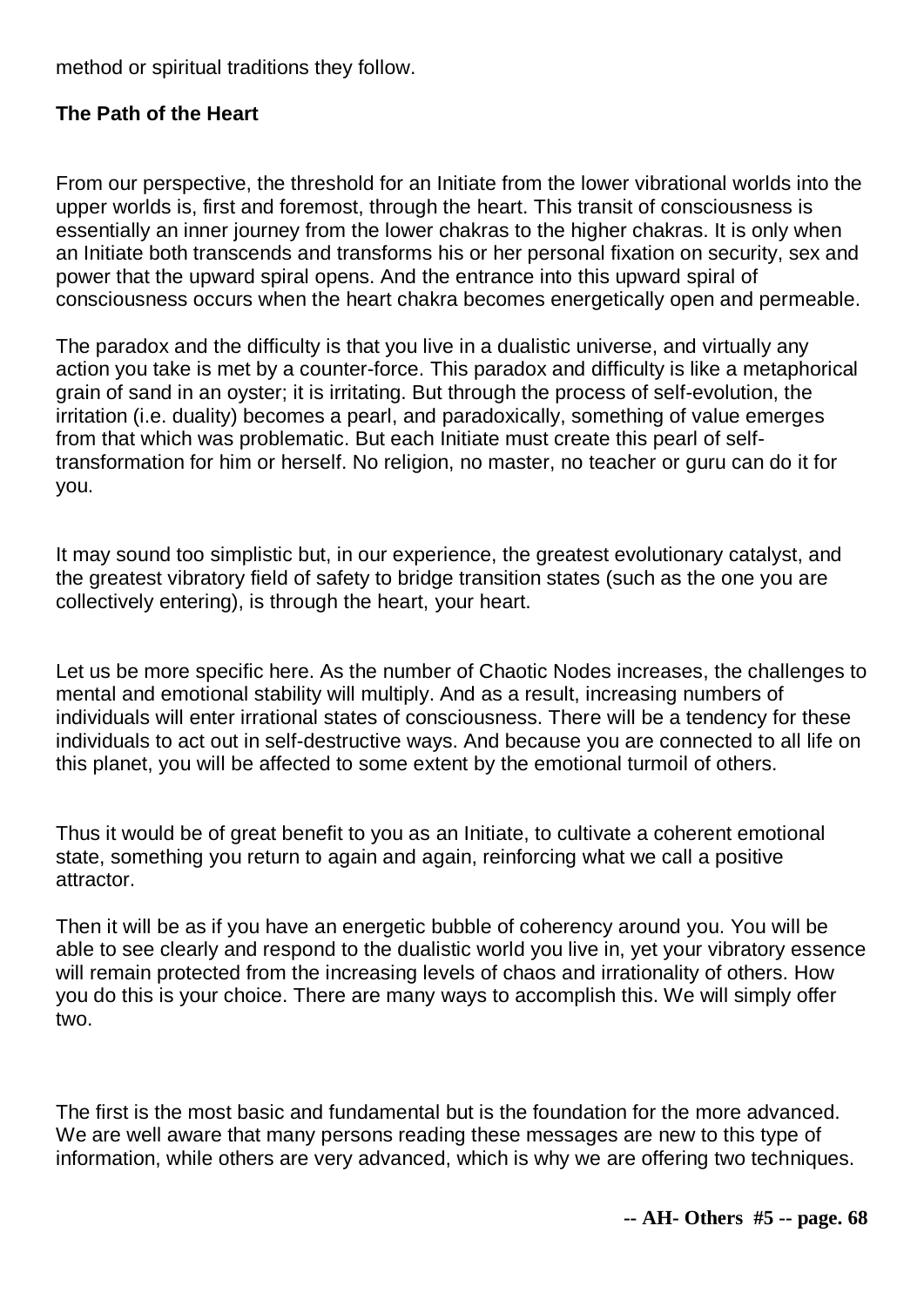method or spiritual traditions they follow.

**The Path of the Heart**

From our perspective, the threshold for an Initiate from the lower vibrational worlds into the upper worlds is, first and foremost, through the heart. This transit of consciousness is essentially an inner journey from the lower chakras to the higher chakras. It is only when an Initiate both transcends and transforms his or her personal fixation on security, sex and power that the upward spiral opens. And the entrance into this upward spiral of consciousness occurs when the heart chakra becomes energetically open and permeable.

The paradox and the difficulty is that you live in a dualistic universe, and virtually any action you take is met by a counter-force. This paradox and difficulty is like a metaphorical grain of sand in an oyster; it is irritating. But through the process of self-evolution, the irritation (i.e. duality) becomes a pearl, and paradoxically, something of value emerges from that which was problematic. But each Initiate must create this pearl of self-transformation for him or herself. No religion, no master, no teacher or guru can do it for you.

It may sound too simplistic but, in our experience, the greatest evolutionary catalyst, and the greatest vibratory field of safety to bridge transition states (such as the one you are collectively entering), is through the heart, your heart.

Let us be more specific here. As the number of Chaotic Nodes increases, the challenges to mental and emotional stability will multiply. And as a result, increasing numbers of individuals will enter irrational states of consciousness. There will be a tendency for these individuals to act out in self-destructive ways. And because you are connected to all life on this planet, you will be affected to some extent by the emotional turmoil of others.

Thus it would be of great benefit to you as an Initiate, to cultivate a coherent emotional state, something you return to again and again, reinforcing what we call a positive attractor.

Then it will be as if you have an energetic bubble of coherency around you. You will be able to see clearly and respond to the dualistic world you live in, yet your vibratory essence will remain protected from the increasing levels of chaos and irrationality of others. How you do this is your choice. There are many ways to accomplish this. We will simply offer two.

The first is the most basic and fundamental but is the foundation for the more advanced. We are well aware that many persons reading these messages are new to this type of information, while others are very advanced, which is why we are offering two techniques.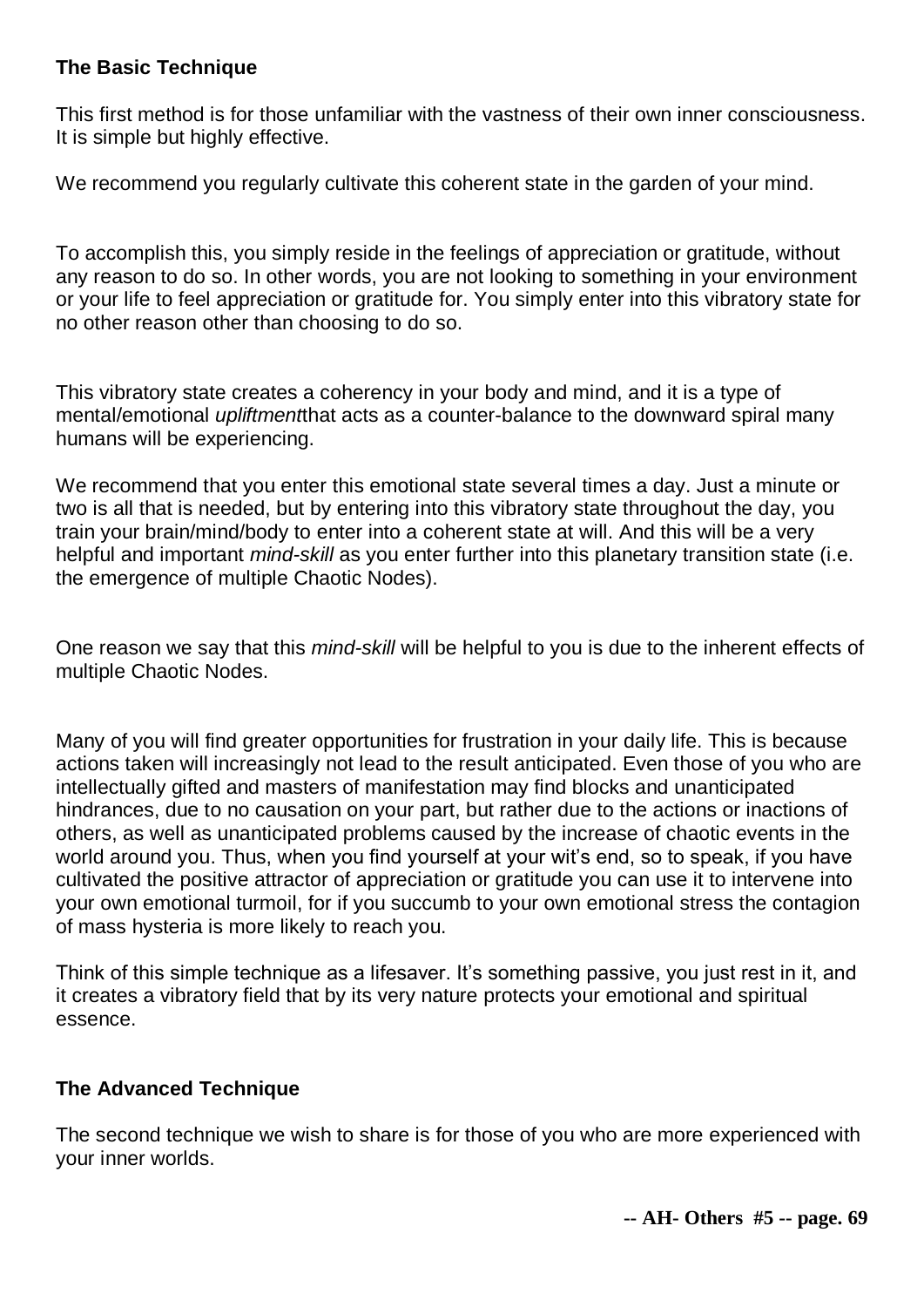### **The Basic Technique**

This first method is for those unfamiliar with the vastness of their own inner consciousness. It is simple but highly effective.

We recommend you regularly cultivate this coherent state in the garden of your mind.

To accomplish this, you simply reside in the feelings of appreciation or gratitude, without any reason to do so. In other words, you are not looking to something in your environment or your life to feel appreciation or gratitude for. You simply enter into this vibratory state for no other reason other than choosing to do so.

This vibratory state creates a coherency in your body and mind, and it is a type of mental/emotional *upliftment*that acts as a counter-balance to the downward spiral many humans will be experiencing.

We recommend that you enter this emotional state several times a day. Just a minute or two is all that is needed, but by entering into this vibratory state throughout the day, you train your brain/mind/body to enter into a coherent state at will. And this will be a very helpful and important *mind-skill* as you enter further into this planetary transition state (i.e. the emergence of multiple Chaotic Nodes).

One reason we say that this *mind-skill* will be helpful to you is due to the inherent effects of multiple Chaotic Nodes.

Many of you will find greater opportunities for frustration in your daily life. This is because actions taken will increasingly not lead to the result anticipated. Even those of you who are intellectually gifted and masters of manifestation may find blocks and unanticipated hindrances, due to no causation on your part, but rather due to the actions or inactions of others, as well as unanticipated problems caused by the increase of chaotic events in the world around you. Thus, when you find yourself at your wit's end, so to speak, if you have cultivated the positive attractor of appreciation or gratitude you can use it to intervene into your own emotional turmoil, for if you succumb to your own emotional stress the contagion of mass hysteria is more likely to reach you.

Think of this simple technique as a lifesaver. It's something passive, you just rest in it, and it creates a vibratory field that by its very nature protects your emotional and spiritual essence.

### **The Advanced Technique**

The second technique we wish to share is for those of you who are more experienced with your inner worlds.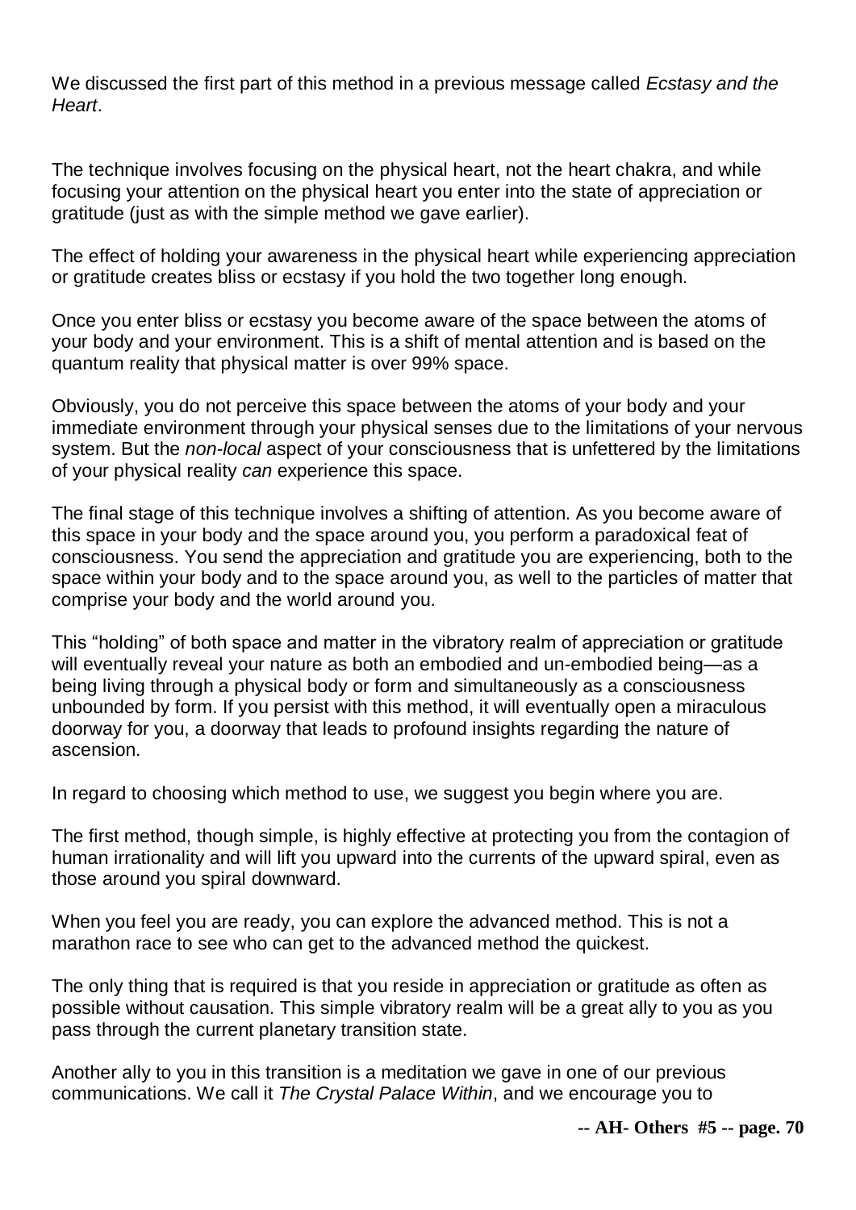We discussed the first part of this method in a previous message called *Ecstasy and the Heart*.

The technique involves focusing on the physical heart, not the heart chakra, and while focusing your attention on the physical heart you enter into the state of appreciation or gratitude (just as with the simple method we gave earlier).

The effect of holding your awareness in the physical heart while experiencing appreciation or gratitude creates bliss or ecstasy if you hold the two together long enough.

Once you enter bliss or ecstasy you become aware of the space between the atoms of your body and your environment. This is a shift of mental attention and is based on the quantum reality that physical matter is over 99% space.

Obviously, you do not perceive this space between the atoms of your body and your immediate environment through your physical senses due to the limitations of your nervous system. But the *non-local* aspect of your consciousness that is unfettered by the limitations of your physical reality *can* experience this space.

The final stage of this technique involves a shifting of attention. As you become aware of this space in your body and the space around you, you perform a paradoxical feat of consciousness. You send the appreciation and gratitude you are experiencing, both to the space within your body and to the space around you, as well to the particles of matter that comprise your body and the world around you.

This "holding" of both space and matter in the vibratory realm of appreciation or gratitude will eventually reveal your nature as both an embodied and un-embodied being—as a being living through a physical body or form and simultaneously as a consciousness unbounded by form. If you persist with this method, it will eventually open a miraculous doorway for you, a doorway that leads to profound insights regarding the nature of ascension.

In regard to choosing which method to use, we suggest you begin where you are.

The first method, though simple, is highly effective at protecting you from the contagion of human irrationality and will lift you upward into the currents of the upward spiral, even as those around you spiral downward.

When you feel you are ready, you can explore the advanced method. This is not a marathon race to see who can get to the advanced method the quickest.

The only thing that is required is that you reside in appreciation or gratitude as often as possible without causation. This simple vibratory realm will be a great ally to you as you pass through the current planetary transition state.

Another ally to you in this transition is a meditation we gave in one of our previous communications. We call it *The Crystal Palace Within*, and we encourage you to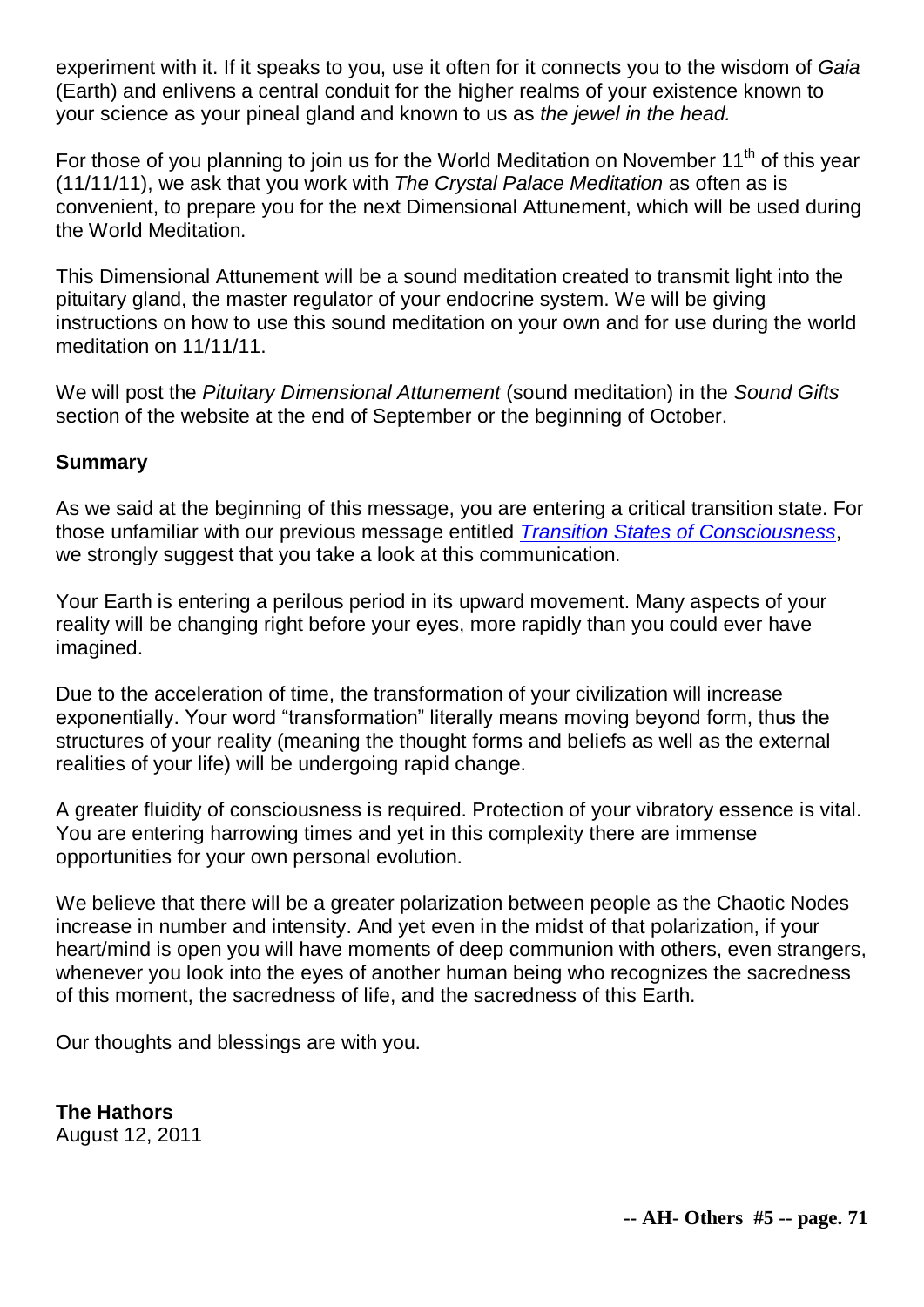experiment with it. If it speaks to you, use it often for it connects you to the wisdom of *Gaia* (Earth) and enlivens a central conduit for the higher realms of your existence known to your science as your pineal gland and known to us as *the jewel in the head.*

For those of you planning to join us for the World Meditation on November 11th of this year (11/11/11), we ask that you work with *The Crystal Palace Meditation* as often as is convenient, to prepare you for the next Dimensional Attunement, which will be used during the World Meditation.

This Dimensional Attunement will be a sound meditation created to transmit light into the pituitary gland, the master regulator of your endocrine system. We will be giving instructions on how to use this sound meditation on your own and for use during the world meditation on 11/11/11.

We will post the *Pituitary Dimensional Attunement* (sound meditation) in the *Sound Gifts* section of the website at the end of September or the beginning of October.

**Summary**

As we said at the beginning of this message, you are entering a critical transition state. For those unfamiliar with our previous message entitled *Transition States of Consciousness*, we strongly suggest that you take a look at this communication.

Your Earth is entering a perilous period in its upward movement. Many aspects of your reality will be changing right before your eyes, more rapidly than you could ever have imagined.

Due to the acceleration of time, the transformation of your civilization will increase exponentially. Your word "transformation" literally means moving beyond form, thus the structures of your reality (meaning the thought forms and beliefs as well as the external realities of your life) will be undergoing rapid change.

A greater fluidity of consciousness is required. Protection of your vibratory essence is vital. You are entering harrowing times and yet in this complexity there are immense opportunities for your own personal evolution.

We believe that there will be a greater polarization between people as the Chaotic Nodes increase in number and intensity. And yet even in the midst of that polarization, if your heart/mind is open you will have moments of deep communion with others, even strangers, whenever you look into the eyes of another human being who recognizes the sacredness of this moment, the sacredness of life, and the sacredness of this Earth.

Our thoughts and blessings are with you.

**The Hathors**
August 12, 2011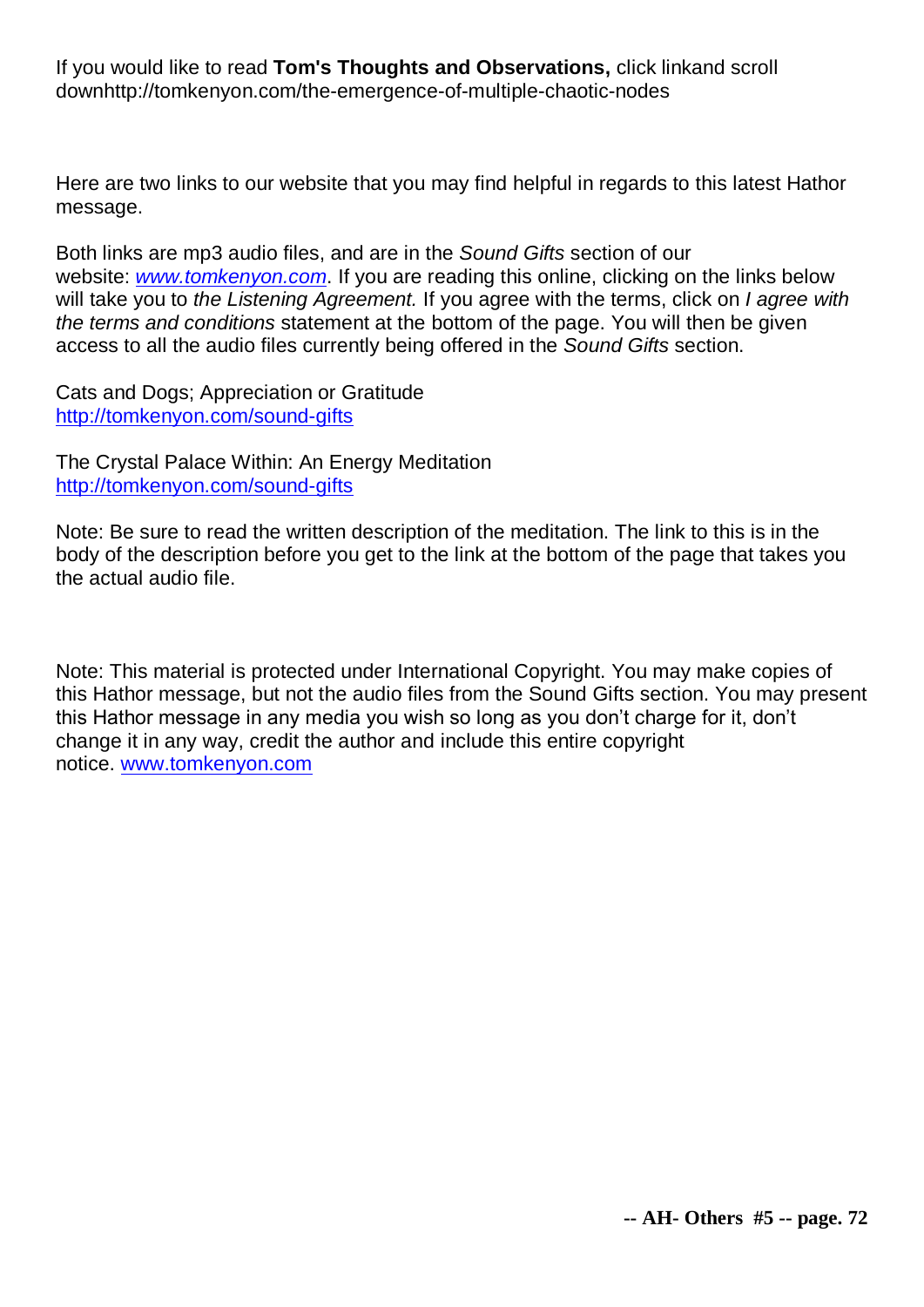If you would like to read **Tom's Thoughts and Observations,** click linkand scroll downhttp://tomkenyon.com/the-emergence-of-multiple-chaotic-nodes

Here are two links to our website that you may find helpful in regards to this latest Hathor message.

Both links are mp3 audio files, and are in the *Sound Gifts* section of our website: *[www.tomkenyon.com](www.tomkenyon.com)*. If you are reading this online, clicking on the links below will take you to *the Listening Agreement.* If you agree with the terms, click on *I agree with the terms and conditions* statement at the bottom of the page. You will then be given access to all the audio files currently being offered in the *Sound Gifts* section.

Cats and Dogs; Appreciation or Gratitude
[http://tomkenyon.com/sound-gifts](http://tomkenyon.com/sound-gifts)

The Crystal Palace Within: An Energy Meditation
[http://tomkenyon.com/sound-gifts](http://tomkenyon.com/sound-gifts)

Note: Be sure to read the written description of the meditation. The link to this is in the body of the description before you get to the link at the bottom of the page that takes you the actual audio file.

Note: This material is protected under International Copyright. You may make copies of this Hathor message, but not the audio files from the Sound Gifts section. You may present this Hathor message in any media you wish so long as you don't charge for it, don't change it in any way, credit the author and include this entire copyright notice. [www.tomkenyon.com](www.tomkenyon.com)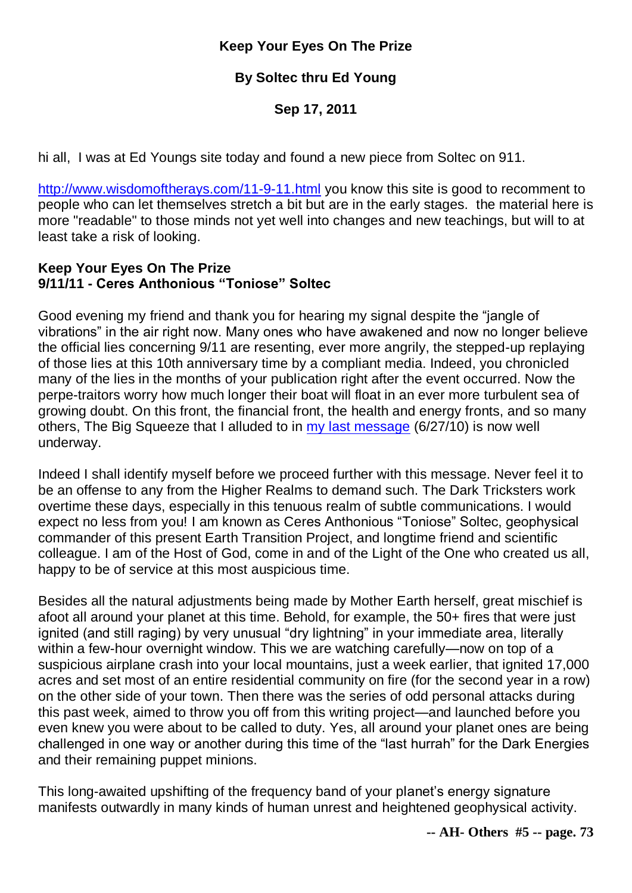**Keep Your Eyes On The Prize**

**By Soltec thru Ed Young**

**Sep 17, 2011**

hi all, I was at Ed Youngs site today and found a new piece from Soltec on 911.

http://www.wisdomoftherays.com/11-9-11.html you know this site is good to recomment to people who can let themselves stretch a bit but are in the early stages. the material here is more "readable" to those minds not yet well into changes and new teachings, but will to at least take a risk of looking.

**Keep Your Eyes On The Prize**
**9/11/11 - Ceres Anthonious "Toniose" Soltec**

Good evening my friend and thank you for hearing my signal despite the "jangle of vibrations" in the air right now. Many ones who have awakened and now no longer believe the official lies concerning 9/11 are resenting, ever more angrily, the stepped-up replaying of those lies at this 10th anniversary time by a compliant media. Indeed, you chronicled many of the lies in the months of your publication right after the event occurred. Now the perpe-traitors worry how much longer their boat will float in an ever more turbulent sea of growing doubt. On this front, the financial front, the health and energy fronts, and so many others, The Big Squeeze that I alluded to in my last message (6/27/10) is now well underway.

Indeed I shall identify myself before we proceed further with this message. Never feel it to be an offense to any from the Higher Realms to demand such. The Dark Tricksters work overtime these days, especially in this tenuous realm of subtle communications. I would expect no less from you! I am known as Ceres Anthonious "Toniose" Soltec, geophysical commander of this present Earth Transition Project, and longtime friend and scientific colleague. I am of the Host of God, come in and of the Light of the One who created us all, happy to be of service at this most auspicious time.

Besides all the natural adjustments being made by Mother Earth herself, great mischief is afoot all around your planet at this time. Behold, for example, the 50+ fires that were just ignited (and still raging) by very unusual "dry lightning" in your immediate area, literally within a few-hour overnight window. This we are watching carefully—now on top of a suspicious airplane crash into your local mountains, just a week earlier, that ignited 17,000 acres and set most of an entire residential community on fire (for the second year in a row) on the other side of your town. Then there was the series of odd personal attacks during this past week, aimed to throw you off from this writing project—and launched before you even knew you were about to be called to duty. Yes, all around your planet ones are being challenged in one way or another during this time of the "last hurrah" for the Dark Energies and their remaining puppet minions.

This long-awaited upshifting of the frequency band of your planet's energy signature manifests outwardly in many kinds of human unrest and heightened geophysical activity.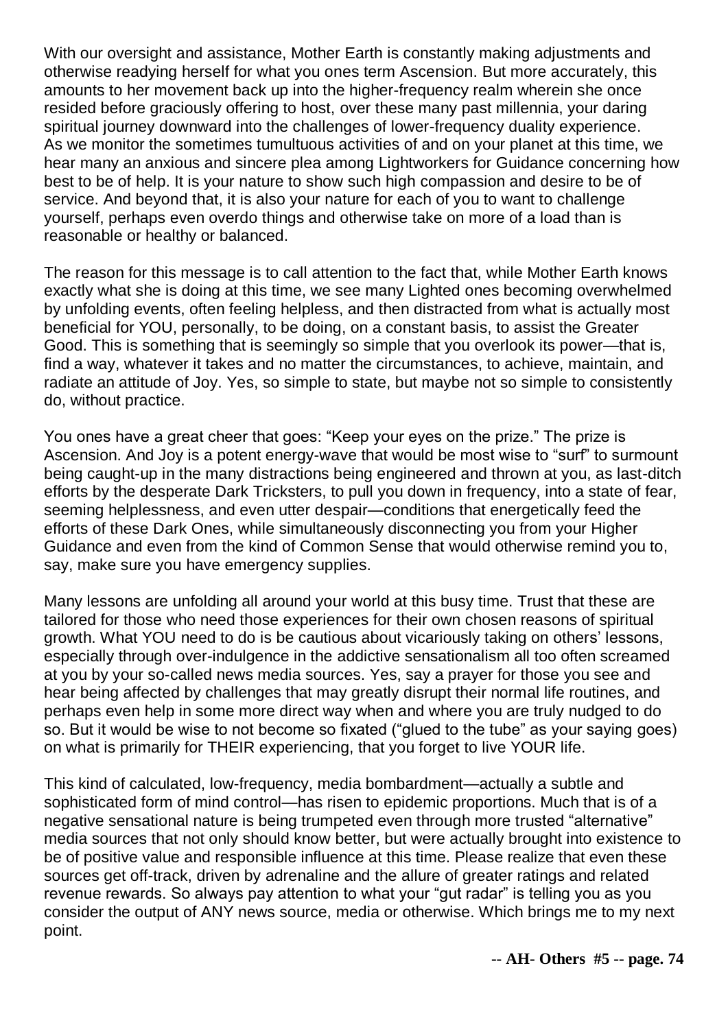With our oversight and assistance, Mother Earth is constantly making adjustments and otherwise readying herself for what you ones term Ascension. But more accurately, this amounts to her movement back up into the higher-frequency realm wherein she once resided before graciously offering to host, over these many past millennia, your daring spiritual journey downward into the challenges of lower-frequency duality experience. As we monitor the sometimes tumultuous activities of and on your planet at this time, we hear many an anxious and sincere plea among Lightworkers for Guidance concerning how best to be of help. It is your nature to show such high compassion and desire to be of service. And beyond that, it is also your nature for each of you to want to challenge yourself, perhaps even overdo things and otherwise take on more of a load than is reasonable or healthy or balanced.

The reason for this message is to call attention to the fact that, while Mother Earth knows exactly what she is doing at this time, we see many Lighted ones becoming overwhelmed by unfolding events, often feeling helpless, and then distracted from what is actually most beneficial for YOU, personally, to be doing, on a constant basis, to assist the Greater Good. This is something that is seemingly so simple that you overlook its power—that is, find a way, whatever it takes and no matter the circumstances, to achieve, maintain, and radiate an attitude of Joy. Yes, so simple to state, but maybe not so simple to consistently do, without practice.

You ones have a great cheer that goes: "Keep your eyes on the prize." The prize is Ascension. And Joy is a potent energy-wave that would be most wise to "surf" to surmount being caught-up in the many distractions being engineered and thrown at you, as last-ditch efforts by the desperate Dark Tricksters, to pull you down in frequency, into a state of fear, seeming helplessness, and even utter despair—conditions that energetically feed the efforts of these Dark Ones, while simultaneously disconnecting you from your Higher Guidance and even from the kind of Common Sense that would otherwise remind you to, say, make sure you have emergency supplies.

Many lessons are unfolding all around your world at this busy time. Trust that these are tailored for those who need those experiences for their own chosen reasons of spiritual growth. What YOU need to do is be cautious about vicariously taking on others' lessons, especially through over-indulgence in the addictive sensationalism all too often screamed at you by your so-called news media sources. Yes, say a prayer for those you see and hear being affected by challenges that may greatly disrupt their normal life routines, and perhaps even help in some more direct way when and where you are truly nudged to do so. But it would be wise to not become so fixated ("glued to the tube" as your saying goes) on what is primarily for THEIR experiencing, that you forget to live YOUR life.

This kind of calculated, low-frequency, media bombardment—actually a subtle and sophisticated form of mind control—has risen to epidemic proportions. Much that is of a negative sensational nature is being trumpeted even through more trusted "alternative" media sources that not only should know better, but were actually brought into existence to be of positive value and responsible influence at this time. Please realize that even these sources get off-track, driven by adrenaline and the allure of greater ratings and related revenue rewards. So always pay attention to what your "gut radar" is telling you as you consider the output of ANY news source, media or otherwise. Which brings me to my next point.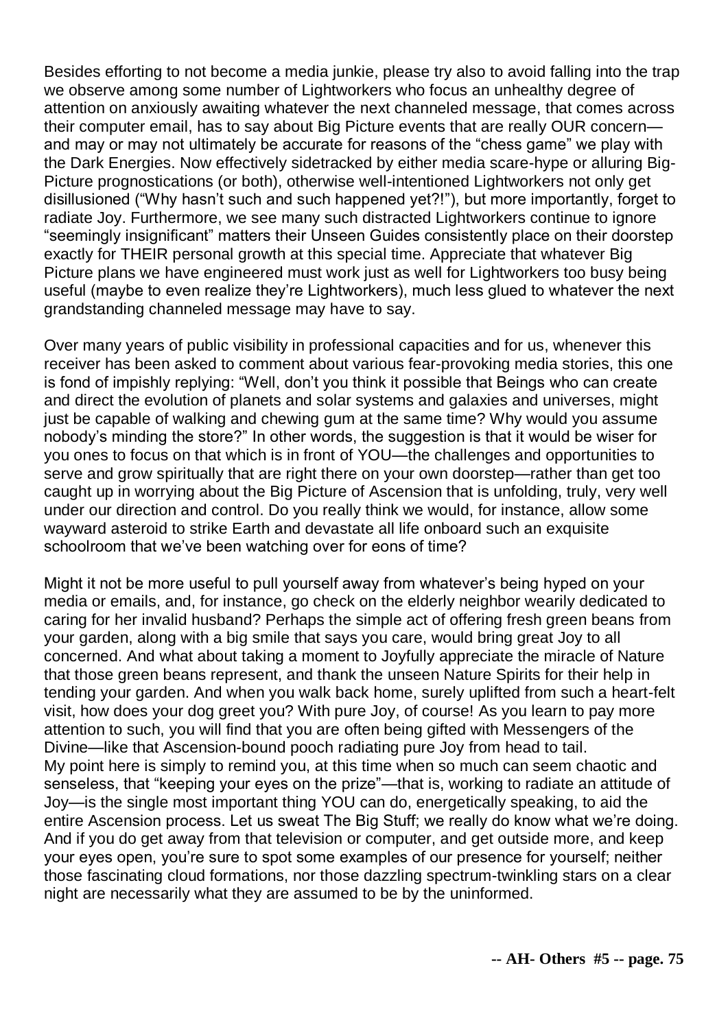Besides efforting to not become a media junkie, please try also to avoid falling into the trap we observe among some number of Lightworkers who focus an unhealthy degree of attention on anxiously awaiting whatever the next channeled message, that comes across their computer email, has to say about Big Picture events that are really OUR concern—and may or may not ultimately be accurate for reasons of the "chess game" we play with the Dark Energies. Now effectively sidetracked by either media scare-hype or alluring Big-Picture prognostications (or both), otherwise well-intentioned Lightworkers not only get disillusioned ("Why hasn't such and such happened yet?!"), but more importantly, forget to radiate Joy. Furthermore, we see many such distracted Lightworkers continue to ignore "seemingly insignificant" matters their Unseen Guides consistently place on their doorstep exactly for THEIR personal growth at this special time. Appreciate that whatever Big Picture plans we have engineered must work just as well for Lightworkers too busy being useful (maybe to even realize they're Lightworkers), much less glued to whatever the next grandstanding channeled message may have to say.

Over many years of public visibility in professional capacities and for us, whenever this receiver has been asked to comment about various fear-provoking media stories, this one is fond of impishly replying: "Well, don't you think it possible that Beings who can create and direct the evolution of planets and solar systems and galaxies and universes, might just be capable of walking and chewing gum at the same time? Why would you assume nobody's minding the store?" In other words, the suggestion is that it would be wiser for you ones to focus on that which is in front of YOU—the challenges and opportunities to serve and grow spiritually that are right there on your own doorstep—rather than get too caught up in worrying about the Big Picture of Ascension that is unfolding, truly, very well under our direction and control. Do you really think we would, for instance, allow some wayward asteroid to strike Earth and devastate all life onboard such an exquisite schoolroom that we've been watching over for eons of time?

Might it not be more useful to pull yourself away from whatever's being hyped on your media or emails, and, for instance, go check on the elderly neighbor wearily dedicated to caring for her invalid husband? Perhaps the simple act of offering fresh green beans from your garden, along with a big smile that says you care, would bring great Joy to all concerned. And what about taking a moment to Joyfully appreciate the miracle of Nature that those green beans represent, and thank the unseen Nature Spirits for their help in tending your garden. And when you walk back home, surely uplifted from such a heart-felt visit, how does your dog greet you? With pure Joy, of course! As you learn to pay more attention to such, you will find that you are often being gifted with Messengers of the Divine—like that Ascension-bound pooch radiating pure Joy from head to tail.

My point here is simply to remind you, at this time when so much can seem chaotic and senseless, that "keeping your eyes on the prize"—that is, working to radiate an attitude of Joy—is the single most important thing YOU can do, energetically speaking, to aid the entire Ascension process. Let us sweat The Big Stuff; we really do know what we're doing. And if you do get away from that television or computer, and get outside more, and keep your eyes open, you're sure to spot some examples of our presence for yourself; neither those fascinating cloud formations, nor those dazzling spectrum-twinkling stars on a clear night are necessarily what they are assumed to be by the uninformed.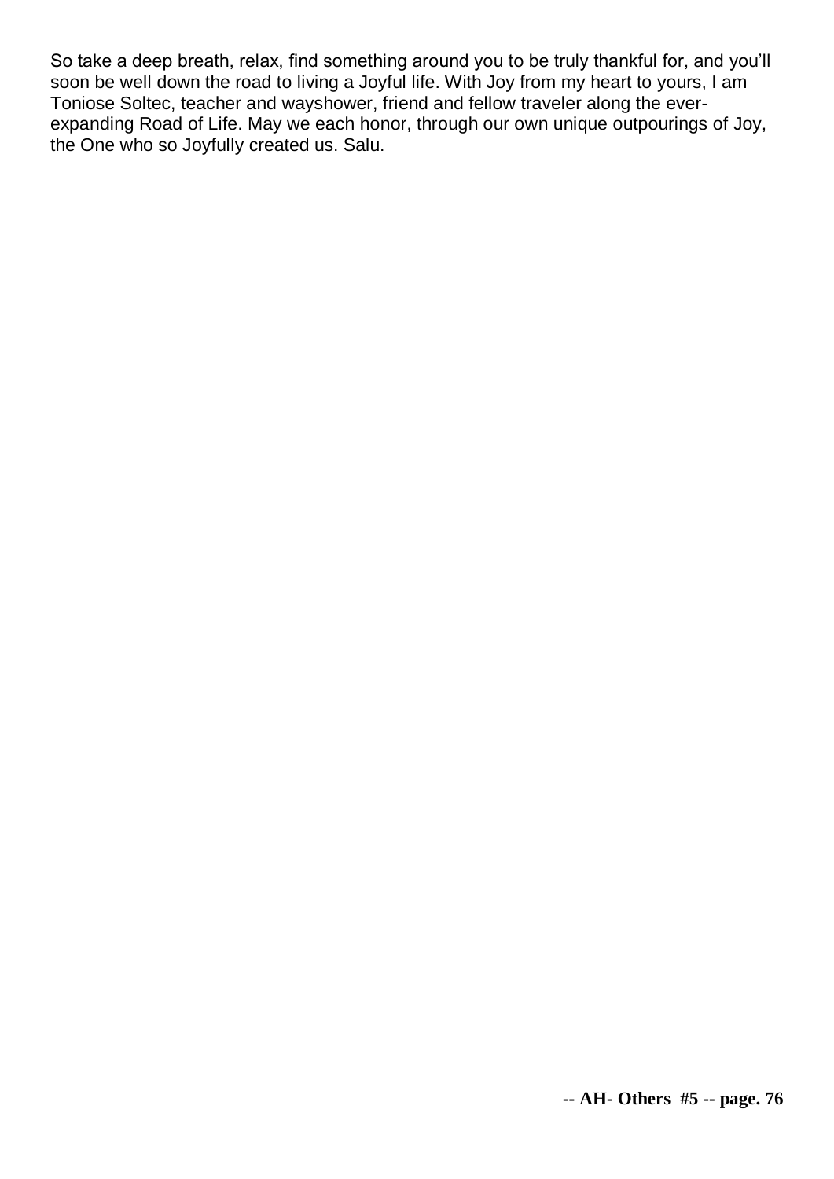So take a deep breath, relax, find something around you to be truly thankful for, and you'll soon be well down the road to living a Joyful life. With Joy from my heart to yours, I am Toniose Soltec, teacher and wayshower, friend and fellow traveler along the ever-expanding Road of Life. May we each honor, through our own unique outpourings of Joy, the One who so Joyfully created us. Salu.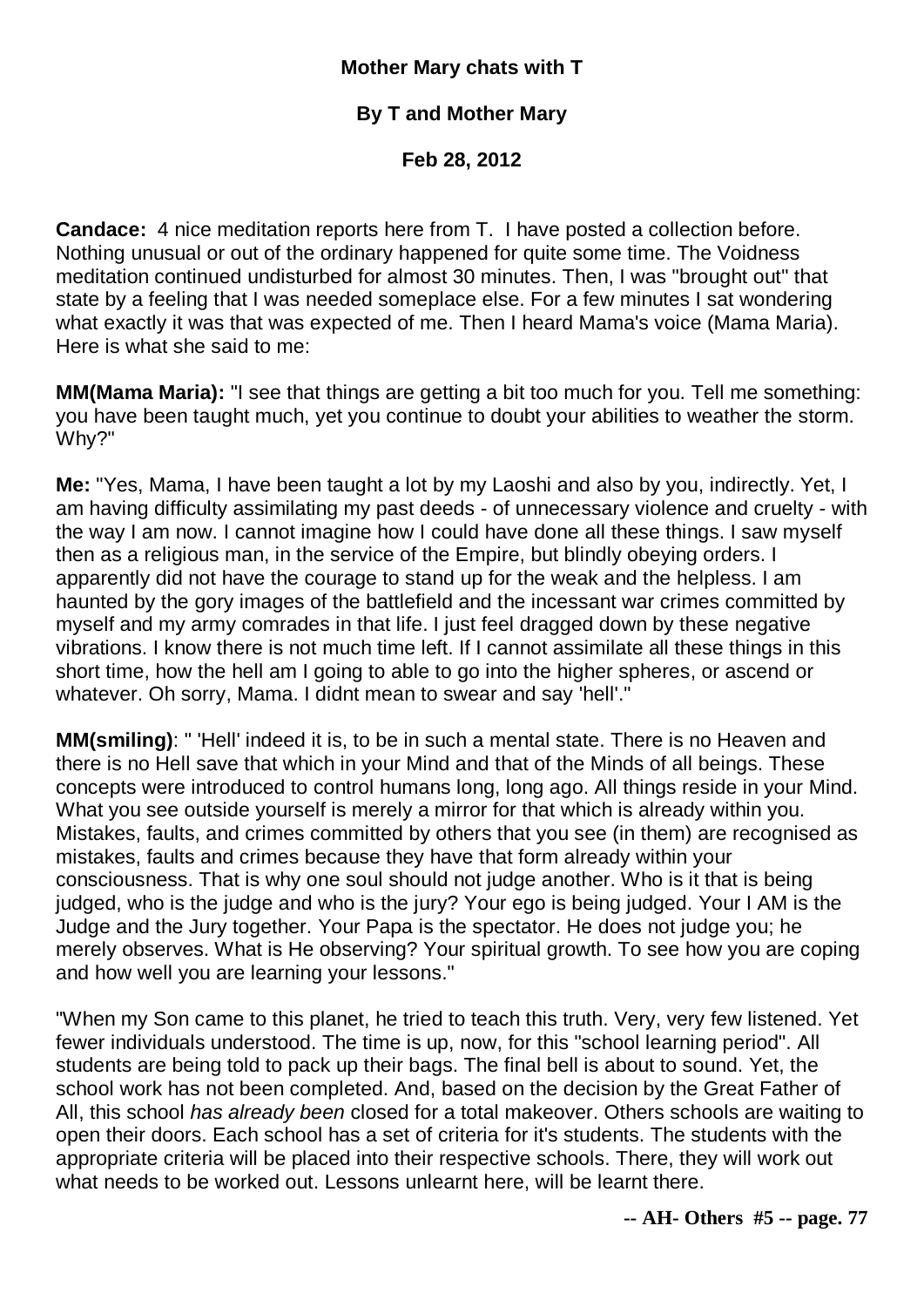**Mother Mary chats with T**

**By T and Mother Mary**

**Feb 28, 2012**

**Candace:** 4 nice meditation reports here from T. I have posted a collection before. Nothing unusual or out of the ordinary happened for quite some time. The Voidness meditation continued undisturbed for almost 30 minutes. Then, I was "brought out" that state by a feeling that I was needed someplace else. For a few minutes I sat wondering what exactly it was that was expected of me. Then I heard Mama's voice (Mama Maria). Here is what she said to me:

**MM(Mama Maria):** "I see that things are getting a bit too much for you. Tell me something: you have been taught much, yet you continue to doubt your abilities to weather the storm. Why?"

**Me:** "Yes, Mama, I have been taught a lot by my Laoshi and also by you, indirectly. Yet, I am having difficulty assimilating my past deeds - of unnecessary violence and cruelty - with the way I am now. I cannot imagine how I could have done all these things. I saw myself then as a religious man, in the service of the Empire, but blindly obeying orders. I apparently did not have the courage to stand up for the weak and the helpless. I am haunted by the gory images of the battlefield and the incessant war crimes committed by myself and my army comrades in that life. I just feel dragged down by these negative vibrations. I know there is not much time left. If I cannot assimilate all these things in this short time, how the hell am I going to able to go into the higher spheres, or ascend or whatever. Oh sorry, Mama. I didnt mean to swear and say 'hell'."

**MM(smiling)**: " 'Hell' indeed it is, to be in such a mental state. There is no Heaven and there is no Hell save that which in your Mind and that of the Minds of all beings. These concepts were introduced to control humans long, long ago. All things reside in your Mind. What you see outside yourself is merely a mirror for that which is already within you. Mistakes, faults, and crimes committed by others that you see (in them) are recognised as mistakes, faults and crimes because they have that form already within your consciousness. That is why one soul should not judge another. Who is it that is being judged, who is the judge and who is the jury? Your ego is being judged. Your I AM is the Judge and the Jury together. Your Papa is the spectator. He does not judge you; he merely observes. What is He observing? Your spiritual growth. To see how you are coping and how well you are learning your lessons."

"When my Son came to this planet, he tried to teach this truth. Very, very few listened. Yet fewer individuals understood. The time is up, now, for this "school learning period". All students are being told to pack up their bags. The final bell is about to sound. Yet, the school work has not been completed. And, based on the decision by the Great Father of All, this school *has already been* closed for a total makeover. Others schools are waiting to open their doors. Each school has a set of criteria for it's students. The students with the appropriate criteria will be placed into their respective schools. There, they will work out what needs to be worked out. Lessons unlearnt here, will be learnt there.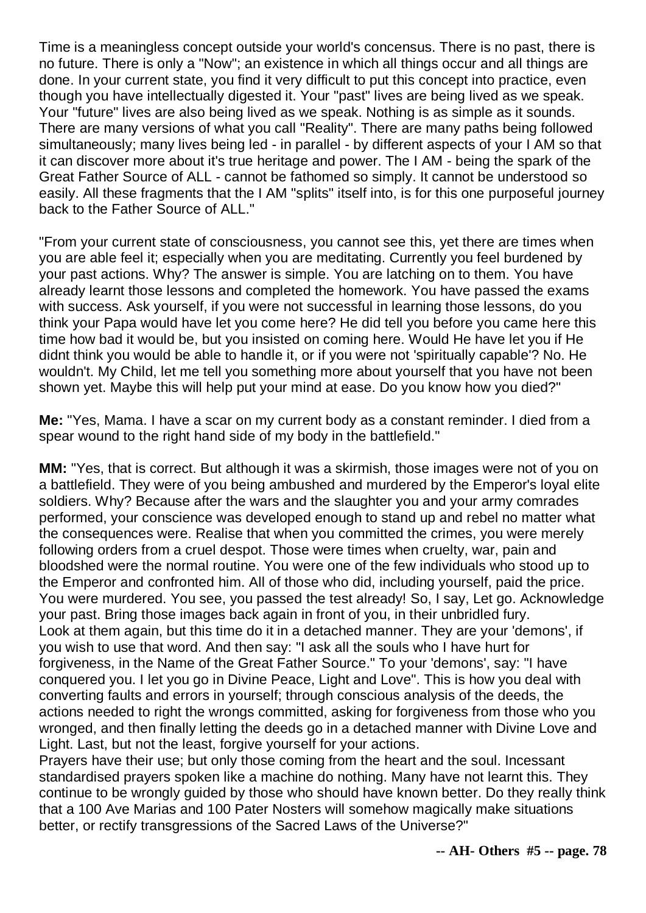Time is a meaningless concept outside your world's concensus. There is no past, there is no future. There is only a "Now"; an existence in which all things occur and all things are done. In your current state, you find it very difficult to put this concept into practice, even though you have intellectually digested it. Your "past" lives are being lived as we speak. Your "future" lives are also being lived as we speak. Nothing is as simple as it sounds. There are many versions of what you call "Reality". There are many paths being followed simultaneously; many lives being led - in parallel - by different aspects of your I AM so that it can discover more about it's true heritage and power. The I AM - being the spark of the Great Father Source of ALL - cannot be fathomed so simply. It cannot be understood so easily. All these fragments that the I AM "splits" itself into, is for this one purposeful journey back to the Father Source of ALL."

"From your current state of consciousness, you cannot see this, yet there are times when you are able feel it; especially when you are meditating. Currently you feel burdened by your past actions. Why? The answer is simple. You are latching on to them. You have already learnt those lessons and completed the homework. You have passed the exams with success. Ask yourself, if you were not successful in learning those lessons, do you think your Papa would have let you come here? He did tell you before you came here this time how bad it would be, but you insisted on coming here. Would He have let you if He didnt think you would be able to handle it, or if you were not 'spiritually capable'? No. He wouldn't. My Child, let me tell you something more about yourself that you have not been shown yet. Maybe this will help put your mind at ease. Do you know how you died?"

**Me:** "Yes, Mama. I have a scar on my current body as a constant reminder. I died from a spear wound to the right hand side of my body in the battlefield."

**MM:** "Yes, that is correct. But although it was a skirmish, those images were not of you on a battlefield. They were of you being ambushed and murdered by the Emperor's loyal elite soldiers. Why? Because after the wars and the slaughter you and your army comrades performed, your conscience was developed enough to stand up and rebel no matter what the consequences were. Realise that when you committed the crimes, you were merely following orders from a cruel despot. Those were times when cruelty, war, pain and bloodshed were the normal routine. You were one of the few individuals who stood up to the Emperor and confronted him. All of those who did, including yourself, paid the price. You were murdered. You see, you passed the test already! So, I say, Let go. Acknowledge your past. Bring those images back again in front of you, in their unbridled fury. Look at them again, but this time do it in a detached manner. They are your 'demons', if you wish to use that word. And then say: "I ask all the souls who I have hurt for forgiveness, in the Name of the Great Father Source." To your 'demons', say: "I have conquered you. I let you go in Divine Peace, Light and Love". This is how you deal with converting faults and errors in yourself; through conscious analysis of the deeds, the actions needed to right the wrongs committed, asking for forgiveness from those who you wronged, and then finally letting the deeds go in a detached manner with Divine Love and Light. Last, but not the least, forgive yourself for your actions.
Prayers have their use; but only those coming from the heart and the soul. Incessant standardised prayers spoken like a machine do nothing. Many have not learnt this. They continue to be wrongly guided by those who should have known better. Do they really think that a 100 Ave Marias and 100 Pater Nosters will somehow magically make situations better, or rectify transgressions of the Sacred Laws of the Universe?"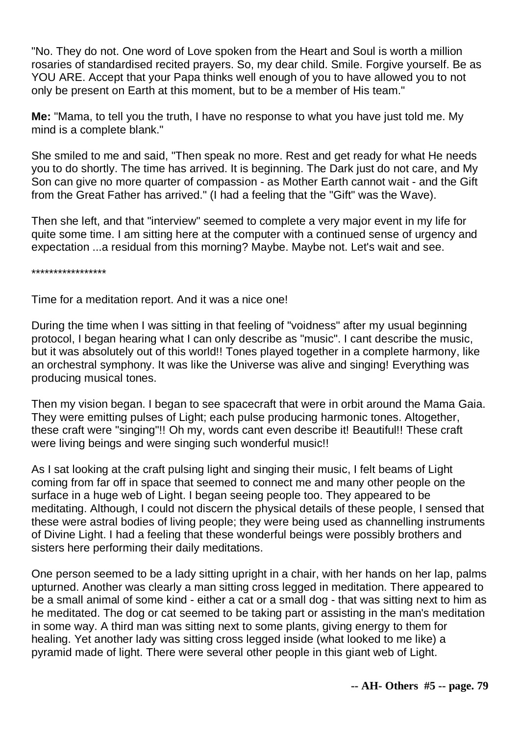"No. They do not. One word of Love spoken from the Heart and Soul is worth a million rosaries of standardised recited prayers. So, my dear child. Smile. Forgive yourself. Be as YOU ARE. Accept that your Papa thinks well enough of you to have allowed you to not only be present on Earth at this moment, but to be a member of His team."

**Me:** "Mama, to tell you the truth, I have no response to what you have just told me. My mind is a complete blank."

She smiled to me and said, "Then speak no more. Rest and get ready for what He needs you to do shortly. The time has arrived. It is beginning. The Dark just do not care, and My Son can give no more quarter of compassion - as Mother Earth cannot wait - and the Gift from the Great Father has arrived." (I had a feeling that the "Gift" was the Wave).

Then she left, and that "interview" seemed to complete a very major event in my life for quite some time. I am sitting here at the computer with a continued sense of urgency and expectation ...a residual from this morning? Maybe. Maybe not. Let's wait and see.

*****************

Time for a meditation report. And it was a nice one!

During the time when I was sitting in that feeling of "voidness" after my usual beginning protocol, I began hearing what I can only describe as "music". I cant describe the music, but it was absolutely out of this world!! Tones played together in a complete harmony, like an orchestral symphony. It was like the Universe was alive and singing! Everything was producing musical tones.

Then my vision began. I began to see spacecraft that were in orbit around the Mama Gaia. They were emitting pulses of Light; each pulse producing harmonic tones. Altogether, these craft were "singing"!! Oh my, words cant even describe it! Beautiful!! These craft were living beings and were singing such wonderful music!!

As I sat looking at the craft pulsing light and singing their music, I felt beams of Light coming from far off in space that seemed to connect me and many other people on the surface in a huge web of Light. I began seeing people too. They appeared to be meditating. Although, I could not discern the physical details of these people, I sensed that these were astral bodies of living people; they were being used as channelling instruments of Divine Light. I had a feeling that these wonderful beings were possibly brothers and sisters here performing their daily meditations.

One person seemed to be a lady sitting upright in a chair, with her hands on her lap, palms upturned. Another was clearly a man sitting cross legged in meditation. There appeared to be a small animal of some kind - either a cat or a small dog - that was sitting next to him as he meditated. The dog or cat seemed to be taking part or assisting in the man's meditation in some way. A third man was sitting next to some plants, giving energy to them for healing. Yet another lady was sitting cross legged inside (what looked to me like) a pyramid made of light. There were several other people in this giant web of Light.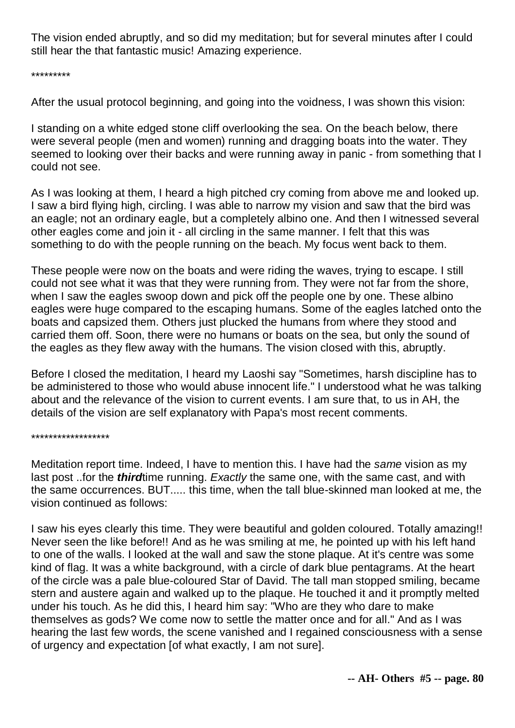The vision ended abruptly, and so did my meditation; but for several minutes after I could still hear the that fantastic music! Amazing experience.

*********

After the usual protocol beginning, and going into the voidness, I was shown this vision:

I standing on a white edged stone cliff overlooking the sea. On the beach below, there were several people (men and women) running and dragging boats into the water. They seemed to looking over their backs and were running away in panic - from something that I could not see.

As I was looking at them, I heard a high pitched cry coming from above me and looked up. I saw a bird flying high, circling. I was able to narrow my vision and saw that the bird was an eagle; not an ordinary eagle, but a completely albino one. And then I witnessed several other eagles come and join it - all circling in the same manner. I felt that this was something to do with the people running on the beach. My focus went back to them.

These people were now on the boats and were riding the waves, trying to escape. I still could not see what it was that they were running from. They were not far from the shore, when I saw the eagles swoop down and pick off the people one by one. These albino eagles were huge compared to the escaping humans. Some of the eagles latched onto the boats and capsized them. Others just plucked the humans from where they stood and carried them off. Soon, there were no humans or boats on the sea, but only the sound of the eagles as they flew away with the humans. The vision closed with this, abruptly.

Before I closed the meditation, I heard my Laoshi say "Sometimes, harsh discipline has to be administered to those who would abuse innocent life." I understood what he was talking about and the relevance of the vision to current events. I am sure that, to us in AH, the details of the vision are self explanatory with Papa's most recent comments.

******************

Meditation report time. Indeed, I have to mention this. I have had the *same* vision as my last post ..for the ***third*** time running. *Exactly* the same one, with the same cast, and with the same occurrences. BUT..... this time, when the tall blue-skinned man looked at me, the vision continued as follows:

I saw his eyes clearly this time. They were beautiful and golden coloured. Totally amazing!! Never seen the like before!! And as he was smiling at me, he pointed up with his left hand to one of the walls. I looked at the wall and saw the stone plaque. At it's centre was some kind of flag. It was a white background, with a circle of dark blue pentagrams. At the heart of the circle was a pale blue-coloured Star of David. The tall man stopped smiling, became stern and austere again and walked up to the plaque. He touched it and it promptly melted under his touch. As he did this, I heard him say: "Who are they who dare to make themselves as gods? We come now to settle the matter once and for all." And as I was hearing the last few words, the scene vanished and I regained consciousness with a sense of urgency and expectation [of what exactly, I am not sure].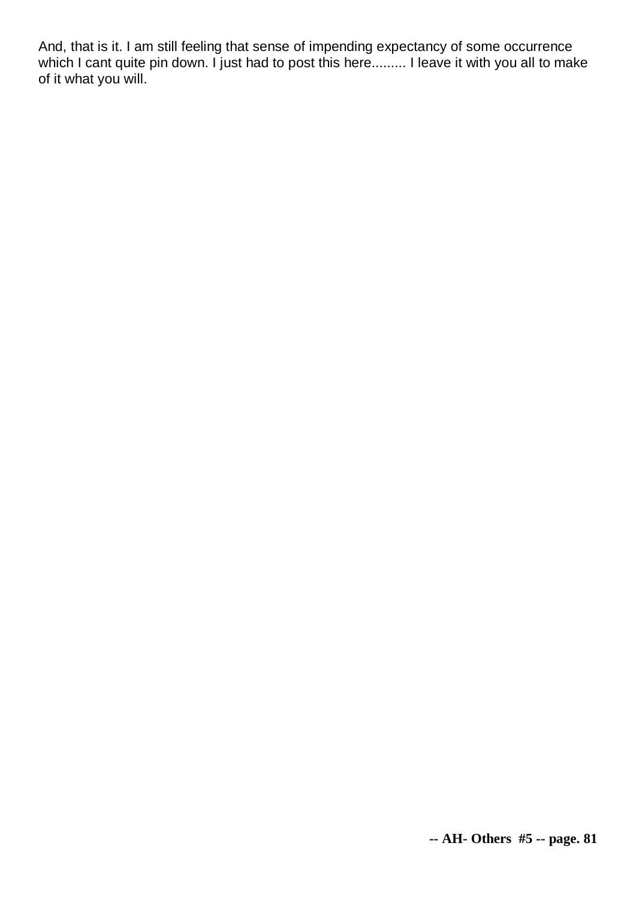And, that is it. I am still feeling that sense of impending expectancy of some occurrence which I cant quite pin down. I just had to post this here......... I leave it with you all to make of it what you will.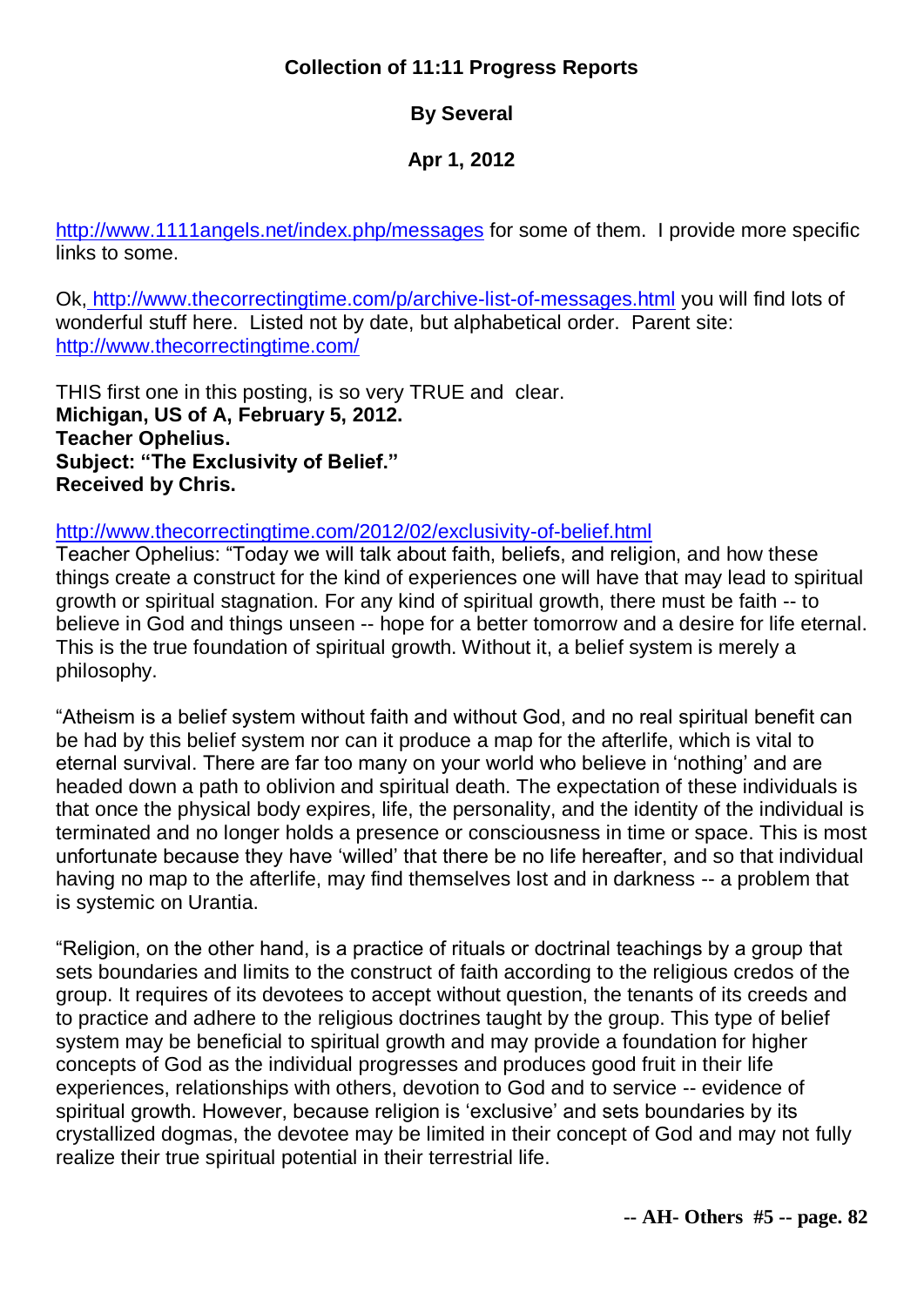**Collection of 11:11 Progress Reports**

**By Several**

**Apr 1, 2012**

http://www.1111angels.net/index.php/messages for some of them. I provide more specific links to some.

Ok, http://www.thecorrectingtime.com/p/archive-list-of-messages.html you will find lots of wonderful stuff here. Listed not by date, but alphabetical order. Parent site: http://www.thecorrectingtime.com/

THIS first one in this posting, is so very TRUE and clear.
**Michigan, US of A, February 5, 2012.**
**Teacher Ophelius.**
**Subject: "The Exclusivity of Belief."**
**Received by Chris.**

http://www.thecorrectingtime.com/2012/02/exclusivity-of-belief.html
Teacher Ophelius: "Today we will talk about faith, beliefs, and religion, and how these things create a construct for the kind of experiences one will have that may lead to spiritual growth or spiritual stagnation. For any kind of spiritual growth, there must be faith -- to believe in God and things unseen -- hope for a better tomorrow and a desire for life eternal. This is the true foundation of spiritual growth. Without it, a belief system is merely a philosophy.

"Atheism is a belief system without faith and without God, and no real spiritual benefit can be had by this belief system nor can it produce a map for the afterlife, which is vital to eternal survival. There are far too many on your world who believe in 'nothing' and are headed down a path to oblivion and spiritual death. The expectation of these individuals is that once the physical body expires, life, the personality, and the identity of the individual is terminated and no longer holds a presence or consciousness in time or space. This is most unfortunate because they have 'willed' that there be no life hereafter, and so that individual having no map to the afterlife, may find themselves lost and in darkness -- a problem that is systemic on Urantia.

"Religion, on the other hand, is a practice of rituals or doctrinal teachings by a group that sets boundaries and limits to the construct of faith according to the religious credos of the group. It requires of its devotees to accept without question, the tenants of its creeds and to practice and adhere to the religious doctrines taught by the group. This type of belief system may be beneficial to spiritual growth and may provide a foundation for higher concepts of God as the individual progresses and produces good fruit in their life experiences, relationships with others, devotion to God and to service -- evidence of spiritual growth. However, because religion is 'exclusive' and sets boundaries by its crystallized dogmas, the devotee may be limited in their concept of God and may not fully realize their true spiritual potential in their terrestrial life.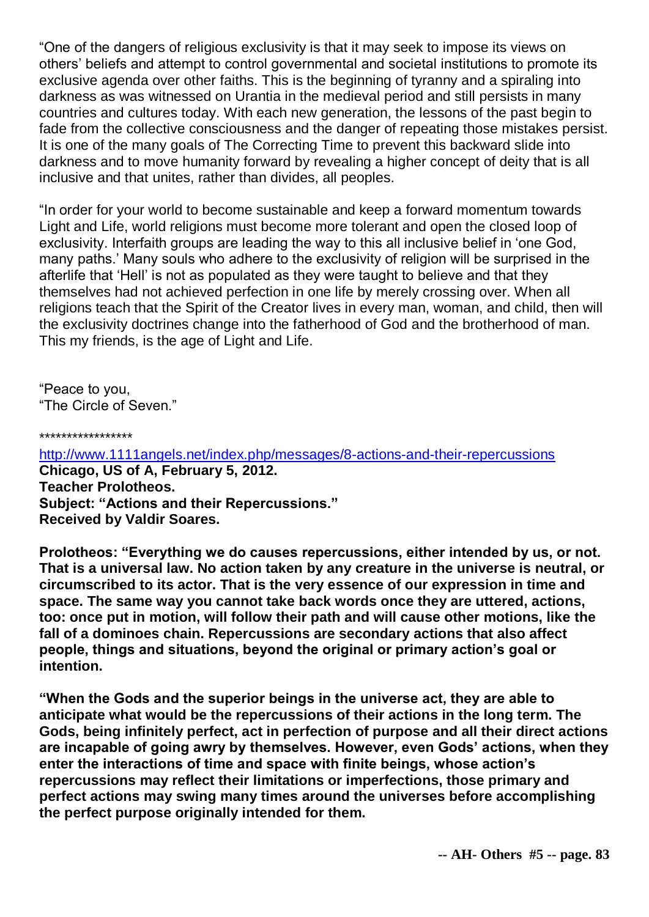"One of the dangers of religious exclusivity is that it may seek to impose its views on others' beliefs and attempt to control governmental and societal institutions to promote its exclusive agenda over other faiths. This is the beginning of tyranny and a spiraling into darkness as was witnessed on Urantia in the medieval period and still persists in many countries and cultures today. With each new generation, the lessons of the past begin to fade from the collective consciousness and the danger of repeating those mistakes persist. It is one of the many goals of The Correcting Time to prevent this backward slide into darkness and to move humanity forward by revealing a higher concept of deity that is all inclusive and that unites, rather than divides, all peoples.

"In order for your world to become sustainable and keep a forward momentum towards Light and Life, world religions must become more tolerant and open the closed loop of exclusivity. Interfaith groups are leading the way to this all inclusive belief in 'one God, many paths.' Many souls who adhere to the exclusivity of religion will be surprised in the afterlife that 'Hell' is not as populated as they were taught to believe and that they themselves had not achieved perfection in one life by merely crossing over. When all religions teach that the Spirit of the Creator lives in every man, woman, and child, then will the exclusivity doctrines change into the fatherhood of God and the brotherhood of man. This my friends, is the age of Light and Life.

"Peace to you,
"The Circle of Seven."

*****************

http://www.1111angels.net/index.php/messages/8-actions-and-their-repercussions
**Chicago, US of A, February 5, 2012.**
**Teacher Prolotheos.**
**Subject: "Actions and their Repercussions."**
**Received by Valdir Soares.**

**Prolotheos: "Everything we do causes repercussions, either intended by us, or not. That is a universal law. No action taken by any creature in the universe is neutral, or circumscribed to its actor. That is the very essence of our expression in time and space. The same way you cannot take back words once they are uttered, actions, too: once put in motion, will follow their path and will cause other motions, like the fall of a dominoes chain. Repercussions are secondary actions that also affect people, things and situations, beyond the original or primary action's goal or intention.**

**"When the Gods and the superior beings in the universe act, they are able to anticipate what would be the repercussions of their actions in the long term. The Gods, being infinitely perfect, act in perfection of purpose and all their direct actions are incapable of going awry by themselves. However, even Gods' actions, when they enter the interactions of time and space with finite beings, whose action's repercussions may reflect their limitations or imperfections, those primary and perfect actions may swing many times around the universes before accomplishing the perfect purpose originally intended for them.**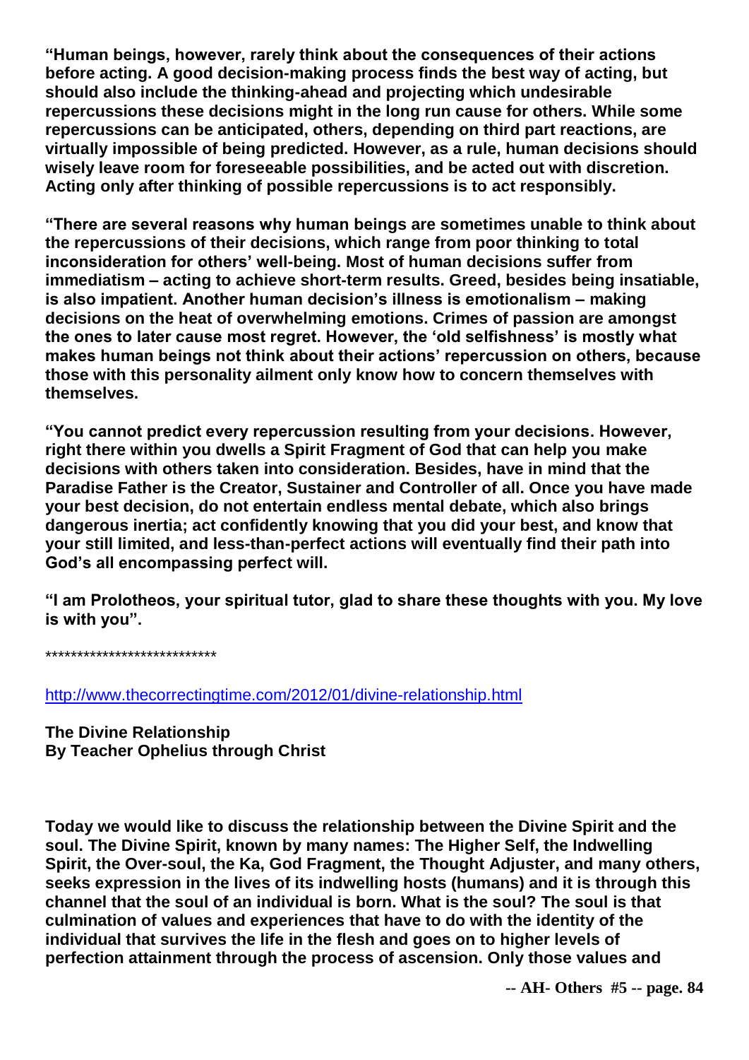**"Human beings, however, rarely think about the consequences of their actions before acting. A good decision-making process finds the best way of acting, but should also include the thinking-ahead and projecting which undesirable repercussions these decisions might in the long run cause for others. While some repercussions can be anticipated, others, depending on third part reactions, are virtually impossible of being predicted. However, as a rule, human decisions should wisely leave room for foreseeable possibilities, and be acted out with discretion. Acting only after thinking of possible repercussions is to act responsibly.**

**"There are several reasons why human beings are sometimes unable to think about the repercussions of their decisions, which range from poor thinking to total inconsideration for others' well-being. Most of human decisions suffer from immediatism – acting to achieve short-term results. Greed, besides being insatiable, is also impatient. Another human decision's illness is emotionalism – making decisions on the heat of overwhelming emotions. Crimes of passion are amongst the ones to later cause most regret. However, the 'old selfishness' is mostly what makes human beings not think about their actions' repercussion on others, because those with this personality ailment only know how to concern themselves with themselves.**

**"You cannot predict every repercussion resulting from your decisions. However, right there within you dwells a Spirit Fragment of God that can help you make decisions with others taken into consideration. Besides, have in mind that the Paradise Father is the Creator, Sustainer and Controller of all. Once you have made your best decision, do not entertain endless mental debate, which also brings dangerous inertia; act confidently knowing that you did your best, and know that your still limited, and less-than-perfect actions will eventually find their path into God's all encompassing perfect will.**

**"I am Prolotheos, your spiritual tutor, glad to share these thoughts with you. My love is with you".**

***************************

http://www.thecorrectingtime.com/2012/01/divine-relationship.html

**The Divine Relationship**
**By Teacher Ophelius through Christ**

**Today we would like to discuss the relationship between the Divine Spirit and the soul. The Divine Spirit, known by many names: The Higher Self, the Indwelling Spirit, the Over-soul, the Ka, God Fragment, the Thought Adjuster, and many others, seeks expression in the lives of its indwelling hosts (humans) and it is through this channel that the soul of an individual is born. What is the soul? The soul is that culmination of values and experiences that have to do with the identity of the individual that survives the life in the flesh and goes on to higher levels of perfection attainment through the process of ascension. Only those values and**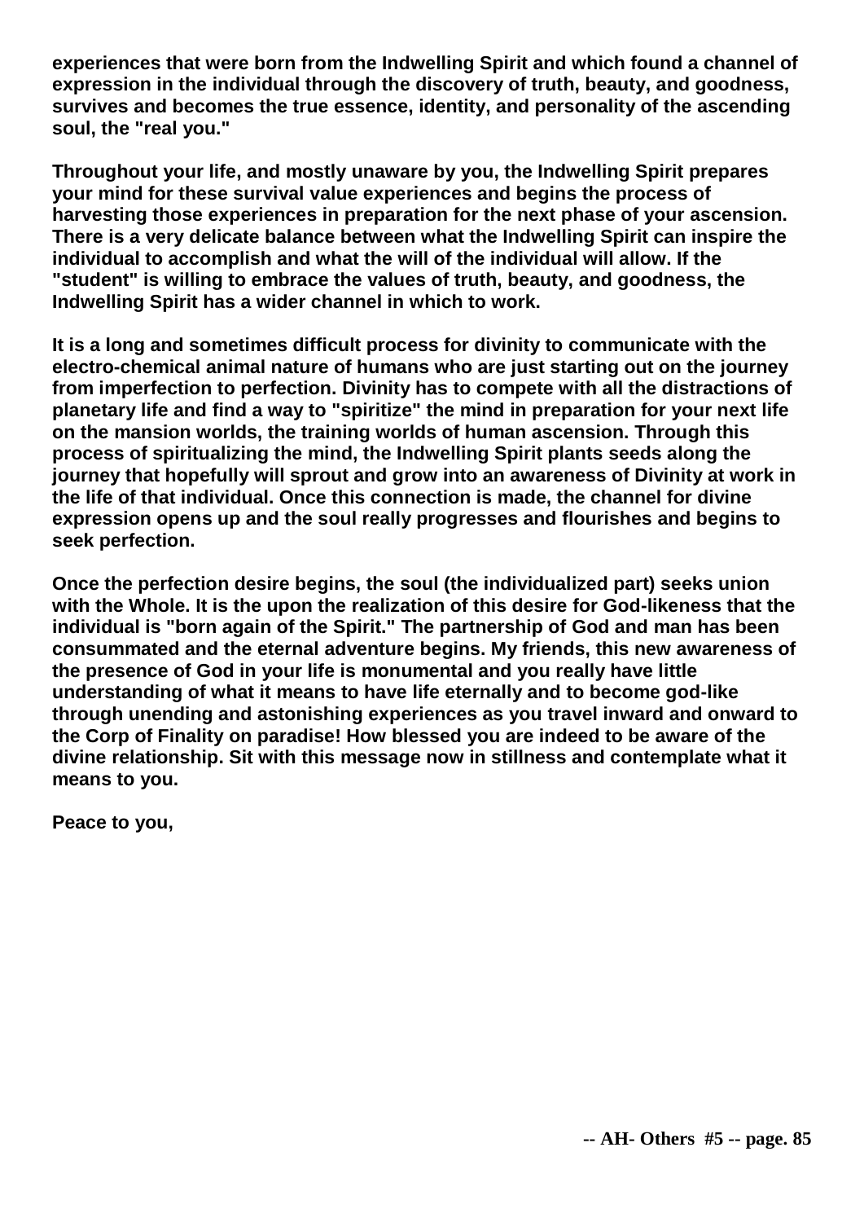**experiences that were born from the Indwelling Spirit and which found a channel of expression in the individual through the discovery of truth, beauty, and goodness, survives and becomes the true essence, identity, and personality of the ascending soul, the "real you."**

**Throughout your life, and mostly unaware by you, the Indwelling Spirit prepares your mind for these survival value experiences and begins the process of harvesting those experiences in preparation for the next phase of your ascension. There is a very delicate balance between what the Indwelling Spirit can inspire the individual to accomplish and what the will of the individual will allow. If the "student" is willing to embrace the values of truth, beauty, and goodness, the Indwelling Spirit has a wider channel in which to work.**

**It is a long and sometimes difficult process for divinity to communicate with the electro-chemical animal nature of humans who are just starting out on the journey from imperfection to perfection. Divinity has to compete with all the distractions of planetary life and find a way to "spiritize" the mind in preparation for your next life on the mansion worlds, the training worlds of human ascension. Through this process of spiritualizing the mind, the Indwelling Spirit plants seeds along the journey that hopefully will sprout and grow into an awareness of Divinity at work in the life of that individual. Once this connection is made, the channel for divine expression opens up and the soul really progresses and flourishes and begins to seek perfection.**

**Once the perfection desire begins, the soul (the individualized part) seeks union with the Whole. It is the upon the realization of this desire for God-likeness that the individual is "born again of the Spirit." The partnership of God and man has been consummated and the eternal adventure begins. My friends, this new awareness of the presence of God in your life is monumental and you really have little understanding of what it means to have life eternally and to become god-like through unending and astonishing experiences as you travel inward and onward to the Corp of Finality on paradise! How blessed you are indeed to be aware of the divine relationship. Sit with this message now in stillness and contemplate what it means to you.**

**Peace to you,**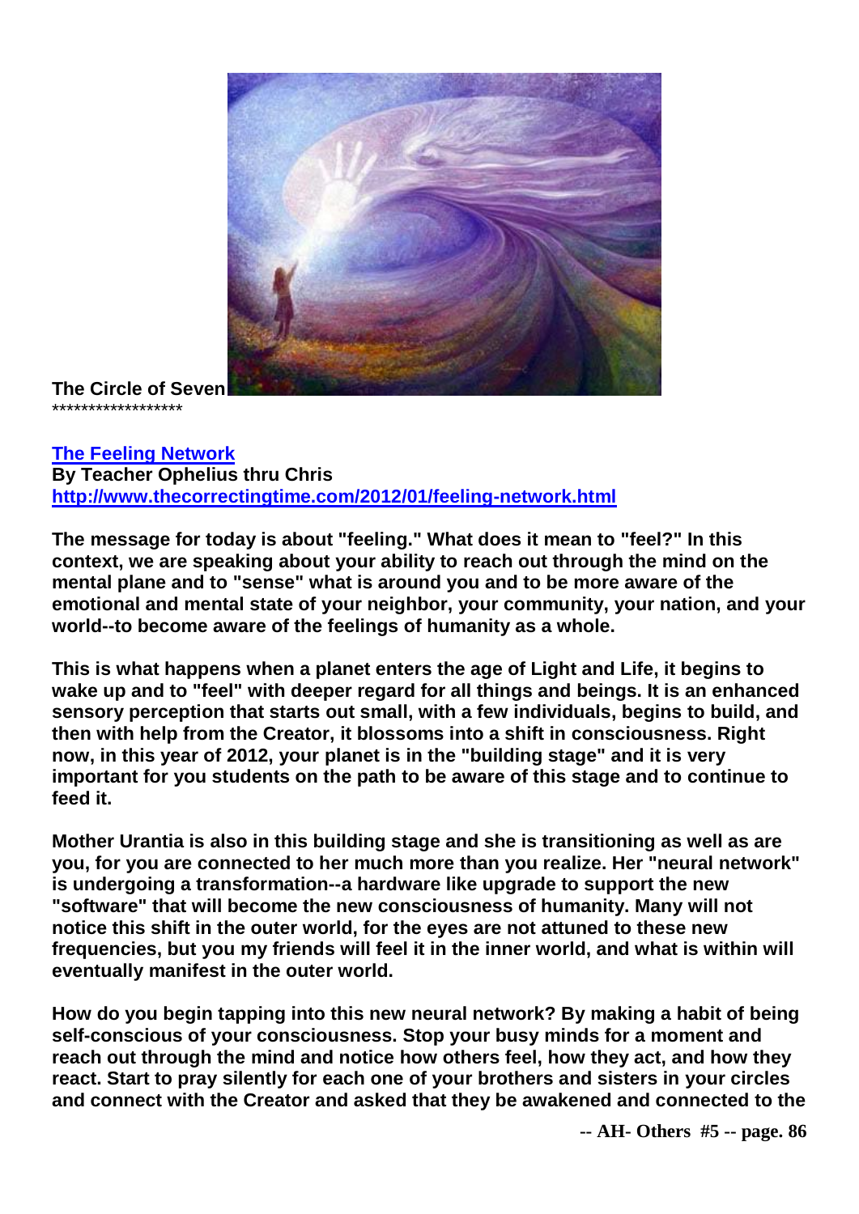**The Circle of Seven**
\*\*\*\*\*\*\*\*\*\*\*\*\*\*\*\*\*\*

**[The Feeling Network](http://www.thecorrectingtime.com/2012/01/feeling-network.html)**
**By Teacher Ophelius thru Chris**
**http://www.thecorrectingtime.com/2012/01/feeling-network.html**

**The message for today is about "feeling." What does it mean to "feel?" In this context, we are speaking about your ability to reach out through the mind on the mental plane and to "sense" what is around you and to be more aware of the emotional and mental state of your neighbor, your community, your nation, and your world--to become aware of the feelings of humanity as a whole.**

**This is what happens when a planet enters the age of Light and Life, it begins to wake up and to "feel" with deeper regard for all things and beings. It is an enhanced sensory perception that starts out small, with a few individuals, begins to build, and then with help from the Creator, it blossoms into a shift in consciousness. Right now, in this year of 2012, your planet is in the "building stage" and it is very important for you students on the path to be aware of this stage and to continue to feed it.**

**Mother Urantia is also in this building stage and she is transitioning as well as are you, for you are connected to her much more than you realize. Her "neural network" is undergoing a transformation--a hardware like upgrade to support the new "software" that will become the new consciousness of humanity. Many will not notice this shift in the outer world, for the eyes are not attuned to these new frequencies, but you my friends will feel it in the inner world, and what is within will eventually manifest in the outer world.**

**How do you begin tapping into this new neural network? By making a habit of being self-conscious of your consciousness. Stop your busy minds for a moment and reach out through the mind and notice how others feel, how they act, and how they react. Start to pray silently for each one of your brothers and sisters in your circles and connect with the Creator and asked that they be awakened and connected to the**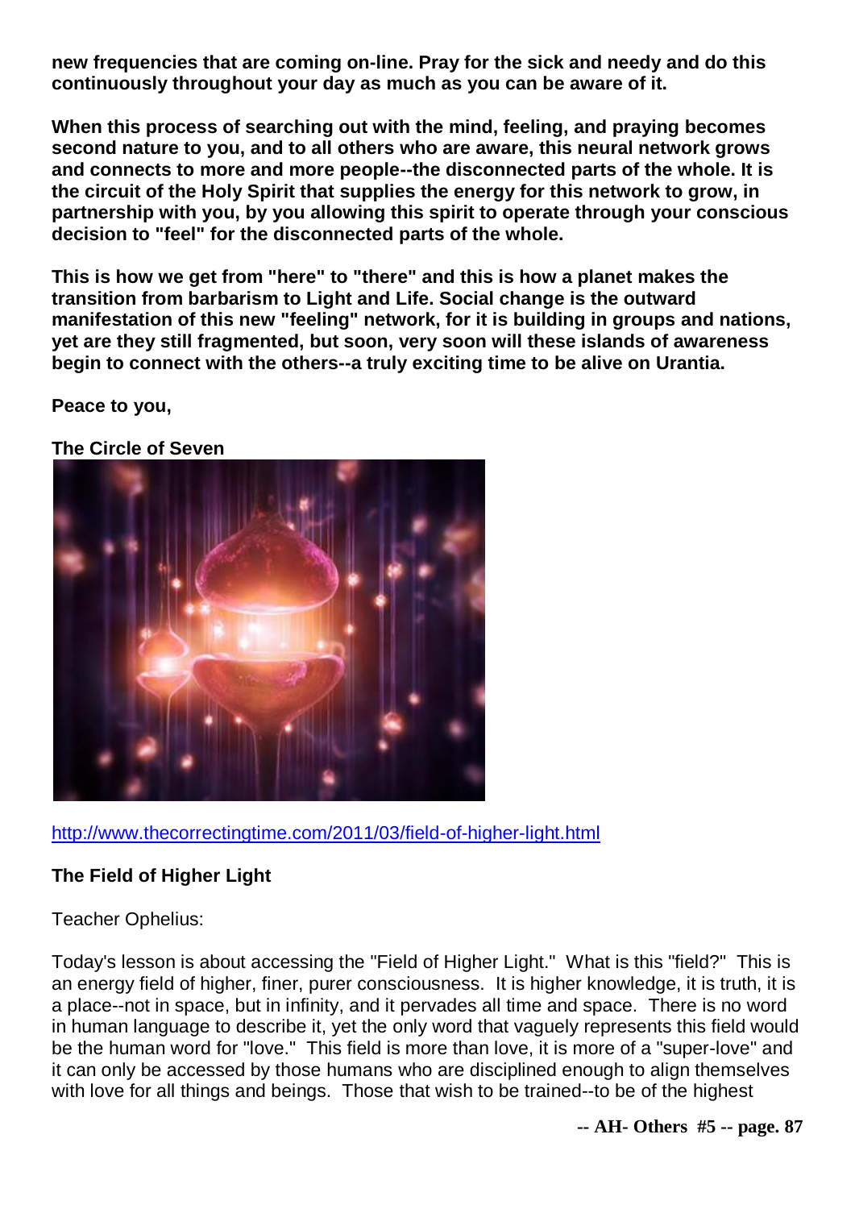**new frequencies that are coming on-line. Pray for the sick and needy and do this continuously throughout your day as much as you can be aware of it.**

**When this process of searching out with the mind, feeling, and praying becomes second nature to you, and to all others who are aware, this neural network grows and connects to more and more people--the disconnected parts of the whole. It is the circuit of the Holy Spirit that supplies the energy for this network to grow, in partnership with you, by you allowing this spirit to operate through your conscious decision to "feel" for the disconnected parts of the whole.**

**This is how we get from "here" to "there" and this is how a planet makes the transition from barbarism to Light and Life. Social change is the outward manifestation of this new "feeling" network, for it is building in groups and nations, yet are they still fragmented, but soon, very soon will these islands of awareness begin to connect with the others--a truly exciting time to be alive on Urantia.**

**Peace to you,**

**The Circle of Seven**

http://www.thecorrectingtime.com/2011/03/field-of-higher-light.html

**The Field of Higher Light**

Teacher Ophelius:

Today's lesson is about accessing the "Field of Higher Light." What is this "field?" This is an energy field of higher, finer, purer consciousness. It is higher knowledge, it is truth, it is a place--not in space, but in infinity, and it pervades all time and space. There is no word in human language to describe it, yet the only word that vaguely represents this field would be the human word for "love." This field is more than love, it is more of a "super-love" and it can only be accessed by those humans who are disciplined enough to align themselves with love for all things and beings. Those that wish to be trained--to be of the highest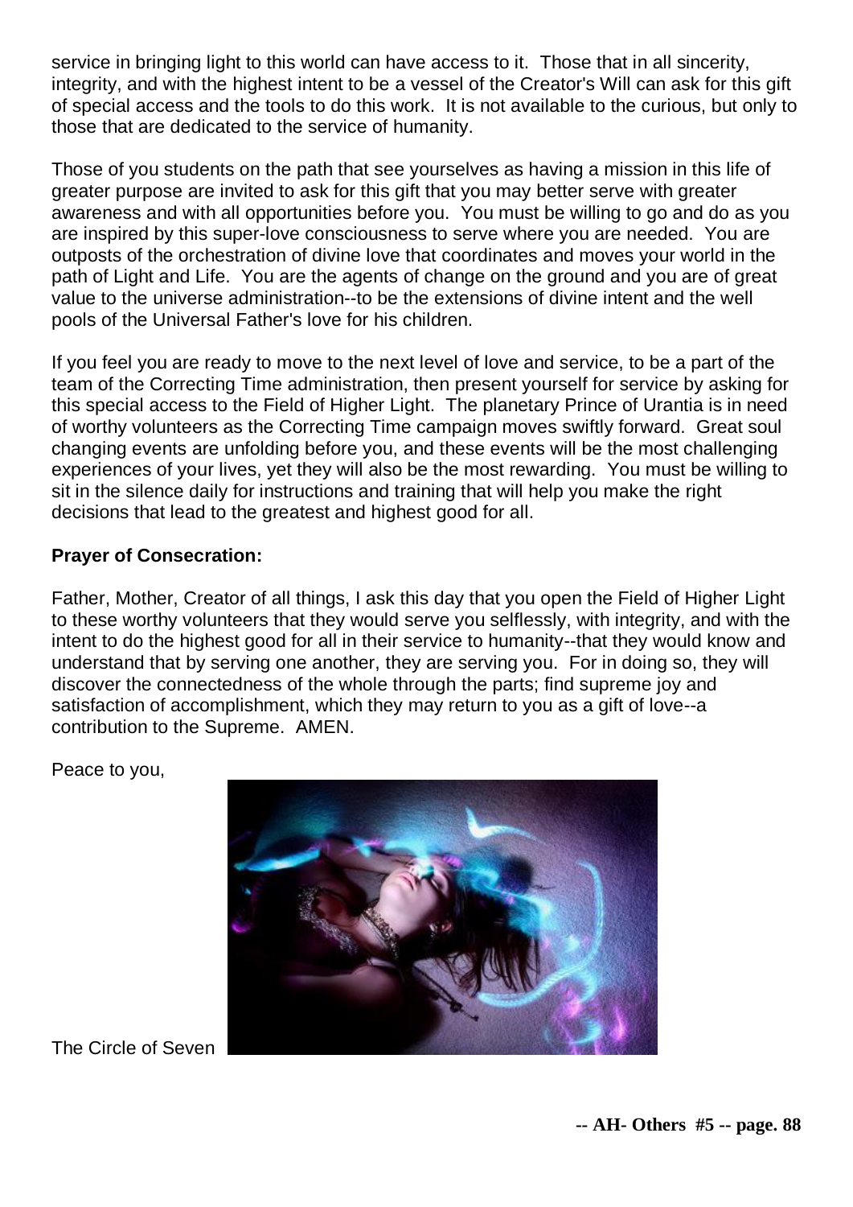service in bringing light to this world can have access to it. Those that in all sincerity, integrity, and with the highest intent to be a vessel of the Creator's Will can ask for this gift of special access and the tools to do this work. It is not available to the curious, but only to those that are dedicated to the service of humanity.

Those of you students on the path that see yourselves as having a mission in this life of greater purpose are invited to ask for this gift that you may better serve with greater awareness and with all opportunities before you. You must be willing to go and do as you are inspired by this super-love consciousness to serve where you are needed. You are outposts of the orchestration of divine love that coordinates and moves your world in the path of Light and Life. You are the agents of change on the ground and you are of great value to the universe administration--to be the extensions of divine intent and the well pools of the Universal Father's love for his children.

If you feel you are ready to move to the next level of love and service, to be a part of the team of the Correcting Time administration, then present yourself for service by asking for this special access to the Field of Higher Light. The planetary Prince of Urantia is in need of worthy volunteers as the Correcting Time campaign moves swiftly forward. Great soul changing events are unfolding before you, and these events will be the most challenging experiences of your lives, yet they will also be the most rewarding. You must be willing to sit in the silence daily for instructions and training that will help you make the right decisions that lead to the greatest and highest good for all.

**Prayer of Consecration:**

Father, Mother, Creator of all things, I ask this day that you open the Field of Higher Light to these worthy volunteers that they would serve you selflessly, with integrity, and with the intent to do the highest good for all in their service to humanity--that they would know and understand that by serving one another, they are serving you. For in doing so, they will discover the connectedness of the whole through the parts; find supreme joy and satisfaction of accomplishment, which they may return to you as a gift of love--a contribution to the Supreme. AMEN.

Peace to you,

The Circle of Seven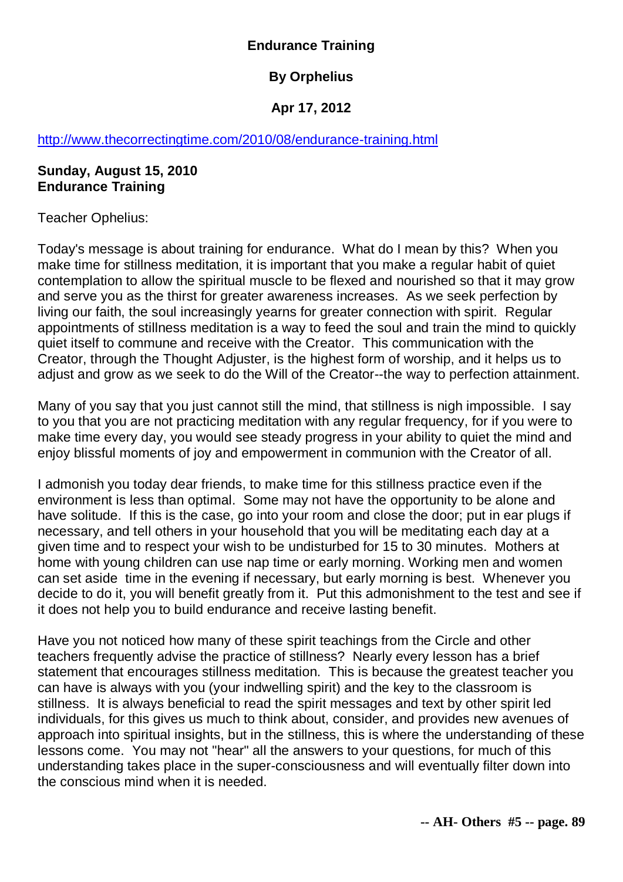**Endurance Training**

**By Orphelius**

**Apr 17, 2012**

http://www.thecorrectingtime.com/2010/08/endurance-training.html

**Sunday, August 15, 2010**
**Endurance Training**

Teacher Ophelius:

Today's message is about training for endurance. What do I mean by this? When you make time for stillness meditation, it is important that you make a regular habit of quiet contemplation to allow the spiritual muscle to be flexed and nourished so that it may grow and serve you as the thirst for greater awareness increases. As we seek perfection by living our faith, the soul increasingly yearns for greater connection with spirit. Regular appointments of stillness meditation is a way to feed the soul and train the mind to quickly quiet itself to commune and receive with the Creator. This communication with the Creator, through the Thought Adjuster, is the highest form of worship, and it helps us to adjust and grow as we seek to do the Will of the Creator--the way to perfection attainment.

Many of you say that you just cannot still the mind, that stillness is nigh impossible. I say to you that you are not practicing meditation with any regular frequency, for if you were to make time every day, you would see steady progress in your ability to quiet the mind and enjoy blissful moments of joy and empowerment in communion with the Creator of all.

I admonish you today dear friends, to make time for this stillness practice even if the environment is less than optimal. Some may not have the opportunity to be alone and have solitude. If this is the case, go into your room and close the door; put in ear plugs if necessary, and tell others in your household that you will be meditating each day at a given time and to respect your wish to be undisturbed for 15 to 30 minutes. Mothers at home with young children can use nap time or early morning. Working men and women can set aside time in the evening if necessary, but early morning is best. Whenever you decide to do it, you will benefit greatly from it. Put this admonishment to the test and see if it does not help you to build endurance and receive lasting benefit.

Have you not noticed how many of these spirit teachings from the Circle and other teachers frequently advise the practice of stillness? Nearly every lesson has a brief statement that encourages stillness meditation. This is because the greatest teacher you can have is always with you (your indwelling spirit) and the key to the classroom is stillness. It is always beneficial to read the spirit messages and text by other spirit led individuals, for this gives us much to think about, consider, and provides new avenues of approach into spiritual insights, but in the stillness, this is where the understanding of these lessons come. You may not "hear" all the answers to your questions, for much of this understanding takes place in the super-consciousness and will eventually filter down into the conscious mind when it is needed.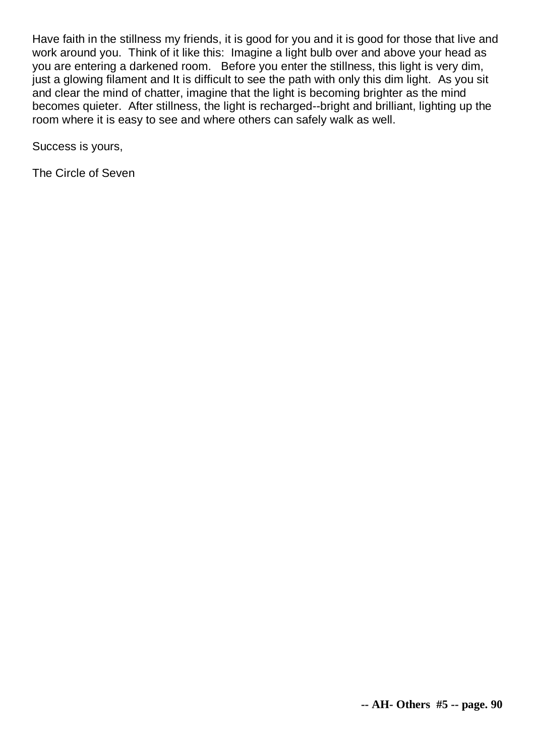Have faith in the stillness my friends, it is good for you and it is good for those that live and work around you. Think of it like this: Imagine a light bulb over and above your head as you are entering a darkened room. Before you enter the stillness, this light is very dim, just a glowing filament and It is difficult to see the path with only this dim light. As you sit and clear the mind of chatter, imagine that the light is becoming brighter as the mind becomes quieter. After stillness, the light is recharged--bright and brilliant, lighting up the room where it is easy to see and where others can safely walk as well.

Success is yours,

The Circle of Seven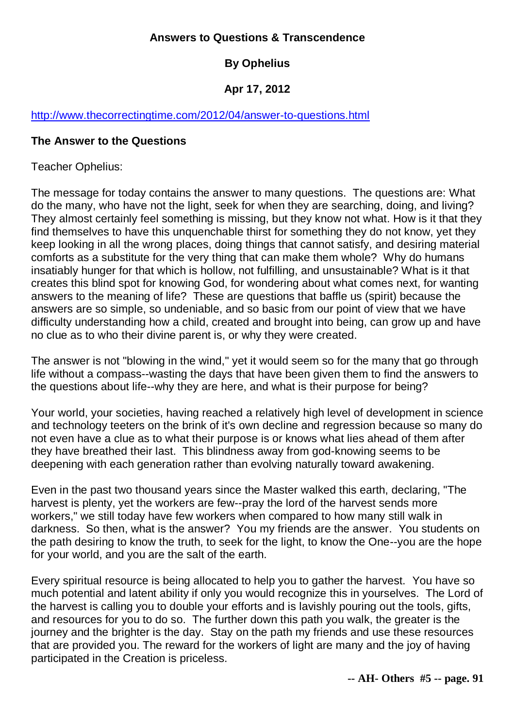**Answers to Questions & Transcendence**

**By Ophelius**

**Apr 17, 2012**

http://www.thecorrectingtime.com/2012/04/answer-to-questions.html

**The Answer to the Questions**

Teacher Ophelius:

The message for today contains the answer to many questions. The questions are: What do the many, who have not the light, seek for when they are searching, doing, and living? They almost certainly feel something is missing, but they know not what. How is it that they find themselves to have this unquenchable thirst for something they do not know, yet they keep looking in all the wrong places, doing things that cannot satisfy, and desiring material comforts as a substitute for the very thing that can make them whole? Why do humans insatiably hunger for that which is hollow, not fulfilling, and unsustainable? What is it that creates this blind spot for knowing God, for wondering about what comes next, for wanting answers to the meaning of life? These are questions that baffle us (spirit) because the answers are so simple, so undeniable, and so basic from our point of view that we have difficulty understanding how a child, created and brought into being, can grow up and have no clue as to who their divine parent is, or why they were created.

The answer is not "blowing in the wind," yet it would seem so for the many that go through life without a compass--wasting the days that have been given them to find the answers to the questions about life--why they are here, and what is their purpose for being?

Your world, your societies, having reached a relatively high level of development in science and technology teeters on the brink of it's own decline and regression because so many do not even have a clue as to what their purpose is or knows what lies ahead of them after they have breathed their last. This blindness away from god-knowing seems to be deepening with each generation rather than evolving naturally toward awakening.

Even in the past two thousand years since the Master walked this earth, declaring, "The harvest is plenty, yet the workers are few--pray the lord of the harvest sends more workers," we still today have few workers when compared to how many still walk in darkness. So then, what is the answer? You my friends are the answer. You students on the path desiring to know the truth, to seek for the light, to know the One--you are the hope for your world, and you are the salt of the earth.

Every spiritual resource is being allocated to help you to gather the harvest. You have so much potential and latent ability if only you would recognize this in yourselves. The Lord of the harvest is calling you to double your efforts and is lavishly pouring out the tools, gifts, and resources for you to do so. The further down this path you walk, the greater is the journey and the brighter is the day. Stay on the path my friends and use these resources that are provided you. The reward for the workers of light are many and the joy of having participated in the Creation is priceless.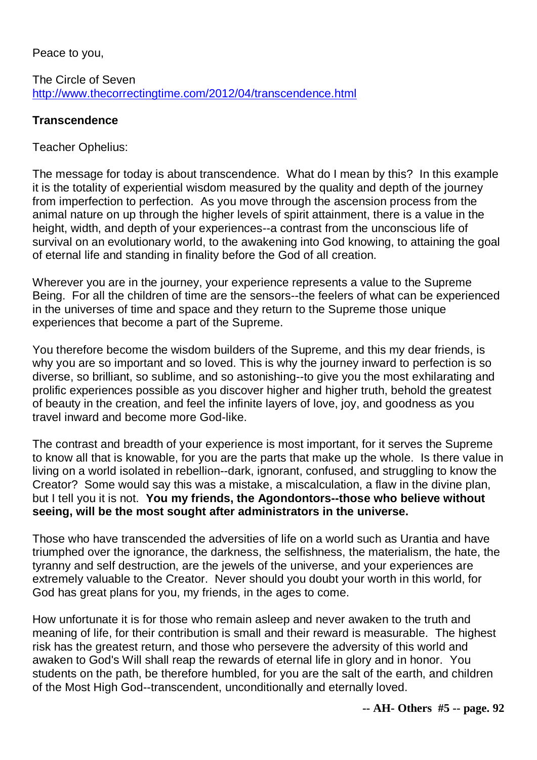Peace to you,

The Circle of Seven
http://www.thecorrectingtime.com/2012/04/transcendence.html

**Transcendence**

Teacher Ophelius:

The message for today is about transcendence. What do I mean by this? In this example it is the totality of experiential wisdom measured by the quality and depth of the journey from imperfection to perfection. As you move through the ascension process from the animal nature on up through the higher levels of spirit attainment, there is a value in the height, width, and depth of your experiences--a contrast from the unconscious life of survival on an evolutionary world, to the awakening into God knowing, to attaining the goal of eternal life and standing in finality before the God of all creation.

Wherever you are in the journey, your experience represents a value to the Supreme Being. For all the children of time are the sensors--the feelers of what can be experienced in the universes of time and space and they return to the Supreme those unique experiences that become a part of the Supreme.

You therefore become the wisdom builders of the Supreme, and this my dear friends, is why you are so important and so loved. This is why the journey inward to perfection is so diverse, so brilliant, so sublime, and so astonishing--to give you the most exhilarating and prolific experiences possible as you discover higher and higher truth, behold the greatest of beauty in the creation, and feel the infinite layers of love, joy, and goodness as you travel inward and become more God-like.

The contrast and breadth of your experience is most important, for it serves the Supreme to know all that is knowable, for you are the parts that make up the whole. Is there value in living on a world isolated in rebellion--dark, ignorant, confused, and struggling to know the Creator? Some would say this was a mistake, a miscalculation, a flaw in the divine plan, but I tell you it is not. **You my friends, the Agondontors--those who believe without seeing, will be the most sought after administrators in the universe.**

Those who have transcended the adversities of life on a world such as Urantia and have triumphed over the ignorance, the darkness, the selfishness, the materialism, the hate, the tyranny and self destruction, are the jewels of the universe, and your experiences are extremely valuable to the Creator. Never should you doubt your worth in this world, for God has great plans for you, my friends, in the ages to come.

How unfortunate it is for those who remain asleep and never awaken to the truth and meaning of life, for their contribution is small and their reward is measurable. The highest risk has the greatest return, and those who persevere the adversity of this world and awaken to God's Will shall reap the rewards of eternal life in glory and in honor. You students on the path, be therefore humbled, for you are the salt of the earth, and children of the Most High God--transcendent, unconditionally and eternally loved.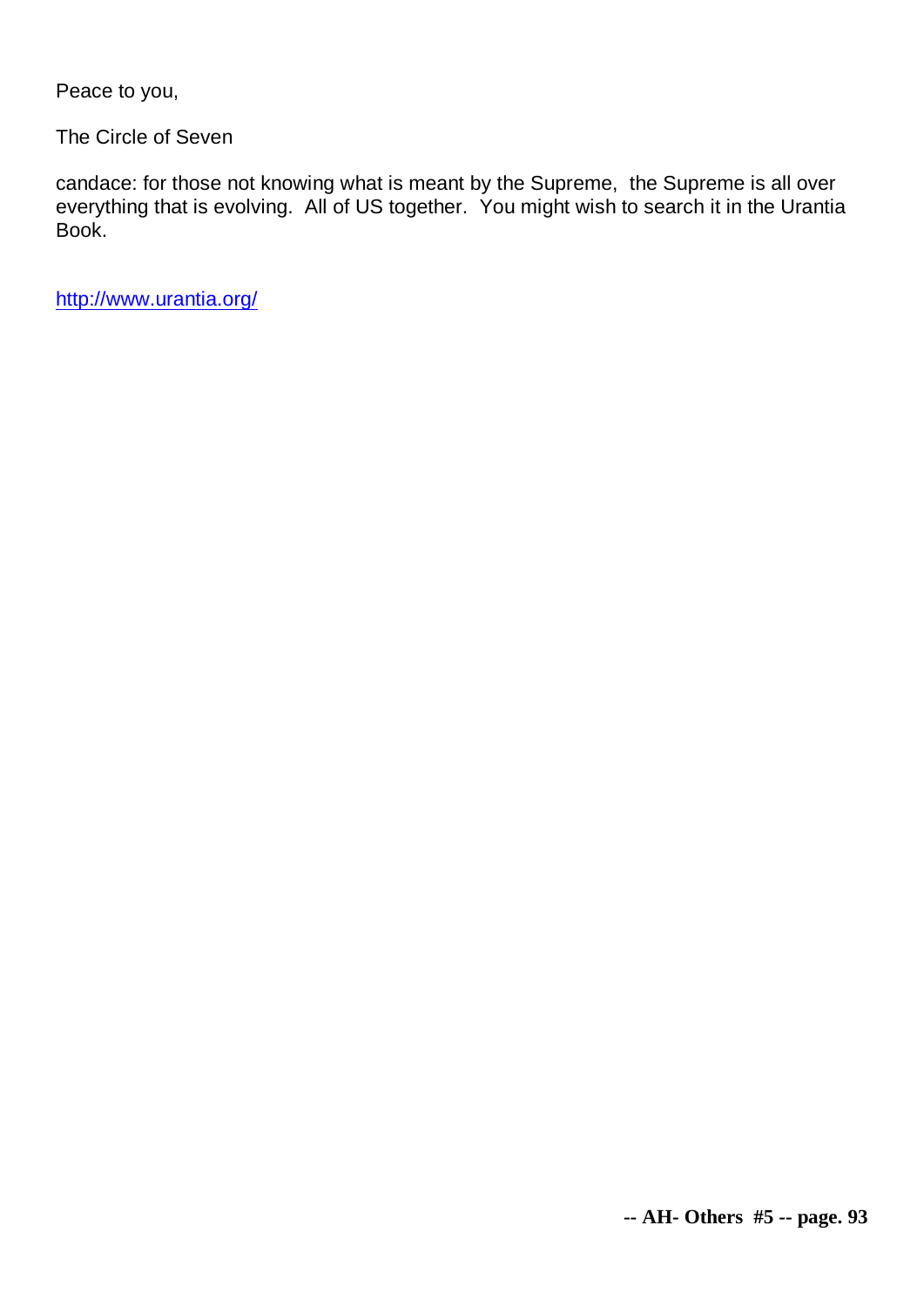Peace to you,

The Circle of Seven

candace: for those not knowing what is meant by the Supreme, the Supreme is all over everything that is evolving. All of US together. You might wish to search it in the Urantia Book.

http://www.urantia.org/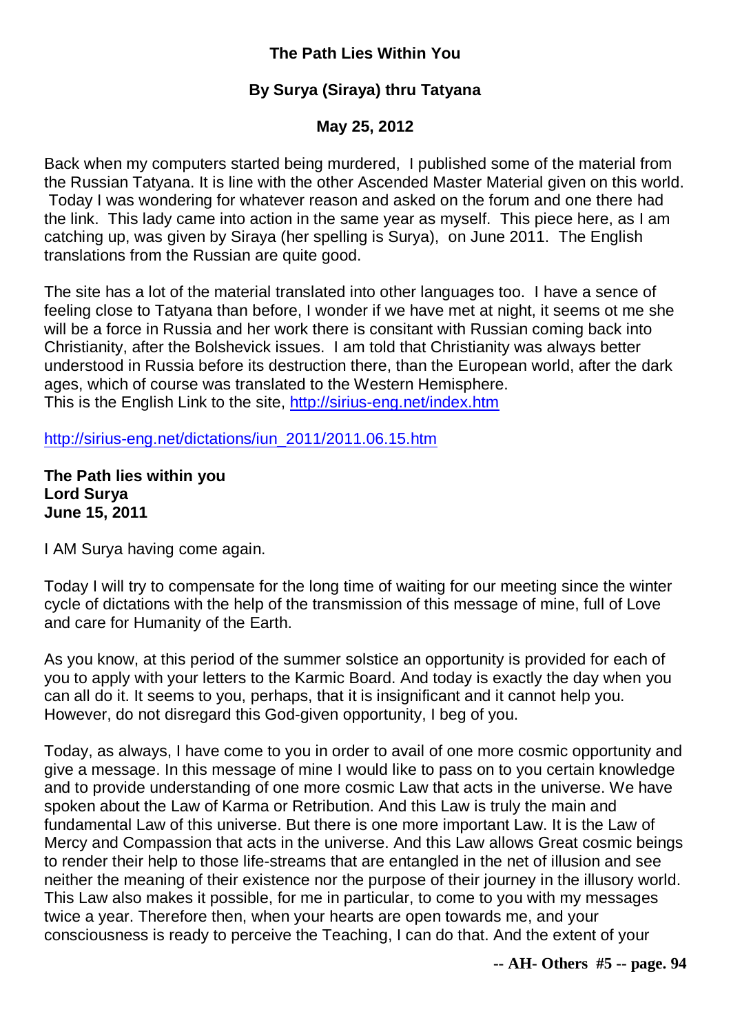**The Path Lies Within You**

**By Surya (Siraya) thru Tatyana**

**May 25, 2012**

Back when my computers started being murdered, I published some of the material from the Russian Tatyana. It is line with the other Ascended Master Material given on this world. Today I was wondering for whatever reason and asked on the forum and one there had the link. This lady came into action in the same year as myself. This piece here, as I am catching up, was given by Siraya (her spelling is Surya), on June 2011. The English translations from the Russian are quite good.

The site has a lot of the material translated into other languages too. I have a sence of feeling close to Tatyana than before, I wonder if we have met at night, it seems ot me she will be a force in Russia and her work there is consitant with Russian coming back into Christianity, after the Bolshevick issues. I am told that Christianity was always better understood in Russia before its destruction there, than the European world, after the dark ages, which of course was translated to the Western Hemisphere.
This is the English Link to the site, http://sirius-eng.net/index.htm

http://sirius-eng.net/dictations/iun_2011/2011.06.15.htm

**The Path lies within you**
**Lord Surya**
**June 15, 2011**

I AM Surya having come again.

Today I will try to compensate for the long time of waiting for our meeting since the winter cycle of dictations with the help of the transmission of this message of mine, full of Love and care for Humanity of the Earth.

As you know, at this period of the summer solstice an opportunity is provided for each of you to apply with your letters to the Karmic Board. And today is exactly the day when you can all do it. It seems to you, perhaps, that it is insignificant and it cannot help you. However, do not disregard this God-given opportunity, I beg of you.

Today, as always, I have come to you in order to avail of one more cosmic opportunity and give a message. In this message of mine I would like to pass on to you certain knowledge and to provide understanding of one more cosmic Law that acts in the universe. We have spoken about the Law of Karma or Retribution. And this Law is truly the main and fundamental Law of this universe. But there is one more important Law. It is the Law of Mercy and Compassion that acts in the universe. And this Law allows Great cosmic beings to render their help to those life-streams that are entangled in the net of illusion and see neither the meaning of their existence nor the purpose of their journey in the illusory world. This Law also makes it possible, for me in particular, to come to you with my messages twice a year. Therefore then, when your hearts are open towards me, and your consciousness is ready to perceive the Teaching, I can do that. And the extent of your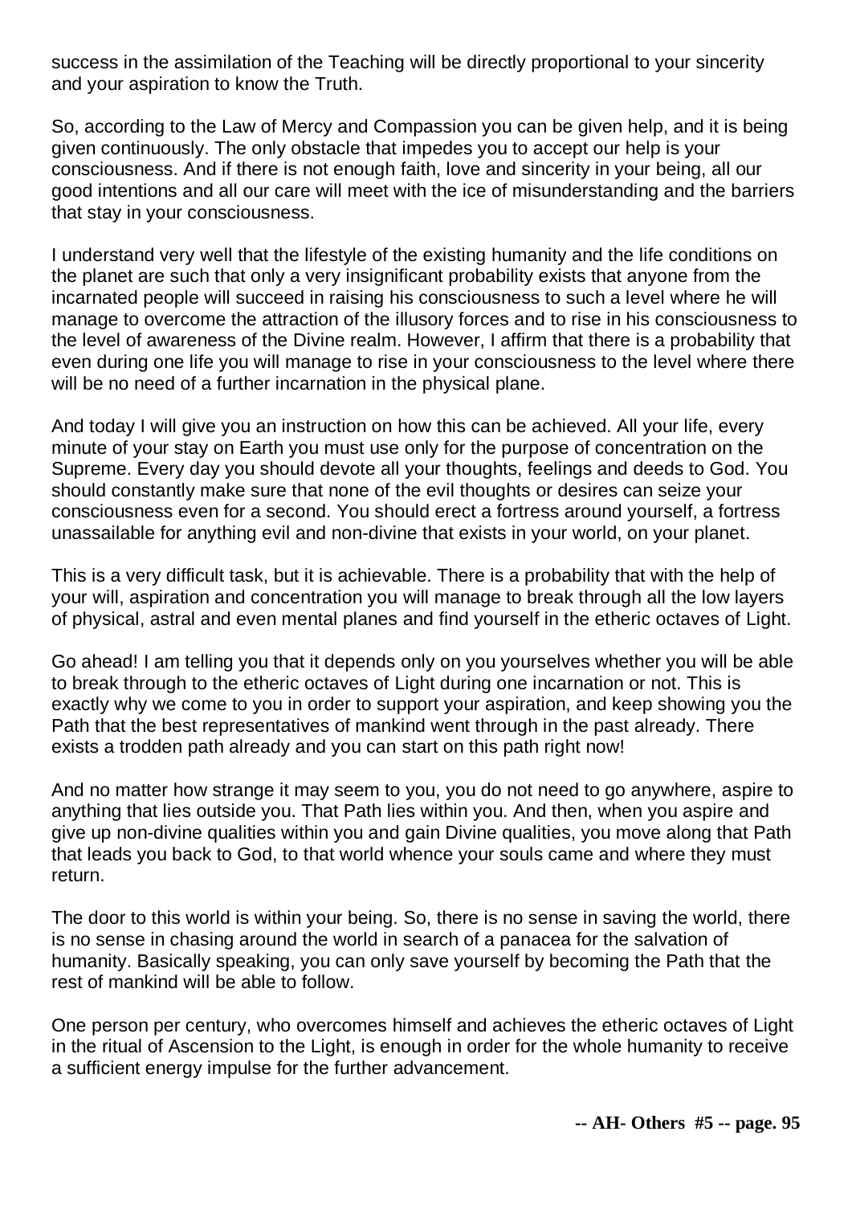success in the assimilation of the Teaching will be directly proportional to your sincerity and your aspiration to know the Truth.

So, according to the Law of Mercy and Compassion you can be given help, and it is being given continuously. The only obstacle that impedes you to accept our help is your consciousness. And if there is not enough faith, love and sincerity in your being, all our good intentions and all our care will meet with the ice of misunderstanding and the barriers that stay in your consciousness.

I understand very well that the lifestyle of the existing humanity and the life conditions on the planet are such that only a very insignificant probability exists that anyone from the incarnated people will succeed in raising his consciousness to such a level where he will manage to overcome the attraction of the illusory forces and to rise in his consciousness to the level of awareness of the Divine realm. However, I affirm that there is a probability that even during one life you will manage to rise in your consciousness to the level where there will be no need of a further incarnation in the physical plane.

And today I will give you an instruction on how this can be achieved. All your life, every minute of your stay on Earth you must use only for the purpose of concentration on the Supreme. Every day you should devote all your thoughts, feelings and deeds to God. You should constantly make sure that none of the evil thoughts or desires can seize your consciousness even for a second. You should erect a fortress around yourself, a fortress unassailable for anything evil and non-divine that exists in your world, on your planet.

This is a very difficult task, but it is achievable. There is a probability that with the help of your will, aspiration and concentration you will manage to break through all the low layers of physical, astral and even mental planes and find yourself in the etheric octaves of Light.

Go ahead! I am telling you that it depends only on you yourselves whether you will be able to break through to the etheric octaves of Light during one incarnation or not. This is exactly why we come to you in order to support your aspiration, and keep showing you the Path that the best representatives of mankind went through in the past already. There exists a trodden path already and you can start on this path right now!

And no matter how strange it may seem to you, you do not need to go anywhere, aspire to anything that lies outside you. That Path lies within you. And then, when you aspire and give up non-divine qualities within you and gain Divine qualities, you move along that Path that leads you back to God, to that world whence your souls came and where they must return.

The door to this world is within your being. So, there is no sense in saving the world, there is no sense in chasing around the world in search of a panacea for the salvation of humanity. Basically speaking, you can only save yourself by becoming the Path that the rest of mankind will be able to follow.

One person per century, who overcomes himself and achieves the etheric octaves of Light in the ritual of Ascension to the Light, is enough in order for the whole humanity to receive a sufficient energy impulse for the further advancement.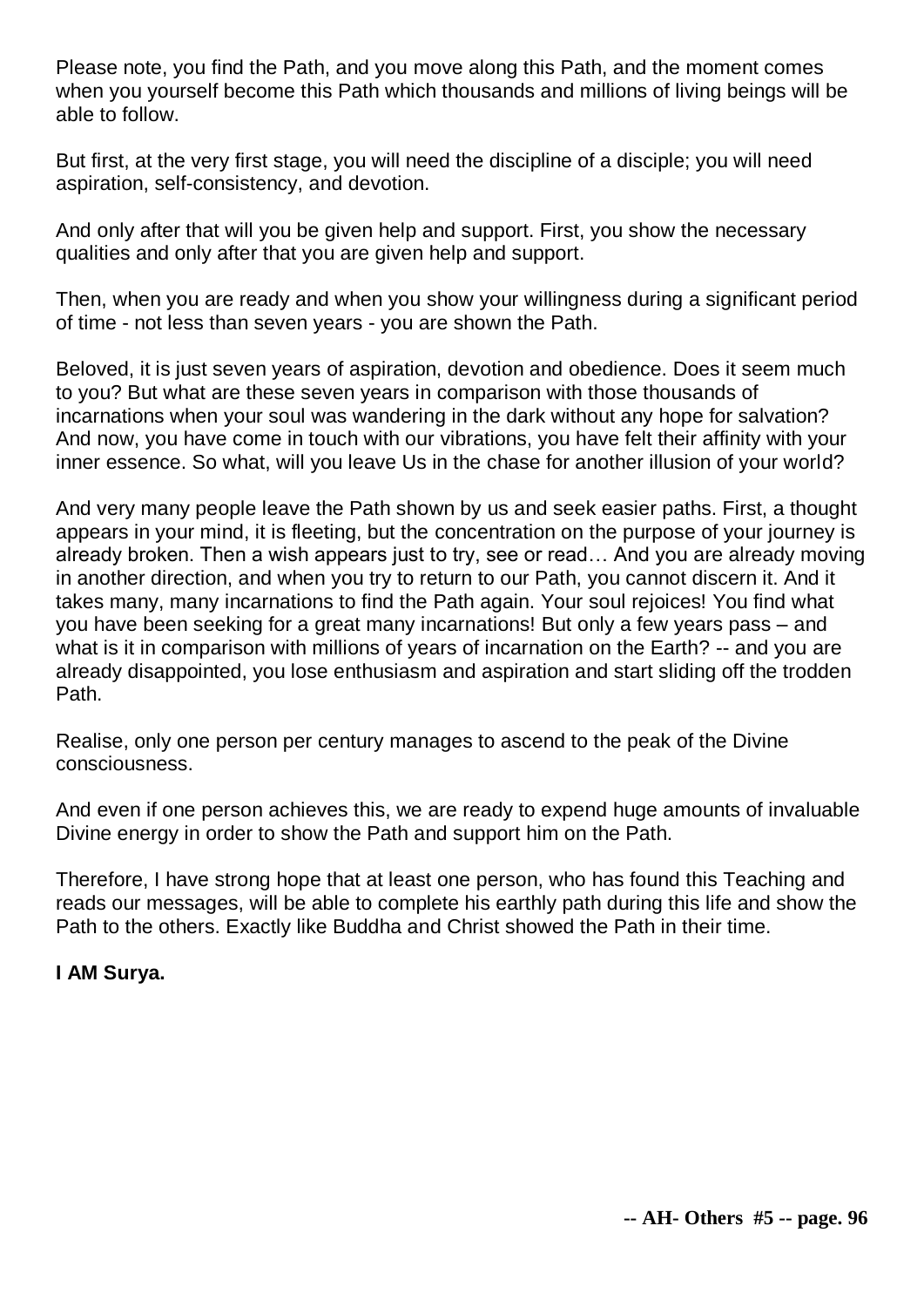Please note, you find the Path, and you move along this Path, and the moment comes when you yourself become this Path which thousands and millions of living beings will be able to follow.

But first, at the very first stage, you will need the discipline of a disciple; you will need aspiration, self-consistency, and devotion.

And only after that will you be given help and support. First, you show the necessary qualities and only after that you are given help and support.

Then, when you are ready and when you show your willingness during a significant period of time - not less than seven years - you are shown the Path.

Beloved, it is just seven years of aspiration, devotion and obedience. Does it seem much to you? But what are these seven years in comparison with those thousands of incarnations when your soul was wandering in the dark without any hope for salvation? And now, you have come in touch with our vibrations, you have felt their affinity with your inner essence. So what, will you leave Us in the chase for another illusion of your world?

And very many people leave the Path shown by us and seek easier paths. First, a thought appears in your mind, it is fleeting, but the concentration on the purpose of your journey is already broken. Then a wish appears just to try, see or read… And you are already moving in another direction, and when you try to return to our Path, you cannot discern it. And it takes many, many incarnations to find the Path again. Your soul rejoices! You find what you have been seeking for a great many incarnations! But only a few years pass – and what is it in comparison with millions of years of incarnation on the Earth? -- and you are already disappointed, you lose enthusiasm and aspiration and start sliding off the trodden Path.

Realise, only one person per century manages to ascend to the peak of the Divine consciousness.

And even if one person achieves this, we are ready to expend huge amounts of invaluable Divine energy in order to show the Path and support him on the Path.

Therefore, I have strong hope that at least one person, who has found this Teaching and reads our messages, will be able to complete his earthly path during this life and show the Path to the others. Exactly like Buddha and Christ showed the Path in their time.

**I AM Surya.**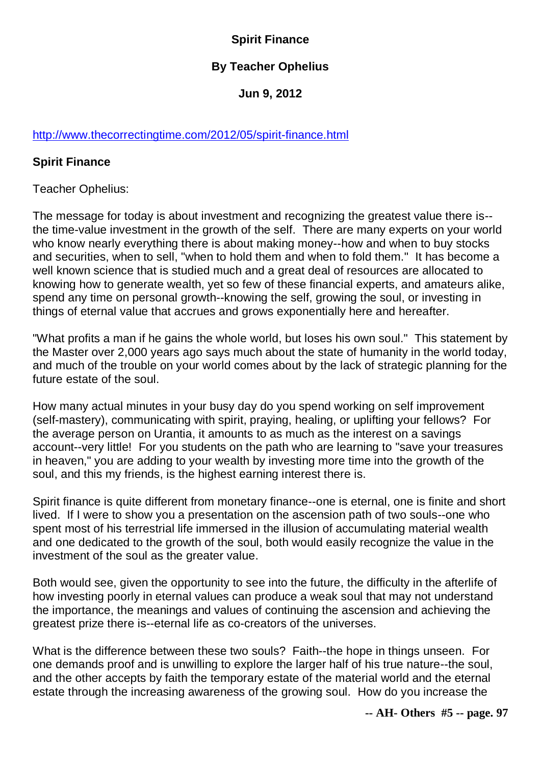**Spirit Finance**

**By Teacher Ophelius**

**Jun 9, 2012**

http://www.thecorrectingtime.com/2012/05/spirit-finance.html

**Spirit Finance**

Teacher Ophelius:

The message for today is about investment and recognizing the greatest value there is--the time-value investment in the growth of the self. There are many experts on your world who know nearly everything there is about making money--how and when to buy stocks and securities, when to sell, "when to hold them and when to fold them." It has become a well known science that is studied much and a great deal of resources are allocated to knowing how to generate wealth, yet so few of these financial experts, and amateurs alike, spend any time on personal growth--knowing the self, growing the soul, or investing in things of eternal value that accrues and grows exponentially here and hereafter.

"What profits a man if he gains the whole world, but loses his own soul." This statement by the Master over 2,000 years ago says much about the state of humanity in the world today, and much of the trouble on your world comes about by the lack of strategic planning for the future estate of the soul.

How many actual minutes in your busy day do you spend working on self improvement (self-mastery), communicating with spirit, praying, healing, or uplifting your fellows? For the average person on Urantia, it amounts to as much as the interest on a savings account--very little! For you students on the path who are learning to "save your treasures in heaven," you are adding to your wealth by investing more time into the growth of the soul, and this my friends, is the highest earning interest there is.

Spirit finance is quite different from monetary finance--one is eternal, one is finite and short lived. If I were to show you a presentation on the ascension path of two souls--one who spent most of his terrestrial life immersed in the illusion of accumulating material wealth and one dedicated to the growth of the soul, both would easily recognize the value in the investment of the soul as the greater value.

Both would see, given the opportunity to see into the future, the difficulty in the afterlife of how investing poorly in eternal values can produce a weak soul that may not understand the importance, the meanings and values of continuing the ascension and achieving the greatest prize there is--eternal life as co-creators of the universes.

What is the difference between these two souls? Faith--the hope in things unseen. For one demands proof and is unwilling to explore the larger half of his true nature--the soul, and the other accepts by faith the temporary estate of the material world and the eternal estate through the increasing awareness of the growing soul. How do you increase the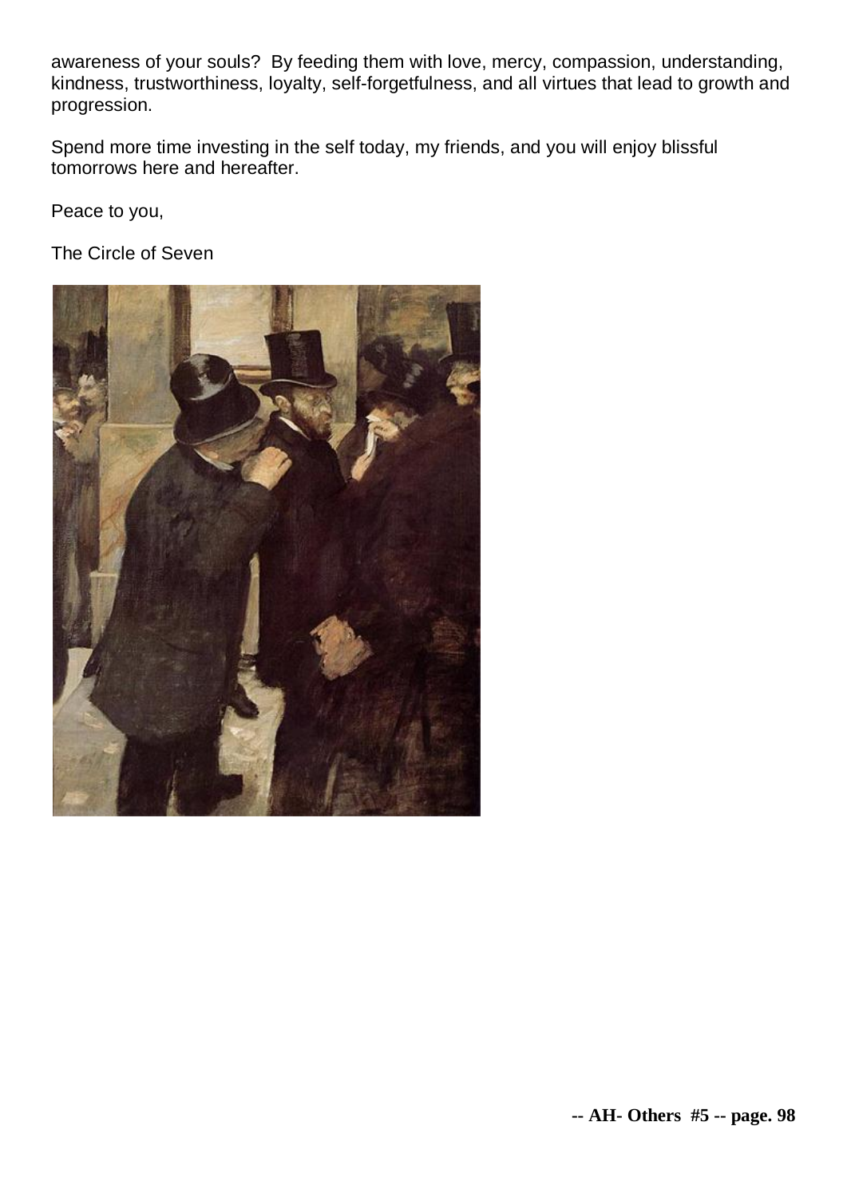awareness of your souls? By feeding them with love, mercy, compassion, understanding, kindness, trustworthiness, loyalty, self-forgetfulness, and all virtues that lead to growth and progression.

Spend more time investing in the self today, my friends, and you will enjoy blissful tomorrows here and hereafter.

Peace to you,

The Circle of Seven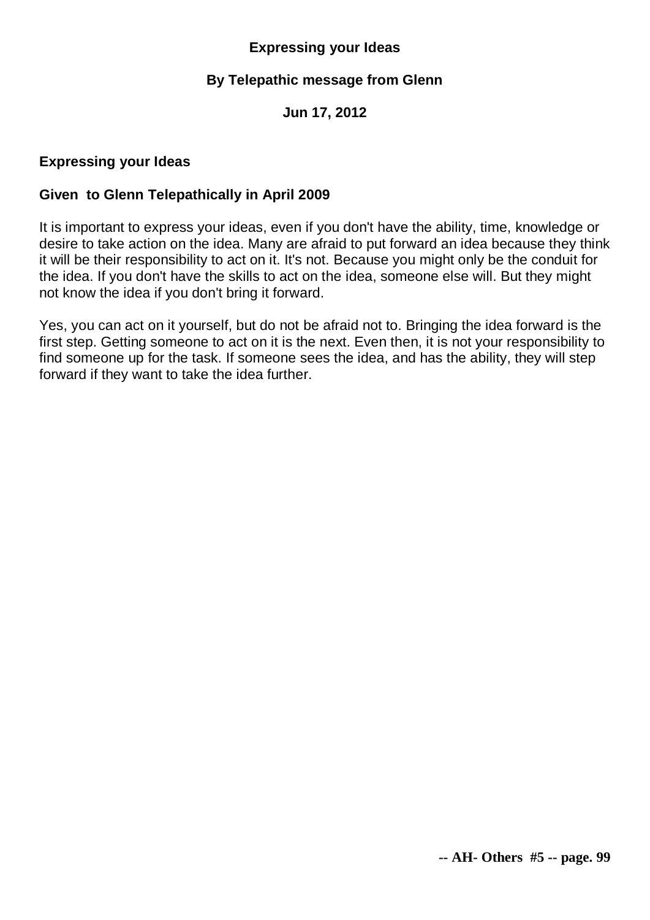# Expressing your Ideas

**By Telepathic message from Glenn**

**Jun 17, 2012**

## Expressing your Ideas

**Given to Glenn Telepathically in April 2009**

It is important to express your ideas, even if you don't have the ability, time, knowledge or desire to take action on the idea. Many are afraid to put forward an idea because they think it will be their responsibility to act on it. It's not. Because you might only be the conduit for the idea. If you don't have the skills to act on the idea, someone else will. But they might not know the idea if you don't bring it forward.

Yes, you can act on it yourself, but do not be afraid not to. Bringing the idea forward is the first step. Getting someone to act on it is the next. Even then, it is not your responsibility to find someone up for the task. If someone sees the idea, and has the ability, they will step forward if they want to take the idea further.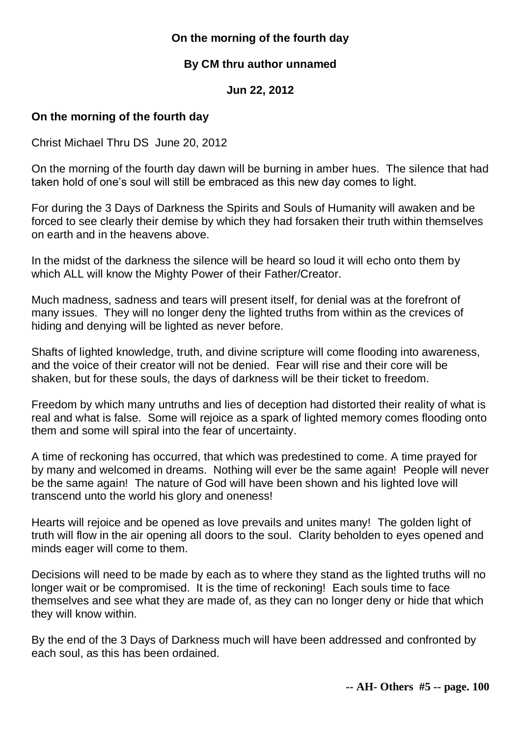**On the morning of the fourth day**

**By CM thru author unnamed**

**Jun 22, 2012**

**On the morning of the fourth day**

Christ Michael Thru DS June 20, 2012

On the morning of the fourth day dawn will be burning in amber hues. The silence that had taken hold of one's soul will still be embraced as this new day comes to light.

For during the 3 Days of Darkness the Spirits and Souls of Humanity will awaken and be forced to see clearly their demise by which they had forsaken their truth within themselves on earth and in the heavens above.

In the midst of the darkness the silence will be heard so loud it will echo onto them by which ALL will know the Mighty Power of their Father/Creator.

Much madness, sadness and tears will present itself, for denial was at the forefront of many issues. They will no longer deny the lighted truths from within as the crevices of hiding and denying will be lighted as never before.

Shafts of lighted knowledge, truth, and divine scripture will come flooding into awareness, and the voice of their creator will not be denied. Fear will rise and their core will be shaken, but for these souls, the days of darkness will be their ticket to freedom.

Freedom by which many untruths and lies of deception had distorted their reality of what is real and what is false. Some will rejoice as a spark of lighted memory comes flooding onto them and some will spiral into the fear of uncertainty.

A time of reckoning has occurred, that which was predestined to come. A time prayed for by many and welcomed in dreams. Nothing will ever be the same again! People will never be the same again! The nature of God will have been shown and his lighted love will transcend unto the world his glory and oneness!

Hearts will rejoice and be opened as love prevails and unites many! The golden light of truth will flow in the air opening all doors to the soul. Clarity beholden to eyes opened and minds eager will come to them.

Decisions will need to be made by each as to where they stand as the lighted truths will no longer wait or be compromised. It is the time of reckoning! Each souls time to face themselves and see what they are made of, as they can no longer deny or hide that which they will know within.

By the end of the 3 Days of Darkness much will have been addressed and confronted by each soul, as this has been ordained.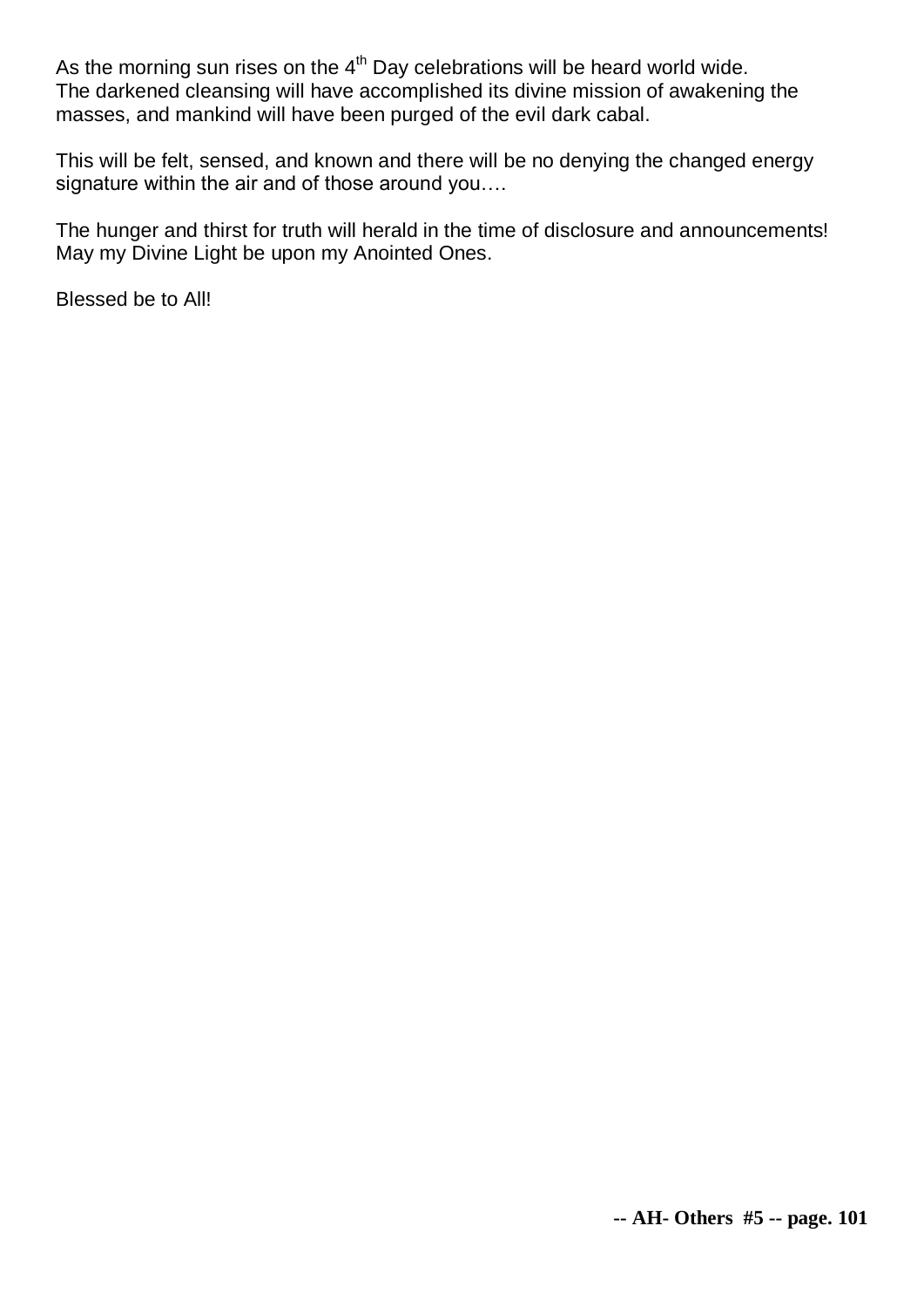As the morning sun rises on the 4th Day celebrations will be heard world wide.
The darkened cleansing will have accomplished its divine mission of awakening the masses, and mankind will have been purged of the evil dark cabal.

This will be felt, sensed, and known and there will be no denying the changed energy signature within the air and of those around you….

The hunger and thirst for truth will herald in the time of disclosure and announcements!
May my Divine Light be upon my Anointed Ones.

Blessed be to All!